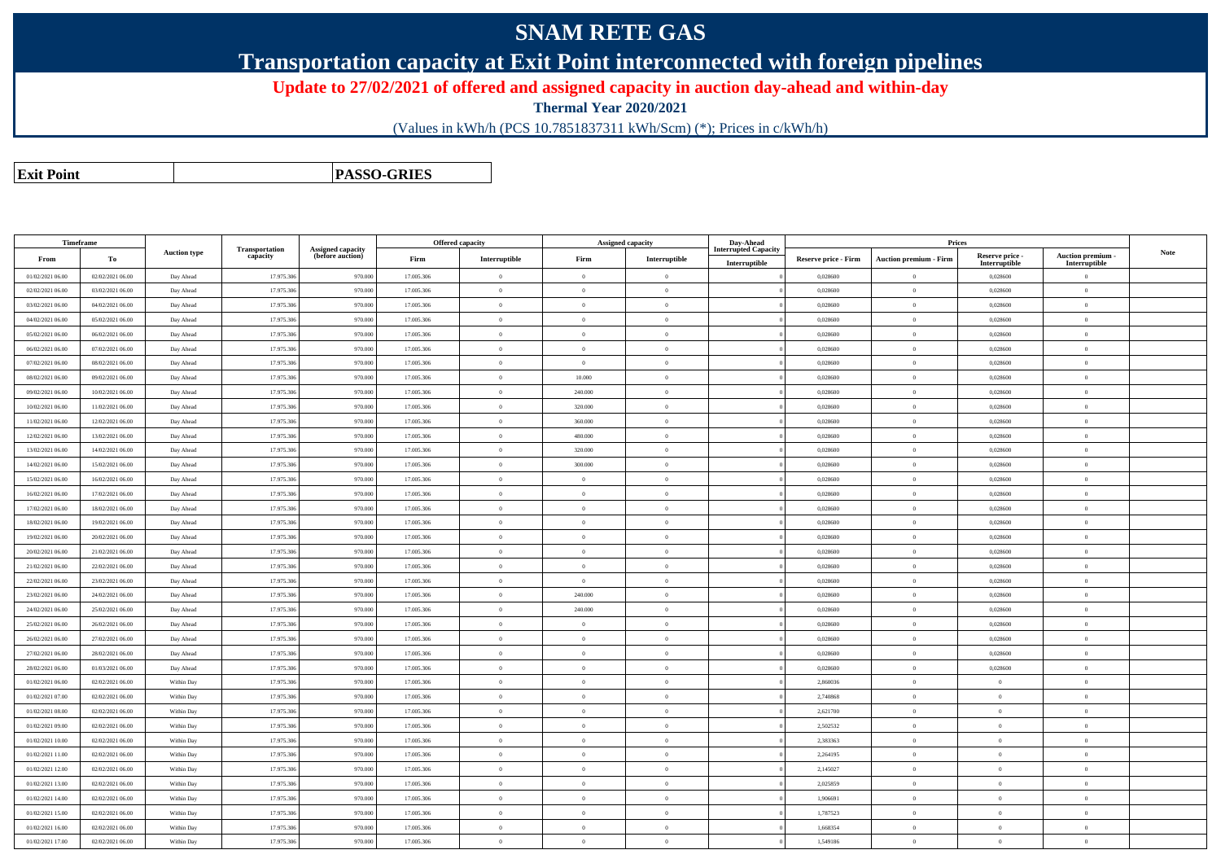# SNAM RETE GAS

## Transportation capacity at Exit Point interconnected with foreign pipelines

### Update to 27/02/2021 of offered and assigned capacity in auction day-ahead and within-day

**Thermal Year 2020/2021**

(Values in kWh/h (PCS 10.7851837311 kWh/Scm) (*); Prices in c/kWh/h)

| **Exit Point** | | **PASSO-GRIES** |
|---|---|---|

| Timeframe | | Auction type | Transportation capacity | Assigned capacity (before auction) | Offered capacity | | Assigned capacity | | Day-Ahead Interrupted Capacity | Prices | | | | Note |
|---|---|---|---|---|---|---|---|---|---|---|---|---|---|---|
| From | To | | | | Firm | Interruptible | Firm | Interruptible | Interruptible | Reserve price - Firm | Auction premium - Firm | Reserve price - Interruptible | Auction premium - Interruptible | |
| 01/02/2021 06.00 | 02/02/2021 06.00 | Day Ahead | 17.975.306 | 970.000 | 17.005.306 | 0 | 0 | 0 | 0 | 0,028600 | 0 | 0,028600 | 0 | |
| 02/02/2021 06.00 | 03/02/2021 06.00 | Day Ahead | 17.975.306 | 970.000 | 17.005.306 | 0 | 0 | 0 | 0 | 0,028600 | 0 | 0,028600 | 0 | |
| 03/02/2021 06.00 | 04/02/2021 06.00 | Day Ahead | 17.975.306 | 970.000 | 17.005.306 | 0 | 0 | 0 | 0 | 0,028600 | 0 | 0,028600 | 0 | |
| 04/02/2021 06.00 | 05/02/2021 06.00 | Day Ahead | 17.975.306 | 970.000 | 17.005.306 | 0 | 0 | 0 | 0 | 0,028600 | 0 | 0,028600 | 0 | |
| 05/02/2021 06.00 | 06/02/2021 06.00 | Day Ahead | 17.975.306 | 970.000 | 17.005.306 | 0 | 0 | 0 | 0 | 0,028600 | 0 | 0,028600 | 0 | |
| 06/02/2021 06.00 | 07/02/2021 06.00 | Day Ahead | 17.975.306 | 970.000 | 17.005.306 | 0 | 0 | 0 | 0 | 0,028600 | 0 | 0,028600 | 0 | |
| 07/02/2021 06.00 | 08/02/2021 06.00 | Day Ahead | 17.975.306 | 970.000 | 17.005.306 | 0 | 0 | 0 | 0 | 0,028600 | 0 | 0,028600 | 0 | |
| 08/02/2021 06.00 | 09/02/2021 06.00 | Day Ahead | 17.975.306 | 970.000 | 17.005.306 | 0 | 10.000 | 0 | 0 | 0,028600 | 0 | 0,028600 | 0 | |
| 09/02/2021 06.00 | 10/02/2021 06.00 | Day Ahead | 17.975.306 | 970.000 | 17.005.306 | 0 | 240.000 | 0 | 0 | 0,028600 | 0 | 0,028600 | 0 | |
| 10/02/2021 06.00 | 11/02/2021 06.00 | Day Ahead | 17.975.306 | 970.000 | 17.005.306 | 0 | 320.000 | 0 | 0 | 0,028600 | 0 | 0,028600 | 0 | |
| 11/02/2021 06.00 | 12/02/2021 06.00 | Day Ahead | 17.975.306 | 970.000 | 17.005.306 | 0 | 360.000 | 0 | 0 | 0,028600 | 0 | 0,028600 | 0 | |
| 12/02/2021 06.00 | 13/02/2021 06.00 | Day Ahead | 17.975.306 | 970.000 | 17.005.306 | 0 | 480.000 | 0 | 0 | 0,028600 | 0 | 0,028600 | 0 | |
| 13/02/2021 06.00 | 14/02/2021 06.00 | Day Ahead | 17.975.306 | 970.000 | 17.005.306 | 0 | 320.000 | 0 | 0 | 0,028600 | 0 | 0,028600 | 0 | |
| 14/02/2021 06.00 | 15/02/2021 06.00 | Day Ahead | 17.975.306 | 970.000 | 17.005.306 | 0 | 300.000 | 0 | 0 | 0,028600 | 0 | 0,028600 | 0 | |
| 15/02/2021 06.00 | 16/02/2021 06.00 | Day Ahead | 17.975.306 | 970.000 | 17.005.306 | 0 | 0 | 0 | 0 | 0,028600 | 0 | 0,028600 | 0 | |
| 16/02/2021 06.00 | 17/02/2021 06.00 | Day Ahead | 17.975.306 | 970.000 | 17.005.306 | 0 | 0 | 0 | 0 | 0,028600 | 0 | 0,028600 | 0 | |
| 17/02/2021 06.00 | 18/02/2021 06.00 | Day Ahead | 17.975.306 | 970.000 | 17.005.306 | 0 | 0 | 0 | 0 | 0,028600 | 0 | 0,028600 | 0 | |
| 18/02/2021 06.00 | 19/02/2021 06.00 | Day Ahead | 17.975.306 | 970.000 | 17.005.306 | 0 | 0 | 0 | 0 | 0,028600 | 0 | 0,028600 | 0 | |
| 19/02/2021 06.00 | 20/02/2021 06.00 | Day Ahead | 17.975.306 | 970.000 | 17.005.306 | 0 | 0 | 0 | 0 | 0,028600 | 0 | 0,028600 | 0 | |
| 20/02/2021 06.00 | 21/02/2021 06.00 | Day Ahead | 17.975.306 | 970.000 | 17.005.306 | 0 | 0 | 0 | 0 | 0,028600 | 0 | 0,028600 | 0 | |
| 21/02/2021 06.00 | 22/02/2021 06.00 | Day Ahead | 17.975.306 | 970.000 | 17.005.306 | 0 | 0 | 0 | 0 | 0,028600 | 0 | 0,028600 | 0 | |
| 22/02/2021 06.00 | 23/02/2021 06.00 | Day Ahead | 17.975.306 | 970.000 | 17.005.306 | 0 | 0 | 0 | 0 | 0,028600 | 0 | 0,028600 | 0 | |
| 23/02/2021 06.00 | 24/02/2021 06.00 | Day Ahead | 17.975.306 | 970.000 | 17.005.306 | 0 | 240.000 | 0 | 0 | 0,028600 | 0 | 0,028600 | 0 | |
| 24/02/2021 06.00 | 25/02/2021 06.00 | Day Ahead | 17.975.306 | 970.000 | 17.005.306 | 0 | 240.000 | 0 | 0 | 0,028600 | 0 | 0,028600 | 0 | |
| 25/02/2021 06.00 | 26/02/2021 06.00 | Day Ahead | 17.975.306 | 970.000 | 17.005.306 | 0 | 0 | 0 | 0 | 0,028600 | 0 | 0,028600 | 0 | |
| 26/02/2021 06.00 | 27/02/2021 06.00 | Day Ahead | 17.975.306 | 970.000 | 17.005.306 | 0 | 0 | 0 | 0 | 0,028600 | 0 | 0,028600 | 0 | |
| 27/02/2021 06.00 | 28/02/2021 06.00 | Day Ahead | 17.975.306 | 970.000 | 17.005.306 | 0 | 0 | 0 | 0 | 0,028600 | 0 | 0,028600 | 0 | |
| 28/02/2021 06.00 | 01/03/2021 06.00 | Day Ahead | 17.975.306 | 970.000 | 17.005.306 | 0 | 0 | 0 | 0 | 0,028600 | 0 | 0,028600 | 0 | |
| 01/02/2021 06.00 | 02/02/2021 06.00 | Within Day | 17.975.306 | 970.000 | 17.005.306 | 0 | 0 | 0 | 0 | 2,860036 | 0 | 0 | 0 | |
| 01/02/2021 07.00 | 02/02/2021 06.00 | Within Day | 17.975.306 | 970.000 | 17.005.306 | 0 | 0 | 0 | 0 | 2,740868 | 0 | 0 | 0 | |
| 01/02/2021 08.00 | 02/02/2021 06.00 | Within Day | 17.975.306 | 970.000 | 17.005.306 | 0 | 0 | 0 | 0 | 2,621700 | 0 | 0 | 0 | |
| 01/02/2021 09.00 | 02/02/2021 06.00 | Within Day | 17.975.306 | 970.000 | 17.005.306 | 0 | 0 | 0 | 0 | 2,502532 | 0 | 0 | 0 | |
| 01/02/2021 10.00 | 02/02/2021 06.00 | Within Day | 17.975.306 | 970.000 | 17.005.306 | 0 | 0 | 0 | 0 | 2,383363 | 0 | 0 | 0 | |
| 01/02/2021 11.00 | 02/02/2021 06.00 | Within Day | 17.975.306 | 970.000 | 17.005.306 | 0 | 0 | 0 | 0 | 2,264195 | 0 | 0 | 0 | |
| 01/02/2021 12.00 | 02/02/2021 06.00 | Within Day | 17.975.306 | 970.000 | 17.005.306 | 0 | 0 | 0 | 0 | 2,145027 | 0 | 0 | 0 | |
| 01/02/2021 13.00 | 02/02/2021 06.00 | Within Day | 17.975.306 | 970.000 | 17.005.306 | 0 | 0 | 0 | 0 | 2,025859 | 0 | 0 | 0 | |
| 01/02/2021 14.00 | 02/02/2021 06.00 | Within Day | 17.975.306 | 970.000 | 17.005.306 | 0 | 0 | 0 | 0 | 1,906691 | 0 | 0 | 0 | |
| 01/02/2021 15.00 | 02/02/2021 06.00 | Within Day | 17.975.306 | 970.000 | 17.005.306 | 0 | 0 | 0 | 0 | 1,787523 | 0 | 0 | 0 | |
| 01/02/2021 16.00 | 02/02/2021 06.00 | Within Day | 17.975.306 | 970.000 | 17.005.306 | 0 | 0 | 0 | 0 | 1,668354 | 0 | 0 | 0 | |
| 01/02/2021 17.00 | 02/02/2021 06.00 | Within Day | 17.975.306 | 970.000 | 17.005.306 | 0 | 0 | 0 | 0 | 1,549186 | 0 | 0 | 0 | |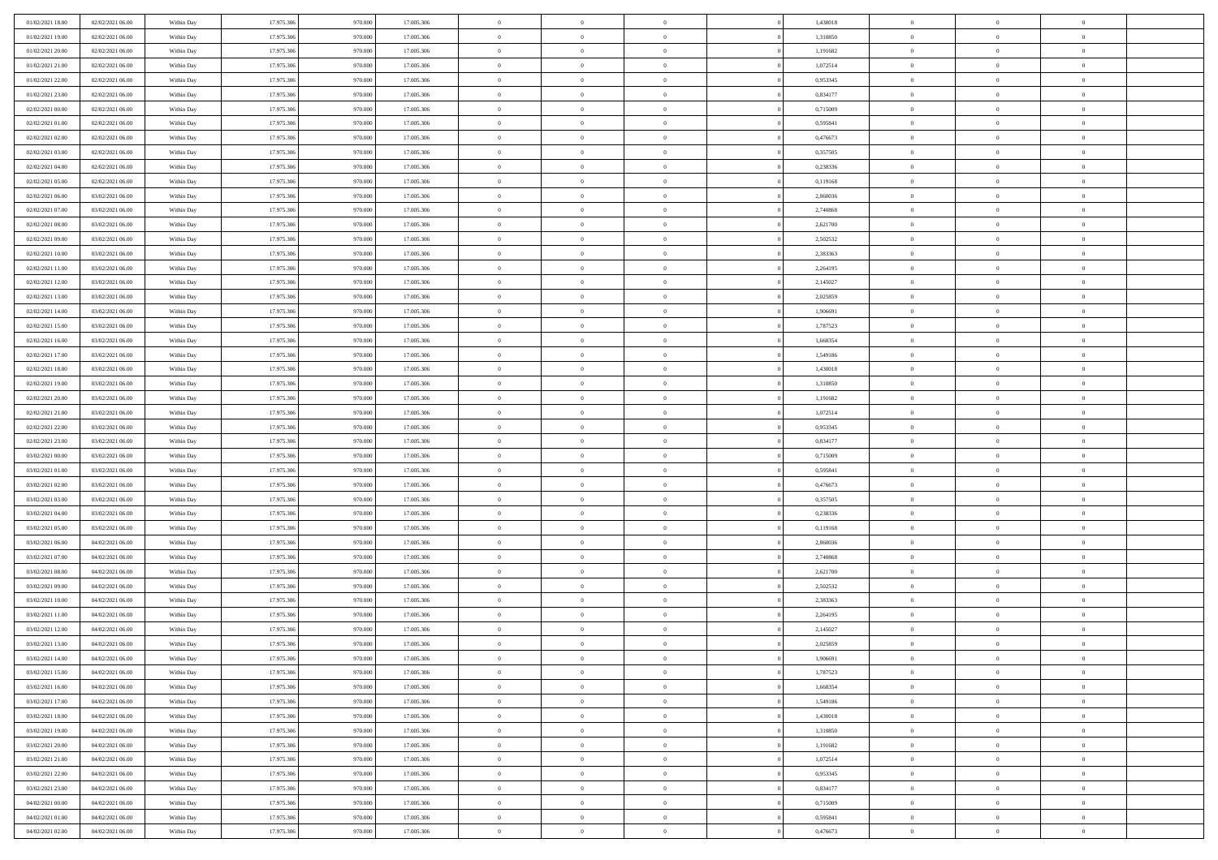| | | | | | | | | | | | | | | | |
|---|---|---|---|---|---|---|---|---|---|---|---|---|---|---|---|
| 01/02/2021 18:00 | 02/02/2021 06:00 | Within Day | 17.975.306 | 970.000 | 17.005.306 | 0 | 0 | 0 | 0 | 1,430018 | 0 | 0 | 0 | |
| 01/02/2021 19:00 | 02/02/2021 06:00 | Within Day | 17.975.306 | 970.000 | 17.005.306 | 0 | 0 | 0 | 0 | 1,310850 | 0 | 0 | 0 | |
| 01/02/2021 20:00 | 02/02/2021 06:00 | Within Day | 17.975.306 | 970.000 | 17.005.306 | 0 | 0 | 0 | 0 | 1,191682 | 0 | 0 | 0 | |
| 01/02/2021 21:00 | 02/02/2021 06:00 | Within Day | 17.975.306 | 970.000 | 17.005.306 | 0 | 0 | 0 | 0 | 1,072514 | 0 | 0 | 0 | |
| 01/02/2021 22:00 | 02/02/2021 06:00 | Within Day | 17.975.306 | 970.000 | 17.005.306 | 0 | 0 | 0 | 0 | 0,953345 | 0 | 0 | 0 | |
| 01/02/2021 23:00 | 02/02/2021 06:00 | Within Day | 17.975.306 | 970.000 | 17.005.306 | 0 | 0 | 0 | 0 | 0,834177 | 0 | 0 | 0 | |
| 02/02/2021 00:00 | 02/02/2021 06:00 | Within Day | 17.975.306 | 970.000 | 17.005.306 | 0 | 0 | 0 | 0 | 0,715009 | 0 | 0 | 0 | |
| 02/02/2021 01:00 | 02/02/2021 06:00 | Within Day | 17.975.306 | 970.000 | 17.005.306 | 0 | 0 | 0 | 0 | 0,595841 | 0 | 0 | 0 | |
| 02/02/2021 02:00 | 02/02/2021 06:00 | Within Day | 17.975.306 | 970.000 | 17.005.306 | 0 | 0 | 0 | 0 | 0,476673 | 0 | 0 | 0 | |
| 02/02/2021 03:00 | 02/02/2021 06:00 | Within Day | 17.975.306 | 970.000 | 17.005.306 | 0 | 0 | 0 | 0 | 0,357505 | 0 | 0 | 0 | |
| 02/02/2021 04:00 | 02/02/2021 06:00 | Within Day | 17.975.306 | 970.000 | 17.005.306 | 0 | 0 | 0 | 0 | 0,238336 | 0 | 0 | 0 | |
| 02/02/2021 05:00 | 02/02/2021 06:00 | Within Day | 17.975.306 | 970.000 | 17.005.306 | 0 | 0 | 0 | 0 | 0,119168 | 0 | 0 | 0 | |
| 02/02/2021 06:00 | 03/02/2021 06:00 | Within Day | 17.975.306 | 970.000 | 17.005.306 | 0 | 0 | 0 | 0 | 2,860036 | 0 | 0 | 0 | |
| 02/02/2021 07:00 | 03/02/2021 06:00 | Within Day | 17.975.306 | 970.000 | 17.005.306 | 0 | 0 | 0 | 0 | 2,740868 | 0 | 0 | 0 | |
| 02/02/2021 08:00 | 03/02/2021 06:00 | Within Day | 17.975.306 | 970.000 | 17.005.306 | 0 | 0 | 0 | 0 | 2,621700 | 0 | 0 | 0 | |
| 02/02/2021 09:00 | 03/02/2021 06:00 | Within Day | 17.975.306 | 970.000 | 17.005.306 | 0 | 0 | 0 | 0 | 2,502532 | 0 | 0 | 0 | |
| 02/02/2021 10:00 | 03/02/2021 06:00 | Within Day | 17.975.306 | 970.000 | 17.005.306 | 0 | 0 | 0 | 0 | 2,383363 | 0 | 0 | 0 | |
| 02/02/2021 11:00 | 03/02/2021 06:00 | Within Day | 17.975.306 | 970.000 | 17.005.306 | 0 | 0 | 0 | 0 | 2,264195 | 0 | 0 | 0 | |
| 02/02/2021 12:00 | 03/02/2021 06:00 | Within Day | 17.975.306 | 970.000 | 17.005.306 | 0 | 0 | 0 | 0 | 2,145027 | 0 | 0 | 0 | |
| 02/02/2021 13:00 | 03/02/2021 06:00 | Within Day | 17.975.306 | 970.000 | 17.005.306 | 0 | 0 | 0 | 0 | 2,025859 | 0 | 0 | 0 | |
| 02/02/2021 14:00 | 03/02/2021 06:00 | Within Day | 17.975.306 | 970.000 | 17.005.306 | 0 | 0 | 0 | 0 | 1,906691 | 0 | 0 | 0 | |
| 02/02/2021 15:00 | 03/02/2021 06:00 | Within Day | 17.975.306 | 970.000 | 17.005.306 | 0 | 0 | 0 | 0 | 1,787523 | 0 | 0 | 0 | |
| 02/02/2021 16:00 | 03/02/2021 06:00 | Within Day | 17.975.306 | 970.000 | 17.005.306 | 0 | 0 | 0 | 0 | 1,668354 | 0 | 0 | 0 | |
| 02/02/2021 17:00 | 03/02/2021 06:00 | Within Day | 17.975.306 | 970.000 | 17.005.306 | 0 | 0 | 0 | 0 | 1,549186 | 0 | 0 | 0 | |
| 02/02/2021 18:00 | 03/02/2021 06:00 | Within Day | 17.975.306 | 970.000 | 17.005.306 | 0 | 0 | 0 | 0 | 1,430018 | 0 | 0 | 0 | |
| 02/02/2021 19:00 | 03/02/2021 06:00 | Within Day | 17.975.306 | 970.000 | 17.005.306 | 0 | 0 | 0 | 0 | 1,310850 | 0 | 0 | 0 | |
| 02/02/2021 20:00 | 03/02/2021 06:00 | Within Day | 17.975.306 | 970.000 | 17.005.306 | 0 | 0 | 0 | 0 | 1,191682 | 0 | 0 | 0 | |
| 02/02/2021 21:00 | 03/02/2021 06:00 | Within Day | 17.975.306 | 970.000 | 17.005.306 | 0 | 0 | 0 | 0 | 1,072514 | 0 | 0 | 0 | |
| 02/02/2021 22:00 | 03/02/2021 06:00 | Within Day | 17.975.306 | 970.000 | 17.005.306 | 0 | 0 | 0 | 0 | 0,953345 | 0 | 0 | 0 | |
| 02/02/2021 23:00 | 03/02/2021 06:00 | Within Day | 17.975.306 | 970.000 | 17.005.306 | 0 | 0 | 0 | 0 | 0,834177 | 0 | 0 | 0 | |
| 03/02/2021 00:00 | 03/02/2021 06:00 | Within Day | 17.975.306 | 970.000 | 17.005.306 | 0 | 0 | 0 | 0 | 0,715009 | 0 | 0 | 0 | |
| 03/02/2021 01:00 | 03/02/2021 06:00 | Within Day | 17.975.306 | 970.000 | 17.005.306 | 0 | 0 | 0 | 0 | 0,595841 | 0 | 0 | 0 | |
| 03/02/2021 02:00 | 03/02/2021 06:00 | Within Day | 17.975.306 | 970.000 | 17.005.306 | 0 | 0 | 0 | 0 | 0,476673 | 0 | 0 | 0 | |
| 03/02/2021 03:00 | 03/02/2021 06:00 | Within Day | 17.975.306 | 970.000 | 17.005.306 | 0 | 0 | 0 | 0 | 0,357505 | 0 | 0 | 0 | |
| 03/02/2021 04:00 | 03/02/2021 06:00 | Within Day | 17.975.306 | 970.000 | 17.005.306 | 0 | 0 | 0 | 0 | 0,238336 | 0 | 0 | 0 | |
| 03/02/2021 05:00 | 03/02/2021 06:00 | Within Day | 17.975.306 | 970.000 | 17.005.306 | 0 | 0 | 0 | 0 | 0,119168 | 0 | 0 | 0 | |
| 03/02/2021 06:00 | 04/02/2021 06:00 | Within Day | 17.975.306 | 970.000 | 17.005.306 | 0 | 0 | 0 | 0 | 2,860036 | 0 | 0 | 0 | |
| 03/02/2021 07:00 | 04/02/2021 06:00 | Within Day | 17.975.306 | 970.000 | 17.005.306 | 0 | 0 | 0 | 0 | 2,740868 | 0 | 0 | 0 | |
| 03/02/2021 08:00 | 04/02/2021 06:00 | Within Day | 17.975.306 | 970.000 | 17.005.306 | 0 | 0 | 0 | 0 | 2,621700 | 0 | 0 | 0 | |
| 03/02/2021 09:00 | 04/02/2021 06:00 | Within Day | 17.975.306 | 970.000 | 17.005.306 | 0 | 0 | 0 | 0 | 2,502532 | 0 | 0 | 0 | |
| 03/02/2021 10:00 | 04/02/2021 06:00 | Within Day | 17.975.306 | 970.000 | 17.005.306 | 0 | 0 | 0 | 0 | 2,383363 | 0 | 0 | 0 | |
| 03/02/2021 11:00 | 04/02/2021 06:00 | Within Day | 17.975.306 | 970.000 | 17.005.306 | 0 | 0 | 0 | 0 | 2,264195 | 0 | 0 | 0 | |
| 03/02/2021 12:00 | 04/02/2021 06:00 | Within Day | 17.975.306 | 970.000 | 17.005.306 | 0 | 0 | 0 | 0 | 2,145027 | 0 | 0 | 0 | |
| 03/02/2021 13:00 | 04/02/2021 06:00 | Within Day | 17.975.306 | 970.000 | 17.005.306 | 0 | 0 | 0 | 0 | 2,025859 | 0 | 0 | 0 | |
| 03/02/2021 14:00 | 04/02/2021 06:00 | Within Day | 17.975.306 | 970.000 | 17.005.306 | 0 | 0 | 0 | 0 | 1,906691 | 0 | 0 | 0 | |
| 03/02/2021 15:00 | 04/02/2021 06:00 | Within Day | 17.975.306 | 970.000 | 17.005.306 | 0 | 0 | 0 | 0 | 1,787523 | 0 | 0 | 0 | |
| 03/02/2021 16:00 | 04/02/2021 06:00 | Within Day | 17.975.306 | 970.000 | 17.005.306 | 0 | 0 | 0 | 0 | 1,668354 | 0 | 0 | 0 | |
| 03/02/2021 17:00 | 04/02/2021 06:00 | Within Day | 17.975.306 | 970.000 | 17.005.306 | 0 | 0 | 0 | 0 | 1,549186 | 0 | 0 | 0 | |
| 03/02/2021 18:00 | 04/02/2021 06:00 | Within Day | 17.975.306 | 970.000 | 17.005.306 | 0 | 0 | 0 | 0 | 1,430018 | 0 | 0 | 0 | |
| 03/02/2021 19:00 | 04/02/2021 06:00 | Within Day | 17.975.306 | 970.000 | 17.005.306 | 0 | 0 | 0 | 0 | 1,310850 | 0 | 0 | 0 | |
| 03/02/2021 20:00 | 04/02/2021 06:00 | Within Day | 17.975.306 | 970.000 | 17.005.306 | 0 | 0 | 0 | 0 | 1,191682 | 0 | 0 | 0 | |
| 03/02/2021 21:00 | 04/02/2021 06:00 | Within Day | 17.975.306 | 970.000 | 17.005.306 | 0 | 0 | 0 | 0 | 1,072514 | 0 | 0 | 0 | |
| 03/02/2021 22:00 | 04/02/2021 06:00 | Within Day | 17.975.306 | 970.000 | 17.005.306 | 0 | 0 | 0 | 0 | 0,953345 | 0 | 0 | 0 | |
| 03/02/2021 23:00 | 04/02/2021 06:00 | Within Day | 17.975.306 | 970.000 | 17.005.306 | 0 | 0 | 0 | 0 | 0,834177 | 0 | 0 | 0 | |
| 04/02/2021 00:00 | 04/02/2021 06:00 | Within Day | 17.975.306 | 970.000 | 17.005.306 | 0 | 0 | 0 | 0 | 0,715009 | 0 | 0 | 0 | |
| 04/02/2021 01:00 | 04/02/2021 06:00 | Within Day | 17.975.306 | 970.000 | 17.005.306 | 0 | 0 | 0 | 0 | 0,595841 | 0 | 0 | 0 | |
| 04/02/2021 02:00 | 04/02/2021 06:00 | Within Day | 17.975.306 | 970.000 | 17.005.306 | 0 | 0 | 0 | 0 | 0,476673 | 0 | 0 | 0 | |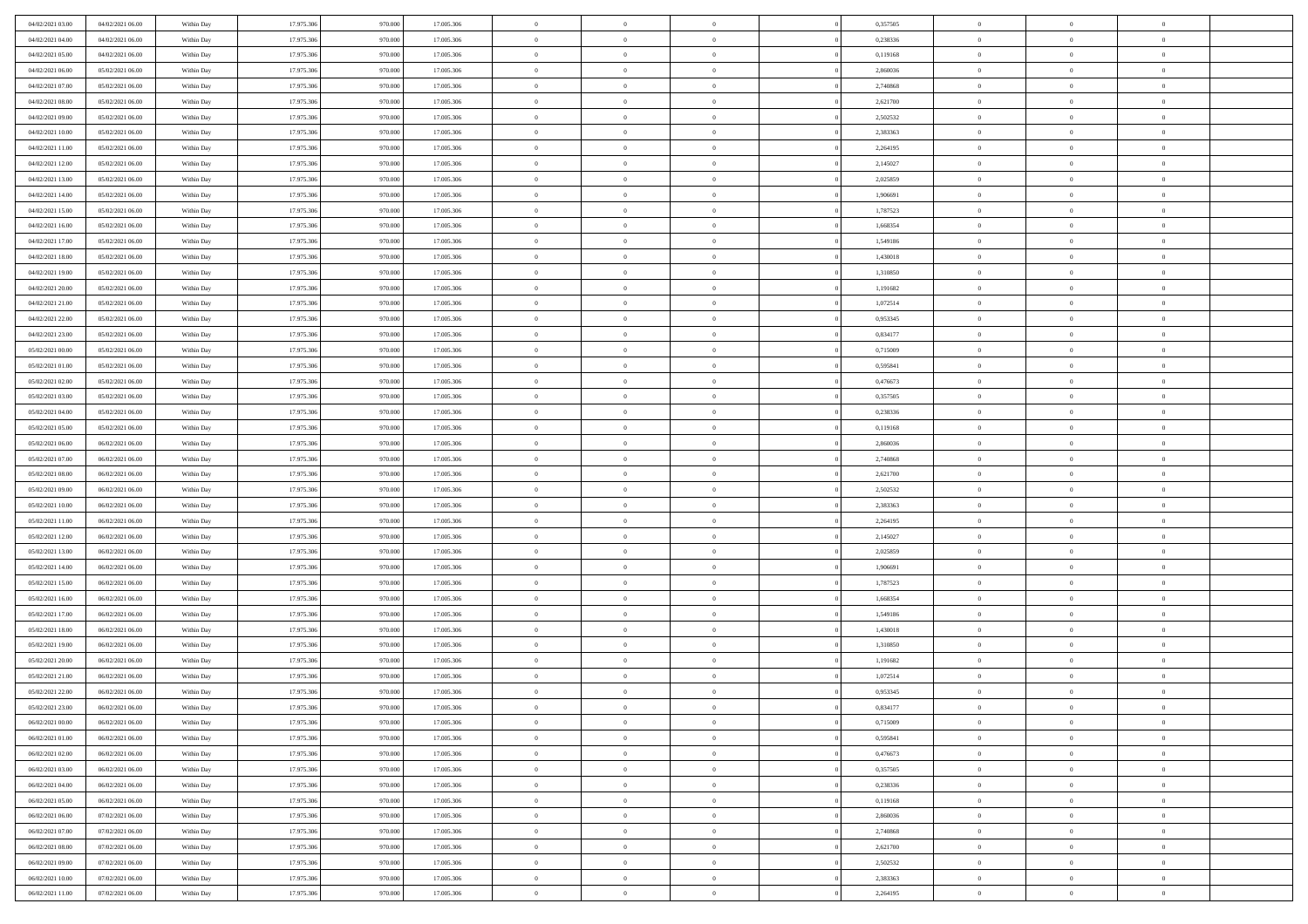| | | | | | | | | | | | | | | |
|---|---|---|---|---|---|---|---|---|---|---|---|---|---|---|
| 04/02/2021 03.00 | 04/02/2021 06.00 | Within Day | 17.975.306 | 970.000 | 17.005.306 | 0 | 0 | 0 | | 0,357505 | 0 | 0 | 0 | |
| 04/02/2021 04.00 | 04/02/2021 06.00 | Within Day | 17.975.306 | 970.000 | 17.005.306 | 0 | 0 | 0 | | 0,238336 | 0 | 0 | 0 | |
| 04/02/2021 05.00 | 04/02/2021 06.00 | Within Day | 17.975.306 | 970.000 | 17.005.306 | 0 | 0 | 0 | | 0,119168 | 0 | 0 | 0 | |
| 04/02/2021 06.00 | 05/02/2021 06.00 | Within Day | 17.975.306 | 970.000 | 17.005.306 | 0 | 0 | 0 | | 2,860036 | 0 | 0 | 0 | |
| 04/02/2021 07.00 | 05/02/2021 06.00 | Within Day | 17.975.306 | 970.000 | 17.005.306 | 0 | 0 | 0 | | 2,740868 | 0 | 0 | 0 | |
| 04/02/2021 08.00 | 05/02/2021 06.00 | Within Day | 17.975.306 | 970.000 | 17.005.306 | 0 | 0 | 0 | | 2,621700 | 0 | 0 | 0 | |
| 04/02/2021 09.00 | 05/02/2021 06.00 | Within Day | 17.975.306 | 970.000 | 17.005.306 | 0 | 0 | 0 | | 2,502532 | 0 | 0 | 0 | |
| 04/02/2021 10.00 | 05/02/2021 06.00 | Within Day | 17.975.306 | 970.000 | 17.005.306 | 0 | 0 | 0 | | 2,383363 | 0 | 0 | 0 | |
| 04/02/2021 11.00 | 05/02/2021 06.00 | Within Day | 17.975.306 | 970.000 | 17.005.306 | 0 | 0 | 0 | | 2,264195 | 0 | 0 | 0 | |
| 04/02/2021 12.00 | 05/02/2021 06.00 | Within Day | 17.975.306 | 970.000 | 17.005.306 | 0 | 0 | 0 | | 2,145027 | 0 | 0 | 0 | |
| 04/02/2021 13.00 | 05/02/2021 06.00 | Within Day | 17.975.306 | 970.000 | 17.005.306 | 0 | 0 | 0 | | 2,025859 | 0 | 0 | 0 | |
| 04/02/2021 14.00 | 05/02/2021 06.00 | Within Day | 17.975.306 | 970.000 | 17.005.306 | 0 | 0 | 0 | | 1,906691 | 0 | 0 | 0 | |
| 04/02/2021 15.00 | 05/02/2021 06.00 | Within Day | 17.975.306 | 970.000 | 17.005.306 | 0 | 0 | 0 | | 1,787523 | 0 | 0 | 0 | |
| 04/02/2021 16.00 | 05/02/2021 06.00 | Within Day | 17.975.306 | 970.000 | 17.005.306 | 0 | 0 | 0 | | 1,668354 | 0 | 0 | 0 | |
| 04/02/2021 17.00 | 05/02/2021 06.00 | Within Day | 17.975.306 | 970.000 | 17.005.306 | 0 | 0 | 0 | | 1,549186 | 0 | 0 | 0 | |
| 04/02/2021 18.00 | 05/02/2021 06.00 | Within Day | 17.975.306 | 970.000 | 17.005.306 | 0 | 0 | 0 | | 1,430018 | 0 | 0 | 0 | |
| 04/02/2021 19.00 | 05/02/2021 06.00 | Within Day | 17.975.306 | 970.000 | 17.005.306 | 0 | 0 | 0 | | 1,310850 | 0 | 0 | 0 | |
| 04/02/2021 20.00 | 05/02/2021 06.00 | Within Day | 17.975.306 | 970.000 | 17.005.306 | 0 | 0 | 0 | | 1,191682 | 0 | 0 | 0 | |
| 04/02/2021 21.00 | 05/02/2021 06.00 | Within Day | 17.975.306 | 970.000 | 17.005.306 | 0 | 0 | 0 | | 1,072514 | 0 | 0 | 0 | |
| 04/02/2021 22.00 | 05/02/2021 06.00 | Within Day | 17.975.306 | 970.000 | 17.005.306 | 0 | 0 | 0 | | 0,953345 | 0 | 0 | 0 | |
| 04/02/2021 23.00 | 05/02/2021 06.00 | Within Day | 17.975.306 | 970.000 | 17.005.306 | 0 | 0 | 0 | | 0,834177 | 0 | 0 | 0 | |
| 05/02/2021 00.00 | 05/02/2021 06.00 | Within Day | 17.975.306 | 970.000 | 17.005.306 | 0 | 0 | 0 | | 0,715009 | 0 | 0 | 0 | |
| 05/02/2021 01.00 | 05/02/2021 06.00 | Within Day | 17.975.306 | 970.000 | 17.005.306 | 0 | 0 | 0 | | 0,595841 | 0 | 0 | 0 | |
| 05/02/2021 02.00 | 05/02/2021 06.00 | Within Day | 17.975.306 | 970.000 | 17.005.306 | 0 | 0 | 0 | | 0,476673 | 0 | 0 | 0 | |
| 05/02/2021 03.00 | 05/02/2021 06.00 | Within Day | 17.975.306 | 970.000 | 17.005.306 | 0 | 0 | 0 | | 0,357505 | 0 | 0 | 0 | |
| 05/02/2021 04.00 | 05/02/2021 06.00 | Within Day | 17.975.306 | 970.000 | 17.005.306 | 0 | 0 | 0 | | 0,238336 | 0 | 0 | 0 | |
| 05/02/2021 05.00 | 05/02/2021 06.00 | Within Day | 17.975.306 | 970.000 | 17.005.306 | 0 | 0 | 0 | | 0,119168 | 0 | 0 | 0 | |
| 05/02/2021 06.00 | 06/02/2021 06.00 | Within Day | 17.975.306 | 970.000 | 17.005.306 | 0 | 0 | 0 | | 2,860036 | 0 | 0 | 0 | |
| 05/02/2021 07.00 | 06/02/2021 06.00 | Within Day | 17.975.306 | 970.000 | 17.005.306 | 0 | 0 | 0 | | 2,740868 | 0 | 0 | 0 | |
| 05/02/2021 08.00 | 06/02/2021 06.00 | Within Day | 17.975.306 | 970.000 | 17.005.306 | 0 | 0 | 0 | | 2,621700 | 0 | 0 | 0 | |
| 05/02/2021 09.00 | 06/02/2021 06.00 | Within Day | 17.975.306 | 970.000 | 17.005.306 | 0 | 0 | 0 | | 2,502532 | 0 | 0 | 0 | |
| 05/02/2021 10.00 | 06/02/2021 06.00 | Within Day | 17.975.306 | 970.000 | 17.005.306 | 0 | 0 | 0 | | 2,383363 | 0 | 0 | 0 | |
| 05/02/2021 11.00 | 06/02/2021 06.00 | Within Day | 17.975.306 | 970.000 | 17.005.306 | 0 | 0 | 0 | | 2,264195 | 0 | 0 | 0 | |
| 05/02/2021 12.00 | 06/02/2021 06.00 | Within Day | 17.975.306 | 970.000 | 17.005.306 | 0 | 0 | 0 | | 2,145027 | 0 | 0 | 0 | |
| 05/02/2021 13.00 | 06/02/2021 06.00 | Within Day | 17.975.306 | 970.000 | 17.005.306 | 0 | 0 | 0 | | 2,025859 | 0 | 0 | 0 | |
| 05/02/2021 14.00 | 06/02/2021 06.00 | Within Day | 17.975.306 | 970.000 | 17.005.306 | 0 | 0 | 0 | | 1,906691 | 0 | 0 | 0 | |
| 05/02/2021 15.00 | 06/02/2021 06.00 | Within Day | 17.975.306 | 970.000 | 17.005.306 | 0 | 0 | 0 | | 1,787523 | 0 | 0 | 0 | |
| 05/02/2021 16.00 | 06/02/2021 06.00 | Within Day | 17.975.306 | 970.000 | 17.005.306 | 0 | 0 | 0 | | 1,668354 | 0 | 0 | 0 | |
| 05/02/2021 17.00 | 06/02/2021 06.00 | Within Day | 17.975.306 | 970.000 | 17.005.306 | 0 | 0 | 0 | | 1,549186 | 0 | 0 | 0 | |
| 05/02/2021 18.00 | 06/02/2021 06.00 | Within Day | 17.975.306 | 970.000 | 17.005.306 | 0 | 0 | 0 | | 1,430018 | 0 | 0 | 0 | |
| 05/02/2021 19.00 | 06/02/2021 06.00 | Within Day | 17.975.306 | 970.000 | 17.005.306 | 0 | 0 | 0 | | 1,310850 | 0 | 0 | 0 | |
| 05/02/2021 20.00 | 06/02/2021 06.00 | Within Day | 17.975.306 | 970.000 | 17.005.306 | 0 | 0 | 0 | | 1,191682 | 0 | 0 | 0 | |
| 05/02/2021 21.00 | 06/02/2021 06.00 | Within Day | 17.975.306 | 970.000 | 17.005.306 | 0 | 0 | 0 | | 1,072514 | 0 | 0 | 0 | |
| 05/02/2021 22.00 | 06/02/2021 06.00 | Within Day | 17.975.306 | 970.000 | 17.005.306 | 0 | 0 | 0 | | 0,953345 | 0 | 0 | 0 | |
| 05/02/2021 23.00 | 06/02/2021 06.00 | Within Day | 17.975.306 | 970.000 | 17.005.306 | 0 | 0 | 0 | | 0,834177 | 0 | 0 | 0 | |
| 06/02/2021 00.00 | 06/02/2021 06.00 | Within Day | 17.975.306 | 970.000 | 17.005.306 | 0 | 0 | 0 | | 0,715009 | 0 | 0 | 0 | |
| 06/02/2021 01.00 | 06/02/2021 06.00 | Within Day | 17.975.306 | 970.000 | 17.005.306 | 0 | 0 | 0 | | 0,595841 | 0 | 0 | 0 | |
| 06/02/2021 02.00 | 06/02/2021 06.00 | Within Day | 17.975.306 | 970.000 | 17.005.306 | 0 | 0 | 0 | | 0,476673 | 0 | 0 | 0 | |
| 06/02/2021 03.00 | 06/02/2021 06.00 | Within Day | 17.975.306 | 970.000 | 17.005.306 | 0 | 0 | 0 | | 0,357505 | 0 | 0 | 0 | |
| 06/02/2021 04.00 | 06/02/2021 06.00 | Within Day | 17.975.306 | 970.000 | 17.005.306 | 0 | 0 | 0 | | 0,238336 | 0 | 0 | 0 | |
| 06/02/2021 05.00 | 06/02/2021 06.00 | Within Day | 17.975.306 | 970.000 | 17.005.306 | 0 | 0 | 0 | | 0,119168 | 0 | 0 | 0 | |
| 06/02/2021 06.00 | 07/02/2021 06.00 | Within Day | 17.975.306 | 970.000 | 17.005.306 | 0 | 0 | 0 | | 2,860036 | 0 | 0 | 0 | |
| 06/02/2021 07.00 | 07/02/2021 06.00 | Within Day | 17.975.306 | 970.000 | 17.005.306 | 0 | 0 | 0 | | 2,740868 | 0 | 0 | 0 | |
| 06/02/2021 08.00 | 07/02/2021 06.00 | Within Day | 17.975.306 | 970.000 | 17.005.306 | 0 | 0 | 0 | | 2,621700 | 0 | 0 | 0 | |
| 06/02/2021 09.00 | 07/02/2021 06.00 | Within Day | 17.975.306 | 970.000 | 17.005.306 | 0 | 0 | 0 | | 2,502532 | 0 | 0 | 0 | |
| 06/02/2021 10.00 | 07/02/2021 06.00 | Within Day | 17.975.306 | 970.000 | 17.005.306 | 0 | 0 | 0 | | 2,383363 | 0 | 0 | 0 | |
| 06/02/2021 11.00 | 07/02/2021 06.00 | Within Day | 17.975.306 | 970.000 | 17.005.306 | 0 | 0 | 0 | | 2,264195 | 0 | 0 | 0 | |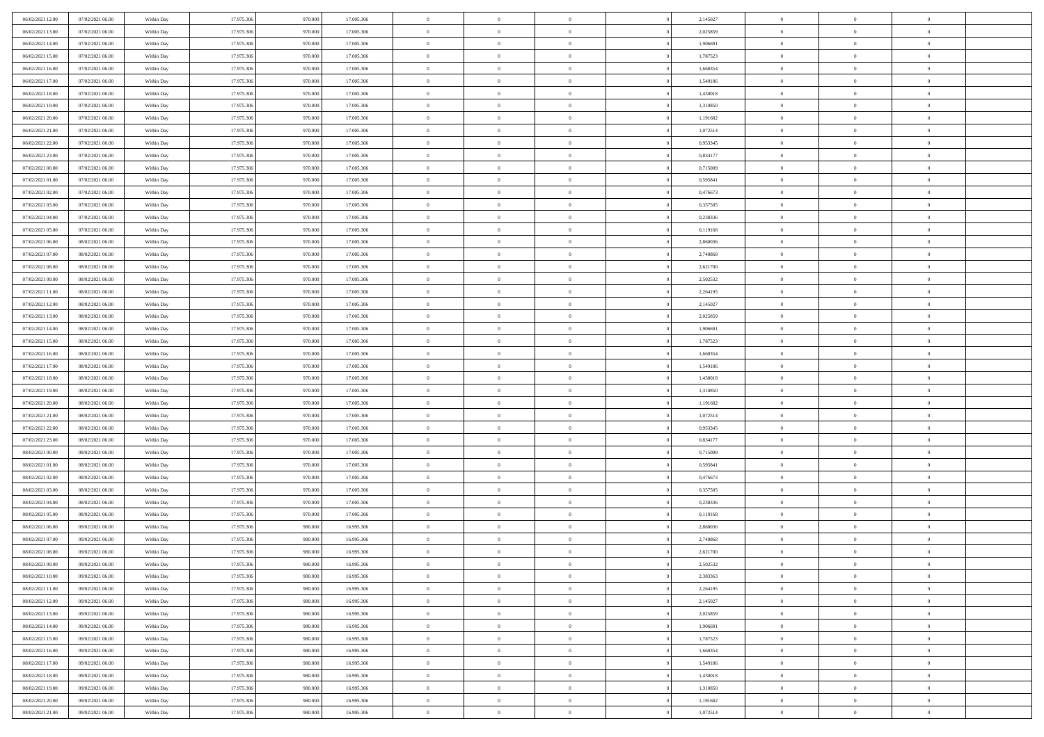| | | | | | | | | | | | | | | |
|---|---|---|---|---|---|---|---|---|---|---|---|---|---|---|
| 06/02/2021 12:00 | 07/02/2021 06:00 | Within Day | 17.975.306 | 970.000 | 17.005.306 | 0 | 0 | 0 | | 2,145027 | 0 | 0 | 0 | |
| 06/02/2021 13:00 | 07/02/2021 06:00 | Within Day | 17.975.306 | 970.000 | 17.005.306 | 0 | 0 | 0 | | 2,025859 | 0 | 0 | 0 | |
| 06/02/2021 14:00 | 07/02/2021 06:00 | Within Day | 17.975.306 | 970.000 | 17.005.306 | 0 | 0 | 0 | | 1,906691 | 0 | 0 | 0 | |
| 06/02/2021 15:00 | 07/02/2021 06:00 | Within Day | 17.975.306 | 970.000 | 17.005.306 | 0 | 0 | 0 | | 1,787523 | 0 | 0 | 0 | |
| 06/02/2021 16:00 | 07/02/2021 06:00 | Within Day | 17.975.306 | 970.000 | 17.005.306 | 0 | 0 | 0 | | 1,668354 | 0 | 0 | 0 | |
| 06/02/2021 17:00 | 07/02/2021 06:00 | Within Day | 17.975.306 | 970.000 | 17.005.306 | 0 | 0 | 0 | | 1,549186 | 0 | 0 | 0 | |
| 06/02/2021 18:00 | 07/02/2021 06:00 | Within Day | 17.975.306 | 970.000 | 17.005.306 | 0 | 0 | 0 | | 1,430018 | 0 | 0 | 0 | |
| 06/02/2021 19:00 | 07/02/2021 06:00 | Within Day | 17.975.306 | 970.000 | 17.005.306 | 0 | 0 | 0 | | 1,310850 | 0 | 0 | 0 | |
| 06/02/2021 20:00 | 07/02/2021 06:00 | Within Day | 17.975.306 | 970.000 | 17.005.306 | 0 | 0 | 0 | | 1,191682 | 0 | 0 | 0 | |
| 06/02/2021 21:00 | 07/02/2021 06:00 | Within Day | 17.975.306 | 970.000 | 17.005.306 | 0 | 0 | 0 | | 1,072514 | 0 | 0 | 0 | |
| 06/02/2021 22:00 | 07/02/2021 06:00 | Within Day | 17.975.306 | 970.000 | 17.005.306 | 0 | 0 | 0 | | 0,953345 | 0 | 0 | 0 | |
| 06/02/2021 23:00 | 07/02/2021 06:00 | Within Day | 17.975.306 | 970.000 | 17.005.306 | 0 | 0 | 0 | | 0,834177 | 0 | 0 | 0 | |
| 07/02/2021 00:00 | 07/02/2021 06:00 | Within Day | 17.975.306 | 970.000 | 17.005.306 | 0 | 0 | 0 | | 0,715009 | 0 | 0 | 0 | |
| 07/02/2021 01:00 | 07/02/2021 06:00 | Within Day | 17.975.306 | 970.000 | 17.005.306 | 0 | 0 | 0 | | 0,595841 | 0 | 0 | 0 | |
| 07/02/2021 02:00 | 07/02/2021 06:00 | Within Day | 17.975.306 | 970.000 | 17.005.306 | 0 | 0 | 0 | | 0,476673 | 0 | 0 | 0 | |
| 07/02/2021 03:00 | 07/02/2021 06:00 | Within Day | 17.975.306 | 970.000 | 17.005.306 | 0 | 0 | 0 | | 0,357505 | 0 | 0 | 0 | |
| 07/02/2021 04:00 | 07/02/2021 06:00 | Within Day | 17.975.306 | 970.000 | 17.005.306 | 0 | 0 | 0 | | 0,238336 | 0 | 0 | 0 | |
| 07/02/2021 05:00 | 07/02/2021 06:00 | Within Day | 17.975.306 | 970.000 | 17.005.306 | 0 | 0 | 0 | | 0,119168 | 0 | 0 | 0 | |
| 07/02/2021 06:00 | 08/02/2021 06:00 | Within Day | 17.975.306 | 970.000 | 17.005.306 | 0 | 0 | 0 | | 2,860036 | 0 | 0 | 0 | |
| 07/02/2021 07:00 | 08/02/2021 06:00 | Within Day | 17.975.306 | 970.000 | 17.005.306 | 0 | 0 | 0 | | 2,740868 | 0 | 0 | 0 | |
| 07/02/2021 08:00 | 08/02/2021 06:00 | Within Day | 17.975.306 | 970.000 | 17.005.306 | 0 | 0 | 0 | | 2,621700 | 0 | 0 | 0 | |
| 07/02/2021 09:00 | 08/02/2021 06:00 | Within Day | 17.975.306 | 970.000 | 17.005.306 | 0 | 0 | 0 | | 2,502532 | 0 | 0 | 0 | |
| 07/02/2021 11:00 | 08/02/2021 06:00 | Within Day | 17.975.306 | 970.000 | 17.005.306 | 0 | 0 | 0 | | 2,264195 | 0 | 0 | 0 | |
| 07/02/2021 12:00 | 08/02/2021 06:00 | Within Day | 17.975.306 | 970.000 | 17.005.306 | 0 | 0 | 0 | | 2,145027 | 0 | 0 | 0 | |
| 07/02/2021 13:00 | 08/02/2021 06:00 | Within Day | 17.975.306 | 970.000 | 17.005.306 | 0 | 0 | 0 | | 2,025859 | 0 | 0 | 0 | |
| 07/02/2021 14:00 | 08/02/2021 06:00 | Within Day | 17.975.306 | 970.000 | 17.005.306 | 0 | 0 | 0 | | 1,906691 | 0 | 0 | 0 | |
| 07/02/2021 15:00 | 08/02/2021 06:00 | Within Day | 17.975.306 | 970.000 | 17.005.306 | 0 | 0 | 0 | | 1,787523 | 0 | 0 | 0 | |
| 07/02/2021 16:00 | 08/02/2021 06:00 | Within Day | 17.975.306 | 970.000 | 17.005.306 | 0 | 0 | 0 | | 1,668354 | 0 | 0 | 0 | |
| 07/02/2021 17:00 | 08/02/2021 06:00 | Within Day | 17.975.306 | 970.000 | 17.005.306 | 0 | 0 | 0 | | 1,549186 | 0 | 0 | 0 | |
| 07/02/2021 18:00 | 08/02/2021 06:00 | Within Day | 17.975.306 | 970.000 | 17.005.306 | 0 | 0 | 0 | | 1,430018 | 0 | 0 | 0 | |
| 07/02/2021 19:00 | 08/02/2021 06:00 | Within Day | 17.975.306 | 970.000 | 17.005.306 | 0 | 0 | 0 | | 1,310850 | 0 | 0 | 0 | |
| 07/02/2021 20:00 | 08/02/2021 06:00 | Within Day | 17.975.306 | 970.000 | 17.005.306 | 0 | 0 | 0 | | 1,191682 | 0 | 0 | 0 | |
| 07/02/2021 21:00 | 08/02/2021 06:00 | Within Day | 17.975.306 | 970.000 | 17.005.306 | 0 | 0 | 0 | | 1,072514 | 0 | 0 | 0 | |
| 07/02/2021 22:00 | 08/02/2021 06:00 | Within Day | 17.975.306 | 970.000 | 17.005.306 | 0 | 0 | 0 | | 0,953345 | 0 | 0 | 0 | |
| 07/02/2021 23:00 | 08/02/2021 06:00 | Within Day | 17.975.306 | 970.000 | 17.005.306 | 0 | 0 | 0 | | 0,834177 | 0 | 0 | 0 | |
| 08/02/2021 00:00 | 08/02/2021 06:00 | Within Day | 17.975.306 | 970.000 | 17.005.306 | 0 | 0 | 0 | | 0,715009 | 0 | 0 | 0 | |
| 08/02/2021 01:00 | 08/02/2021 06:00 | Within Day | 17.975.306 | 970.000 | 17.005.306 | 0 | 0 | 0 | | 0,595841 | 0 | 0 | 0 | |
| 08/02/2021 02:00 | 08/02/2021 06:00 | Within Day | 17.975.306 | 970.000 | 17.005.306 | 0 | 0 | 0 | | 0,476673 | 0 | 0 | 0 | |
| 08/02/2021 03:00 | 08/02/2021 06:00 | Within Day | 17.975.306 | 970.000 | 17.005.306 | 0 | 0 | 0 | | 0,357505 | 0 | 0 | 0 | |
| 08/02/2021 04:00 | 08/02/2021 06:00 | Within Day | 17.975.306 | 970.000 | 17.005.306 | 0 | 0 | 0 | | 0,238336 | 0 | 0 | 0 | |
| 08/02/2021 05:00 | 08/02/2021 06:00 | Within Day | 17.975.306 | 970.000 | 17.005.306 | 0 | 0 | 0 | | 0,119168 | 0 | 0 | 0 | |
| 08/02/2021 06:00 | 09/02/2021 06:00 | Within Day | 17.975.306 | 980.000 | 16.995.306 | 0 | 0 | 0 | | 2,860036 | 0 | 0 | 0 | |
| 08/02/2021 07:00 | 09/02/2021 06:00 | Within Day | 17.975.306 | 980.000 | 16.995.306 | 0 | 0 | 0 | | 2,740868 | 0 | 0 | 0 | |
| 08/02/2021 08:00 | 09/02/2021 06:00 | Within Day | 17.975.306 | 980.000 | 16.995.306 | 0 | 0 | 0 | | 2,621700 | 0 | 0 | 0 | |
| 08/02/2021 09:00 | 09/02/2021 06:00 | Within Day | 17.975.306 | 980.000 | 16.995.306 | 0 | 0 | 0 | | 2,502532 | 0 | 0 | 0 | |
| 08/02/2021 10:00 | 09/02/2021 06:00 | Within Day | 17.975.306 | 980.000 | 16.995.306 | 0 | 0 | 0 | | 2,383363 | 0 | 0 | 0 | |
| 08/02/2021 11:00 | 09/02/2021 06:00 | Within Day | 17.975.306 | 980.000 | 16.995.306 | 0 | 0 | 0 | | 2,264195 | 0 | 0 | 0 | |
| 08/02/2021 12:00 | 09/02/2021 06:00 | Within Day | 17.975.306 | 980.000 | 16.995.306 | 0 | 0 | 0 | | 2,145027 | 0 | 0 | 0 | |
| 08/02/2021 13:00 | 09/02/2021 06:00 | Within Day | 17.975.306 | 980.000 | 16.995.306 | 0 | 0 | 0 | | 2,025859 | 0 | 0 | 0 | |
| 08/02/2021 14:00 | 09/02/2021 06:00 | Within Day | 17.975.306 | 980.000 | 16.995.306 | 0 | 0 | 0 | | 1,906691 | 0 | 0 | 0 | |
| 08/02/2021 15:00 | 09/02/2021 06:00 | Within Day | 17.975.306 | 980.000 | 16.995.306 | 0 | 0 | 0 | | 1,787523 | 0 | 0 | 0 | |
| 08/02/2021 16:00 | 09/02/2021 06:00 | Within Day | 17.975.306 | 980.000 | 16.995.306 | 0 | 0 | 0 | | 1,668354 | 0 | 0 | 0 | |
| 08/02/2021 17:00 | 09/02/2021 06:00 | Within Day | 17.975.306 | 980.000 | 16.995.306 | 0 | 0 | 0 | | 1,549186 | 0 | 0 | 0 | |
| 08/02/2021 18:00 | 09/02/2021 06:00 | Within Day | 17.975.306 | 980.000 | 16.995.306 | 0 | 0 | 0 | | 1,430018 | 0 | 0 | 0 | |
| 08/02/2021 19:00 | 09/02/2021 06:00 | Within Day | 17.975.306 | 980.000 | 16.995.306 | 0 | 0 | 0 | | 1,310850 | 0 | 0 | 0 | |
| 08/02/2021 20:00 | 09/02/2021 06:00 | Within Day | 17.975.306 | 980.000 | 16.995.306 | 0 | 0 | 0 | | 1,191682 | 0 | 0 | 0 | |
| 08/02/2021 21:00 | 09/02/2021 06:00 | Within Day | 17.975.306 | 980.000 | 16.995.306 | 0 | 0 | 0 | | 1,072514 | 0 | 0 | 0 | |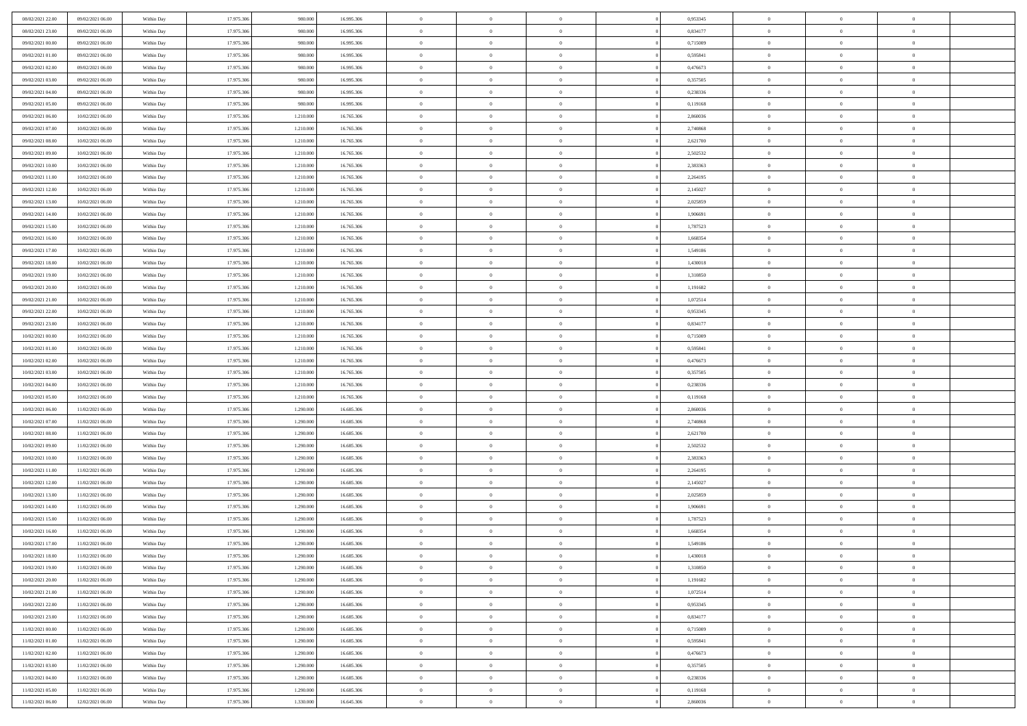| | | | | | | | | | | | | | | |
|---|---|---|---|---|---|---|---|---|---|---|---|---|---|---|
| 08/02/2021 22:00 | 09/02/2021 06:00 | Within Day | 17.975.306 | 980.000 | 16.995.306 | 0 | 0 | 0 | 0 | 0,953345 | 0 | 0 | 0 | |
| 08/02/2021 23:00 | 09/02/2021 06:00 | Within Day | 17.975.306 | 980.000 | 16.995.306 | 0 | 0 | 0 | 0 | 0,834177 | 0 | 0 | 0 | |
| 09/02/2021 00:00 | 09/02/2021 06:00 | Within Day | 17.975.306 | 980.000 | 16.995.306 | 0 | 0 | 0 | 0 | 0,715009 | 0 | 0 | 0 | |
| 09/02/2021 01:00 | 09/02/2021 06:00 | Within Day | 17.975.306 | 980.000 | 16.995.306 | 0 | 0 | 0 | 0 | 0,595841 | 0 | 0 | 0 | |
| 09/02/2021 02:00 | 09/02/2021 06:00 | Within Day | 17.975.306 | 980.000 | 16.995.306 | 0 | 0 | 0 | 0 | 0,476673 | 0 | 0 | 0 | |
| 09/02/2021 03:00 | 09/02/2021 06:00 | Within Day | 17.975.306 | 980.000 | 16.995.306 | 0 | 0 | 0 | 0 | 0,357505 | 0 | 0 | 0 | |
| 09/02/2021 04:00 | 09/02/2021 06:00 | Within Day | 17.975.306 | 980.000 | 16.995.306 | 0 | 0 | 0 | 0 | 0,238336 | 0 | 0 | 0 | |
| 09/02/2021 05:00 | 09/02/2021 06:00 | Within Day | 17.975.306 | 980.000 | 16.995.306 | 0 | 0 | 0 | 0 | 0,119168 | 0 | 0 | 0 | |
| 09/02/2021 06:00 | 10/02/2021 06:00 | Within Day | 17.975.306 | 1.210.000 | 16.765.306 | 0 | 0 | 0 | 0 | 2,860036 | 0 | 0 | 0 | |
| 09/02/2021 07:00 | 10/02/2021 06:00 | Within Day | 17.975.306 | 1.210.000 | 16.765.306 | 0 | 0 | 0 | 0 | 2,740868 | 0 | 0 | 0 | |
| 09/02/2021 08:00 | 10/02/2021 06:00 | Within Day | 17.975.306 | 1.210.000 | 16.765.306 | 0 | 0 | 0 | 0 | 2,621700 | 0 | 0 | 0 | |
| 09/02/2021 09:00 | 10/02/2021 06:00 | Within Day | 17.975.306 | 1.210.000 | 16.765.306 | 0 | 0 | 0 | 0 | 2,502532 | 0 | 0 | 0 | |
| 09/02/2021 10:00 | 10/02/2021 06:00 | Within Day | 17.975.306 | 1.210.000 | 16.765.306 | 0 | 0 | 0 | 0 | 2,383363 | 0 | 0 | 0 | |
| 09/02/2021 11:00 | 10/02/2021 06:00 | Within Day | 17.975.306 | 1.210.000 | 16.765.306 | 0 | 0 | 0 | 0 | 2,264195 | 0 | 0 | 0 | |
| 09/02/2021 12:00 | 10/02/2021 06:00 | Within Day | 17.975.306 | 1.210.000 | 16.765.306 | 0 | 0 | 0 | 0 | 2,145027 | 0 | 0 | 0 | |
| 09/02/2021 13:00 | 10/02/2021 06:00 | Within Day | 17.975.306 | 1.210.000 | 16.765.306 | 0 | 0 | 0 | 0 | 2,025859 | 0 | 0 | 0 | |
| 09/02/2021 14:00 | 10/02/2021 06:00 | Within Day | 17.975.306 | 1.210.000 | 16.765.306 | 0 | 0 | 0 | 0 | 1,906691 | 0 | 0 | 0 | |
| 09/02/2021 15:00 | 10/02/2021 06:00 | Within Day | 17.975.306 | 1.210.000 | 16.765.306 | 0 | 0 | 0 | 0 | 1,787523 | 0 | 0 | 0 | |
| 09/02/2021 16:00 | 10/02/2021 06:00 | Within Day | 17.975.306 | 1.210.000 | 16.765.306 | 0 | 0 | 0 | 0 | 1,668354 | 0 | 0 | 0 | |
| 09/02/2021 17:00 | 10/02/2021 06:00 | Within Day | 17.975.306 | 1.210.000 | 16.765.306 | 0 | 0 | 0 | 0 | 1,549186 | 0 | 0 | 0 | |
| 09/02/2021 18:00 | 10/02/2021 06:00 | Within Day | 17.975.306 | 1.210.000 | 16.765.306 | 0 | 0 | 0 | 0 | 1,430018 | 0 | 0 | 0 | |
| 09/02/2021 19:00 | 10/02/2021 06:00 | Within Day | 17.975.306 | 1.210.000 | 16.765.306 | 0 | 0 | 0 | 0 | 1,310850 | 0 | 0 | 0 | |
| 09/02/2021 20:00 | 10/02/2021 06:00 | Within Day | 17.975.306 | 1.210.000 | 16.765.306 | 0 | 0 | 0 | 0 | 1,191682 | 0 | 0 | 0 | |
| 09/02/2021 21:00 | 10/02/2021 06:00 | Within Day | 17.975.306 | 1.210.000 | 16.765.306 | 0 | 0 | 0 | 0 | 1,072514 | 0 | 0 | 0 | |
| 09/02/2021 22:00 | 10/02/2021 06:00 | Within Day | 17.975.306 | 1.210.000 | 16.765.306 | 0 | 0 | 0 | 0 | 0,953345 | 0 | 0 | 0 | |
| 09/02/2021 23:00 | 10/02/2021 06:00 | Within Day | 17.975.306 | 1.210.000 | 16.765.306 | 0 | 0 | 0 | 0 | 0,834177 | 0 | 0 | 0 | |
| 10/02/2021 00:00 | 10/02/2021 06:00 | Within Day | 17.975.306 | 1.210.000 | 16.765.306 | 0 | 0 | 0 | 0 | 0,715009 | 0 | 0 | 0 | |
| 10/02/2021 01:00 | 10/02/2021 06:00 | Within Day | 17.975.306 | 1.210.000 | 16.765.306 | 0 | 0 | 0 | 0 | 0,595841 | 0 | 0 | 0 | |
| 10/02/2021 02:00 | 10/02/2021 06:00 | Within Day | 17.975.306 | 1.210.000 | 16.765.306 | 0 | 0 | 0 | 0 | 0,476673 | 0 | 0 | 0 | |
| 10/02/2021 03:00 | 10/02/2021 06:00 | Within Day | 17.975.306 | 1.210.000 | 16.765.306 | 0 | 0 | 0 | 0 | 0,357505 | 0 | 0 | 0 | |
| 10/02/2021 04:00 | 10/02/2021 06:00 | Within Day | 17.975.306 | 1.210.000 | 16.765.306 | 0 | 0 | 0 | 0 | 0,238336 | 0 | 0 | 0 | |
| 10/02/2021 05:00 | 10/02/2021 06:00 | Within Day | 17.975.306 | 1.210.000 | 16.765.306 | 0 | 0 | 0 | 0 | 0,119168 | 0 | 0 | 0 | |
| 10/02/2021 06:00 | 11/02/2021 06:00 | Within Day | 17.975.306 | 1.290.000 | 16.685.306 | 0 | 0 | 0 | 0 | 2,860036 | 0 | 0 | 0 | |
| 10/02/2021 07:00 | 11/02/2021 06:00 | Within Day | 17.975.306 | 1.290.000 | 16.685.306 | 0 | 0 | 0 | 0 | 2,740868 | 0 | 0 | 0 | |
| 10/02/2021 08:00 | 11/02/2021 06:00 | Within Day | 17.975.306 | 1.290.000 | 16.685.306 | 0 | 0 | 0 | 0 | 2,621700 | 0 | 0 | 0 | |
| 10/02/2021 09:00 | 11/02/2021 06:00 | Within Day | 17.975.306 | 1.290.000 | 16.685.306 | 0 | 0 | 0 | 0 | 2,502532 | 0 | 0 | 0 | |
| 10/02/2021 10:00 | 11/02/2021 06:00 | Within Day | 17.975.306 | 1.290.000 | 16.685.306 | 0 | 0 | 0 | 0 | 2,383363 | 0 | 0 | 0 | |
| 10/02/2021 11:00 | 11/02/2021 06:00 | Within Day | 17.975.306 | 1.290.000 | 16.685.306 | 0 | 0 | 0 | 0 | 2,264195 | 0 | 0 | 0 | |
| 10/02/2021 12:00 | 11/02/2021 06:00 | Within Day | 17.975.306 | 1.290.000 | 16.685.306 | 0 | 0 | 0 | 0 | 2,145027 | 0 | 0 | 0 | |
| 10/02/2021 13:00 | 11/02/2021 06:00 | Within Day | 17.975.306 | 1.290.000 | 16.685.306 | 0 | 0 | 0 | 0 | 2,025859 | 0 | 0 | 0 | |
| 10/02/2021 14:00 | 11/02/2021 06:00 | Within Day | 17.975.306 | 1.290.000 | 16.685.306 | 0 | 0 | 0 | 0 | 1,906691 | 0 | 0 | 0 | |
| 10/02/2021 15:00 | 11/02/2021 06:00 | Within Day | 17.975.306 | 1.290.000 | 16.685.306 | 0 | 0 | 0 | 0 | 1,787523 | 0 | 0 | 0 | |
| 10/02/2021 16:00 | 11/02/2021 06:00 | Within Day | 17.975.306 | 1.290.000 | 16.685.306 | 0 | 0 | 0 | 0 | 1,668354 | 0 | 0 | 0 | |
| 10/02/2021 17:00 | 11/02/2021 06:00 | Within Day | 17.975.306 | 1.290.000 | 16.685.306 | 0 | 0 | 0 | 0 | 1,549186 | 0 | 0 | 0 | |
| 10/02/2021 18:00 | 11/02/2021 06:00 | Within Day | 17.975.306 | 1.290.000 | 16.685.306 | 0 | 0 | 0 | 0 | 1,430018 | 0 | 0 | 0 | |
| 10/02/2021 19:00 | 11/02/2021 06:00 | Within Day | 17.975.306 | 1.290.000 | 16.685.306 | 0 | 0 | 0 | 0 | 1,310850 | 0 | 0 | 0 | |
| 10/02/2021 20:00 | 11/02/2021 06:00 | Within Day | 17.975.306 | 1.290.000 | 16.685.306 | 0 | 0 | 0 | 0 | 1,191682 | 0 | 0 | 0 | |
| 10/02/2021 21:00 | 11/02/2021 06:00 | Within Day | 17.975.306 | 1.290.000 | 16.685.306 | 0 | 0 | 0 | 0 | 1,072514 | 0 | 0 | 0 | |
| 10/02/2021 22:00 | 11/02/2021 06:00 | Within Day | 17.975.306 | 1.290.000 | 16.685.306 | 0 | 0 | 0 | 0 | 0,953345 | 0 | 0 | 0 | |
| 10/02/2021 23:00 | 11/02/2021 06:00 | Within Day | 17.975.306 | 1.290.000 | 16.685.306 | 0 | 0 | 0 | 0 | 0,834177 | 0 | 0 | 0 | |
| 11/02/2021 00:00 | 11/02/2021 06:00 | Within Day | 17.975.306 | 1.290.000 | 16.685.306 | 0 | 0 | 0 | 0 | 0,715009 | 0 | 0 | 0 | |
| 11/02/2021 01:00 | 11/02/2021 06:00 | Within Day | 17.975.306 | 1.290.000 | 16.685.306 | 0 | 0 | 0 | 0 | 0,595841 | 0 | 0 | 0 | |
| 11/02/2021 02:00 | 11/02/2021 06:00 | Within Day | 17.975.306 | 1.290.000 | 16.685.306 | 0 | 0 | 0 | 0 | 0,476673 | 0 | 0 | 0 | |
| 11/02/2021 03:00 | 11/02/2021 06:00 | Within Day | 17.975.306 | 1.290.000 | 16.685.306 | 0 | 0 | 0 | 0 | 0,357505 | 0 | 0 | 0 | |
| 11/02/2021 04:00 | 11/02/2021 06:00 | Within Day | 17.975.306 | 1.290.000 | 16.685.306 | 0 | 0 | 0 | 0 | 0,238336 | 0 | 0 | 0 | |
| 11/02/2021 05:00 | 11/02/2021 06:00 | Within Day | 17.975.306 | 1.290.000 | 16.685.306 | 0 | 0 | 0 | 0 | 0,119168 | 0 | 0 | 0 | |
| 11/02/2021 06:00 | 12/02/2021 06:00 | Within Day | 17.975.306 | 1.330.000 | 16.645.306 | 0 | 0 | 0 | 0 | 2,860036 | 0 | 0 | 0 | |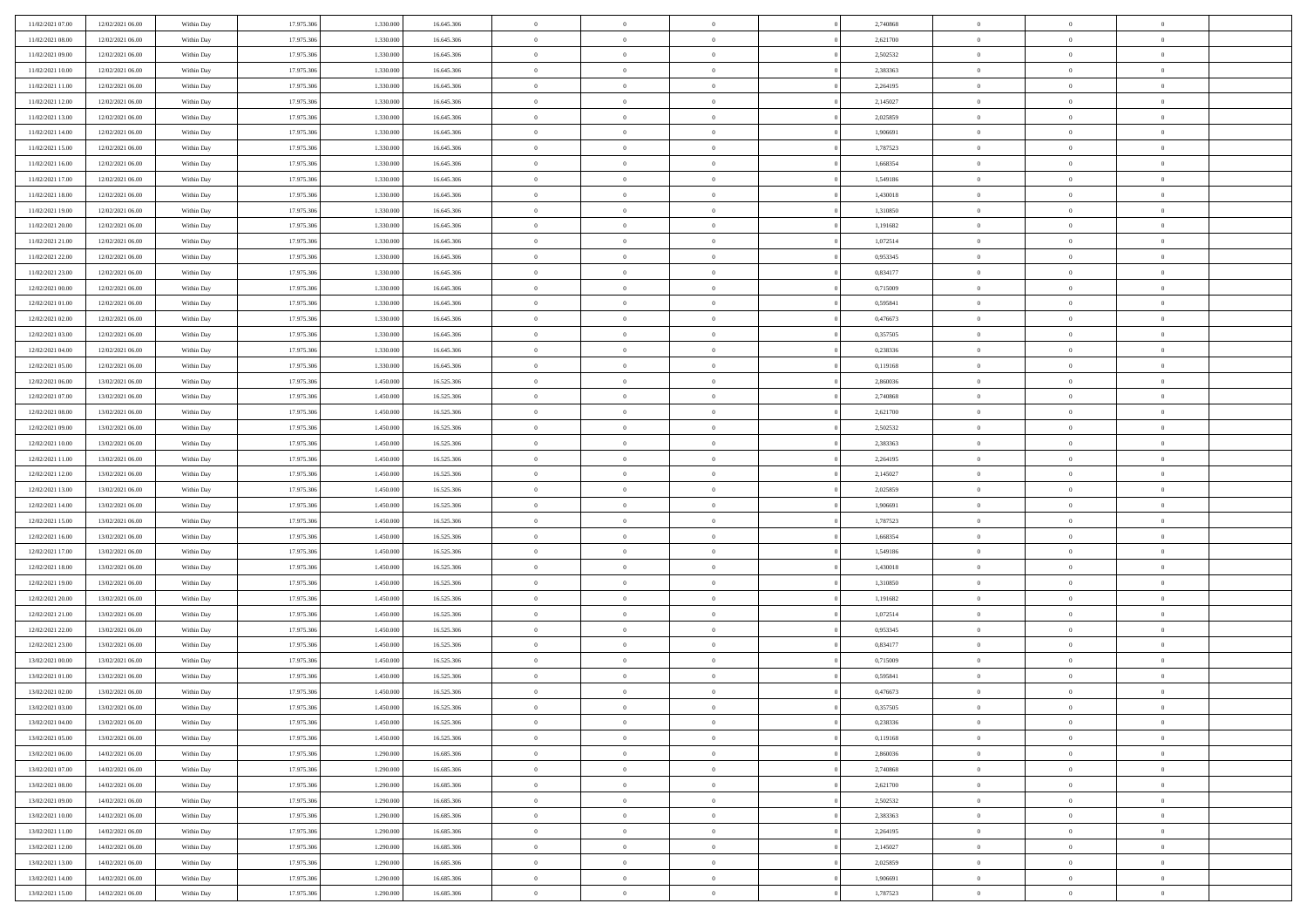| | | | | | | | | | | | | | | | |
|---|---|---|---|---|---|---|---|---|---|---|---|---|---|---|---|
| 11/02/2021 07.00 | 12/02/2021 06.00 | Within Day | 17.975.306 | 1.330.000 | 16.645.306 | 0 | 0 | 0 | 0 | | 2,740868 | 0 | 0 | 0 | |
| 11/02/2021 08.00 | 12/02/2021 06.00 | Within Day | 17.975.306 | 1.330.000 | 16.645.306 | 0 | 0 | 0 | 0 | | 2,621700 | 0 | 0 | 0 | |
| 11/02/2021 09.00 | 12/02/2021 06.00 | Within Day | 17.975.306 | 1.330.000 | 16.645.306 | 0 | 0 | 0 | 0 | | 2,502532 | 0 | 0 | 0 | |
| 11/02/2021 10.00 | 12/02/2021 06.00 | Within Day | 17.975.306 | 1.330.000 | 16.645.306 | 0 | 0 | 0 | 0 | | 2,383363 | 0 | 0 | 0 | |
| 11/02/2021 11.00 | 12/02/2021 06.00 | Within Day | 17.975.306 | 1.330.000 | 16.645.306 | 0 | 0 | 0 | 0 | | 2,264195 | 0 | 0 | 0 | |
| 11/02/2021 12.00 | 12/02/2021 06.00 | Within Day | 17.975.306 | 1.330.000 | 16.645.306 | 0 | 0 | 0 | 0 | | 2,145027 | 0 | 0 | 0 | |
| 11/02/2021 13.00 | 12/02/2021 06.00 | Within Day | 17.975.306 | 1.330.000 | 16.645.306 | 0 | 0 | 0 | 0 | | 2,025859 | 0 | 0 | 0 | |
| 11/02/2021 14.00 | 12/02/2021 06.00 | Within Day | 17.975.306 | 1.330.000 | 16.645.306 | 0 | 0 | 0 | 0 | | 1,906691 | 0 | 0 | 0 | |
| 11/02/2021 15.00 | 12/02/2021 06.00 | Within Day | 17.975.306 | 1.330.000 | 16.645.306 | 0 | 0 | 0 | 0 | | 1,787523 | 0 | 0 | 0 | |
| 11/02/2021 16.00 | 12/02/2021 06.00 | Within Day | 17.975.306 | 1.330.000 | 16.645.306 | 0 | 0 | 0 | 0 | | 1,668354 | 0 | 0 | 0 | |
| 11/02/2021 17.00 | 12/02/2021 06.00 | Within Day | 17.975.306 | 1.330.000 | 16.645.306 | 0 | 0 | 0 | 0 | | 1,549186 | 0 | 0 | 0 | |
| 11/02/2021 18.00 | 12/02/2021 06.00 | Within Day | 17.975.306 | 1.330.000 | 16.645.306 | 0 | 0 | 0 | 0 | | 1,430018 | 0 | 0 | 0 | |
| 11/02/2021 19.00 | 12/02/2021 06.00 | Within Day | 17.975.306 | 1.330.000 | 16.645.306 | 0 | 0 | 0 | 0 | | 1,310850 | 0 | 0 | 0 | |
| 11/02/2021 20.00 | 12/02/2021 06.00 | Within Day | 17.975.306 | 1.330.000 | 16.645.306 | 0 | 0 | 0 | 0 | | 1,191682 | 0 | 0 | 0 | |
| 11/02/2021 21.00 | 12/02/2021 06.00 | Within Day | 17.975.306 | 1.330.000 | 16.645.306 | 0 | 0 | 0 | 0 | | 1,072514 | 0 | 0 | 0 | |
| 11/02/2021 22.00 | 12/02/2021 06.00 | Within Day | 17.975.306 | 1.330.000 | 16.645.306 | 0 | 0 | 0 | 0 | | 0,953345 | 0 | 0 | 0 | |
| 11/02/2021 23.00 | 12/02/2021 06.00 | Within Day | 17.975.306 | 1.330.000 | 16.645.306 | 0 | 0 | 0 | 0 | | 0,834177 | 0 | 0 | 0 | |
| 12/02/2021 00.00 | 12/02/2021 06.00 | Within Day | 17.975.306 | 1.330.000 | 16.645.306 | 0 | 0 | 0 | 0 | | 0,715009 | 0 | 0 | 0 | |
| 12/02/2021 01.00 | 12/02/2021 06.00 | Within Day | 17.975.306 | 1.330.000 | 16.645.306 | 0 | 0 | 0 | 0 | | 0,595841 | 0 | 0 | 0 | |
| 12/02/2021 02.00 | 12/02/2021 06.00 | Within Day | 17.975.306 | 1.330.000 | 16.645.306 | 0 | 0 | 0 | 0 | | 0,476673 | 0 | 0 | 0 | |
| 12/02/2021 03.00 | 12/02/2021 06.00 | Within Day | 17.975.306 | 1.330.000 | 16.645.306 | 0 | 0 | 0 | 0 | | 0,357505 | 0 | 0 | 0 | |
| 12/02/2021 04.00 | 12/02/2021 06.00 | Within Day | 17.975.306 | 1.330.000 | 16.645.306 | 0 | 0 | 0 | 0 | | 0,238336 | 0 | 0 | 0 | |
| 12/02/2021 05.00 | 12/02/2021 06.00 | Within Day | 17.975.306 | 1.330.000 | 16.645.306 | 0 | 0 | 0 | 0 | | 0,119168 | 0 | 0 | 0 | |
| 12/02/2021 06.00 | 13/02/2021 06.00 | Within Day | 17.975.306 | 1.450.000 | 16.525.306 | 0 | 0 | 0 | 0 | | 2,860036 | 0 | 0 | 0 | |
| 12/02/2021 07.00 | 13/02/2021 06.00 | Within Day | 17.975.306 | 1.450.000 | 16.525.306 | 0 | 0 | 0 | 0 | | 2,740868 | 0 | 0 | 0 | |
| 12/02/2021 08.00 | 13/02/2021 06.00 | Within Day | 17.975.306 | 1.450.000 | 16.525.306 | 0 | 0 | 0 | 0 | | 2,621700 | 0 | 0 | 0 | |
| 12/02/2021 09.00 | 13/02/2021 06.00 | Within Day | 17.975.306 | 1.450.000 | 16.525.306 | 0 | 0 | 0 | 0 | | 2,502532 | 0 | 0 | 0 | |
| 12/02/2021 10.00 | 13/02/2021 06.00 | Within Day | 17.975.306 | 1.450.000 | 16.525.306 | 0 | 0 | 0 | 0 | | 2,383363 | 0 | 0 | 0 | |
| 12/02/2021 11.00 | 13/02/2021 06.00 | Within Day | 17.975.306 | 1.450.000 | 16.525.306 | 0 | 0 | 0 | 0 | | 2,264195 | 0 | 0 | 0 | |
| 12/02/2021 12.00 | 13/02/2021 06.00 | Within Day | 17.975.306 | 1.450.000 | 16.525.306 | 0 | 0 | 0 | 0 | | 2,145027 | 0 | 0 | 0 | |
| 12/02/2021 13.00 | 13/02/2021 06.00 | Within Day | 17.975.306 | 1.450.000 | 16.525.306 | 0 | 0 | 0 | 0 | | 2,025859 | 0 | 0 | 0 | |
| 12/02/2021 14.00 | 13/02/2021 06.00 | Within Day | 17.975.306 | 1.450.000 | 16.525.306 | 0 | 0 | 0 | 0 | | 1,906691 | 0 | 0 | 0 | |
| 12/02/2021 15.00 | 13/02/2021 06.00 | Within Day | 17.975.306 | 1.450.000 | 16.525.306 | 0 | 0 | 0 | 0 | | 1,787523 | 0 | 0 | 0 | |
| 12/02/2021 16.00 | 13/02/2021 06.00 | Within Day | 17.975.306 | 1.450.000 | 16.525.306 | 0 | 0 | 0 | 0 | | 1,668354 | 0 | 0 | 0 | |
| 12/02/2021 17.00 | 13/02/2021 06.00 | Within Day | 17.975.306 | 1.450.000 | 16.525.306 | 0 | 0 | 0 | 0 | | 1,549186 | 0 | 0 | 0 | |
| 12/02/2021 18.00 | 13/02/2021 06.00 | Within Day | 17.975.306 | 1.450.000 | 16.525.306 | 0 | 0 | 0 | 0 | | 1,430018 | 0 | 0 | 0 | |
| 12/02/2021 19.00 | 13/02/2021 06.00 | Within Day | 17.975.306 | 1.450.000 | 16.525.306 | 0 | 0 | 0 | 0 | | 1,310850 | 0 | 0 | 0 | |
| 12/02/2021 20.00 | 13/02/2021 06.00 | Within Day | 17.975.306 | 1.450.000 | 16.525.306 | 0 | 0 | 0 | 0 | | 1,191682 | 0 | 0 | 0 | |
| 12/02/2021 21.00 | 13/02/2021 06.00 | Within Day | 17.975.306 | 1.450.000 | 16.525.306 | 0 | 0 | 0 | 0 | | 1,072514 | 0 | 0 | 0 | |
| 12/02/2021 22.00 | 13/02/2021 06.00 | Within Day | 17.975.306 | 1.450.000 | 16.525.306 | 0 | 0 | 0 | 0 | | 0,953345 | 0 | 0 | 0 | |
| 12/02/2021 23.00 | 13/02/2021 06.00 | Within Day | 17.975.306 | 1.450.000 | 16.525.306 | 0 | 0 | 0 | 0 | | 0,834177 | 0 | 0 | 0 | |
| 13/02/2021 00.00 | 13/02/2021 06.00 | Within Day | 17.975.306 | 1.450.000 | 16.525.306 | 0 | 0 | 0 | 0 | | 0,715009 | 0 | 0 | 0 | |
| 13/02/2021 01.00 | 13/02/2021 06.00 | Within Day | 17.975.306 | 1.450.000 | 16.525.306 | 0 | 0 | 0 | 0 | | 0,595841 | 0 | 0 | 0 | |
| 13/02/2021 02.00 | 13/02/2021 06.00 | Within Day | 17.975.306 | 1.450.000 | 16.525.306 | 0 | 0 | 0 | 0 | | 0,476673 | 0 | 0 | 0 | |
| 13/02/2021 03.00 | 13/02/2021 06.00 | Within Day | 17.975.306 | 1.450.000 | 16.525.306 | 0 | 0 | 0 | 0 | | 0,357505 | 0 | 0 | 0 | |
| 13/02/2021 04.00 | 13/02/2021 06.00 | Within Day | 17.975.306 | 1.450.000 | 16.525.306 | 0 | 0 | 0 | 0 | | 0,238336 | 0 | 0 | 0 | |
| 13/02/2021 05.00 | 13/02/2021 06.00 | Within Day | 17.975.306 | 1.450.000 | 16.525.306 | 0 | 0 | 0 | 0 | | 0,119168 | 0 | 0 | 0 | |
| 13/02/2021 06.00 | 14/02/2021 06.00 | Within Day | 17.975.306 | 1.290.000 | 16.685.306 | 0 | 0 | 0 | 0 | | 2,860036 | 0 | 0 | 0 | |
| 13/02/2021 07.00 | 14/02/2021 06.00 | Within Day | 17.975.306 | 1.290.000 | 16.685.306 | 0 | 0 | 0 | 0 | | 2,740868 | 0 | 0 | 0 | |
| 13/02/2021 08.00 | 14/02/2021 06.00 | Within Day | 17.975.306 | 1.290.000 | 16.685.306 | 0 | 0 | 0 | 0 | | 2,621700 | 0 | 0 | 0 | |
| 13/02/2021 09.00 | 14/02/2021 06.00 | Within Day | 17.975.306 | 1.290.000 | 16.685.306 | 0 | 0 | 0 | 0 | | 2,502532 | 0 | 0 | 0 | |
| 13/02/2021 10.00 | 14/02/2021 06.00 | Within Day | 17.975.306 | 1.290.000 | 16.685.306 | 0 | 0 | 0 | 0 | | 2,383363 | 0 | 0 | 0 | |
| 13/02/2021 11.00 | 14/02/2021 06.00 | Within Day | 17.975.306 | 1.290.000 | 16.685.306 | 0 | 0 | 0 | 0 | | 2,264195 | 0 | 0 | 0 | |
| 13/02/2021 12.00 | 14/02/2021 06.00 | Within Day | 17.975.306 | 1.290.000 | 16.685.306 | 0 | 0 | 0 | 0 | | 2,145027 | 0 | 0 | 0 | |
| 13/02/2021 13.00 | 14/02/2021 06.00 | Within Day | 17.975.306 | 1.290.000 | 16.685.306 | 0 | 0 | 0 | 0 | | 2,025859 | 0 | 0 | 0 | |
| 13/02/2021 14.00 | 14/02/2021 06.00 | Within Day | 17.975.306 | 1.290.000 | 16.685.306 | 0 | 0 | 0 | 0 | | 1,906691 | 0 | 0 | 0 | |
| 13/02/2021 15.00 | 14/02/2021 06.00 | Within Day | 17.975.306 | 1.290.000 | 16.685.306 | 0 | 0 | 0 | 0 | | 1,787523 | 0 | 0 | 0 | |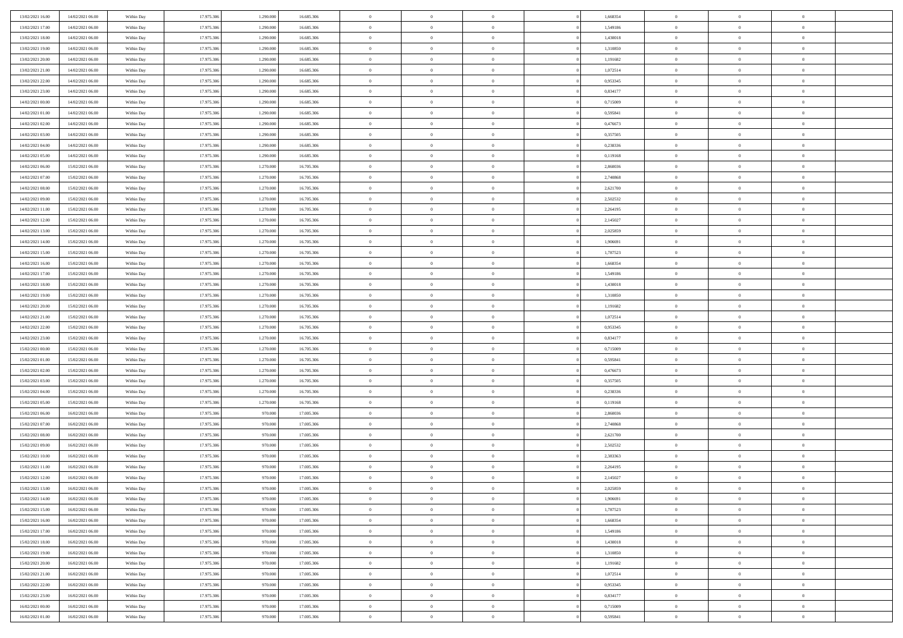| | | | | | | | | | | | | | | |
|---|---|---|---|---|---|---|---|---|---|---|---|---|---|---|
| 13/02/2021 16:00 | 14/02/2021 06:00 | Within Day | 17.975.306 | 1.290.000 | 16.685.306 | 0 | 0 | 0 | 0 | 1,668354 | 0 | 0 | 0 | |
| 13/02/2021 17:00 | 14/02/2021 06:00 | Within Day | 17.975.306 | 1.290.000 | 16.685.306 | 0 | 0 | 0 | 0 | 1,549186 | 0 | 0 | 0 | |
| 13/02/2021 18:00 | 14/02/2021 06:00 | Within Day | 17.975.306 | 1.290.000 | 16.685.306 | 0 | 0 | 0 | 0 | 1,430018 | 0 | 0 | 0 | |
| 13/02/2021 19:00 | 14/02/2021 06:00 | Within Day | 17.975.306 | 1.290.000 | 16.685.306 | 0 | 0 | 0 | 0 | 1,310850 | 0 | 0 | 0 | |
| 13/02/2021 20:00 | 14/02/2021 06:00 | Within Day | 17.975.306 | 1.290.000 | 16.685.306 | 0 | 0 | 0 | 0 | 1,191682 | 0 | 0 | 0 | |
| 13/02/2021 21:00 | 14/02/2021 06:00 | Within Day | 17.975.306 | 1.290.000 | 16.685.306 | 0 | 0 | 0 | 0 | 1,072514 | 0 | 0 | 0 | |
| 13/02/2021 22:00 | 14/02/2021 06:00 | Within Day | 17.975.306 | 1.290.000 | 16.685.306 | 0 | 0 | 0 | 0 | 0,953345 | 0 | 0 | 0 | |
| 13/02/2021 23:00 | 14/02/2021 06:00 | Within Day | 17.975.306 | 1.290.000 | 16.685.306 | 0 | 0 | 0 | 0 | 0,834177 | 0 | 0 | 0 | |
| 14/02/2021 00:00 | 14/02/2021 06:00 | Within Day | 17.975.306 | 1.290.000 | 16.685.306 | 0 | 0 | 0 | 0 | 0,715009 | 0 | 0 | 0 | |
| 14/02/2021 01:00 | 14/02/2021 06:00 | Within Day | 17.975.306 | 1.290.000 | 16.685.306 | 0 | 0 | 0 | 0 | 0,595841 | 0 | 0 | 0 | |
| 14/02/2021 02:00 | 14/02/2021 06:00 | Within Day | 17.975.306 | 1.290.000 | 16.685.306 | 0 | 0 | 0 | 0 | 0,476673 | 0 | 0 | 0 | |
| 14/02/2021 03:00 | 14/02/2021 06:00 | Within Day | 17.975.306 | 1.290.000 | 16.685.306 | 0 | 0 | 0 | 0 | 0,357505 | 0 | 0 | 0 | |
| 14/02/2021 04:00 | 14/02/2021 06:00 | Within Day | 17.975.306 | 1.290.000 | 16.685.306 | 0 | 0 | 0 | 0 | 0,238336 | 0 | 0 | 0 | |
| 14/02/2021 05:00 | 14/02/2021 06:00 | Within Day | 17.975.306 | 1.290.000 | 16.685.306 | 0 | 0 | 0 | 0 | 0,119168 | 0 | 0 | 0 | |
| 14/02/2021 06:00 | 15/02/2021 06:00 | Within Day | 17.975.306 | 1.270.000 | 16.705.306 | 0 | 0 | 0 | 0 | 2,860036 | 0 | 0 | 0 | |
| 14/02/2021 07:00 | 15/02/2021 06:00 | Within Day | 17.975.306 | 1.270.000 | 16.705.306 | 0 | 0 | 0 | 0 | 2,740868 | 0 | 0 | 0 | |
| 14/02/2021 08:00 | 15/02/2021 06:00 | Within Day | 17.975.306 | 1.270.000 | 16.705.306 | 0 | 0 | 0 | 0 | 2,621700 | 0 | 0 | 0 | |
| 14/02/2021 09:00 | 15/02/2021 06:00 | Within Day | 17.975.306 | 1.270.000 | 16.705.306 | 0 | 0 | 0 | 0 | 2,502532 | 0 | 0 | 0 | |
| 14/02/2021 11:00 | 15/02/2021 06:00 | Within Day | 17.975.306 | 1.270.000 | 16.705.306 | 0 | 0 | 0 | 0 | 2,264195 | 0 | 0 | 0 | |
| 14/02/2021 12:00 | 15/02/2021 06:00 | Within Day | 17.975.306 | 1.270.000 | 16.705.306 | 0 | 0 | 0 | 0 | 2,145027 | 0 | 0 | 0 | |
| 14/02/2021 13:00 | 15/02/2021 06:00 | Within Day | 17.975.306 | 1.270.000 | 16.705.306 | 0 | 0 | 0 | 0 | 2,025859 | 0 | 0 | 0 | |
| 14/02/2021 14:00 | 15/02/2021 06:00 | Within Day | 17.975.306 | 1.270.000 | 16.705.306 | 0 | 0 | 0 | 0 | 1,906691 | 0 | 0 | 0 | |
| 14/02/2021 15:00 | 15/02/2021 06:00 | Within Day | 17.975.306 | 1.270.000 | 16.705.306 | 0 | 0 | 0 | 0 | 1,787523 | 0 | 0 | 0 | |
| 14/02/2021 16:00 | 15/02/2021 06:00 | Within Day | 17.975.306 | 1.270.000 | 16.705.306 | 0 | 0 | 0 | 0 | 1,668354 | 0 | 0 | 0 | |
| 14/02/2021 17:00 | 15/02/2021 06:00 | Within Day | 17.975.306 | 1.270.000 | 16.705.306 | 0 | 0 | 0 | 0 | 1,549186 | 0 | 0 | 0 | |
| 14/02/2021 18:00 | 15/02/2021 06:00 | Within Day | 17.975.306 | 1.270.000 | 16.705.306 | 0 | 0 | 0 | 0 | 1,430018 | 0 | 0 | 0 | |
| 14/02/2021 19:00 | 15/02/2021 06:00 | Within Day | 17.975.306 | 1.270.000 | 16.705.306 | 0 | 0 | 0 | 0 | 1,310850 | 0 | 0 | 0 | |
| 14/02/2021 20:00 | 15/02/2021 06:00 | Within Day | 17.975.306 | 1.270.000 | 16.705.306 | 0 | 0 | 0 | 0 | 1,191682 | 0 | 0 | 0 | |
| 14/02/2021 21:00 | 15/02/2021 06:00 | Within Day | 17.975.306 | 1.270.000 | 16.705.306 | 0 | 0 | 0 | 0 | 1,072514 | 0 | 0 | 0 | |
| 14/02/2021 22:00 | 15/02/2021 06:00 | Within Day | 17.975.306 | 1.270.000 | 16.705.306 | 0 | 0 | 0 | 0 | 0,953345 | 0 | 0 | 0 | |
| 14/02/2021 23:00 | 15/02/2021 06:00 | Within Day | 17.975.306 | 1.270.000 | 16.705.306 | 0 | 0 | 0 | 0 | 0,834177 | 0 | 0 | 0 | |
| 15/02/2021 00:00 | 15/02/2021 06:00 | Within Day | 17.975.306 | 1.270.000 | 16.705.306 | 0 | 0 | 0 | 0 | 0,715009 | 0 | 0 | 0 | |
| 15/02/2021 01:00 | 15/02/2021 06:00 | Within Day | 17.975.306 | 1.270.000 | 16.705.306 | 0 | 0 | 0 | 0 | 0,595841 | 0 | 0 | 0 | |
| 15/02/2021 02:00 | 15/02/2021 06:00 | Within Day | 17.975.306 | 1.270.000 | 16.705.306 | 0 | 0 | 0 | 0 | 0,476673 | 0 | 0 | 0 | |
| 15/02/2021 03:00 | 15/02/2021 06:00 | Within Day | 17.975.306 | 1.270.000 | 16.705.306 | 0 | 0 | 0 | 0 | 0,357505 | 0 | 0 | 0 | |
| 15/02/2021 04:00 | 15/02/2021 06:00 | Within Day | 17.975.306 | 1.270.000 | 16.705.306 | 0 | 0 | 0 | 0 | 0,238336 | 0 | 0 | 0 | |
| 15/02/2021 05:00 | 15/02/2021 06:00 | Within Day | 17.975.306 | 1.270.000 | 16.705.306 | 0 | 0 | 0 | 0 | 0,119168 | 0 | 0 | 0 | |
| 15/02/2021 06:00 | 16/02/2021 06:00 | Within Day | 17.975.306 | 970.000 | 17.005.306 | 0 | 0 | 0 | 0 | 2,860036 | 0 | 0 | 0 | |
| 15/02/2021 07:00 | 16/02/2021 06:00 | Within Day | 17.975.306 | 970.000 | 17.005.306 | 0 | 0 | 0 | 0 | 2,740868 | 0 | 0 | 0 | |
| 15/02/2021 08:00 | 16/02/2021 06:00 | Within Day | 17.975.306 | 970.000 | 17.005.306 | 0 | 0 | 0 | 0 | 2,621700 | 0 | 0 | 0 | |
| 15/02/2021 09:00 | 16/02/2021 06:00 | Within Day | 17.975.306 | 970.000 | 17.005.306 | 0 | 0 | 0 | 0 | 2,502532 | 0 | 0 | 0 | |
| 15/02/2021 10:00 | 16/02/2021 06:00 | Within Day | 17.975.306 | 970.000 | 17.005.306 | 0 | 0 | 0 | 0 | 2,383363 | 0 | 0 | 0 | |
| 15/02/2021 11:00 | 16/02/2021 06:00 | Within Day | 17.975.306 | 970.000 | 17.005.306 | 0 | 0 | 0 | 0 | 2,264195 | 0 | 0 | 0 | |
| 15/02/2021 12:00 | 16/02/2021 06:00 | Within Day | 17.975.306 | 970.000 | 17.005.306 | 0 | 0 | 0 | 0 | 2,145027 | 0 | 0 | 0 | |
| 15/02/2021 13:00 | 16/02/2021 06:00 | Within Day | 17.975.306 | 970.000 | 17.005.306 | 0 | 0 | 0 | 0 | 2,025859 | 0 | 0 | 0 | |
| 15/02/2021 14:00 | 16/02/2021 06:00 | Within Day | 17.975.306 | 970.000 | 17.005.306 | 0 | 0 | 0 | 0 | 1,906691 | 0 | 0 | 0 | |
| 15/02/2021 15:00 | 16/02/2021 06:00 | Within Day | 17.975.306 | 970.000 | 17.005.306 | 0 | 0 | 0 | 0 | 1,787523 | 0 | 0 | 0 | |
| 15/02/2021 16:00 | 16/02/2021 06:00 | Within Day | 17.975.306 | 970.000 | 17.005.306 | 0 | 0 | 0 | 0 | 1,668354 | 0 | 0 | 0 | |
| 15/02/2021 17:00 | 16/02/2021 06:00 | Within Day | 17.975.306 | 970.000 | 17.005.306 | 0 | 0 | 0 | 0 | 1,549186 | 0 | 0 | 0 | |
| 15/02/2021 18:00 | 16/02/2021 06:00 | Within Day | 17.975.306 | 970.000 | 17.005.306 | 0 | 0 | 0 | 0 | 1,430018 | 0 | 0 | 0 | |
| 15/02/2021 19:00 | 16/02/2021 06:00 | Within Day | 17.975.306 | 970.000 | 17.005.306 | 0 | 0 | 0 | 0 | 1,310850 | 0 | 0 | 0 | |
| 15/02/2021 20:00 | 16/02/2021 06:00 | Within Day | 17.975.306 | 970.000 | 17.005.306 | 0 | 0 | 0 | 0 | 1,191682 | 0 | 0 | 0 | |
| 15/02/2021 21:00 | 16/02/2021 06:00 | Within Day | 17.975.306 | 970.000 | 17.005.306 | 0 | 0 | 0 | 0 | 1,072514 | 0 | 0 | 0 | |
| 15/02/2021 22:00 | 16/02/2021 06:00 | Within Day | 17.975.306 | 970.000 | 17.005.306 | 0 | 0 | 0 | 0 | 0,953345 | 0 | 0 | 0 | |
| 15/02/2021 23:00 | 16/02/2021 06:00 | Within Day | 17.975.306 | 970.000 | 17.005.306 | 0 | 0 | 0 | 0 | 0,834177 | 0 | 0 | 0 | |
| 16/02/2021 00:00 | 16/02/2021 06:00 | Within Day | 17.975.306 | 970.000 | 17.005.306 | 0 | 0 | 0 | 0 | 0,715009 | 0 | 0 | 0 | |
| 16/02/2021 01:00 | 16/02/2021 06:00 | Within Day | 17.975.306 | 970.000 | 17.005.306 | 0 | 0 | 0 | 0 | 0,595841 | 0 | 0 | 0 | |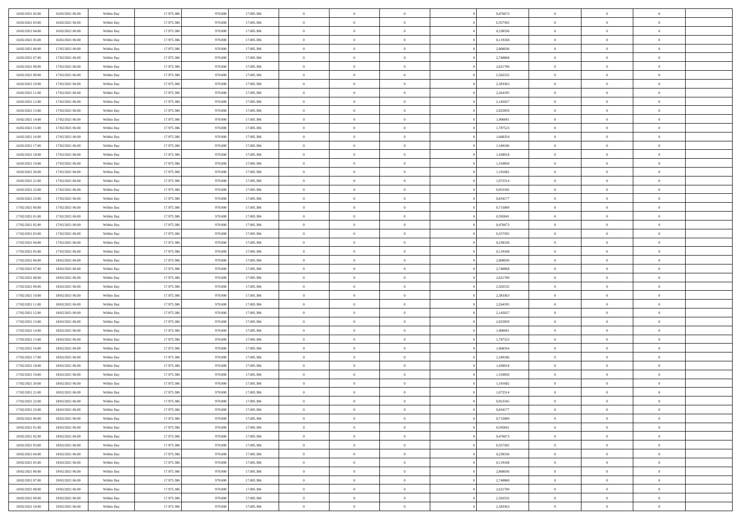| | | | | | | | | | | | | | | |
|---|---|---|---|---|---|---|---|---|---|---|---|---|---|---|
| 16/02/2021 02:00 | 16/02/2021 06:00 | Within Day | 17.975.306 | 970.000 | 17.005.306 | 0 | 0 | 0 | | 0,476673 | 0 | 0 | 0 | |
| 16/02/2021 03:00 | 16/02/2021 06:00 | Within Day | 17.975.306 | 970.000 | 17.005.306 | 0 | 0 | 0 | | 0,357505 | 0 | 0 | 0 | |
| 16/02/2021 04:00 | 16/02/2021 06:00 | Within Day | 17.975.306 | 970.000 | 17.005.306 | 0 | 0 | 0 | | 0,238336 | 0 | 0 | 0 | |
| 16/02/2021 05:00 | 16/02/2021 06:00 | Within Day | 17.975.306 | 970.000 | 17.005.306 | 0 | 0 | 0 | | 0,119168 | 0 | 0 | 0 | |
| 16/02/2021 06:00 | 17/02/2021 06:00 | Within Day | 17.975.306 | 970.000 | 17.005.306 | 0 | 0 | 0 | | 2,860036 | 0 | 0 | 0 | |
| 16/02/2021 07:00 | 17/02/2021 06:00 | Within Day | 17.975.306 | 970.000 | 17.005.306 | 0 | 0 | 0 | | 2,740868 | 0 | 0 | 0 | |
| 16/02/2021 08:00 | 17/02/2021 06:00 | Within Day | 17.975.306 | 970.000 | 17.005.306 | 0 | 0 | 0 | | 2,621700 | 0 | 0 | 0 | |
| 16/02/2021 09:00 | 17/02/2021 06:00 | Within Day | 17.975.306 | 970.000 | 17.005.306 | 0 | 0 | 0 | | 2,502532 | 0 | 0 | 0 | |
| 16/02/2021 10:00 | 17/02/2021 06:00 | Within Day | 17.975.306 | 970.000 | 17.005.306 | 0 | 0 | 0 | | 2,383363 | 0 | 0 | 0 | |
| 16/02/2021 11:00 | 17/02/2021 06:00 | Within Day | 17.975.306 | 970.000 | 17.005.306 | 0 | 0 | 0 | | 2,264195 | 0 | 0 | 0 | |
| 16/02/2021 12:00 | 17/02/2021 06:00 | Within Day | 17.975.306 | 970.000 | 17.005.306 | 0 | 0 | 0 | | 2,145027 | 0 | 0 | 0 | |
| 16/02/2021 13:00 | 17/02/2021 06:00 | Within Day | 17.975.306 | 970.000 | 17.005.306 | 0 | 0 | 0 | | 2,025859 | 0 | 0 | 0 | |
| 16/02/2021 14:00 | 17/02/2021 06:00 | Within Day | 17.975.306 | 970.000 | 17.005.306 | 0 | 0 | 0 | | 1,906691 | 0 | 0 | 0 | |
| 16/02/2021 15:00 | 17/02/2021 06:00 | Within Day | 17.975.306 | 970.000 | 17.005.306 | 0 | 0 | 0 | | 1,787523 | 0 | 0 | 0 | |
| 16/02/2021 16:00 | 17/02/2021 06:00 | Within Day | 17.975.306 | 970.000 | 17.005.306 | 0 | 0 | 0 | | 1,668354 | 0 | 0 | 0 | |
| 16/02/2021 17:00 | 17/02/2021 06:00 | Within Day | 17.975.306 | 970.000 | 17.005.306 | 0 | 0 | 0 | | 1,549186 | 0 | 0 | 0 | |
| 16/02/2021 18:00 | 17/02/2021 06:00 | Within Day | 17.975.306 | 970.000 | 17.005.306 | 0 | 0 | 0 | | 1,430018 | 0 | 0 | 0 | |
| 16/02/2021 19:00 | 17/02/2021 06:00 | Within Day | 17.975.306 | 970.000 | 17.005.306 | 0 | 0 | 0 | | 1,310850 | 0 | 0 | 0 | |
| 16/02/2021 20:00 | 17/02/2021 06:00 | Within Day | 17.975.306 | 970.000 | 17.005.306 | 0 | 0 | 0 | | 1,191682 | 0 | 0 | 0 | |
| 16/02/2021 21:00 | 17/02/2021 06:00 | Within Day | 17.975.306 | 970.000 | 17.005.306 | 0 | 0 | 0 | | 1,072514 | 0 | 0 | 0 | |
| 16/02/2021 22:00 | 17/02/2021 06:00 | Within Day | 17.975.306 | 970.000 | 17.005.306 | 0 | 0 | 0 | | 0,953345 | 0 | 0 | 0 | |
| 16/02/2021 23:00 | 17/02/2021 06:00 | Within Day | 17.975.306 | 970.000 | 17.005.306 | 0 | 0 | 0 | | 0,834177 | 0 | 0 | 0 | |
| 17/02/2021 00:00 | 17/02/2021 06:00 | Within Day | 17.975.306 | 970.000 | 17.005.306 | 0 | 0 | 0 | | 0,715009 | 0 | 0 | 0 | |
| 17/02/2021 01:00 | 17/02/2021 06:00 | Within Day | 17.975.306 | 970.000 | 17.005.306 | 0 | 0 | 0 | | 0,595841 | 0 | 0 | 0 | |
| 17/02/2021 02:00 | 17/02/2021 06:00 | Within Day | 17.975.306 | 970.000 | 17.005.306 | 0 | 0 | 0 | | 0,476673 | 0 | 0 | 0 | |
| 17/02/2021 03:00 | 17/02/2021 06:00 | Within Day | 17.975.306 | 970.000 | 17.005.306 | 0 | 0 | 0 | | 0,357505 | 0 | 0 | 0 | |
| 17/02/2021 04:00 | 17/02/2021 06:00 | Within Day | 17.975.306 | 970.000 | 17.005.306 | 0 | 0 | 0 | | 0,238336 | 0 | 0 | 0 | |
| 17/02/2021 05:00 | 17/02/2021 06:00 | Within Day | 17.975.306 | 970.000 | 17.005.306 | 0 | 0 | 0 | | 0,119168 | 0 | 0 | 0 | |
| 17/02/2021 06:00 | 18/02/2021 06:00 | Within Day | 17.975.306 | 970.000 | 17.005.306 | 0 | 0 | 0 | | 2,860036 | 0 | 0 | 0 | |
| 17/02/2021 07:00 | 18/02/2021 06:00 | Within Day | 17.975.306 | 970.000 | 17.005.306 | 0 | 0 | 0 | | 2,740868 | 0 | 0 | 0 | |
| 17/02/2021 08:00 | 18/02/2021 06:00 | Within Day | 17.975.306 | 970.000 | 17.005.306 | 0 | 0 | 0 | | 2,621700 | 0 | 0 | 0 | |
| 17/02/2021 09:00 | 18/02/2021 06:00 | Within Day | 17.975.306 | 970.000 | 17.005.306 | 0 | 0 | 0 | | 2,502532 | 0 | 0 | 0 | |
| 17/02/2021 10:00 | 18/02/2021 06:00 | Within Day | 17.975.306 | 970.000 | 17.005.306 | 0 | 0 | 0 | | 2,383363 | 0 | 0 | 0 | |
| 17/02/2021 11:00 | 18/02/2021 06:00 | Within Day | 17.975.306 | 970.000 | 17.005.306 | 0 | 0 | 0 | | 2,264195 | 0 | 0 | 0 | |
| 17/02/2021 12:00 | 18/02/2021 06:00 | Within Day | 17.975.306 | 970.000 | 17.005.306 | 0 | 0 | 0 | | 2,145027 | 0 | 0 | 0 | |
| 17/02/2021 13:00 | 18/02/2021 06:00 | Within Day | 17.975.306 | 970.000 | 17.005.306 | 0 | 0 | 0 | | 2,025859 | 0 | 0 | 0 | |
| 17/02/2021 14:00 | 18/02/2021 06:00 | Within Day | 17.975.306 | 970.000 | 17.005.306 | 0 | 0 | 0 | | 1,906691 | 0 | 0 | 0 | |
| 17/02/2021 15:00 | 18/02/2021 06:00 | Within Day | 17.975.306 | 970.000 | 17.005.306 | 0 | 0 | 0 | | 1,787523 | 0 | 0 | 0 | |
| 17/02/2021 16:00 | 18/02/2021 06:00 | Within Day | 17.975.306 | 970.000 | 17.005.306 | 0 | 0 | 0 | | 1,668354 | 0 | 0 | 0 | |
| 17/02/2021 17:00 | 18/02/2021 06:00 | Within Day | 17.975.306 | 970.000 | 17.005.306 | 0 | 0 | 0 | | 1,549186 | 0 | 0 | 0 | |
| 17/02/2021 18:00 | 18/02/2021 06:00 | Within Day | 17.975.306 | 970.000 | 17.005.306 | 0 | 0 | 0 | | 1,430018 | 0 | 0 | 0 | |
| 17/02/2021 19:00 | 18/02/2021 06:00 | Within Day | 17.975.306 | 970.000 | 17.005.306 | 0 | 0 | 0 | | 1,310850 | 0 | 0 | 0 | |
| 17/02/2021 20:00 | 18/02/2021 06:00 | Within Day | 17.975.306 | 970.000 | 17.005.306 | 0 | 0 | 0 | | 1,191682 | 0 | 0 | 0 | |
| 17/02/2021 21:00 | 18/02/2021 06:00 | Within Day | 17.975.306 | 970.000 | 17.005.306 | 0 | 0 | 0 | | 1,072514 | 0 | 0 | 0 | |
| 17/02/2021 22:00 | 18/02/2021 06:00 | Within Day | 17.975.306 | 970.000 | 17.005.306 | 0 | 0 | 0 | | 0,953345 | 0 | 0 | 0 | |
| 17/02/2021 23:00 | 18/02/2021 06:00 | Within Day | 17.975.306 | 970.000 | 17.005.306 | 0 | 0 | 0 | | 0,834177 | 0 | 0 | 0 | |
| 18/02/2021 00:00 | 18/02/2021 06:00 | Within Day | 17.975.306 | 970.000 | 17.005.306 | 0 | 0 | 0 | | 0,715009 | 0 | 0 | 0 | |
| 18/02/2021 01:00 | 18/02/2021 06:00 | Within Day | 17.975.306 | 970.000 | 17.005.306 | 0 | 0 | 0 | | 0,595841 | 0 | 0 | 0 | |
| 18/02/2021 02:00 | 18/02/2021 06:00 | Within Day | 17.975.306 | 970.000 | 17.005.306 | 0 | 0 | 0 | | 0,476673 | 0 | 0 | 0 | |
| 18/02/2021 03:00 | 18/02/2021 06:00 | Within Day | 17.975.306 | 970.000 | 17.005.306 | 0 | 0 | 0 | | 0,357505 | 0 | 0 | 0 | |
| 18/02/2021 04:00 | 18/02/2021 06:00 | Within Day | 17.975.306 | 970.000 | 17.005.306 | 0 | 0 | 0 | | 0,238336 | 0 | 0 | 0 | |
| 18/02/2021 05:00 | 18/02/2021 06:00 | Within Day | 17.975.306 | 970.000 | 17.005.306 | 0 | 0 | 0 | | 0,119168 | 0 | 0 | 0 | |
| 18/02/2021 06:00 | 19/02/2021 06:00 | Within Day | 17.975.306 | 970.000 | 17.005.306 | 0 | 0 | 0 | | 2,860036 | 0 | 0 | 0 | |
| 18/02/2021 07:00 | 19/02/2021 06:00 | Within Day | 17.975.306 | 970.000 | 17.005.306 | 0 | 0 | 0 | | 2,740868 | 0 | 0 | 0 | |
| 18/02/2021 08:00 | 19/02/2021 06:00 | Within Day | 17.975.306 | 970.000 | 17.005.306 | 0 | 0 | 0 | | 2,621700 | 0 | 0 | 0 | |
| 18/02/2021 09:00 | 19/02/2021 06:00 | Within Day | 17.975.306 | 970.000 | 17.005.306 | 0 | 0 | 0 | | 2,502532 | 0 | 0 | 0 | |
| 18/02/2021 10:00 | 19/02/2021 06:00 | Within Day | 17.975.306 | 970.000 | 17.005.306 | 0 | 0 | 0 | | 2,383363 | 0 | 0 | 0 | |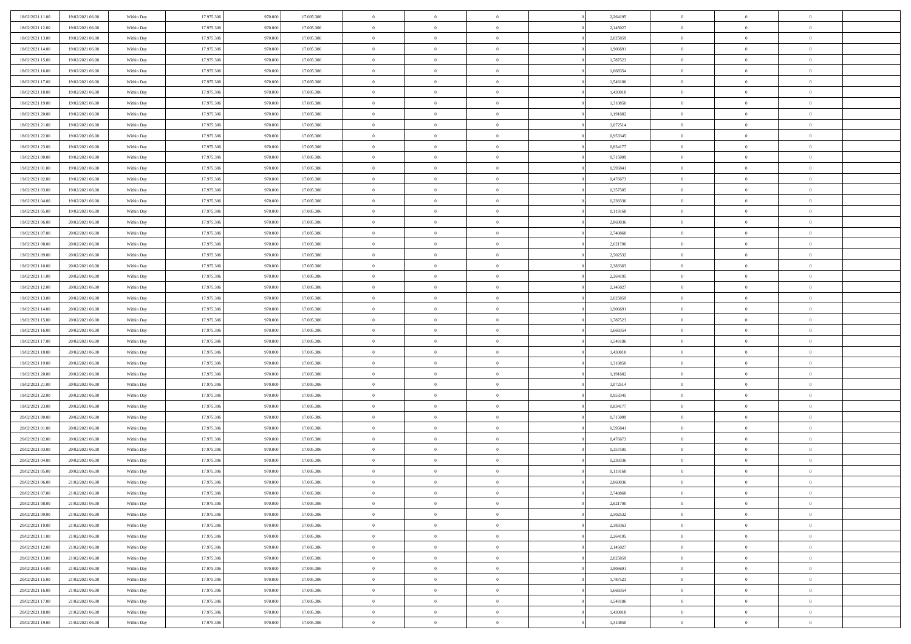| | | | | | | | | | | | | | | |
|---|---|---|---|---|---|---|---|---|---|---|---|---|---|---|
| 18/02/2021 11:00 | 19/02/2021 06:00 | Within Day | 17.975.306 | 970.000 | 17.005.306 | 0 | 0 | 0 | | 2,264195 | 0 | 0 | 0 | |
| 18/02/2021 12:00 | 19/02/2021 06:00 | Within Day | 17.975.306 | 970.000 | 17.005.306 | 0 | 0 | 0 | | 2,145027 | 0 | 0 | 0 | |
| 18/02/2021 13:00 | 19/02/2021 06:00 | Within Day | 17.975.306 | 970.000 | 17.005.306 | 0 | 0 | 0 | | 2,025859 | 0 | 0 | 0 | |
| 18/02/2021 14:00 | 19/02/2021 06:00 | Within Day | 17.975.306 | 970.000 | 17.005.306 | 0 | 0 | 0 | | 1,906691 | 0 | 0 | 0 | |
| 18/02/2021 15:00 | 19/02/2021 06:00 | Within Day | 17.975.306 | 970.000 | 17.005.306 | 0 | 0 | 0 | | 1,787523 | 0 | 0 | 0 | |
| 18/02/2021 16:00 | 19/02/2021 06:00 | Within Day | 17.975.306 | 970.000 | 17.005.306 | 0 | 0 | 0 | | 1,668354 | 0 | 0 | 0 | |
| 18/02/2021 17:00 | 19/02/2021 06:00 | Within Day | 17.975.306 | 970.000 | 17.005.306 | 0 | 0 | 0 | | 1,549186 | 0 | 0 | 0 | |
| 18/02/2021 18:00 | 19/02/2021 06:00 | Within Day | 17.975.306 | 970.000 | 17.005.306 | 0 | 0 | 0 | | 1,430018 | 0 | 0 | 0 | |
| 18/02/2021 19:00 | 19/02/2021 06:00 | Within Day | 17.975.306 | 970.000 | 17.005.306 | 0 | 0 | 0 | | 1,310850 | 0 | 0 | 0 | |
| 18/02/2021 20:00 | 19/02/2021 06:00 | Within Day | 17.975.306 | 970.000 | 17.005.306 | 0 | 0 | 0 | | 1,191682 | 0 | 0 | 0 | |
| 18/02/2021 21:00 | 19/02/2021 06:00 | Within Day | 17.975.306 | 970.000 | 17.005.306 | 0 | 0 | 0 | | 1,072514 | 0 | 0 | 0 | |
| 18/02/2021 22:00 | 19/02/2021 06:00 | Within Day | 17.975.306 | 970.000 | 17.005.306 | 0 | 0 | 0 | | 0,953345 | 0 | 0 | 0 | |
| 18/02/2021 23:00 | 19/02/2021 06:00 | Within Day | 17.975.306 | 970.000 | 17.005.306 | 0 | 0 | 0 | | 0,834177 | 0 | 0 | 0 | |
| 19/02/2021 00:00 | 19/02/2021 06:00 | Within Day | 17.975.306 | 970.000 | 17.005.306 | 0 | 0 | 0 | | 0,715009 | 0 | 0 | 0 | |
| 19/02/2021 01:00 | 19/02/2021 06:00 | Within Day | 17.975.306 | 970.000 | 17.005.306 | 0 | 0 | 0 | | 0,595841 | 0 | 0 | 0 | |
| 19/02/2021 02:00 | 19/02/2021 06:00 | Within Day | 17.975.306 | 970.000 | 17.005.306 | 0 | 0 | 0 | | 0,476673 | 0 | 0 | 0 | |
| 19/02/2021 03:00 | 19/02/2021 06:00 | Within Day | 17.975.306 | 970.000 | 17.005.306 | 0 | 0 | 0 | | 0,357505 | 0 | 0 | 0 | |
| 19/02/2021 04:00 | 19/02/2021 06:00 | Within Day | 17.975.306 | 970.000 | 17.005.306 | 0 | 0 | 0 | | 0,238336 | 0 | 0 | 0 | |
| 19/02/2021 05:00 | 19/02/2021 06:00 | Within Day | 17.975.306 | 970.000 | 17.005.306 | 0 | 0 | 0 | | 0,119168 | 0 | 0 | 0 | |
| 19/02/2021 06:00 | 20/02/2021 06:00 | Within Day | 17.975.306 | 970.000 | 17.005.306 | 0 | 0 | 0 | | 2,860036 | 0 | 0 | 0 | |
| 19/02/2021 07:00 | 20/02/2021 06:00 | Within Day | 17.975.306 | 970.000 | 17.005.306 | 0 | 0 | 0 | | 2,740868 | 0 | 0 | 0 | |
| 19/02/2021 08:00 | 20/02/2021 06:00 | Within Day | 17.975.306 | 970.000 | 17.005.306 | 0 | 0 | 0 | | 2,621700 | 0 | 0 | 0 | |
| 19/02/2021 09:00 | 20/02/2021 06:00 | Within Day | 17.975.306 | 970.000 | 17.005.306 | 0 | 0 | 0 | | 2,502532 | 0 | 0 | 0 | |
| 19/02/2021 10:00 | 20/02/2021 06:00 | Within Day | 17.975.306 | 970.000 | 17.005.306 | 0 | 0 | 0 | | 2,383363 | 0 | 0 | 0 | |
| 19/02/2021 11:00 | 20/02/2021 06:00 | Within Day | 17.975.306 | 970.000 | 17.005.306 | 0 | 0 | 0 | | 2,264195 | 0 | 0 | 0 | |
| 19/02/2021 12:00 | 20/02/2021 06:00 | Within Day | 17.975.306 | 970.000 | 17.005.306 | 0 | 0 | 0 | | 2,145027 | 0 | 0 | 0 | |
| 19/02/2021 13:00 | 20/02/2021 06:00 | Within Day | 17.975.306 | 970.000 | 17.005.306 | 0 | 0 | 0 | | 2,025859 | 0 | 0 | 0 | |
| 19/02/2021 14:00 | 20/02/2021 06:00 | Within Day | 17.975.306 | 970.000 | 17.005.306 | 0 | 0 | 0 | | 1,906691 | 0 | 0 | 0 | |
| 19/02/2021 15:00 | 20/02/2021 06:00 | Within Day | 17.975.306 | 970.000 | 17.005.306 | 0 | 0 | 0 | | 1,787523 | 0 | 0 | 0 | |
| 19/02/2021 16:00 | 20/02/2021 06:00 | Within Day | 17.975.306 | 970.000 | 17.005.306 | 0 | 0 | 0 | | 1,668354 | 0 | 0 | 0 | |
| 19/02/2021 17:00 | 20/02/2021 06:00 | Within Day | 17.975.306 | 970.000 | 17.005.306 | 0 | 0 | 0 | | 1,549186 | 0 | 0 | 0 | |
| 19/02/2021 18:00 | 20/02/2021 06:00 | Within Day | 17.975.306 | 970.000 | 17.005.306 | 0 | 0 | 0 | | 1,430018 | 0 | 0 | 0 | |
| 19/02/2021 19:00 | 20/02/2021 06:00 | Within Day | 17.975.306 | 970.000 | 17.005.306 | 0 | 0 | 0 | | 1,310850 | 0 | 0 | 0 | |
| 19/02/2021 20:00 | 20/02/2021 06:00 | Within Day | 17.975.306 | 970.000 | 17.005.306 | 0 | 0 | 0 | | 1,191682 | 0 | 0 | 0 | |
| 19/02/2021 21:00 | 20/02/2021 06:00 | Within Day | 17.975.306 | 970.000 | 17.005.306 | 0 | 0 | 0 | | 1,072514 | 0 | 0 | 0 | |
| 19/02/2021 22:00 | 20/02/2021 06:00 | Within Day | 17.975.306 | 970.000 | 17.005.306 | 0 | 0 | 0 | | 0,953345 | 0 | 0 | 0 | |
| 19/02/2021 23:00 | 20/02/2021 06:00 | Within Day | 17.975.306 | 970.000 | 17.005.306 | 0 | 0 | 0 | | 0,834177 | 0 | 0 | 0 | |
| 20/02/2021 00:00 | 20/02/2021 06:00 | Within Day | 17.975.306 | 970.000 | 17.005.306 | 0 | 0 | 0 | | 0,715009 | 0 | 0 | 0 | |
| 20/02/2021 01:00 | 20/02/2021 06:00 | Within Day | 17.975.306 | 970.000 | 17.005.306 | 0 | 0 | 0 | | 0,595841 | 0 | 0 | 0 | |
| 20/02/2021 02:00 | 20/02/2021 06:00 | Within Day | 17.975.306 | 970.000 | 17.005.306 | 0 | 0 | 0 | | 0,476673 | 0 | 0 | 0 | |
| 20/02/2021 03:00 | 20/02/2021 06:00 | Within Day | 17.975.306 | 970.000 | 17.005.306 | 0 | 0 | 0 | | 0,357505 | 0 | 0 | 0 | |
| 20/02/2021 04:00 | 20/02/2021 06:00 | Within Day | 17.975.306 | 970.000 | 17.005.306 | 0 | 0 | 0 | | 0,238336 | 0 | 0 | 0 | |
| 20/02/2021 05:00 | 20/02/2021 06:00 | Within Day | 17.975.306 | 970.000 | 17.005.306 | 0 | 0 | 0 | | 0,119168 | 0 | 0 | 0 | |
| 20/02/2021 06:00 | 21/02/2021 06:00 | Within Day | 17.975.306 | 970.000 | 17.005.306 | 0 | 0 | 0 | | 2,860036 | 0 | 0 | 0 | |
| 20/02/2021 07:00 | 21/02/2021 06:00 | Within Day | 17.975.306 | 970.000 | 17.005.306 | 0 | 0 | 0 | | 2,740868 | 0 | 0 | 0 | |
| 20/02/2021 08:00 | 21/02/2021 06:00 | Within Day | 17.975.306 | 970.000 | 17.005.306 | 0 | 0 | 0 | | 2,621700 | 0 | 0 | 0 | |
| 20/02/2021 09:00 | 21/02/2021 06:00 | Within Day | 17.975.306 | 970.000 | 17.005.306 | 0 | 0 | 0 | | 2,502532 | 0 | 0 | 0 | |
| 20/02/2021 10:00 | 21/02/2021 06:00 | Within Day | 17.975.306 | 970.000 | 17.005.306 | 0 | 0 | 0 | | 2,383363 | 0 | 0 | 0 | |
| 20/02/2021 11:00 | 21/02/2021 06:00 | Within Day | 17.975.306 | 970.000 | 17.005.306 | 0 | 0 | 0 | | 2,264195 | 0 | 0 | 0 | |
| 20/02/2021 12:00 | 21/02/2021 06:00 | Within Day | 17.975.306 | 970.000 | 17.005.306 | 0 | 0 | 0 | | 2,145027 | 0 | 0 | 0 | |
| 20/02/2021 13:00 | 21/02/2021 06:00 | Within Day | 17.975.306 | 970.000 | 17.005.306 | 0 | 0 | 0 | | 2,025859 | 0 | 0 | 0 | |
| 20/02/2021 14:00 | 21/02/2021 06:00 | Within Day | 17.975.306 | 970.000 | 17.005.306 | 0 | 0 | 0 | | 1,906691 | 0 | 0 | 0 | |
| 20/02/2021 15:00 | 21/02/2021 06:00 | Within Day | 17.975.306 | 970.000 | 17.005.306 | 0 | 0 | 0 | | 1,787523 | 0 | 0 | 0 | |
| 20/02/2021 16:00 | 21/02/2021 06:00 | Within Day | 17.975.306 | 970.000 | 17.005.306 | 0 | 0 | 0 | | 1,668354 | 0 | 0 | 0 | |
| 20/02/2021 17:00 | 21/02/2021 06:00 | Within Day | 17.975.306 | 970.000 | 17.005.306 | 0 | 0 | 0 | | 1,549186 | 0 | 0 | 0 | |
| 20/02/2021 18:00 | 21/02/2021 06:00 | Within Day | 17.975.306 | 970.000 | 17.005.306 | 0 | 0 | 0 | | 1,430018 | 0 | 0 | 0 | |
| 20/02/2021 19:00 | 21/02/2021 06:00 | Within Day | 17.975.306 | 970.000 | 17.005.306 | 0 | 0 | 0 | | 1,310850 | 0 | 0 | 0 | |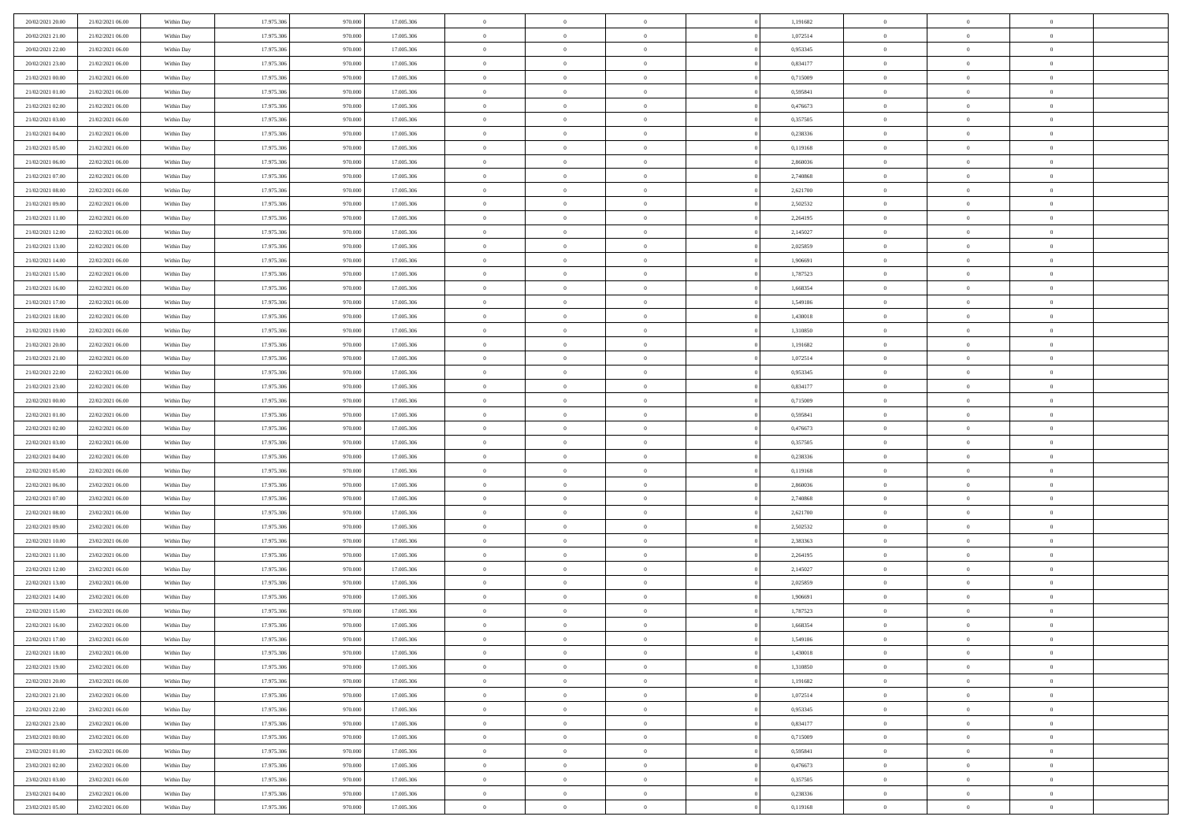| | | | | | | | | | | | | | | |
|---|---|---|---|---|---|---|---|---|---|---|---|---|---|---|
| 20/02/2021 20:00 | 21/02/2021 06:00 | Within Day | 17.975.306 | 970.000 | 17.005.306 | 0 | 0 | 0 | | 1,191682 | 0 | 0 | 0 | |
| 20/02/2021 21:00 | 21/02/2021 06:00 | Within Day | 17.975.306 | 970.000 | 17.005.306 | 0 | 0 | 0 | | 1,072514 | 0 | 0 | 0 | |
| 20/02/2021 22:00 | 21/02/2021 06:00 | Within Day | 17.975.306 | 970.000 | 17.005.306 | 0 | 0 | 0 | | 0,953345 | 0 | 0 | 0 | |
| 20/02/2021 23:00 | 21/02/2021 06:00 | Within Day | 17.975.306 | 970.000 | 17.005.306 | 0 | 0 | 0 | | 0,834177 | 0 | 0 | 0 | |
| 21/02/2021 00:00 | 21/02/2021 06:00 | Within Day | 17.975.306 | 970.000 | 17.005.306 | 0 | 0 | 0 | | 0,715009 | 0 | 0 | 0 | |
| 21/02/2021 01:00 | 21/02/2021 06:00 | Within Day | 17.975.306 | 970.000 | 17.005.306 | 0 | 0 | 0 | | 0,595841 | 0 | 0 | 0 | |
| 21/02/2021 02:00 | 21/02/2021 06:00 | Within Day | 17.975.306 | 970.000 | 17.005.306 | 0 | 0 | 0 | | 0,476673 | 0 | 0 | 0 | |
| 21/02/2021 03:00 | 21/02/2021 06:00 | Within Day | 17.975.306 | 970.000 | 17.005.306 | 0 | 0 | 0 | | 0,357505 | 0 | 0 | 0 | |
| 21/02/2021 04:00 | 21/02/2021 06:00 | Within Day | 17.975.306 | 970.000 | 17.005.306 | 0 | 0 | 0 | | 0,238336 | 0 | 0 | 0 | |
| 21/02/2021 05:00 | 21/02/2021 06:00 | Within Day | 17.975.306 | 970.000 | 17.005.306 | 0 | 0 | 0 | | 0,119168 | 0 | 0 | 0 | |
| 21/02/2021 06:00 | 22/02/2021 06:00 | Within Day | 17.975.306 | 970.000 | 17.005.306 | 0 | 0 | 0 | | 2,860036 | 0 | 0 | 0 | |
| 21/02/2021 07:00 | 22/02/2021 06:00 | Within Day | 17.975.306 | 970.000 | 17.005.306 | 0 | 0 | 0 | | 2,740868 | 0 | 0 | 0 | |
| 21/02/2021 08:00 | 22/02/2021 06:00 | Within Day | 17.975.306 | 970.000 | 17.005.306 | 0 | 0 | 0 | | 2,621700 | 0 | 0 | 0 | |
| 21/02/2021 09:00 | 22/02/2021 06:00 | Within Day | 17.975.306 | 970.000 | 17.005.306 | 0 | 0 | 0 | | 2,502532 | 0 | 0 | 0 | |
| 21/02/2021 11:00 | 22/02/2021 06:00 | Within Day | 17.975.306 | 970.000 | 17.005.306 | 0 | 0 | 0 | | 2,264195 | 0 | 0 | 0 | |
| 21/02/2021 12:00 | 22/02/2021 06:00 | Within Day | 17.975.306 | 970.000 | 17.005.306 | 0 | 0 | 0 | | 2,145027 | 0 | 0 | 0 | |
| 21/02/2021 13:00 | 22/02/2021 06:00 | Within Day | 17.975.306 | 970.000 | 17.005.306 | 0 | 0 | 0 | | 2,025859 | 0 | 0 | 0 | |
| 21/02/2021 14:00 | 22/02/2021 06:00 | Within Day | 17.975.306 | 970.000 | 17.005.306 | 0 | 0 | 0 | | 1,906691 | 0 | 0 | 0 | |
| 21/02/2021 15:00 | 22/02/2021 06:00 | Within Day | 17.975.306 | 970.000 | 17.005.306 | 0 | 0 | 0 | | 1,787523 | 0 | 0 | 0 | |
| 21/02/2021 16:00 | 22/02/2021 06:00 | Within Day | 17.975.306 | 970.000 | 17.005.306 | 0 | 0 | 0 | | 1,668354 | 0 | 0 | 0 | |
| 21/02/2021 17:00 | 22/02/2021 06:00 | Within Day | 17.975.306 | 970.000 | 17.005.306 | 0 | 0 | 0 | | 1,549186 | 0 | 0 | 0 | |
| 21/02/2021 18:00 | 22/02/2021 06:00 | Within Day | 17.975.306 | 970.000 | 17.005.306 | 0 | 0 | 0 | | 1,430018 | 0 | 0 | 0 | |
| 21/02/2021 19:00 | 22/02/2021 06:00 | Within Day | 17.975.306 | 970.000 | 17.005.306 | 0 | 0 | 0 | | 1,310850 | 0 | 0 | 0 | |
| 21/02/2021 20:00 | 22/02/2021 06:00 | Within Day | 17.975.306 | 970.000 | 17.005.306 | 0 | 0 | 0 | | 1,191682 | 0 | 0 | 0 | |
| 21/02/2021 21:00 | 22/02/2021 06:00 | Within Day | 17.975.306 | 970.000 | 17.005.306 | 0 | 0 | 0 | | 1,072514 | 0 | 0 | 0 | |
| 21/02/2021 22:00 | 22/02/2021 06:00 | Within Day | 17.975.306 | 970.000 | 17.005.306 | 0 | 0 | 0 | | 0,953345 | 0 | 0 | 0 | |
| 21/02/2021 23:00 | 22/02/2021 06:00 | Within Day | 17.975.306 | 970.000 | 17.005.306 | 0 | 0 | 0 | | 0,834177 | 0 | 0 | 0 | |
| 22/02/2021 00:00 | 22/02/2021 06:00 | Within Day | 17.975.306 | 970.000 | 17.005.306 | 0 | 0 | 0 | | 0,715009 | 0 | 0 | 0 | |
| 22/02/2021 01:00 | 22/02/2021 06:00 | Within Day | 17.975.306 | 970.000 | 17.005.306 | 0 | 0 | 0 | | 0,595841 | 0 | 0 | 0 | |
| 22/02/2021 02:00 | 22/02/2021 06:00 | Within Day | 17.975.306 | 970.000 | 17.005.306 | 0 | 0 | 0 | | 0,476673 | 0 | 0 | 0 | |
| 22/02/2021 03:00 | 22/02/2021 06:00 | Within Day | 17.975.306 | 970.000 | 17.005.306 | 0 | 0 | 0 | | 0,357505 | 0 | 0 | 0 | |
| 22/02/2021 04:00 | 22/02/2021 06:00 | Within Day | 17.975.306 | 970.000 | 17.005.306 | 0 | 0 | 0 | | 0,238336 | 0 | 0 | 0 | |
| 22/02/2021 05:00 | 22/02/2021 06:00 | Within Day | 17.975.306 | 970.000 | 17.005.306 | 0 | 0 | 0 | | 0,119168 | 0 | 0 | 0 | |
| 22/02/2021 06:00 | 23/02/2021 06:00 | Within Day | 17.975.306 | 970.000 | 17.005.306 | 0 | 0 | 0 | | 2,860036 | 0 | 0 | 0 | |
| 22/02/2021 07:00 | 23/02/2021 06:00 | Within Day | 17.975.306 | 970.000 | 17.005.306 | 0 | 0 | 0 | | 2,740868 | 0 | 0 | 0 | |
| 22/02/2021 08:00 | 23/02/2021 06:00 | Within Day | 17.975.306 | 970.000 | 17.005.306 | 0 | 0 | 0 | | 2,621700 | 0 | 0 | 0 | |
| 22/02/2021 09:00 | 23/02/2021 06:00 | Within Day | 17.975.306 | 970.000 | 17.005.306 | 0 | 0 | 0 | | 2,502532 | 0 | 0 | 0 | |
| 22/02/2021 10:00 | 23/02/2021 06:00 | Within Day | 17.975.306 | 970.000 | 17.005.306 | 0 | 0 | 0 | | 2,383363 | 0 | 0 | 0 | |
| 22/02/2021 11:00 | 23/02/2021 06:00 | Within Day | 17.975.306 | 970.000 | 17.005.306 | 0 | 0 | 0 | | 2,264195 | 0 | 0 | 0 | |
| 22/02/2021 12:00 | 23/02/2021 06:00 | Within Day | 17.975.306 | 970.000 | 17.005.306 | 0 | 0 | 0 | | 2,145027 | 0 | 0 | 0 | |
| 22/02/2021 13:00 | 23/02/2021 06:00 | Within Day | 17.975.306 | 970.000 | 17.005.306 | 0 | 0 | 0 | | 2,025859 | 0 | 0 | 0 | |
| 22/02/2021 14:00 | 23/02/2021 06:00 | Within Day | 17.975.306 | 970.000 | 17.005.306 | 0 | 0 | 0 | | 1,906691 | 0 | 0 | 0 | |
| 22/02/2021 15:00 | 23/02/2021 06:00 | Within Day | 17.975.306 | 970.000 | 17.005.306 | 0 | 0 | 0 | | 1,787523 | 0 | 0 | 0 | |
| 22/02/2021 16:00 | 23/02/2021 06:00 | Within Day | 17.975.306 | 970.000 | 17.005.306 | 0 | 0 | 0 | | 1,668354 | 0 | 0 | 0 | |
| 22/02/2021 17:00 | 23/02/2021 06:00 | Within Day | 17.975.306 | 970.000 | 17.005.306 | 0 | 0 | 0 | | 1,549186 | 0 | 0 | 0 | |
| 22/02/2021 18:00 | 23/02/2021 06:00 | Within Day | 17.975.306 | 970.000 | 17.005.306 | 0 | 0 | 0 | | 1,430018 | 0 | 0 | 0 | |
| 22/02/2021 19:00 | 23/02/2021 06:00 | Within Day | 17.975.306 | 970.000 | 17.005.306 | 0 | 0 | 0 | | 1,310850 | 0 | 0 | 0 | |
| 22/02/2021 20:00 | 23/02/2021 06:00 | Within Day | 17.975.306 | 970.000 | 17.005.306 | 0 | 0 | 0 | | 1,191682 | 0 | 0 | 0 | |
| 22/02/2021 21:00 | 23/02/2021 06:00 | Within Day | 17.975.306 | 970.000 | 17.005.306 | 0 | 0 | 0 | | 1,072514 | 0 | 0 | 0 | |
| 22/02/2021 22:00 | 23/02/2021 06:00 | Within Day | 17.975.306 | 970.000 | 17.005.306 | 0 | 0 | 0 | | 0,953345 | 0 | 0 | 0 | |
| 22/02/2021 23:00 | 23/02/2021 06:00 | Within Day | 17.975.306 | 970.000 | 17.005.306 | 0 | 0 | 0 | | 0,834177 | 0 | 0 | 0 | |
| 23/02/2021 00:00 | 23/02/2021 06:00 | Within Day | 17.975.306 | 970.000 | 17.005.306 | 0 | 0 | 0 | | 0,715009 | 0 | 0 | 0 | |
| 23/02/2021 01:00 | 23/02/2021 06:00 | Within Day | 17.975.306 | 970.000 | 17.005.306 | 0 | 0 | 0 | | 0,595841 | 0 | 0 | 0 | |
| 23/02/2021 02:00 | 23/02/2021 06:00 | Within Day | 17.975.306 | 970.000 | 17.005.306 | 0 | 0 | 0 | | 0,476673 | 0 | 0 | 0 | |
| 23/02/2021 03:00 | 23/02/2021 06:00 | Within Day | 17.975.306 | 970.000 | 17.005.306 | 0 | 0 | 0 | | 0,357505 | 0 | 0 | 0 | |
| 23/02/2021 04:00 | 23/02/2021 06:00 | Within Day | 17.975.306 | 970.000 | 17.005.306 | 0 | 0 | 0 | | 0,238336 | 0 | 0 | 0 | |
| 23/02/2021 05:00 | 23/02/2021 06:00 | Within Day | 17.975.306 | 970.000 | 17.005.306 | 0 | 0 | 0 | | 0,119168 | 0 | 0 | 0 | |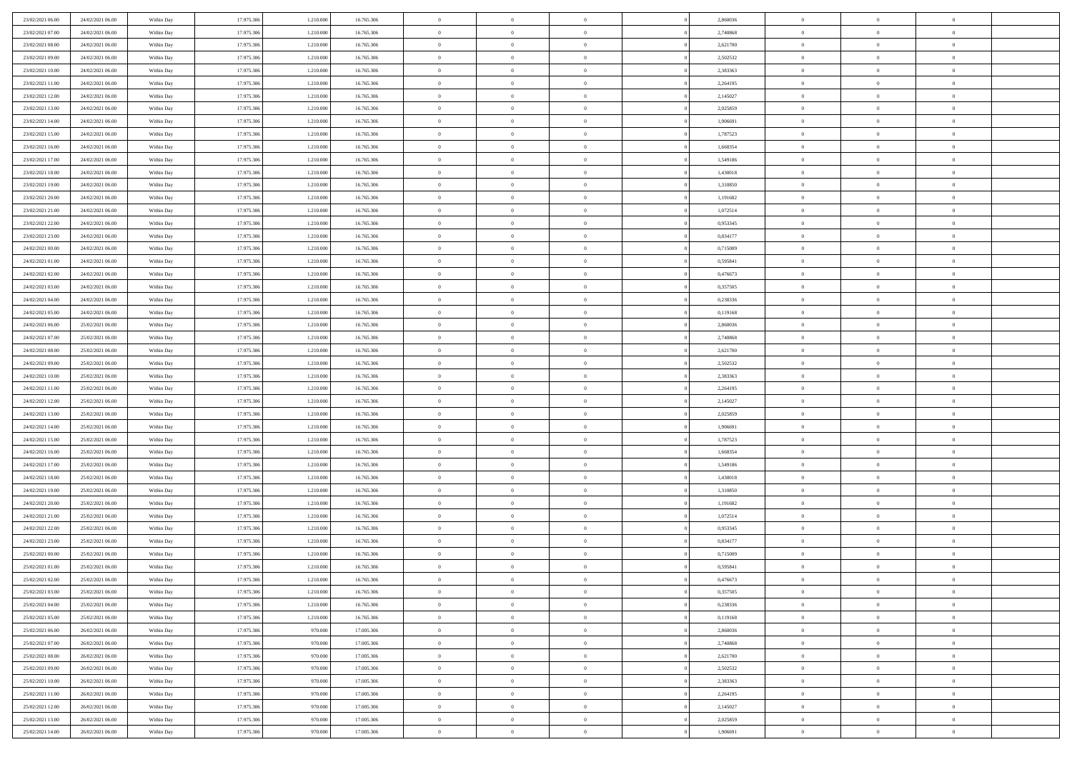| | | | | | | | | | | | | | | |
|---|---|---|---|---|---|---|---|---|---|---|---|---|---|---|
| 23/02/2021 06:00 | 24/02/2021 06:00 | Within Day | 17.975.306 | 1.210.000 | 16.765.306 | 0 | 0 | 0 | | 2,860036 | 0 | 0 | 0 | |
| 23/02/2021 07:00 | 24/02/2021 06:00 | Within Day | 17.975.306 | 1.210.000 | 16.765.306 | 0 | 0 | 0 | | 2,740868 | 0 | 0 | 0 | |
| 23/02/2021 08:00 | 24/02/2021 06:00 | Within Day | 17.975.306 | 1.210.000 | 16.765.306 | 0 | 0 | 0 | | 2,621700 | 0 | 0 | 0 | |
| 23/02/2021 09:00 | 24/02/2021 06:00 | Within Day | 17.975.306 | 1.210.000 | 16.765.306 | 0 | 0 | 0 | | 2,502532 | 0 | 0 | 0 | |
| 23/02/2021 10:00 | 24/02/2021 06:00 | Within Day | 17.975.306 | 1.210.000 | 16.765.306 | 0 | 0 | 0 | | 2,383363 | 0 | 0 | 0 | |
| 23/02/2021 11:00 | 24/02/2021 06:00 | Within Day | 17.975.306 | 1.210.000 | 16.765.306 | 0 | 0 | 0 | | 2,264195 | 0 | 0 | 0 | |
| 23/02/2021 12:00 | 24/02/2021 06:00 | Within Day | 17.975.306 | 1.210.000 | 16.765.306 | 0 | 0 | 0 | | 2,145027 | 0 | 0 | 0 | |
| 23/02/2021 13:00 | 24/02/2021 06:00 | Within Day | 17.975.306 | 1.210.000 | 16.765.306 | 0 | 0 | 0 | | 2,025859 | 0 | 0 | 0 | |
| 23/02/2021 14:00 | 24/02/2021 06:00 | Within Day | 17.975.306 | 1.210.000 | 16.765.306 | 0 | 0 | 0 | | 1,906691 | 0 | 0 | 0 | |
| 23/02/2021 15:00 | 24/02/2021 06:00 | Within Day | 17.975.306 | 1.210.000 | 16.765.306 | 0 | 0 | 0 | | 1,787523 | 0 | 0 | 0 | |
| 23/02/2021 16:00 | 24/02/2021 06:00 | Within Day | 17.975.306 | 1.210.000 | 16.765.306 | 0 | 0 | 0 | | 1,668354 | 0 | 0 | 0 | |
| 23/02/2021 17:00 | 24/02/2021 06:00 | Within Day | 17.975.306 | 1.210.000 | 16.765.306 | 0 | 0 | 0 | | 1,549186 | 0 | 0 | 0 | |
| 23/02/2021 18:00 | 24/02/2021 06:00 | Within Day | 17.975.306 | 1.210.000 | 16.765.306 | 0 | 0 | 0 | | 1,430018 | 0 | 0 | 0 | |
| 23/02/2021 19:00 | 24/02/2021 06:00 | Within Day | 17.975.306 | 1.210.000 | 16.765.306 | 0 | 0 | 0 | | 1,310850 | 0 | 0 | 0 | |
| 23/02/2021 20:00 | 24/02/2021 06:00 | Within Day | 17.975.306 | 1.210.000 | 16.765.306 | 0 | 0 | 0 | | 1,191682 | 0 | 0 | 0 | |
| 23/02/2021 21:00 | 24/02/2021 06:00 | Within Day | 17.975.306 | 1.210.000 | 16.765.306 | 0 | 0 | 0 | | 1,072514 | 0 | 0 | 0 | |
| 23/02/2021 22:00 | 24/02/2021 06:00 | Within Day | 17.975.306 | 1.210.000 | 16.765.306 | 0 | 0 | 0 | | 0,953345 | 0 | 0 | 0 | |
| 23/02/2021 23:00 | 24/02/2021 06:00 | Within Day | 17.975.306 | 1.210.000 | 16.765.306 | 0 | 0 | 0 | | 0,834177 | 0 | 0 | 0 | |
| 24/02/2021 00:00 | 24/02/2021 06:00 | Within Day | 17.975.306 | 1.210.000 | 16.765.306 | 0 | 0 | 0 | | 0,715009 | 0 | 0 | 0 | |
| 24/02/2021 01:00 | 24/02/2021 06:00 | Within Day | 17.975.306 | 1.210.000 | 16.765.306 | 0 | 0 | 0 | | 0,595841 | 0 | 0 | 0 | |
| 24/02/2021 02:00 | 24/02/2021 06:00 | Within Day | 17.975.306 | 1.210.000 | 16.765.306 | 0 | 0 | 0 | | 0,476673 | 0 | 0 | 0 | |
| 24/02/2021 03:00 | 24/02/2021 06:00 | Within Day | 17.975.306 | 1.210.000 | 16.765.306 | 0 | 0 | 0 | | 0,357505 | 0 | 0 | 0 | |
| 24/02/2021 04:00 | 24/02/2021 06:00 | Within Day | 17.975.306 | 1.210.000 | 16.765.306 | 0 | 0 | 0 | | 0,238336 | 0 | 0 | 0 | |
| 24/02/2021 05:00 | 24/02/2021 06:00 | Within Day | 17.975.306 | 1.210.000 | 16.765.306 | 0 | 0 | 0 | | 0,119168 | 0 | 0 | 0 | |
| 24/02/2021 06:00 | 25/02/2021 06:00 | Within Day | 17.975.306 | 1.210.000 | 16.765.306 | 0 | 0 | 0 | | 2,860036 | 0 | 0 | 0 | |
| 24/02/2021 07:00 | 25/02/2021 06:00 | Within Day | 17.975.306 | 1.210.000 | 16.765.306 | 0 | 0 | 0 | | 2,740868 | 0 | 0 | 0 | |
| 24/02/2021 08:00 | 25/02/2021 06:00 | Within Day | 17.975.306 | 1.210.000 | 16.765.306 | 0 | 0 | 0 | | 2,621700 | 0 | 0 | 0 | |
| 24/02/2021 09:00 | 25/02/2021 06:00 | Within Day | 17.975.306 | 1.210.000 | 16.765.306 | 0 | 0 | 0 | | 2,502532 | 0 | 0 | 0 | |
| 24/02/2021 10:00 | 25/02/2021 06:00 | Within Day | 17.975.306 | 1.210.000 | 16.765.306 | 0 | 0 | 0 | | 2,383363 | 0 | 0 | 0 | |
| 24/02/2021 11:00 | 25/02/2021 06:00 | Within Day | 17.975.306 | 1.210.000 | 16.765.306 | 0 | 0 | 0 | | 2,264195 | 0 | 0 | 0 | |
| 24/02/2021 12:00 | 25/02/2021 06:00 | Within Day | 17.975.306 | 1.210.000 | 16.765.306 | 0 | 0 | 0 | | 2,145027 | 0 | 0 | 0 | |
| 24/02/2021 13:00 | 25/02/2021 06:00 | Within Day | 17.975.306 | 1.210.000 | 16.765.306 | 0 | 0 | 0 | | 2,025859 | 0 | 0 | 0 | |
| 24/02/2021 14:00 | 25/02/2021 06:00 | Within Day | 17.975.306 | 1.210.000 | 16.765.306 | 0 | 0 | 0 | | 1,906691 | 0 | 0 | 0 | |
| 24/02/2021 15:00 | 25/02/2021 06:00 | Within Day | 17.975.306 | 1.210.000 | 16.765.306 | 0 | 0 | 0 | | 1,787523 | 0 | 0 | 0 | |
| 24/02/2021 16:00 | 25/02/2021 06:00 | Within Day | 17.975.306 | 1.210.000 | 16.765.306 | 0 | 0 | 0 | | 1,668354 | 0 | 0 | 0 | |
| 24/02/2021 17:00 | 25/02/2021 06:00 | Within Day | 17.975.306 | 1.210.000 | 16.765.306 | 0 | 0 | 0 | | 1,549186 | 0 | 0 | 0 | |
| 24/02/2021 18:00 | 25/02/2021 06:00 | Within Day | 17.975.306 | 1.210.000 | 16.765.306 | 0 | 0 | 0 | | 1,430018 | 0 | 0 | 0 | |
| 24/02/2021 19:00 | 25/02/2021 06:00 | Within Day | 17.975.306 | 1.210.000 | 16.765.306 | 0 | 0 | 0 | | 1,310850 | 0 | 0 | 0 | |
| 24/02/2021 20:00 | 25/02/2021 06:00 | Within Day | 17.975.306 | 1.210.000 | 16.765.306 | 0 | 0 | 0 | | 1,191682 | 0 | 0 | 0 | |
| 24/02/2021 21:00 | 25/02/2021 06:00 | Within Day | 17.975.306 | 1.210.000 | 16.765.306 | 0 | 0 | 0 | | 1,072514 | 0 | 0 | 0 | |
| 24/02/2021 22:00 | 25/02/2021 06:00 | Within Day | 17.975.306 | 1.210.000 | 16.765.306 | 0 | 0 | 0 | | 0,953345 | 0 | 0 | 0 | |
| 24/02/2021 23:00 | 25/02/2021 06:00 | Within Day | 17.975.306 | 1.210.000 | 16.765.306 | 0 | 0 | 0 | | 0,834177 | 0 | 0 | 0 | |
| 25/02/2021 00:00 | 25/02/2021 06:00 | Within Day | 17.975.306 | 1.210.000 | 16.765.306 | 0 | 0 | 0 | | 0,715009 | 0 | 0 | 0 | |
| 25/02/2021 01:00 | 25/02/2021 06:00 | Within Day | 17.975.306 | 1.210.000 | 16.765.306 | 0 | 0 | 0 | | 0,595841 | 0 | 0 | 0 | |
| 25/02/2021 02:00 | 25/02/2021 06:00 | Within Day | 17.975.306 | 1.210.000 | 16.765.306 | 0 | 0 | 0 | | 0,476673 | 0 | 0 | 0 | |
| 25/02/2021 03:00 | 25/02/2021 06:00 | Within Day | 17.975.306 | 1.210.000 | 16.765.306 | 0 | 0 | 0 | | 0,357505 | 0 | 0 | 0 | |
| 25/02/2021 04:00 | 25/02/2021 06:00 | Within Day | 17.975.306 | 1.210.000 | 16.765.306 | 0 | 0 | 0 | | 0,238336 | 0 | 0 | 0 | |
| 25/02/2021 05:00 | 25/02/2021 06:00 | Within Day | 17.975.306 | 1.210.000 | 16.765.306 | 0 | 0 | 0 | | 0,119168 | 0 | 0 | 0 | |
| 25/02/2021 06:00 | 26/02/2021 06:00 | Within Day | 17.975.306 | 970.000 | 17.005.306 | 0 | 0 | 0 | | 2,860036 | 0 | 0 | 0 | |
| 25/02/2021 07:00 | 26/02/2021 06:00 | Within Day | 17.975.306 | 970.000 | 17.005.306 | 0 | 0 | 0 | | 2,740868 | 0 | 0 | 0 | |
| 25/02/2021 08:00 | 26/02/2021 06:00 | Within Day | 17.975.306 | 970.000 | 17.005.306 | 0 | 0 | 0 | | 2,621700 | 0 | 0 | 0 | |
| 25/02/2021 09:00 | 26/02/2021 06:00 | Within Day | 17.975.306 | 970.000 | 17.005.306 | 0 | 0 | 0 | | 2,502532 | 0 | 0 | 0 | |
| 25/02/2021 10:00 | 26/02/2021 06:00 | Within Day | 17.975.306 | 970.000 | 17.005.306 | 0 | 0 | 0 | | 2,383363 | 0 | 0 | 0 | |
| 25/02/2021 11:00 | 26/02/2021 06:00 | Within Day | 17.975.306 | 970.000 | 17.005.306 | 0 | 0 | 0 | | 2,264195 | 0 | 0 | 0 | |
| 25/02/2021 12:00 | 26/02/2021 06:00 | Within Day | 17.975.306 | 970.000 | 17.005.306 | 0 | 0 | 0 | | 2,145027 | 0 | 0 | 0 | |
| 25/02/2021 13:00 | 26/02/2021 06:00 | Within Day | 17.975.306 | 970.000 | 17.005.306 | 0 | 0 | 0 | | 2,025859 | 0 | 0 | 0 | |
| 25/02/2021 14:00 | 26/02/2021 06:00 | Within Day | 17.975.306 | 970.000 | 17.005.306 | 0 | 0 | 0 | | 1,906691 | 0 | 0 | 0 | |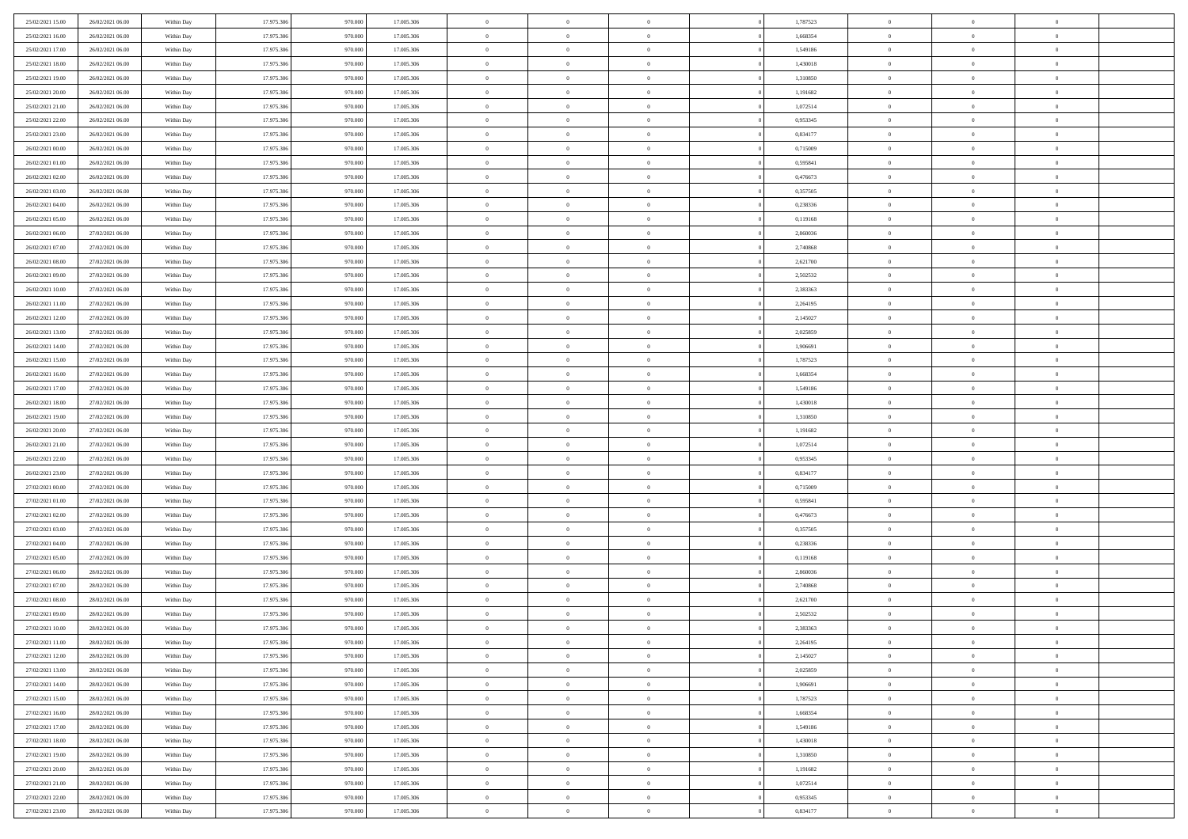| | | | | | | | | | | | | | | |
|---|---|---|---|---|---|---|---|---|---|---|---|---|---|---|
| 25/02/2021 15:00 | 26/02/2021 06:00 | Within Day | 17.975.306 | 970.000 | 17.005.306 | 0 | 0 | 0 | | 1,787523 | 0 | 0 | 0 | |
| 25/02/2021 16:00 | 26/02/2021 06:00 | Within Day | 17.975.306 | 970.000 | 17.005.306 | 0 | 0 | 0 | | 1,668354 | 0 | 0 | 0 | |
| 25/02/2021 17:00 | 26/02/2021 06:00 | Within Day | 17.975.306 | 970.000 | 17.005.306 | 0 | 0 | 0 | | 1,549186 | 0 | 0 | 0 | |
| 25/02/2021 18:00 | 26/02/2021 06:00 | Within Day | 17.975.306 | 970.000 | 17.005.306 | 0 | 0 | 0 | | 1,430018 | 0 | 0 | 0 | |
| 25/02/2021 19:00 | 26/02/2021 06:00 | Within Day | 17.975.306 | 970.000 | 17.005.306 | 0 | 0 | 0 | | 1,310850 | 0 | 0 | 0 | |
| 25/02/2021 20:00 | 26/02/2021 06:00 | Within Day | 17.975.306 | 970.000 | 17.005.306 | 0 | 0 | 0 | | 1,191682 | 0 | 0 | 0 | |
| 25/02/2021 21:00 | 26/02/2021 06:00 | Within Day | 17.975.306 | 970.000 | 17.005.306 | 0 | 0 | 0 | | 1,072514 | 0 | 0 | 0 | |
| 25/02/2021 22:00 | 26/02/2021 06:00 | Within Day | 17.975.306 | 970.000 | 17.005.306 | 0 | 0 | 0 | | 0,953345 | 0 | 0 | 0 | |
| 25/02/2021 23:00 | 26/02/2021 06:00 | Within Day | 17.975.306 | 970.000 | 17.005.306 | 0 | 0 | 0 | | 0,834177 | 0 | 0 | 0 | |
| 26/02/2021 00:00 | 26/02/2021 06:00 | Within Day | 17.975.306 | 970.000 | 17.005.306 | 0 | 0 | 0 | | 0,715009 | 0 | 0 | 0 | |
| 26/02/2021 01:00 | 26/02/2021 06:00 | Within Day | 17.975.306 | 970.000 | 17.005.306 | 0 | 0 | 0 | | 0,595841 | 0 | 0 | 0 | |
| 26/02/2021 02:00 | 26/02/2021 06:00 | Within Day | 17.975.306 | 970.000 | 17.005.306 | 0 | 0 | 0 | | 0,476673 | 0 | 0 | 0 | |
| 26/02/2021 03:00 | 26/02/2021 06:00 | Within Day | 17.975.306 | 970.000 | 17.005.306 | 0 | 0 | 0 | | 0,357505 | 0 | 0 | 0 | |
| 26/02/2021 04:00 | 26/02/2021 06:00 | Within Day | 17.975.306 | 970.000 | 17.005.306 | 0 | 0 | 0 | | 0,238336 | 0 | 0 | 0 | |
| 26/02/2021 05:00 | 26/02/2021 06:00 | Within Day | 17.975.306 | 970.000 | 17.005.306 | 0 | 0 | 0 | | 0,119168 | 0 | 0 | 0 | |
| 26/02/2021 06:00 | 27/02/2021 06:00 | Within Day | 17.975.306 | 970.000 | 17.005.306 | 0 | 0 | 0 | | 2,860036 | 0 | 0 | 0 | |
| 26/02/2021 07:00 | 27/02/2021 06:00 | Within Day | 17.975.306 | 970.000 | 17.005.306 | 0 | 0 | 0 | | 2,740868 | 0 | 0 | 0 | |
| 26/02/2021 08:00 | 27/02/2021 06:00 | Within Day | 17.975.306 | 970.000 | 17.005.306 | 0 | 0 | 0 | | 2,621700 | 0 | 0 | 0 | |
| 26/02/2021 09:00 | 27/02/2021 06:00 | Within Day | 17.975.306 | 970.000 | 17.005.306 | 0 | 0 | 0 | | 2,502532 | 0 | 0 | 0 | |
| 26/02/2021 10:00 | 27/02/2021 06:00 | Within Day | 17.975.306 | 970.000 | 17.005.306 | 0 | 0 | 0 | | 2,383363 | 0 | 0 | 0 | |
| 26/02/2021 11:00 | 27/02/2021 06:00 | Within Day | 17.975.306 | 970.000 | 17.005.306 | 0 | 0 | 0 | | 2,264195 | 0 | 0 | 0 | |
| 26/02/2021 12:00 | 27/02/2021 06:00 | Within Day | 17.975.306 | 970.000 | 17.005.306 | 0 | 0 | 0 | | 2,145027 | 0 | 0 | 0 | |
| 26/02/2021 13:00 | 27/02/2021 06:00 | Within Day | 17.975.306 | 970.000 | 17.005.306 | 0 | 0 | 0 | | 2,025859 | 0 | 0 | 0 | |
| 26/02/2021 14:00 | 27/02/2021 06:00 | Within Day | 17.975.306 | 970.000 | 17.005.306 | 0 | 0 | 0 | | 1,906691 | 0 | 0 | 0 | |
| 26/02/2021 15:00 | 27/02/2021 06:00 | Within Day | 17.975.306 | 970.000 | 17.005.306 | 0 | 0 | 0 | | 1,787523 | 0 | 0 | 0 | |
| 26/02/2021 16:00 | 27/02/2021 06:00 | Within Day | 17.975.306 | 970.000 | 17.005.306 | 0 | 0 | 0 | | 1,668354 | 0 | 0 | 0 | |
| 26/02/2021 17:00 | 27/02/2021 06:00 | Within Day | 17.975.306 | 970.000 | 17.005.306 | 0 | 0 | 0 | | 1,549186 | 0 | 0 | 0 | |
| 26/02/2021 18:00 | 27/02/2021 06:00 | Within Day | 17.975.306 | 970.000 | 17.005.306 | 0 | 0 | 0 | | 1,430018 | 0 | 0 | 0 | |
| 26/02/2021 19:00 | 27/02/2021 06:00 | Within Day | 17.975.306 | 970.000 | 17.005.306 | 0 | 0 | 0 | | 1,310850 | 0 | 0 | 0 | |
| 26/02/2021 20:00 | 27/02/2021 06:00 | Within Day | 17.975.306 | 970.000 | 17.005.306 | 0 | 0 | 0 | | 1,191682 | 0 | 0 | 0 | |
| 26/02/2021 21:00 | 27/02/2021 06:00 | Within Day | 17.975.306 | 970.000 | 17.005.306 | 0 | 0 | 0 | | 1,072514 | 0 | 0 | 0 | |
| 26/02/2021 22:00 | 27/02/2021 06:00 | Within Day | 17.975.306 | 970.000 | 17.005.306 | 0 | 0 | 0 | | 0,953345 | 0 | 0 | 0 | |
| 26/02/2021 23:00 | 27/02/2021 06:00 | Within Day | 17.975.306 | 970.000 | 17.005.306 | 0 | 0 | 0 | | 0,834177 | 0 | 0 | 0 | |
| 27/02/2021 00:00 | 27/02/2021 06:00 | Within Day | 17.975.306 | 970.000 | 17.005.306 | 0 | 0 | 0 | | 0,715009 | 0 | 0 | 0 | |
| 27/02/2021 01:00 | 27/02/2021 06:00 | Within Day | 17.975.306 | 970.000 | 17.005.306 | 0 | 0 | 0 | | 0,595841 | 0 | 0 | 0 | |
| 27/02/2021 02:00 | 27/02/2021 06:00 | Within Day | 17.975.306 | 970.000 | 17.005.306 | 0 | 0 | 0 | | 0,476673 | 0 | 0 | 0 | |
| 27/02/2021 03:00 | 27/02/2021 06:00 | Within Day | 17.975.306 | 970.000 | 17.005.306 | 0 | 0 | 0 | | 0,357505 | 0 | 0 | 0 | |
| 27/02/2021 04:00 | 27/02/2021 06:00 | Within Day | 17.975.306 | 970.000 | 17.005.306 | 0 | 0 | 0 | | 0,238336 | 0 | 0 | 0 | |
| 27/02/2021 05:00 | 27/02/2021 06:00 | Within Day | 17.975.306 | 970.000 | 17.005.306 | 0 | 0 | 0 | | 0,119168 | 0 | 0 | 0 | |
| 27/02/2021 06:00 | 28/02/2021 06:00 | Within Day | 17.975.306 | 970.000 | 17.005.306 | 0 | 0 | 0 | | 2,860036 | 0 | 0 | 0 | |
| 27/02/2021 07:00 | 28/02/2021 06:00 | Within Day | 17.975.306 | 970.000 | 17.005.306 | 0 | 0 | 0 | | 2,740868 | 0 | 0 | 0 | |
| 27/02/2021 08:00 | 28/02/2021 06:00 | Within Day | 17.975.306 | 970.000 | 17.005.306 | 0 | 0 | 0 | | 2,621700 | 0 | 0 | 0 | |
| 27/02/2021 09:00 | 28/02/2021 06:00 | Within Day | 17.975.306 | 970.000 | 17.005.306 | 0 | 0 | 0 | | 2,502532 | 0 | 0 | 0 | |
| 27/02/2021 10:00 | 28/02/2021 06:00 | Within Day | 17.975.306 | 970.000 | 17.005.306 | 0 | 0 | 0 | | 2,383363 | 0 | 0 | 0 | |
| 27/02/2021 11:00 | 28/02/2021 06:00 | Within Day | 17.975.306 | 970.000 | 17.005.306 | 0 | 0 | 0 | | 2,264195 | 0 | 0 | 0 | |
| 27/02/2021 12:00 | 28/02/2021 06:00 | Within Day | 17.975.306 | 970.000 | 17.005.306 | 0 | 0 | 0 | | 2,145027 | 0 | 0 | 0 | |
| 27/02/2021 13:00 | 28/02/2021 06:00 | Within Day | 17.975.306 | 970.000 | 17.005.306 | 0 | 0 | 0 | | 2,025859 | 0 | 0 | 0 | |
| 27/02/2021 14:00 | 28/02/2021 06:00 | Within Day | 17.975.306 | 970.000 | 17.005.306 | 0 | 0 | 0 | | 1,906691 | 0 | 0 | 0 | |
| 27/02/2021 15:00 | 28/02/2021 06:00 | Within Day | 17.975.306 | 970.000 | 17.005.306 | 0 | 0 | 0 | | 1,787523 | 0 | 0 | 0 | |
| 27/02/2021 16:00 | 28/02/2021 06:00 | Within Day | 17.975.306 | 970.000 | 17.005.306 | 0 | 0 | 0 | | 1,668354 | 0 | 0 | 0 | |
| 27/02/2021 17:00 | 28/02/2021 06:00 | Within Day | 17.975.306 | 970.000 | 17.005.306 | 0 | 0 | 0 | | 1,549186 | 0 | 0 | 0 | |
| 27/02/2021 18:00 | 28/02/2021 06:00 | Within Day | 17.975.306 | 970.000 | 17.005.306 | 0 | 0 | 0 | | 1,430018 | 0 | 0 | 0 | |
| 27/02/2021 19:00 | 28/02/2021 06:00 | Within Day | 17.975.306 | 970.000 | 17.005.306 | 0 | 0 | 0 | | 1,310850 | 0 | 0 | 0 | |
| 27/02/2021 20:00 | 28/02/2021 06:00 | Within Day | 17.975.306 | 970.000 | 17.005.306 | 0 | 0 | 0 | | 1,191682 | 0 | 0 | 0 | |
| 27/02/2021 21:00 | 28/02/2021 06:00 | Within Day | 17.975.306 | 970.000 | 17.005.306 | 0 | 0 | 0 | | 1,072514 | 0 | 0 | 0 | |
| 27/02/2021 22:00 | 28/02/2021 06:00 | Within Day | 17.975.306 | 970.000 | 17.005.306 | 0 | 0 | 0 | | 0,953345 | 0 | 0 | 0 | |
| 27/02/2021 23:00 | 28/02/2021 06:00 | Within Day | 17.975.306 | 970.000 | 17.005.306 | 0 | 0 | 0 | | 0,834177 | 0 | 0 | 0 | |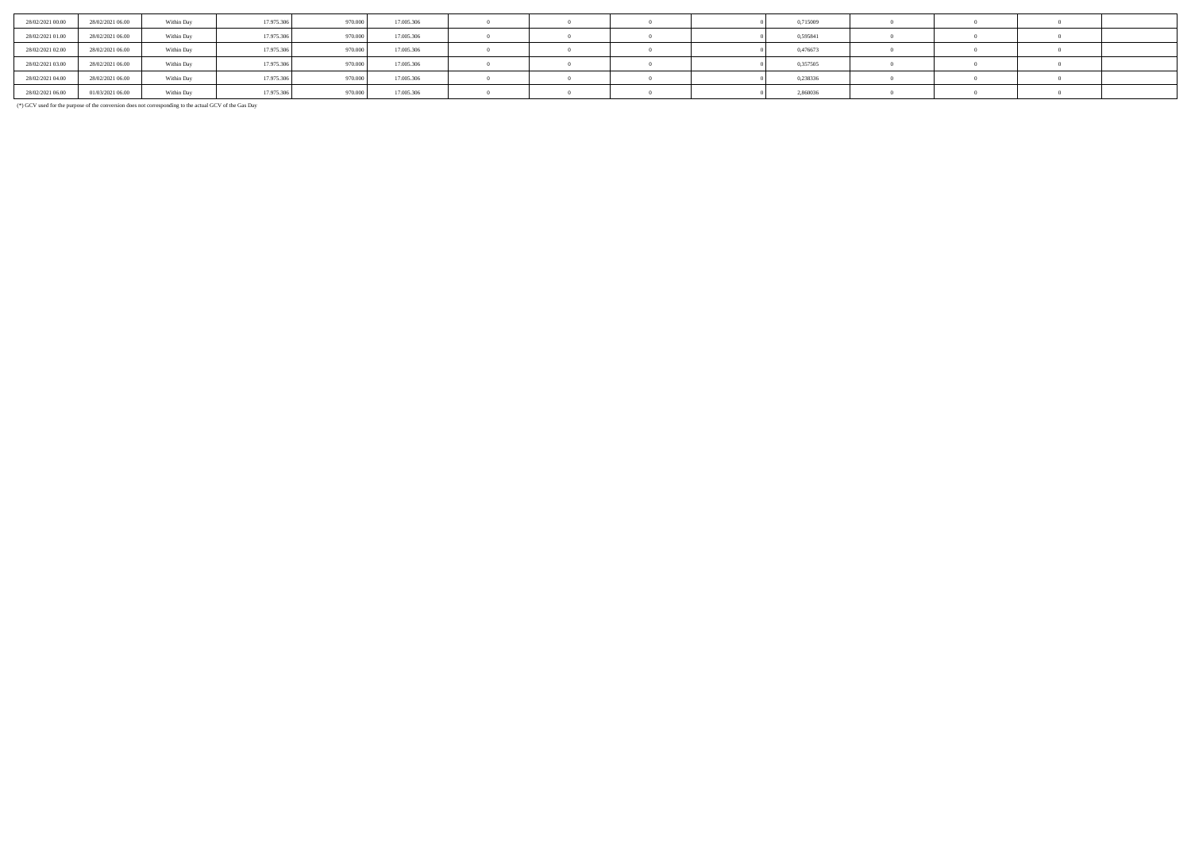| | | | | | | | | | | | | | | |
|---|---|---|---|---|---|---|---|---|---|---|---|---|---|---|
| 28/02/2021 00.00 | 28/02/2021 06.00 | Within Day | 17.975.306 | 970.000 | 17.005.306 | 0 | 0 | 0 | 0 | 0,715009 | 0 | 0 | 0 | |
| 28/02/2021 01.00 | 28/02/2021 06.00 | Within Day | 17.975.306 | 970.000 | 17.005.306 | 0 | 0 | 0 | 0 | 0,595841 | 0 | 0 | 0 | |
| 28/02/2021 02.00 | 28/02/2021 06.00 | Within Day | 17.975.306 | 970.000 | 17.005.306 | 0 | 0 | 0 | 0 | 0,476673 | 0 | 0 | 0 | |
| 28/02/2021 03.00 | 28/02/2021 06.00 | Within Day | 17.975.306 | 970.000 | 17.005.306 | 0 | 0 | 0 | 0 | 0,357505 | 0 | 0 | 0 | |
| 28/02/2021 04.00 | 28/02/2021 06.00 | Within Day | 17.975.306 | 970.000 | 17.005.306 | 0 | 0 | 0 | 0 | 0,238336 | 0 | 0 | 0 | |
| 28/02/2021 06.00 | 01/03/2021 06.00 | Within Day | 17.975.306 | 970.000 | 17.005.306 | 0 | 0 | 0 | 0 | 2,860036 | 0 | 0 | 0 | |

(*) GCV used for the purpose of the conversion does not corresponding to the actual GCV of the Gas Day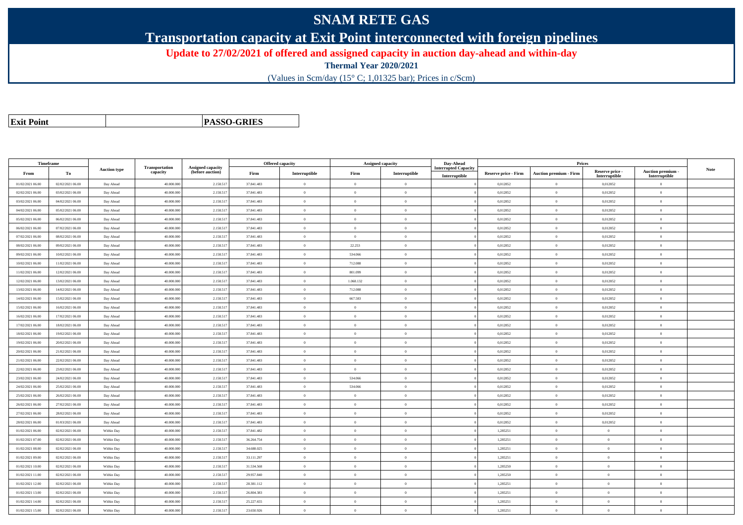# SNAM RETE GAS

## Transportation capacity at Exit Point interconnected with foreign pipelines

### Update to 27/02/2021 of offered and assigned capacity in auction day-ahead and within-day

**Thermal Year 2020/2021**

(Values in Scm/day (15° C; 1,01325 bar); Prices in c/Scm)

| **Exit Point** | | **PASSO-GRIES** |
|---|---|---|

| Timeframe | | Auction type | Transportation capacity | Assigned capacity (before auction) | Offered capacity | | Assigned capacity | | Day-Ahead Interrupted Capacity | Prices | | | | Note |
|---|---|---|---|---|---|---|---|---|---|---|---|---|---|---|
| From | To | | | | Firm | Interruptible | Firm | Interruptible | Interruptible | Reserve price - Firm | Auction premium - Firm | Reserve price - Interruptible | Auction premium - Interruptible | |
| 01/02/2021 06.00 | 02/02/2021 06.00 | Day Ahead | 40.000.000 | 2.158.517 | 37.841.483 | 0 | 0 | 0 | 0 | 0,012852 | 0 | 0,012852 | 0 | |
| 02/02/2021 06.00 | 03/02/2021 06.00 | Day Ahead | 40.000.000 | 2.158.517 | 37.841.483 | 0 | 0 | 0 | 0 | 0,012852 | 0 | 0,012852 | 0 | |
| 03/02/2021 06.00 | 04/02/2021 06.00 | Day Ahead | 40.000.000 | 2.158.517 | 37.841.483 | 0 | 0 | 0 | 0 | 0,012852 | 0 | 0,012852 | 0 | |
| 04/02/2021 06.00 | 05/02/2021 06.00 | Day Ahead | 40.000.000 | 2.158.517 | 37.841.483 | 0 | 0 | 0 | 0 | 0,012852 | 0 | 0,012852 | 0 | |
| 05/02/2021 06.00 | 06/02/2021 06.00 | Day Ahead | 40.000.000 | 2.158.517 | 37.841.483 | 0 | 0 | 0 | 0 | 0,012852 | 0 | 0,012852 | 0 | |
| 06/02/2021 06.00 | 07/02/2021 06.00 | Day Ahead | 40.000.000 | 2.158.517 | 37.841.483 | 0 | 0 | 0 | 0 | 0,012852 | 0 | 0,012852 | 0 | |
| 07/02/2021 06.00 | 08/02/2021 06.00 | Day Ahead | 40.000.000 | 2.158.517 | 37.841.483 | 0 | 0 | 0 | 0 | 0,012852 | 0 | 0,012852 | 0 | |
| 08/02/2021 06.00 | 09/02/2021 06.00 | Day Ahead | 40.000.000 | 2.158.517 | 37.841.483 | 0 | 22.253 | 0 | 0 | 0,012852 | 0 | 0,012852 | 0 | |
| 09/02/2021 06.00 | 10/02/2021 06.00 | Day Ahead | 40.000.000 | 2.158.517 | 37.841.483 | 0 | 534.066 | 0 | 0 | 0,012852 | 0 | 0,012852 | 0 | |
| 10/02/2021 06.00 | 11/02/2021 06.00 | Day Ahead | 40.000.000 | 2.158.517 | 37.841.483 | 0 | 712.088 | 0 | 0 | 0,012852 | 0 | 0,012852 | 0 | |
| 11/02/2021 06.00 | 12/02/2021 06.00 | Day Ahead | 40.000.000 | 2.158.517 | 37.841.483 | 0 | 801.099 | 0 | 0 | 0,012852 | 0 | 0,012852 | 0 | |
| 12/02/2021 06.00 | 13/02/2021 06.00 | Day Ahead | 40.000.000 | 2.158.517 | 37.841.483 | 0 | 1.068.132 | 0 | 0 | 0,012852 | 0 | 0,012852 | 0 | |
| 13/02/2021 06.00 | 14/02/2021 06.00 | Day Ahead | 40.000.000 | 2.158.517 | 37.841.483 | 0 | 712.088 | 0 | 0 | 0,012852 | 0 | 0,012852 | 0 | |
| 14/02/2021 06.00 | 15/02/2021 06.00 | Day Ahead | 40.000.000 | 2.158.517 | 37.841.483 | 0 | 667.583 | 0 | 0 | 0,012852 | 0 | 0,012852 | 0 | |
| 15/02/2021 06.00 | 16/02/2021 06.00 | Day Ahead | 40.000.000 | 2.158.517 | 37.841.483 | 0 | 0 | 0 | 0 | 0,012852 | 0 | 0,012852 | 0 | |
| 16/02/2021 06.00 | 17/02/2021 06.00 | Day Ahead | 40.000.000 | 2.158.517 | 37.841.483 | 0 | 0 | 0 | 0 | 0,012852 | 0 | 0,012852 | 0 | |
| 17/02/2021 06.00 | 18/02/2021 06.00 | Day Ahead | 40.000.000 | 2.158.517 | 37.841.483 | 0 | 0 | 0 | 0 | 0,012852 | 0 | 0,012852 | 0 | |
| 18/02/2021 06.00 | 19/02/2021 06.00 | Day Ahead | 40.000.000 | 2.158.517 | 37.841.483 | 0 | 0 | 0 | 0 | 0,012852 | 0 | 0,012852 | 0 | |
| 19/02/2021 06.00 | 20/02/2021 06.00 | Day Ahead | 40.000.000 | 2.158.517 | 37.841.483 | 0 | 0 | 0 | 0 | 0,012852 | 0 | 0,012852 | 0 | |
| 20/02/2021 06.00 | 21/02/2021 06.00 | Day Ahead | 40.000.000 | 2.158.517 | 37.841.483 | 0 | 0 | 0 | 0 | 0,012852 | 0 | 0,012852 | 0 | |
| 21/02/2021 06.00 | 22/02/2021 06.00 | Day Ahead | 40.000.000 | 2.158.517 | 37.841.483 | 0 | 0 | 0 | 0 | 0,012852 | 0 | 0,012852 | 0 | |
| 22/02/2021 06.00 | 23/02/2021 06.00 | Day Ahead | 40.000.000 | 2.158.517 | 37.841.483 | 0 | 0 | 0 | 0 | 0,012852 | 0 | 0,012852 | 0 | |
| 23/02/2021 06.00 | 24/02/2021 06.00 | Day Ahead | 40.000.000 | 2.158.517 | 37.841.483 | 0 | 534.066 | 0 | 0 | 0,012852 | 0 | 0,012852 | 0 | |
| 24/02/2021 06.00 | 25/02/2021 06.00 | Day Ahead | 40.000.000 | 2.158.517 | 37.841.483 | 0 | 534.066 | 0 | 0 | 0,012852 | 0 | 0,012852 | 0 | |
| 25/02/2021 06.00 | 26/02/2021 06.00 | Day Ahead | 40.000.000 | 2.158.517 | 37.841.483 | 0 | 0 | 0 | 0 | 0,012852 | 0 | 0,012852 | 0 | |
| 26/02/2021 06.00 | 27/02/2021 06.00 | Day Ahead | 40.000.000 | 2.158.517 | 37.841.483 | 0 | 0 | 0 | 0 | 0,012852 | 0 | 0,012852 | 0 | |
| 27/02/2021 06.00 | 28/02/2021 06.00 | Day Ahead | 40.000.000 | 2.158.517 | 37.841.483 | 0 | 0 | 0 | 0 | 0,012852 | 0 | 0,012852 | 0 | |
| 28/02/2021 06.00 | 01/03/2021 06.00 | Day Ahead | 40.000.000 | 2.158.517 | 37.841.483 | 0 | 0 | 0 | 0 | 0,012852 | 0 | 0,012852 | 0 | |
| 01/02/2021 06.00 | 02/02/2021 06.00 | Within Day | 40.000.000 | 2.158.517 | 37.841.482 | 0 | 0 | 0 | 0 | 1,285251 | 0 | 0 | 0 | |
| 01/02/2021 07.00 | 02/02/2021 06.00 | Within Day | 40.000.000 | 2.158.517 | 36.264.754 | 0 | 0 | 0 | 0 | 1,285251 | 0 | 0 | 0 | |
| 01/02/2021 08.00 | 02/02/2021 06.00 | Within Day | 40.000.000 | 2.158.517 | 34.688.025 | 0 | 0 | 0 | 0 | 1,285251 | 0 | 0 | 0 | |
| 01/02/2021 09.00 | 02/02/2021 06.00 | Within Day | 40.000.000 | 2.158.517 | 33.111.297 | 0 | 0 | 0 | 0 | 1,285251 | 0 | 0 | 0 | |
| 01/02/2021 10.00 | 02/02/2021 06.00 | Within Day | 40.000.000 | 2.158.517 | 31.534.568 | 0 | 0 | 0 | 0 | 1,285250 | 0 | 0 | 0 | |
| 01/02/2021 11.00 | 02/02/2021 06.00 | Within Day | 40.000.000 | 2.158.517 | 29.957.840 | 0 | 0 | 0 | 0 | 1,285250 | 0 | 0 | 0 | |
| 01/02/2021 12.00 | 02/02/2021 06.00 | Within Day | 40.000.000 | 2.158.517 | 28.381.112 | 0 | 0 | 0 | 0 | 1,285251 | 0 | 0 | 0 | |
| 01/02/2021 13.00 | 02/02/2021 06.00 | Within Day | 40.000.000 | 2.158.517 | 26.804.383 | 0 | 0 | 0 | 0 | 1,285251 | 0 | 0 | 0 | |
| 01/02/2021 14.00 | 02/02/2021 06.00 | Within Day | 40.000.000 | 2.158.517 | 25.227.655 | 0 | 0 | 0 | 0 | 1,285251 | 0 | 0 | 0 | |
| 01/02/2021 15.00 | 02/02/2021 06.00 | Within Day | 40.000.000 | 2.158.517 | 23.650.926 | 0 | 0 | 0 | 0 | 1,285251 | 0 | 0 | 0 | |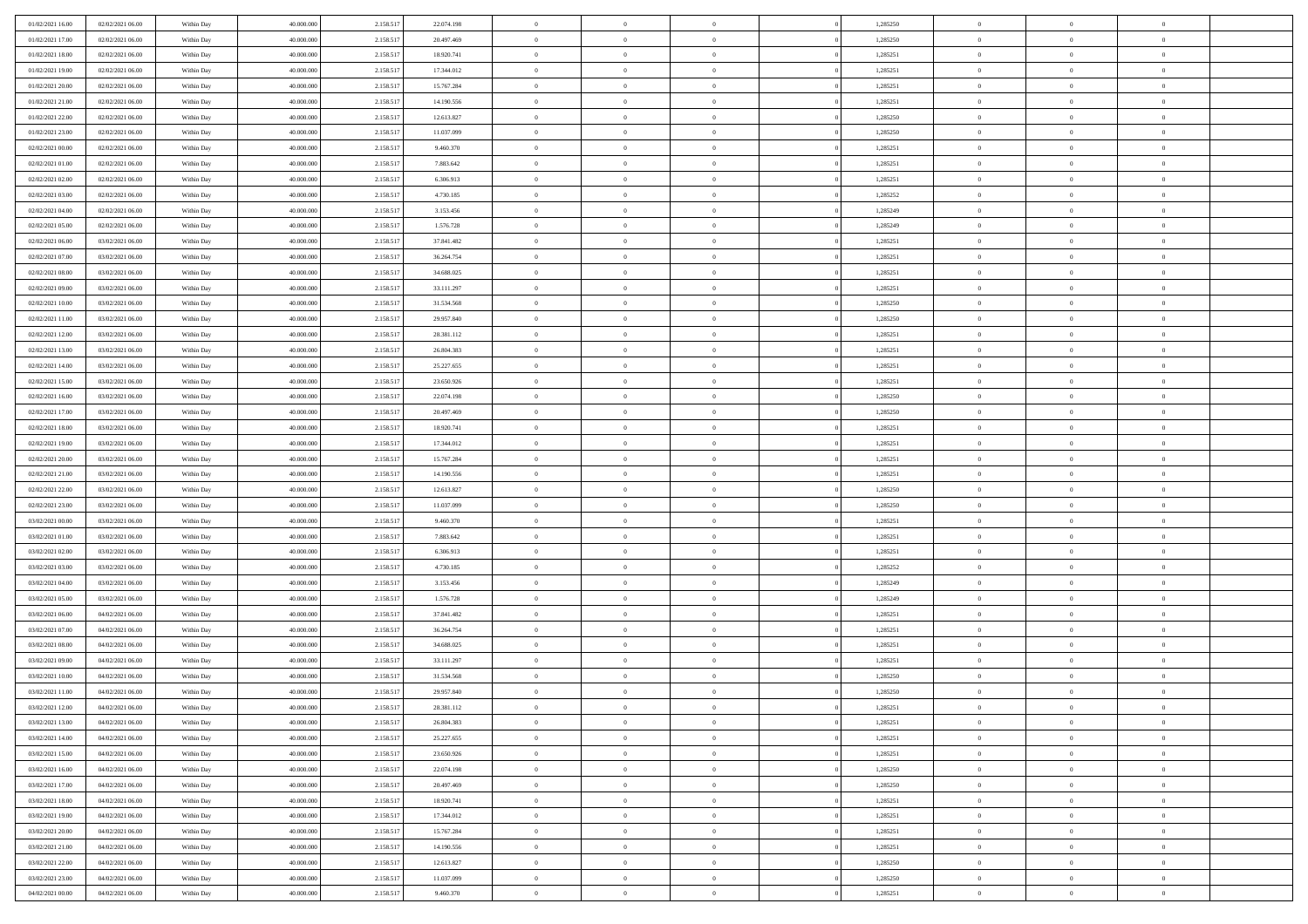| | | | | | | | | | | | | | | |
|---|---|---|---|---|---|---|---|---|---|---|---|---|---|---|
| 01/02/2021 16:00 | 02/02/2021 06:00 | Within Day | 40.000.000 | 2.158.517 | 22.074.198 | 0 | 0 | 0 | | 1,285250 | 0 | 0 | 0 | |
| 01/02/2021 17:00 | 02/02/2021 06:00 | Within Day | 40.000.000 | 2.158.517 | 20.497.469 | 0 | 0 | 0 | | 1,285250 | 0 | 0 | 0 | |
| 01/02/2021 18:00 | 02/02/2021 06:00 | Within Day | 40.000.000 | 2.158.517 | 18.920.741 | 0 | 0 | 0 | | 1,285251 | 0 | 0 | 0 | |
| 01/02/2021 19:00 | 02/02/2021 06:00 | Within Day | 40.000.000 | 2.158.517 | 17.344.012 | 0 | 0 | 0 | | 1,285251 | 0 | 0 | 0 | |
| 01/02/2021 20:00 | 02/02/2021 06:00 | Within Day | 40.000.000 | 2.158.517 | 15.767.284 | 0 | 0 | 0 | | 1,285251 | 0 | 0 | 0 | |
| 01/02/2021 21:00 | 02/02/2021 06:00 | Within Day | 40.000.000 | 2.158.517 | 14.190.556 | 0 | 0 | 0 | | 1,285251 | 0 | 0 | 0 | |
| 01/02/2021 22:00 | 02/02/2021 06:00 | Within Day | 40.000.000 | 2.158.517 | 12.613.827 | 0 | 0 | 0 | | 1,285250 | 0 | 0 | 0 | |
| 01/02/2021 23:00 | 02/02/2021 06:00 | Within Day | 40.000.000 | 2.158.517 | 11.037.099 | 0 | 0 | 0 | | 1,285250 | 0 | 0 | 0 | |
| 02/02/2021 00:00 | 02/02/2021 06:00 | Within Day | 40.000.000 | 2.158.517 | 9.460.370 | 0 | 0 | 0 | | 1,285251 | 0 | 0 | 0 | |
| 02/02/2021 01:00 | 02/02/2021 06:00 | Within Day | 40.000.000 | 2.158.517 | 7.883.642 | 0 | 0 | 0 | | 1,285251 | 0 | 0 | 0 | |
| 02/02/2021 02:00 | 02/02/2021 06:00 | Within Day | 40.000.000 | 2.158.517 | 6.306.913 | 0 | 0 | 0 | | 1,285251 | 0 | 0 | 0 | |
| 02/02/2021 03:00 | 02/02/2021 06:00 | Within Day | 40.000.000 | 2.158.517 | 4.730.185 | 0 | 0 | 0 | | 1,285252 | 0 | 0 | 0 | |
| 02/02/2021 04:00 | 02/02/2021 06:00 | Within Day | 40.000.000 | 2.158.517 | 3.153.456 | 0 | 0 | 0 | | 1,285249 | 0 | 0 | 0 | |
| 02/02/2021 05:00 | 02/02/2021 06:00 | Within Day | 40.000.000 | 2.158.517 | 1.576.728 | 0 | 0 | 0 | | 1,285249 | 0 | 0 | 0 | |
| 02/02/2021 06:00 | 03/02/2021 06:00 | Within Day | 40.000.000 | 2.158.517 | 37.841.482 | 0 | 0 | 0 | | 1,285251 | 0 | 0 | 0 | |
| 02/02/2021 07:00 | 03/02/2021 06:00 | Within Day | 40.000.000 | 2.158.517 | 36.264.754 | 0 | 0 | 0 | | 1,285251 | 0 | 0 | 0 | |
| 02/02/2021 08:00 | 03/02/2021 06:00 | Within Day | 40.000.000 | 2.158.517 | 34.688.025 | 0 | 0 | 0 | | 1,285251 | 0 | 0 | 0 | |
| 02/02/2021 09:00 | 03/02/2021 06:00 | Within Day | 40.000.000 | 2.158.517 | 33.111.297 | 0 | 0 | 0 | | 1,285251 | 0 | 0 | 0 | |
| 02/02/2021 10:00 | 03/02/2021 06:00 | Within Day | 40.000.000 | 2.158.517 | 31.534.568 | 0 | 0 | 0 | | 1,285250 | 0 | 0 | 0 | |
| 02/02/2021 11:00 | 03/02/2021 06:00 | Within Day | 40.000.000 | 2.158.517 | 29.957.840 | 0 | 0 | 0 | | 1,285250 | 0 | 0 | 0 | |
| 02/02/2021 12:00 | 03/02/2021 06:00 | Within Day | 40.000.000 | 2.158.517 | 28.381.112 | 0 | 0 | 0 | | 1,285251 | 0 | 0 | 0 | |
| 02/02/2021 13:00 | 03/02/2021 06:00 | Within Day | 40.000.000 | 2.158.517 | 26.804.383 | 0 | 0 | 0 | | 1,285251 | 0 | 0 | 0 | |
| 02/02/2021 14:00 | 03/02/2021 06:00 | Within Day | 40.000.000 | 2.158.517 | 25.227.655 | 0 | 0 | 0 | | 1,285251 | 0 | 0 | 0 | |
| 02/02/2021 15:00 | 03/02/2021 06:00 | Within Day | 40.000.000 | 2.158.517 | 23.650.926 | 0 | 0 | 0 | | 1,285251 | 0 | 0 | 0 | |
| 02/02/2021 16:00 | 03/02/2021 06:00 | Within Day | 40.000.000 | 2.158.517 | 22.074.198 | 0 | 0 | 0 | | 1,285250 | 0 | 0 | 0 | |
| 02/02/2021 17:00 | 03/02/2021 06:00 | Within Day | 40.000.000 | 2.158.517 | 20.497.469 | 0 | 0 | 0 | | 1,285250 | 0 | 0 | 0 | |
| 02/02/2021 18:00 | 03/02/2021 06:00 | Within Day | 40.000.000 | 2.158.517 | 18.920.741 | 0 | 0 | 0 | | 1,285251 | 0 | 0 | 0 | |
| 02/02/2021 19:00 | 03/02/2021 06:00 | Within Day | 40.000.000 | 2.158.517 | 17.344.012 | 0 | 0 | 0 | | 1,285251 | 0 | 0 | 0 | |
| 02/02/2021 20:00 | 03/02/2021 06:00 | Within Day | 40.000.000 | 2.158.517 | 15.767.284 | 0 | 0 | 0 | | 1,285251 | 0 | 0 | 0 | |
| 02/02/2021 21:00 | 03/02/2021 06:00 | Within Day | 40.000.000 | 2.158.517 | 14.190.556 | 0 | 0 | 0 | | 1,285251 | 0 | 0 | 0 | |
| 02/02/2021 22:00 | 03/02/2021 06:00 | Within Day | 40.000.000 | 2.158.517 | 12.613.827 | 0 | 0 | 0 | | 1,285250 | 0 | 0 | 0 | |
| 02/02/2021 23:00 | 03/02/2021 06:00 | Within Day | 40.000.000 | 2.158.517 | 11.037.099 | 0 | 0 | 0 | | 1,285250 | 0 | 0 | 0 | |
| 03/02/2021 00:00 | 03/02/2021 06:00 | Within Day | 40.000.000 | 2.158.517 | 9.460.370 | 0 | 0 | 0 | | 1,285251 | 0 | 0 | 0 | |
| 03/02/2021 01:00 | 03/02/2021 06:00 | Within Day | 40.000.000 | 2.158.517 | 7.883.642 | 0 | 0 | 0 | | 1,285251 | 0 | 0 | 0 | |
| 03/02/2021 02:00 | 03/02/2021 06:00 | Within Day | 40.000.000 | 2.158.517 | 6.306.913 | 0 | 0 | 0 | | 1,285251 | 0 | 0 | 0 | |
| 03/02/2021 03:00 | 03/02/2021 06:00 | Within Day | 40.000.000 | 2.158.517 | 4.730.185 | 0 | 0 | 0 | | 1,285252 | 0 | 0 | 0 | |
| 03/02/2021 04:00 | 03/02/2021 06:00 | Within Day | 40.000.000 | 2.158.517 | 3.153.456 | 0 | 0 | 0 | | 1,285249 | 0 | 0 | 0 | |
| 03/02/2021 05:00 | 03/02/2021 06:00 | Within Day | 40.000.000 | 2.158.517 | 1.576.728 | 0 | 0 | 0 | | 1,285249 | 0 | 0 | 0 | |
| 03/02/2021 06:00 | 04/02/2021 06:00 | Within Day | 40.000.000 | 2.158.517 | 37.841.482 | 0 | 0 | 0 | | 1,285251 | 0 | 0 | 0 | |
| 03/02/2021 07:00 | 04/02/2021 06:00 | Within Day | 40.000.000 | 2.158.517 | 36.264.754 | 0 | 0 | 0 | | 1,285251 | 0 | 0 | 0 | |
| 03/02/2021 08:00 | 04/02/2021 06:00 | Within Day | 40.000.000 | 2.158.517 | 34.688.025 | 0 | 0 | 0 | | 1,285251 | 0 | 0 | 0 | |
| 03/02/2021 09:00 | 04/02/2021 06:00 | Within Day | 40.000.000 | 2.158.517 | 33.111.297 | 0 | 0 | 0 | | 1,285251 | 0 | 0 | 0 | |
| 03/02/2021 10:00 | 04/02/2021 06:00 | Within Day | 40.000.000 | 2.158.517 | 31.534.568 | 0 | 0 | 0 | | 1,285250 | 0 | 0 | 0 | |
| 03/02/2021 11:00 | 04/02/2021 06:00 | Within Day | 40.000.000 | 2.158.517 | 29.957.840 | 0 | 0 | 0 | | 1,285250 | 0 | 0 | 0 | |
| 03/02/2021 12:00 | 04/02/2021 06:00 | Within Day | 40.000.000 | 2.158.517 | 28.381.112 | 0 | 0 | 0 | | 1,285251 | 0 | 0 | 0 | |
| 03/02/2021 13:00 | 04/02/2021 06:00 | Within Day | 40.000.000 | 2.158.517 | 26.804.383 | 0 | 0 | 0 | | 1,285251 | 0 | 0 | 0 | |
| 03/02/2021 14:00 | 04/02/2021 06:00 | Within Day | 40.000.000 | 2.158.517 | 25.227.655 | 0 | 0 | 0 | | 1,285251 | 0 | 0 | 0 | |
| 03/02/2021 15:00 | 04/02/2021 06:00 | Within Day | 40.000.000 | 2.158.517 | 23.650.926 | 0 | 0 | 0 | | 1,285251 | 0 | 0 | 0 | |
| 03/02/2021 16:00 | 04/02/2021 06:00 | Within Day | 40.000.000 | 2.158.517 | 22.074.198 | 0 | 0 | 0 | | 1,285250 | 0 | 0 | 0 | |
| 03/02/2021 17:00 | 04/02/2021 06:00 | Within Day | 40.000.000 | 2.158.517 | 20.497.469 | 0 | 0 | 0 | | 1,285250 | 0 | 0 | 0 | |
| 03/02/2021 18:00 | 04/02/2021 06:00 | Within Day | 40.000.000 | 2.158.517 | 18.920.741 | 0 | 0 | 0 | | 1,285251 | 0 | 0 | 0 | |
| 03/02/2021 19:00 | 04/02/2021 06:00 | Within Day | 40.000.000 | 2.158.517 | 17.344.012 | 0 | 0 | 0 | | 1,285251 | 0 | 0 | 0 | |
| 03/02/2021 20:00 | 04/02/2021 06:00 | Within Day | 40.000.000 | 2.158.517 | 15.767.284 | 0 | 0 | 0 | | 1,285251 | 0 | 0 | 0 | |
| 03/02/2021 21:00 | 04/02/2021 06:00 | Within Day | 40.000.000 | 2.158.517 | 14.190.556 | 0 | 0 | 0 | | 1,285251 | 0 | 0 | 0 | |
| 03/02/2021 22:00 | 04/02/2021 06:00 | Within Day | 40.000.000 | 2.158.517 | 12.613.827 | 0 | 0 | 0 | | 1,285250 | 0 | 0 | 0 | |
| 03/02/2021 23:00 | 04/02/2021 06:00 | Within Day | 40.000.000 | 2.158.517 | 11.037.099 | 0 | 0 | 0 | | 1,285250 | 0 | 0 | 0 | |
| 04/02/2021 00:00 | 04/02/2021 06:00 | Within Day | 40.000.000 | 2.158.517 | 9.460.370 | 0 | 0 | 0 | | 1,285251 | 0 | 0 | 0 | |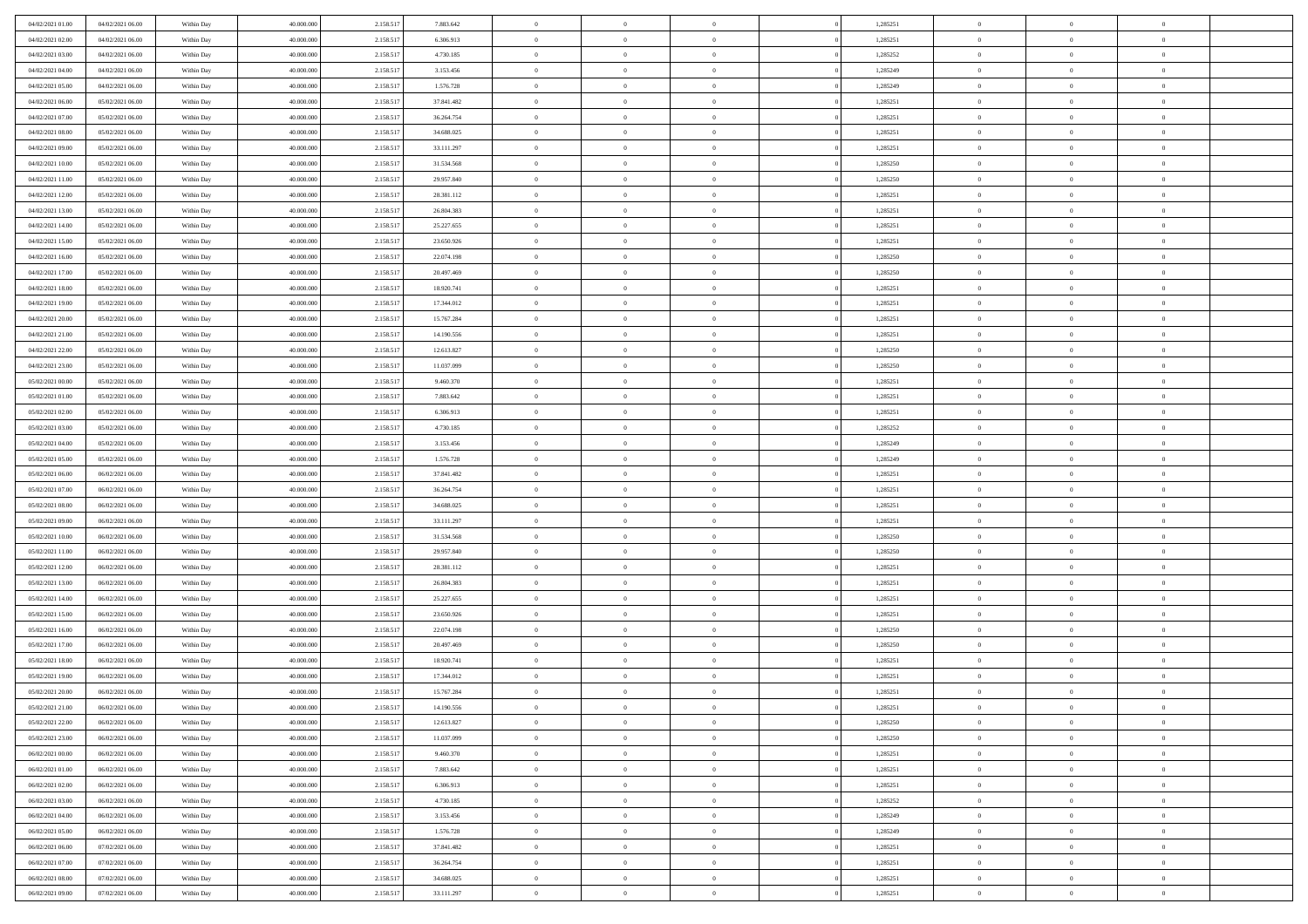| | | | | | | | | | | | | | | |
|---|---|---|---|---|---|---|---|---|---|---|---|---|---|---|
| 04/02/2021 01:00 | 04/02/2021 06:00 | Within Day | 40.000.000 | 2.158.517 | 7.883.642 | 0 | 0 | 0 | | 1,285251 | 0 | 0 | 0 | |
| 04/02/2021 02:00 | 04/02/2021 06:00 | Within Day | 40.000.000 | 2.158.517 | 6.306.913 | 0 | 0 | 0 | | 1,285251 | 0 | 0 | 0 | |
| 04/02/2021 03:00 | 04/02/2021 06:00 | Within Day | 40.000.000 | 2.158.517 | 4.730.185 | 0 | 0 | 0 | | 1,285252 | 0 | 0 | 0 | |
| 04/02/2021 04:00 | 04/02/2021 06:00 | Within Day | 40.000.000 | 2.158.517 | 3.153.456 | 0 | 0 | 0 | | 1,285249 | 0 | 0 | 0 | |
| 04/02/2021 05:00 | 04/02/2021 06:00 | Within Day | 40.000.000 | 2.158.517 | 1.576.728 | 0 | 0 | 0 | | 1,285249 | 0 | 0 | 0 | |
| 04/02/2021 06:00 | 05/02/2021 06:00 | Within Day | 40.000.000 | 2.158.517 | 37.841.482 | 0 | 0 | 0 | | 1,285251 | 0 | 0 | 0 | |
| 04/02/2021 07:00 | 05/02/2021 06:00 | Within Day | 40.000.000 | 2.158.517 | 36.264.754 | 0 | 0 | 0 | | 1,285251 | 0 | 0 | 0 | |
| 04/02/2021 08:00 | 05/02/2021 06:00 | Within Day | 40.000.000 | 2.158.517 | 34.688.025 | 0 | 0 | 0 | | 1,285251 | 0 | 0 | 0 | |
| 04/02/2021 09:00 | 05/02/2021 06:00 | Within Day | 40.000.000 | 2.158.517 | 33.111.297 | 0 | 0 | 0 | | 1,285251 | 0 | 0 | 0 | |
| 04/02/2021 10:00 | 05/02/2021 06:00 | Within Day | 40.000.000 | 2.158.517 | 31.534.568 | 0 | 0 | 0 | | 1,285250 | 0 | 0 | 0 | |
| 04/02/2021 11:00 | 05/02/2021 06:00 | Within Day | 40.000.000 | 2.158.517 | 29.957.840 | 0 | 0 | 0 | | 1,285250 | 0 | 0 | 0 | |
| 04/02/2021 12:00 | 05/02/2021 06:00 | Within Day | 40.000.000 | 2.158.517 | 28.381.112 | 0 | 0 | 0 | | 1,285251 | 0 | 0 | 0 | |
| 04/02/2021 13:00 | 05/02/2021 06:00 | Within Day | 40.000.000 | 2.158.517 | 26.804.383 | 0 | 0 | 0 | | 1,285251 | 0 | 0 | 0 | |
| 04/02/2021 14:00 | 05/02/2021 06:00 | Within Day | 40.000.000 | 2.158.517 | 25.227.655 | 0 | 0 | 0 | | 1,285251 | 0 | 0 | 0 | |
| 04/02/2021 15:00 | 05/02/2021 06:00 | Within Day | 40.000.000 | 2.158.517 | 23.650.926 | 0 | 0 | 0 | | 1,285251 | 0 | 0 | 0 | |
| 04/02/2021 16:00 | 05/02/2021 06:00 | Within Day | 40.000.000 | 2.158.517 | 22.074.198 | 0 | 0 | 0 | | 1,285250 | 0 | 0 | 0 | |
| 04/02/2021 17:00 | 05/02/2021 06:00 | Within Day | 40.000.000 | 2.158.517 | 20.497.469 | 0 | 0 | 0 | | 1,285250 | 0 | 0 | 0 | |
| 04/02/2021 18:00 | 05/02/2021 06:00 | Within Day | 40.000.000 | 2.158.517 | 18.920.741 | 0 | 0 | 0 | | 1,285251 | 0 | 0 | 0 | |
| 04/02/2021 19:00 | 05/02/2021 06:00 | Within Day | 40.000.000 | 2.158.517 | 17.344.012 | 0 | 0 | 0 | | 1,285251 | 0 | 0 | 0 | |
| 04/02/2021 20:00 | 05/02/2021 06:00 | Within Day | 40.000.000 | 2.158.517 | 15.767.284 | 0 | 0 | 0 | | 1,285251 | 0 | 0 | 0 | |
| 04/02/2021 21:00 | 05/02/2021 06:00 | Within Day | 40.000.000 | 2.158.517 | 14.190.556 | 0 | 0 | 0 | | 1,285251 | 0 | 0 | 0 | |
| 04/02/2021 22:00 | 05/02/2021 06:00 | Within Day | 40.000.000 | 2.158.517 | 12.613.827 | 0 | 0 | 0 | | 1,285250 | 0 | 0 | 0 | |
| 04/02/2021 23:00 | 05/02/2021 06:00 | Within Day | 40.000.000 | 2.158.517 | 11.037.099 | 0 | 0 | 0 | | 1,285250 | 0 | 0 | 0 | |
| 05/02/2021 00:00 | 05/02/2021 06:00 | Within Day | 40.000.000 | 2.158.517 | 9.460.370 | 0 | 0 | 0 | | 1,285251 | 0 | 0 | 0 | |
| 05/02/2021 01:00 | 05/02/2021 06:00 | Within Day | 40.000.000 | 2.158.517 | 7.883.642 | 0 | 0 | 0 | | 1,285251 | 0 | 0 | 0 | |
| 05/02/2021 02:00 | 05/02/2021 06:00 | Within Day | 40.000.000 | 2.158.517 | 6.306.913 | 0 | 0 | 0 | | 1,285251 | 0 | 0 | 0 | |
| 05/02/2021 03:00 | 05/02/2021 06:00 | Within Day | 40.000.000 | 2.158.517 | 4.730.185 | 0 | 0 | 0 | | 1,285252 | 0 | 0 | 0 | |
| 05/02/2021 04:00 | 05/02/2021 06:00 | Within Day | 40.000.000 | 2.158.517 | 3.153.456 | 0 | 0 | 0 | | 1,285249 | 0 | 0 | 0 | |
| 05/02/2021 05:00 | 05/02/2021 06:00 | Within Day | 40.000.000 | 2.158.517 | 1.576.728 | 0 | 0 | 0 | | 1,285249 | 0 | 0 | 0 | |
| 05/02/2021 06:00 | 06/02/2021 06:00 | Within Day | 40.000.000 | 2.158.517 | 37.841.482 | 0 | 0 | 0 | | 1,285251 | 0 | 0 | 0 | |
| 05/02/2021 07:00 | 06/02/2021 06:00 | Within Day | 40.000.000 | 2.158.517 | 36.264.754 | 0 | 0 | 0 | | 1,285251 | 0 | 0 | 0 | |
| 05/02/2021 08:00 | 06/02/2021 06:00 | Within Day | 40.000.000 | 2.158.517 | 34.688.025 | 0 | 0 | 0 | | 1,285251 | 0 | 0 | 0 | |
| 05/02/2021 09:00 | 06/02/2021 06:00 | Within Day | 40.000.000 | 2.158.517 | 33.111.297 | 0 | 0 | 0 | | 1,285251 | 0 | 0 | 0 | |
| 05/02/2021 10:00 | 06/02/2021 06:00 | Within Day | 40.000.000 | 2.158.517 | 31.534.568 | 0 | 0 | 0 | | 1,285250 | 0 | 0 | 0 | |
| 05/02/2021 11:00 | 06/02/2021 06:00 | Within Day | 40.000.000 | 2.158.517 | 29.957.840 | 0 | 0 | 0 | | 1,285250 | 0 | 0 | 0 | |
| 05/02/2021 12:00 | 06/02/2021 06:00 | Within Day | 40.000.000 | 2.158.517 | 28.381.112 | 0 | 0 | 0 | | 1,285251 | 0 | 0 | 0 | |
| 05/02/2021 13:00 | 06/02/2021 06:00 | Within Day | 40.000.000 | 2.158.517 | 26.804.383 | 0 | 0 | 0 | | 1,285251 | 0 | 0 | 0 | |
| 05/02/2021 14:00 | 06/02/2021 06:00 | Within Day | 40.000.000 | 2.158.517 | 25.227.655 | 0 | 0 | 0 | | 1,285251 | 0 | 0 | 0 | |
| 05/02/2021 15:00 | 06/02/2021 06:00 | Within Day | 40.000.000 | 2.158.517 | 23.650.926 | 0 | 0 | 0 | | 1,285251 | 0 | 0 | 0 | |
| 05/02/2021 16:00 | 06/02/2021 06:00 | Within Day | 40.000.000 | 2.158.517 | 22.074.198 | 0 | 0 | 0 | | 1,285250 | 0 | 0 | 0 | |
| 05/02/2021 17:00 | 06/02/2021 06:00 | Within Day | 40.000.000 | 2.158.517 | 20.497.469 | 0 | 0 | 0 | | 1,285250 | 0 | 0 | 0 | |
| 05/02/2021 18:00 | 06/02/2021 06:00 | Within Day | 40.000.000 | 2.158.517 | 18.920.741 | 0 | 0 | 0 | | 1,285251 | 0 | 0 | 0 | |
| 05/02/2021 19:00 | 06/02/2021 06:00 | Within Day | 40.000.000 | 2.158.517 | 17.344.012 | 0 | 0 | 0 | | 1,285251 | 0 | 0 | 0 | |
| 05/02/2021 20:00 | 06/02/2021 06:00 | Within Day | 40.000.000 | 2.158.517 | 15.767.284 | 0 | 0 | 0 | | 1,285251 | 0 | 0 | 0 | |
| 05/02/2021 21:00 | 06/02/2021 06:00 | Within Day | 40.000.000 | 2.158.517 | 14.190.556 | 0 | 0 | 0 | | 1,285251 | 0 | 0 | 0 | |
| 05/02/2021 22:00 | 06/02/2021 06:00 | Within Day | 40.000.000 | 2.158.517 | 12.613.827 | 0 | 0 | 0 | | 1,285250 | 0 | 0 | 0 | |
| 05/02/2021 23:00 | 06/02/2021 06:00 | Within Day | 40.000.000 | 2.158.517 | 11.037.099 | 0 | 0 | 0 | | 1,285250 | 0 | 0 | 0 | |
| 06/02/2021 00:00 | 06/02/2021 06:00 | Within Day | 40.000.000 | 2.158.517 | 9.460.370 | 0 | 0 | 0 | | 1,285251 | 0 | 0 | 0 | |
| 06/02/2021 01:00 | 06/02/2021 06:00 | Within Day | 40.000.000 | 2.158.517 | 7.883.642 | 0 | 0 | 0 | | 1,285251 | 0 | 0 | 0 | |
| 06/02/2021 02:00 | 06/02/2021 06:00 | Within Day | 40.000.000 | 2.158.517 | 6.306.913 | 0 | 0 | 0 | | 1,285251 | 0 | 0 | 0 | |
| 06/02/2021 03:00 | 06/02/2021 06:00 | Within Day | 40.000.000 | 2.158.517 | 4.730.185 | 0 | 0 | 0 | | 1,285252 | 0 | 0 | 0 | |
| 06/02/2021 04:00 | 06/02/2021 06:00 | Within Day | 40.000.000 | 2.158.517 | 3.153.456 | 0 | 0 | 0 | | 1,285249 | 0 | 0 | 0 | |
| 06/02/2021 05:00 | 06/02/2021 06:00 | Within Day | 40.000.000 | 2.158.517 | 1.576.728 | 0 | 0 | 0 | | 1,285249 | 0 | 0 | 0 | |
| 06/02/2021 06:00 | 07/02/2021 06:00 | Within Day | 40.000.000 | 2.158.517 | 37.841.482 | 0 | 0 | 0 | | 1,285251 | 0 | 0 | 0 | |
| 06/02/2021 07:00 | 07/02/2021 06:00 | Within Day | 40.000.000 | 2.158.517 | 36.264.754 | 0 | 0 | 0 | | 1,285251 | 0 | 0 | 0 | |
| 06/02/2021 08:00 | 07/02/2021 06:00 | Within Day | 40.000.000 | 2.158.517 | 34.688.025 | 0 | 0 | 0 | | 1,285251 | 0 | 0 | 0 | |
| 06/02/2021 09:00 | 07/02/2021 06:00 | Within Day | 40.000.000 | 2.158.517 | 33.111.297 | 0 | 0 | 0 | | 1,285251 | 0 | 0 | 0 | |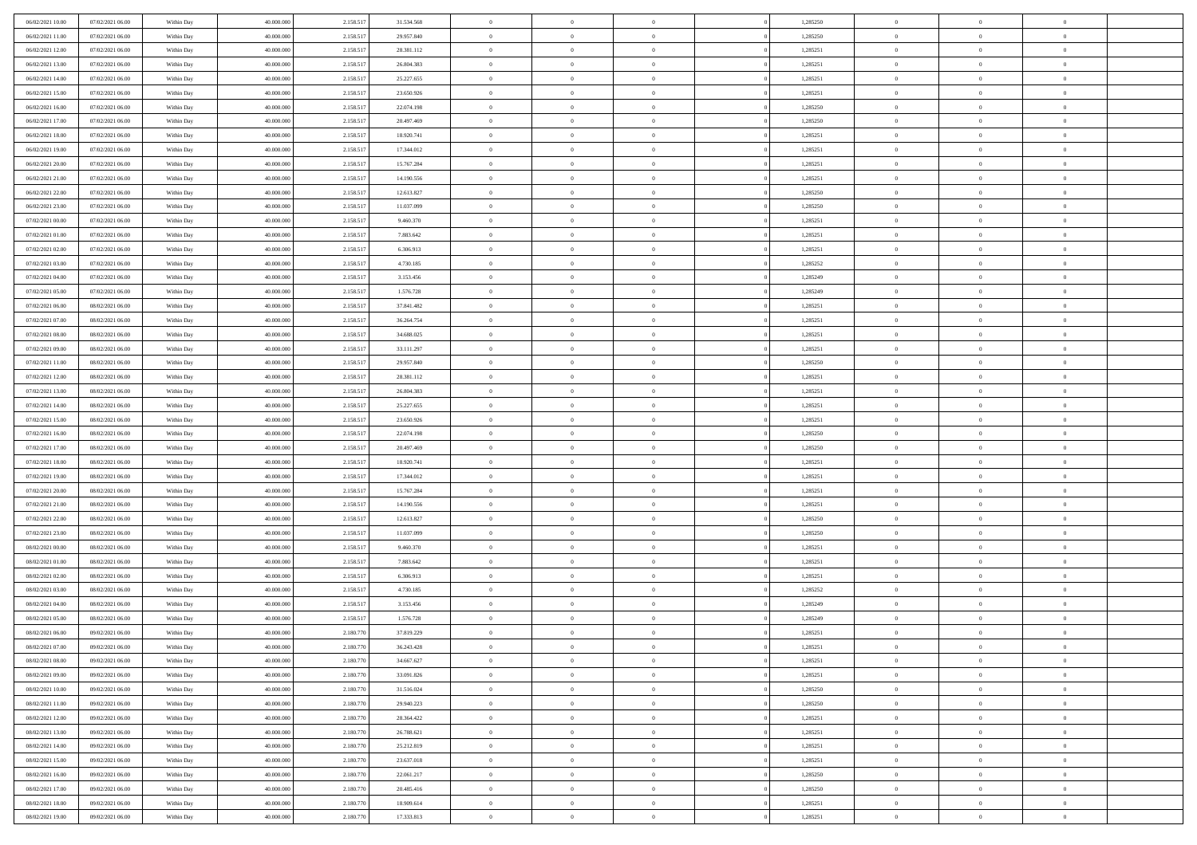| | | | | | | | | | | | | | | |
|---|---|---|---|---|---|---|---|---|---|---|---|---|---|---|
| 06/02/2021 10:00 | 07/02/2021 06:00 | Within Day | 40.000.000 | 2.158.517 | 31.534.568 | 0 | 0 | 0 | | 1,285250 | 0 | 0 | 0 | |
| 06/02/2021 11:00 | 07/02/2021 06:00 | Within Day | 40.000.000 | 2.158.517 | 29.957.840 | 0 | 0 | 0 | | 1,285250 | 0 | 0 | 0 | |
| 06/02/2021 12:00 | 07/02/2021 06:00 | Within Day | 40.000.000 | 2.158.517 | 28.381.112 | 0 | 0 | 0 | | 1,285251 | 0 | 0 | 0 | |
| 06/02/2021 13:00 | 07/02/2021 06:00 | Within Day | 40.000.000 | 2.158.517 | 26.804.383 | 0 | 0 | 0 | | 1,285251 | 0 | 0 | 0 | |
| 06/02/2021 14:00 | 07/02/2021 06:00 | Within Day | 40.000.000 | 2.158.517 | 25.227.655 | 0 | 0 | 0 | | 1,285251 | 0 | 0 | 0 | |
| 06/02/2021 15:00 | 07/02/2021 06:00 | Within Day | 40.000.000 | 2.158.517 | 23.650.926 | 0 | 0 | 0 | | 1,285251 | 0 | 0 | 0 | |
| 06/02/2021 16:00 | 07/02/2021 06:00 | Within Day | 40.000.000 | 2.158.517 | 22.074.198 | 0 | 0 | 0 | | 1,285250 | 0 | 0 | 0 | |
| 06/02/2021 17:00 | 07/02/2021 06:00 | Within Day | 40.000.000 | 2.158.517 | 20.497.469 | 0 | 0 | 0 | | 1,285250 | 0 | 0 | 0 | |
| 06/02/2021 18:00 | 07/02/2021 06:00 | Within Day | 40.000.000 | 2.158.517 | 18.920.741 | 0 | 0 | 0 | | 1,285251 | 0 | 0 | 0 | |
| 06/02/2021 19:00 | 07/02/2021 06:00 | Within Day | 40.000.000 | 2.158.517 | 17.344.012 | 0 | 0 | 0 | | 1,285251 | 0 | 0 | 0 | |
| 06/02/2021 20:00 | 07/02/2021 06:00 | Within Day | 40.000.000 | 2.158.517 | 15.767.284 | 0 | 0 | 0 | | 1,285251 | 0 | 0 | 0 | |
| 06/02/2021 21:00 | 07/02/2021 06:00 | Within Day | 40.000.000 | 2.158.517 | 14.190.556 | 0 | 0 | 0 | | 1,285251 | 0 | 0 | 0 | |
| 06/02/2021 22:00 | 07/02/2021 06:00 | Within Day | 40.000.000 | 2.158.517 | 12.613.827 | 0 | 0 | 0 | | 1,285250 | 0 | 0 | 0 | |
| 06/02/2021 23:00 | 07/02/2021 06:00 | Within Day | 40.000.000 | 2.158.517 | 11.037.099 | 0 | 0 | 0 | | 1,285250 | 0 | 0 | 0 | |
| 07/02/2021 00:00 | 07/02/2021 06:00 | Within Day | 40.000.000 | 2.158.517 | 9.460.370 | 0 | 0 | 0 | | 1,285251 | 0 | 0 | 0 | |
| 07/02/2021 01:00 | 07/02/2021 06:00 | Within Day | 40.000.000 | 2.158.517 | 7.883.642 | 0 | 0 | 0 | | 1,285251 | 0 | 0 | 0 | |
| 07/02/2021 02:00 | 07/02/2021 06:00 | Within Day | 40.000.000 | 2.158.517 | 6.306.913 | 0 | 0 | 0 | | 1,285251 | 0 | 0 | 0 | |
| 07/02/2021 03:00 | 07/02/2021 06:00 | Within Day | 40.000.000 | 2.158.517 | 4.730.185 | 0 | 0 | 0 | | 1,285252 | 0 | 0 | 0 | |
| 07/02/2021 04:00 | 07/02/2021 06:00 | Within Day | 40.000.000 | 2.158.517 | 3.153.456 | 0 | 0 | 0 | | 1,285249 | 0 | 0 | 0 | |
| 07/02/2021 05:00 | 07/02/2021 06:00 | Within Day | 40.000.000 | 2.158.517 | 1.576.728 | 0 | 0 | 0 | | 1,285249 | 0 | 0 | 0 | |
| 07/02/2021 06:00 | 08/02/2021 06:00 | Within Day | 40.000.000 | 2.158.517 | 37.841.482 | 0 | 0 | 0 | | 1,285251 | 0 | 0 | 0 | |
| 07/02/2021 07:00 | 08/02/2021 06:00 | Within Day | 40.000.000 | 2.158.517 | 36.264.754 | 0 | 0 | 0 | | 1,285251 | 0 | 0 | 0 | |
| 07/02/2021 08:00 | 08/02/2021 06:00 | Within Day | 40.000.000 | 2.158.517 | 34.688.025 | 0 | 0 | 0 | | 1,285251 | 0 | 0 | 0 | |
| 07/02/2021 09:00 | 08/02/2021 06:00 | Within Day | 40.000.000 | 2.158.517 | 33.111.297 | 0 | 0 | 0 | | 1,285251 | 0 | 0 | 0 | |
| 07/02/2021 11:00 | 08/02/2021 06:00 | Within Day | 40.000.000 | 2.158.517 | 29.957.840 | 0 | 0 | 0 | | 1,285250 | 0 | 0 | 0 | |
| 07/02/2021 12:00 | 08/02/2021 06:00 | Within Day | 40.000.000 | 2.158.517 | 28.381.112 | 0 | 0 | 0 | | 1,285251 | 0 | 0 | 0 | |
| 07/02/2021 13:00 | 08/02/2021 06:00 | Within Day | 40.000.000 | 2.158.517 | 26.804.383 | 0 | 0 | 0 | | 1,285251 | 0 | 0 | 0 | |
| 07/02/2021 14:00 | 08/02/2021 06:00 | Within Day | 40.000.000 | 2.158.517 | 25.227.655 | 0 | 0 | 0 | | 1,285251 | 0 | 0 | 0 | |
| 07/02/2021 15:00 | 08/02/2021 06:00 | Within Day | 40.000.000 | 2.158.517 | 23.650.926 | 0 | 0 | 0 | | 1,285251 | 0 | 0 | 0 | |
| 07/02/2021 16:00 | 08/02/2021 06:00 | Within Day | 40.000.000 | 2.158.517 | 22.074.198 | 0 | 0 | 0 | | 1,285250 | 0 | 0 | 0 | |
| 07/02/2021 17:00 | 08/02/2021 06:00 | Within Day | 40.000.000 | 2.158.517 | 20.497.469 | 0 | 0 | 0 | | 1,285250 | 0 | 0 | 0 | |
| 07/02/2021 18:00 | 08/02/2021 06:00 | Within Day | 40.000.000 | 2.158.517 | 18.920.741 | 0 | 0 | 0 | | 1,285251 | 0 | 0 | 0 | |
| 07/02/2021 19:00 | 08/02/2021 06:00 | Within Day | 40.000.000 | 2.158.517 | 17.344.012 | 0 | 0 | 0 | | 1,285251 | 0 | 0 | 0 | |
| 07/02/2021 20:00 | 08/02/2021 06:00 | Within Day | 40.000.000 | 2.158.517 | 15.767.284 | 0 | 0 | 0 | | 1,285251 | 0 | 0 | 0 | |
| 07/02/2021 21:00 | 08/02/2021 06:00 | Within Day | 40.000.000 | 2.158.517 | 14.190.556 | 0 | 0 | 0 | | 1,285251 | 0 | 0 | 0 | |
| 07/02/2021 22:00 | 08/02/2021 06:00 | Within Day | 40.000.000 | 2.158.517 | 12.613.827 | 0 | 0 | 0 | | 1,285250 | 0 | 0 | 0 | |
| 07/02/2021 23:00 | 08/02/2021 06:00 | Within Day | 40.000.000 | 2.158.517 | 11.037.099 | 0 | 0 | 0 | | 1,285250 | 0 | 0 | 0 | |
| 08/02/2021 00:00 | 08/02/2021 06:00 | Within Day | 40.000.000 | 2.158.517 | 9.460.370 | 0 | 0 | 0 | | 1,285251 | 0 | 0 | 0 | |
| 08/02/2021 01:00 | 08/02/2021 06:00 | Within Day | 40.000.000 | 2.158.517 | 7.883.642 | 0 | 0 | 0 | | 1,285251 | 0 | 0 | 0 | |
| 08/02/2021 02:00 | 08/02/2021 06:00 | Within Day | 40.000.000 | 2.158.517 | 6.306.913 | 0 | 0 | 0 | | 1,285251 | 0 | 0 | 0 | |
| 08/02/2021 03:00 | 08/02/2021 06:00 | Within Day | 40.000.000 | 2.158.517 | 4.730.185 | 0 | 0 | 0 | | 1,285252 | 0 | 0 | 0 | |
| 08/02/2021 04:00 | 08/02/2021 06:00 | Within Day | 40.000.000 | 2.158.517 | 3.153.456 | 0 | 0 | 0 | | 1,285249 | 0 | 0 | 0 | |
| 08/02/2021 05:00 | 08/02/2021 06:00 | Within Day | 40.000.000 | 2.158.517 | 1.576.728 | 0 | 0 | 0 | | 1,285249 | 0 | 0 | 0 | |
| 08/02/2021 06:00 | 09/02/2021 06:00 | Within Day | 40.000.000 | 2.180.770 | 37.819.229 | 0 | 0 | 0 | | 1,285251 | 0 | 0 | 0 | |
| 08/02/2021 07:00 | 09/02/2021 06:00 | Within Day | 40.000.000 | 2.180.770 | 36.243.428 | 0 | 0 | 0 | | 1,285251 | 0 | 0 | 0 | |
| 08/02/2021 08:00 | 09/02/2021 06:00 | Within Day | 40.000.000 | 2.180.770 | 34.667.627 | 0 | 0 | 0 | | 1,285251 | 0 | 0 | 0 | |
| 08/02/2021 09:00 | 09/02/2021 06:00 | Within Day | 40.000.000 | 2.180.770 | 33.091.826 | 0 | 0 | 0 | | 1,285251 | 0 | 0 | 0 | |
| 08/02/2021 10:00 | 09/02/2021 06:00 | Within Day | 40.000.000 | 2.180.770 | 31.516.024 | 0 | 0 | 0 | | 1,285250 | 0 | 0 | 0 | |
| 08/02/2021 11:00 | 09/02/2021 06:00 | Within Day | 40.000.000 | 2.180.770 | 29.940.223 | 0 | 0 | 0 | | 1,285250 | 0 | 0 | 0 | |
| 08/02/2021 12:00 | 09/02/2021 06:00 | Within Day | 40.000.000 | 2.180.770 | 28.364.422 | 0 | 0 | 0 | | 1,285251 | 0 | 0 | 0 | |
| 08/02/2021 13:00 | 09/02/2021 06:00 | Within Day | 40.000.000 | 2.180.770 | 26.788.621 | 0 | 0 | 0 | | 1,285251 | 0 | 0 | 0 | |
| 08/02/2021 14:00 | 09/02/2021 06:00 | Within Day | 40.000.000 | 2.180.770 | 25.212.819 | 0 | 0 | 0 | | 1,285251 | 0 | 0 | 0 | |
| 08/02/2021 15:00 | 09/02/2021 06:00 | Within Day | 40.000.000 | 2.180.770 | 23.637.018 | 0 | 0 | 0 | | 1,285251 | 0 | 0 | 0 | |
| 08/02/2021 16:00 | 09/02/2021 06:00 | Within Day | 40.000.000 | 2.180.770 | 22.061.217 | 0 | 0 | 0 | | 1,285250 | 0 | 0 | 0 | |
| 08/02/2021 17:00 | 09/02/2021 06:00 | Within Day | 40.000.000 | 2.180.770 | 20.485.416 | 0 | 0 | 0 | | 1,285250 | 0 | 0 | 0 | |
| 08/02/2021 18:00 | 09/02/2021 06:00 | Within Day | 40.000.000 | 2.180.770 | 18.909.614 | 0 | 0 | 0 | | 1,285251 | 0 | 0 | 0 | |
| 08/02/2021 19:00 | 09/02/2021 06:00 | Within Day | 40.000.000 | 2.180.770 | 17.333.813 | 0 | 0 | 0 | | 1,285251 | 0 | 0 | 0 | |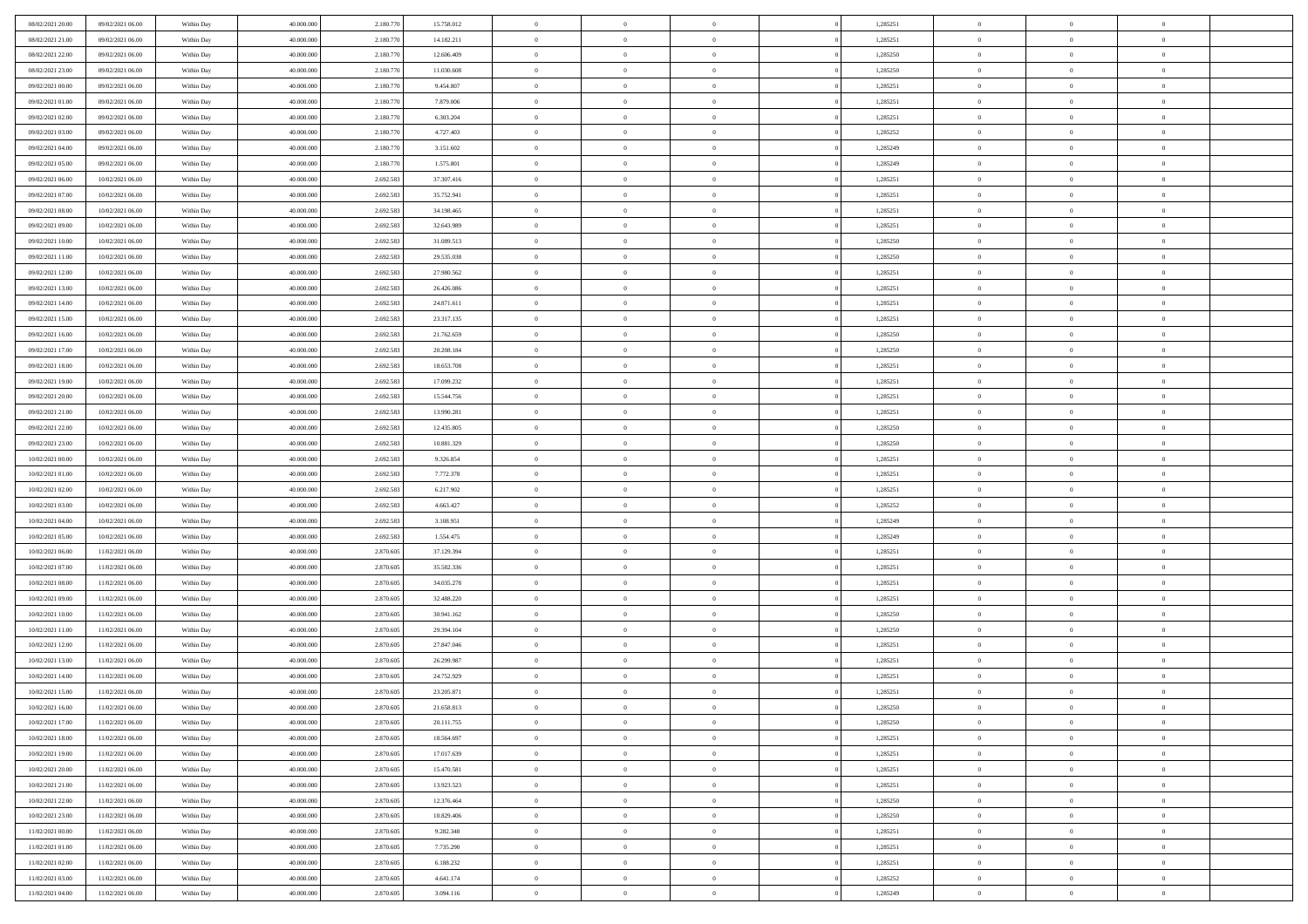| | | | | | | | | | | | | | | |
|---|---|---|---|---|---|---|---|---|---|---|---|---|---|---|
| 08/02/2021 20:00 | 09/02/2021 06:00 | Within Day | 40.000.000 | 2.180.770 | 15.758.012 | 0 | 0 | 0 | | 1,285251 | 0 | 0 | 0 | |
| 08/02/2021 21:00 | 09/02/2021 06:00 | Within Day | 40.000.000 | 2.180.770 | 14.182.211 | 0 | 0 | 0 | | 1,285251 | 0 | 0 | 0 | |
| 08/02/2021 22:00 | 09/02/2021 06:00 | Within Day | 40.000.000 | 2.180.770 | 12.606.409 | 0 | 0 | 0 | | 1,285250 | 0 | 0 | 0 | |
| 08/02/2021 23:00 | 09/02/2021 06:00 | Within Day | 40.000.000 | 2.180.770 | 11.030.608 | 0 | 0 | 0 | | 1,285250 | 0 | 0 | 0 | |
| 09/02/2021 00:00 | 09/02/2021 06:00 | Within Day | 40.000.000 | 2.180.770 | 9.454.807 | 0 | 0 | 0 | | 1,285251 | 0 | 0 | 0 | |
| 09/02/2021 01:00 | 09/02/2021 06:00 | Within Day | 40.000.000 | 2.180.770 | 7.879.006 | 0 | 0 | 0 | | 1,285251 | 0 | 0 | 0 | |
| 09/02/2021 02:00 | 09/02/2021 06:00 | Within Day | 40.000.000 | 2.180.770 | 6.303.204 | 0 | 0 | 0 | | 1,285251 | 0 | 0 | 0 | |
| 09/02/2021 03:00 | 09/02/2021 06:00 | Within Day | 40.000.000 | 2.180.770 | 4.727.403 | 0 | 0 | 0 | | 1,285252 | 0 | 0 | 0 | |
| 09/02/2021 04:00 | 09/02/2021 06:00 | Within Day | 40.000.000 | 2.180.770 | 3.151.602 | 0 | 0 | 0 | | 1,285249 | 0 | 0 | 0 | |
| 09/02/2021 05:00 | 09/02/2021 06:00 | Within Day | 40.000.000 | 2.180.770 | 1.575.801 | 0 | 0 | 0 | | 1,285249 | 0 | 0 | 0 | |
| 09/02/2021 06:00 | 10/02/2021 06:00 | Within Day | 40.000.000 | 2.692.583 | 37.307.416 | 0 | 0 | 0 | | 1,285251 | 0 | 0 | 0 | |
| 09/02/2021 07:00 | 10/02/2021 06:00 | Within Day | 40.000.000 | 2.692.583 | 35.752.941 | 0 | 0 | 0 | | 1,285251 | 0 | 0 | 0 | |
| 09/02/2021 08:00 | 10/02/2021 06:00 | Within Day | 40.000.000 | 2.692.583 | 34.198.465 | 0 | 0 | 0 | | 1,285251 | 0 | 0 | 0 | |
| 09/02/2021 09:00 | 10/02/2021 06:00 | Within Day | 40.000.000 | 2.692.583 | 32.643.989 | 0 | 0 | 0 | | 1,285251 | 0 | 0 | 0 | |
| 09/02/2021 10:00 | 10/02/2021 06:00 | Within Day | 40.000.000 | 2.692.583 | 31.089.513 | 0 | 0 | 0 | | 1,285250 | 0 | 0 | 0 | |
| 09/02/2021 11:00 | 10/02/2021 06:00 | Within Day | 40.000.000 | 2.692.583 | 29.535.038 | 0 | 0 | 0 | | 1,285250 | 0 | 0 | 0 | |
| 09/02/2021 12:00 | 10/02/2021 06:00 | Within Day | 40.000.000 | 2.692.583 | 27.980.562 | 0 | 0 | 0 | | 1,285251 | 0 | 0 | 0 | |
| 09/02/2021 13:00 | 10/02/2021 06:00 | Within Day | 40.000.000 | 2.692.583 | 26.426.086 | 0 | 0 | 0 | | 1,285251 | 0 | 0 | 0 | |
| 09/02/2021 14:00 | 10/02/2021 06:00 | Within Day | 40.000.000 | 2.692.583 | 24.871.611 | 0 | 0 | 0 | | 1,285251 | 0 | 0 | 0 | |
| 09/02/2021 15:00 | 10/02/2021 06:00 | Within Day | 40.000.000 | 2.692.583 | 23.317.135 | 0 | 0 | 0 | | 1,285251 | 0 | 0 | 0 | |
| 09/02/2021 16:00 | 10/02/2021 06:00 | Within Day | 40.000.000 | 2.692.583 | 21.762.659 | 0 | 0 | 0 | | 1,285250 | 0 | 0 | 0 | |
| 09/02/2021 17:00 | 10/02/2021 06:00 | Within Day | 40.000.000 | 2.692.583 | 20.208.184 | 0 | 0 | 0 | | 1,285250 | 0 | 0 | 0 | |
| 09/02/2021 18:00 | 10/02/2021 06:00 | Within Day | 40.000.000 | 2.692.583 | 18.653.708 | 0 | 0 | 0 | | 1,285251 | 0 | 0 | 0 | |
| 09/02/2021 19:00 | 10/02/2021 06:00 | Within Day | 40.000.000 | 2.692.583 | 17.099.232 | 0 | 0 | 0 | | 1,285251 | 0 | 0 | 0 | |
| 09/02/2021 20:00 | 10/02/2021 06:00 | Within Day | 40.000.000 | 2.692.583 | 15.544.756 | 0 | 0 | 0 | | 1,285251 | 0 | 0 | 0 | |
| 09/02/2021 21:00 | 10/02/2021 06:00 | Within Day | 40.000.000 | 2.692.583 | 13.990.281 | 0 | 0 | 0 | | 1,285251 | 0 | 0 | 0 | |
| 09/02/2021 22:00 | 10/02/2021 06:00 | Within Day | 40.000.000 | 2.692.583 | 12.435.805 | 0 | 0 | 0 | | 1,285250 | 0 | 0 | 0 | |
| 09/02/2021 23:00 | 10/02/2021 06:00 | Within Day | 40.000.000 | 2.692.583 | 10.881.329 | 0 | 0 | 0 | | 1,285250 | 0 | 0 | 0 | |
| 10/02/2021 00:00 | 10/02/2021 06:00 | Within Day | 40.000.000 | 2.692.583 | 9.326.854 | 0 | 0 | 0 | | 1,285251 | 0 | 0 | 0 | |
| 10/02/2021 01:00 | 10/02/2021 06:00 | Within Day | 40.000.000 | 2.692.583 | 7.772.378 | 0 | 0 | 0 | | 1,285251 | 0 | 0 | 0 | |
| 10/02/2021 02:00 | 10/02/2021 06:00 | Within Day | 40.000.000 | 2.692.583 | 6.217.902 | 0 | 0 | 0 | | 1,285251 | 0 | 0 | 0 | |
| 10/02/2021 03:00 | 10/02/2021 06:00 | Within Day | 40.000.000 | 2.692.583 | 4.663.427 | 0 | 0 | 0 | | 1,285252 | 0 | 0 | 0 | |
| 10/02/2021 04:00 | 10/02/2021 06:00 | Within Day | 40.000.000 | 2.692.583 | 3.108.951 | 0 | 0 | 0 | | 1,285249 | 0 | 0 | 0 | |
| 10/02/2021 05:00 | 10/02/2021 06:00 | Within Day | 40.000.000 | 2.692.583 | 1.554.475 | 0 | 0 | 0 | | 1,285249 | 0 | 0 | 0 | |
| 10/02/2021 06:00 | 11/02/2021 06:00 | Within Day | 40.000.000 | 2.870.605 | 37.129.394 | 0 | 0 | 0 | | 1,285251 | 0 | 0 | 0 | |
| 10/02/2021 07:00 | 11/02/2021 06:00 | Within Day | 40.000.000 | 2.870.605 | 35.582.336 | 0 | 0 | 0 | | 1,285251 | 0 | 0 | 0 | |
| 10/02/2021 08:00 | 11/02/2021 06:00 | Within Day | 40.000.000 | 2.870.605 | 34.035.278 | 0 | 0 | 0 | | 1,285251 | 0 | 0 | 0 | |
| 10/02/2021 09:00 | 11/02/2021 06:00 | Within Day | 40.000.000 | 2.870.605 | 32.488.220 | 0 | 0 | 0 | | 1,285251 | 0 | 0 | 0 | |
| 10/02/2021 10:00 | 11/02/2021 06:00 | Within Day | 40.000.000 | 2.870.605 | 30.941.162 | 0 | 0 | 0 | | 1,285250 | 0 | 0 | 0 | |
| 10/02/2021 11:00 | 11/02/2021 06:00 | Within Day | 40.000.000 | 2.870.605 | 29.394.104 | 0 | 0 | 0 | | 1,285250 | 0 | 0 | 0 | |
| 10/02/2021 12:00 | 11/02/2021 06:00 | Within Day | 40.000.000 | 2.870.605 | 27.847.046 | 0 | 0 | 0 | | 1,285251 | 0 | 0 | 0 | |
| 10/02/2021 13:00 | 11/02/2021 06:00 | Within Day | 40.000.000 | 2.870.605 | 26.299.987 | 0 | 0 | 0 | | 1,285251 | 0 | 0 | 0 | |
| 10/02/2021 14:00 | 11/02/2021 06:00 | Within Day | 40.000.000 | 2.870.605 | 24.752.929 | 0 | 0 | 0 | | 1,285251 | 0 | 0 | 0 | |
| 10/02/2021 15:00 | 11/02/2021 06:00 | Within Day | 40.000.000 | 2.870.605 | 23.205.871 | 0 | 0 | 0 | | 1,285251 | 0 | 0 | 0 | |
| 10/02/2021 16:00 | 11/02/2021 06:00 | Within Day | 40.000.000 | 2.870.605 | 21.658.813 | 0 | 0 | 0 | | 1,285250 | 0 | 0 | 0 | |
| 10/02/2021 17:00 | 11/02/2021 06:00 | Within Day | 40.000.000 | 2.870.605 | 20.111.755 | 0 | 0 | 0 | | 1,285250 | 0 | 0 | 0 | |
| 10/02/2021 18:00 | 11/02/2021 06:00 | Within Day | 40.000.000 | 2.870.605 | 18.564.697 | 0 | 0 | 0 | | 1,285251 | 0 | 0 | 0 | |
| 10/02/2021 19:00 | 11/02/2021 06:00 | Within Day | 40.000.000 | 2.870.605 | 17.017.639 | 0 | 0 | 0 | | 1,285251 | 0 | 0 | 0 | |
| 10/02/2021 20:00 | 11/02/2021 06:00 | Within Day | 40.000.000 | 2.870.605 | 15.470.581 | 0 | 0 | 0 | | 1,285251 | 0 | 0 | 0 | |
| 10/02/2021 21:00 | 11/02/2021 06:00 | Within Day | 40.000.000 | 2.870.605 | 13.923.523 | 0 | 0 | 0 | | 1,285251 | 0 | 0 | 0 | |
| 10/02/2021 22:00 | 11/02/2021 06:00 | Within Day | 40.000.000 | 2.870.605 | 12.376.464 | 0 | 0 | 0 | | 1,285250 | 0 | 0 | 0 | |
| 10/02/2021 23:00 | 11/02/2021 06:00 | Within Day | 40.000.000 | 2.870.605 | 10.829.406 | 0 | 0 | 0 | | 1,285250 | 0 | 0 | 0 | |
| 11/02/2021 00:00 | 11/02/2021 06:00 | Within Day | 40.000.000 | 2.870.605 | 9.282.348 | 0 | 0 | 0 | | 1,285251 | 0 | 0 | 0 | |
| 11/02/2021 01:00 | 11/02/2021 06:00 | Within Day | 40.000.000 | 2.870.605 | 7.735.290 | 0 | 0 | 0 | | 1,285251 | 0 | 0 | 0 | |
| 11/02/2021 02:00 | 11/02/2021 06:00 | Within Day | 40.000.000 | 2.870.605 | 6.188.232 | 0 | 0 | 0 | | 1,285251 | 0 | 0 | 0 | |
| 11/02/2021 03:00 | 11/02/2021 06:00 | Within Day | 40.000.000 | 2.870.605 | 4.641.174 | 0 | 0 | 0 | | 1,285252 | 0 | 0 | 0 | |
| 11/02/2021 04:00 | 11/02/2021 06:00 | Within Day | 40.000.000 | 2.870.605 | 3.094.116 | 0 | 0 | 0 | | 1,285249 | 0 | 0 | 0 | |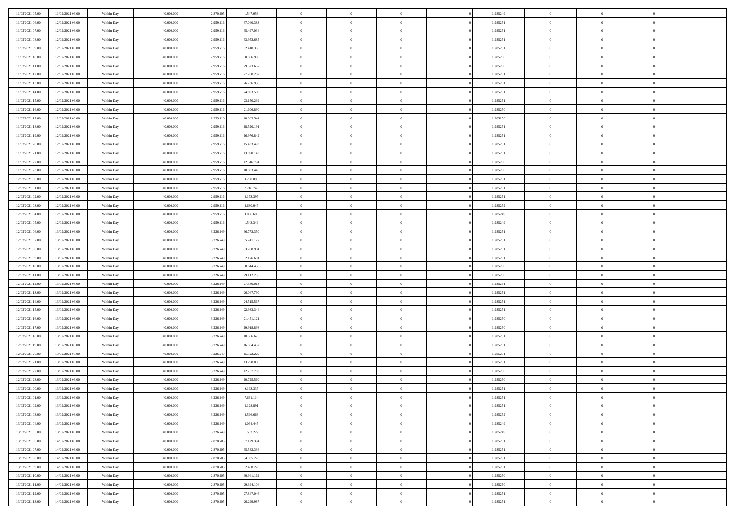| 11/02/2021 05:00 | 11/02/2021 06:00 | Within Day | 40.000.000 | 2.870.605 | 1.547.058 | 0 | 0 | 0 | | 1,285249 | 0 | 0 | 0 | |
|---|---|---|---|---|---|---|---|---|---|---|---|---|---|---|
| 11/02/2021 06:00 | 12/02/2021 06:00 | Within Day | 40.000.000 | 2.959.616 | 37.040.383 | 0 | 0 | 0 | | 1,285251 | 0 | 0 | 0 | |
| 11/02/2021 07:00 | 12/02/2021 06:00 | Within Day | 40.000.000 | 2.959.616 | 35.497.034 | 0 | 0 | 0 | | 1,285251 | 0 | 0 | 0 | |
| 11/02/2021 08:00 | 12/02/2021 06:00 | Within Day | 40.000.000 | 2.959.616 | 33.953.685 | 0 | 0 | 0 | | 1,285251 | 0 | 0 | 0 | |
| 11/02/2021 09:00 | 12/02/2021 06:00 | Within Day | 40.000.000 | 2.959.616 | 32.410.335 | 0 | 0 | 0 | | 1,285251 | 0 | 0 | 0 | |
| 11/02/2021 10:00 | 12/02/2021 06:00 | Within Day | 40.000.000 | 2.959.616 | 30.866.986 | 0 | 0 | 0 | | 1,285250 | 0 | 0 | 0 | |
| 11/02/2021 11:00 | 12/02/2021 06:00 | Within Day | 40.000.000 | 2.959.616 | 29.323.637 | 0 | 0 | 0 | | 1,285250 | 0 | 0 | 0 | |
| 11/02/2021 12:00 | 12/02/2021 06:00 | Within Day | 40.000.000 | 2.959.616 | 27.780.287 | 0 | 0 | 0 | | 1,285251 | 0 | 0 | 0 | |
| 11/02/2021 13:00 | 12/02/2021 06:00 | Within Day | 40.000.000 | 2.959.616 | 26.236.938 | 0 | 0 | 0 | | 1,285251 | 0 | 0 | 0 | |
| 11/02/2021 14:00 | 12/02/2021 06:00 | Within Day | 40.000.000 | 2.959.616 | 24.693.589 | 0 | 0 | 0 | | 1,285251 | 0 | 0 | 0 | |
| 11/02/2021 15:00 | 12/02/2021 06:00 | Within Day | 40.000.000 | 2.959.616 | 23.150.239 | 0 | 0 | 0 | | 1,285251 | 0 | 0 | 0 | |
| 11/02/2021 16:00 | 12/02/2021 06:00 | Within Day | 40.000.000 | 2.959.616 | 21.606.890 | 0 | 0 | 0 | | 1,285250 | 0 | 0 | 0 | |
| 11/02/2021 17:00 | 12/02/2021 06:00 | Within Day | 40.000.000 | 2.959.616 | 20.063.541 | 0 | 0 | 0 | | 1,285250 | 0 | 0 | 0 | |
| 11/02/2021 18:00 | 12/02/2021 06:00 | Within Day | 40.000.000 | 2.959.616 | 18.520.191 | 0 | 0 | 0 | | 1,285251 | 0 | 0 | 0 | |
| 11/02/2021 19:00 | 12/02/2021 06:00 | Within Day | 40.000.000 | 2.959.616 | 16.976.842 | 0 | 0 | 0 | | 1,285251 | 0 | 0 | 0 | |
| 11/02/2021 20:00 | 12/02/2021 06:00 | Within Day | 40.000.000 | 2.959.616 | 15.433.493 | 0 | 0 | 0 | | 1,285251 | 0 | 0 | 0 | |
| 11/02/2021 21:00 | 12/02/2021 06:00 | Within Day | 40.000.000 | 2.959.616 | 13.890.143 | 0 | 0 | 0 | | 1,285251 | 0 | 0 | 0 | |
| 11/02/2021 22:00 | 12/02/2021 06:00 | Within Day | 40.000.000 | 2.959.616 | 12.346.794 | 0 | 0 | 0 | | 1,285250 | 0 | 0 | 0 | |
| 11/02/2021 23:00 | 12/02/2021 06:00 | Within Day | 40.000.000 | 2.959.616 | 10.803.445 | 0 | 0 | 0 | | 1,285250 | 0 | 0 | 0 | |
| 12/02/2021 00:00 | 12/02/2021 06:00 | Within Day | 40.000.000 | 2.959.616 | 9.260.095 | 0 | 0 | 0 | | 1,285251 | 0 | 0 | 0 | |
| 12/02/2021 01:00 | 12/02/2021 06:00 | Within Day | 40.000.000 | 2.959.616 | 7.716.746 | 0 | 0 | 0 | | 1,285251 | 0 | 0 | 0 | |
| 12/02/2021 02:00 | 12/02/2021 06:00 | Within Day | 40.000.000 | 2.959.616 | 6.173.397 | 0 | 0 | 0 | | 1,285251 | 0 | 0 | 0 | |
| 12/02/2021 03:00 | 12/02/2021 06:00 | Within Day | 40.000.000 | 2.959.616 | 4.630.047 | 0 | 0 | 0 | | 1,285252 | 0 | 0 | 0 | |
| 12/02/2021 04:00 | 12/02/2021 06:00 | Within Day | 40.000.000 | 2.959.616 | 3.086.698 | 0 | 0 | 0 | | 1,285249 | 0 | 0 | 0 | |
| 12/02/2021 05:00 | 12/02/2021 06:00 | Within Day | 40.000.000 | 2.959.616 | 1.543.349 | 0 | 0 | 0 | | 1,285249 | 0 | 0 | 0 | |
| 12/02/2021 06:00 | 13/02/2021 06:00 | Within Day | 40.000.000 | 3.226.649 | 36.773.350 | 0 | 0 | 0 | | 1,285251 | 0 | 0 | 0 | |
| 12/02/2021 07:00 | 13/02/2021 06:00 | Within Day | 40.000.000 | 3.226.649 | 35.241.127 | 0 | 0 | 0 | | 1,285251 | 0 | 0 | 0 | |
| 12/02/2021 08:00 | 13/02/2021 06:00 | Within Day | 40.000.000 | 3.226.649 | 33.708.904 | 0 | 0 | 0 | | 1,285251 | 0 | 0 | 0 | |
| 12/02/2021 09:00 | 13/02/2021 06:00 | Within Day | 40.000.000 | 3.226.649 | 32.176.681 | 0 | 0 | 0 | | 1,285251 | 0 | 0 | 0 | |
| 12/02/2021 10:00 | 13/02/2021 06:00 | Within Day | 40.000.000 | 3.226.649 | 30.644.458 | 0 | 0 | 0 | | 1,285250 | 0 | 0 | 0 | |
| 12/02/2021 11:00 | 13/02/2021 06:00 | Within Day | 40.000.000 | 3.226.649 | 29.112.235 | 0 | 0 | 0 | | 1,285250 | 0 | 0 | 0 | |
| 12/02/2021 12:00 | 13/02/2021 06:00 | Within Day | 40.000.000 | 3.226.649 | 27.580.013 | 0 | 0 | 0 | | 1,285251 | 0 | 0 | 0 | |
| 12/02/2021 13:00 | 13/02/2021 06:00 | Within Day | 40.000.000 | 3.226.649 | 26.047.790 | 0 | 0 | 0 | | 1,285251 | 0 | 0 | 0 | |
| 12/02/2021 14:00 | 13/02/2021 06:00 | Within Day | 40.000.000 | 3.226.649 | 24.515.567 | 0 | 0 | 0 | | 1,285251 | 0 | 0 | 0 | |
| 12/02/2021 15:00 | 13/02/2021 06:00 | Within Day | 40.000.000 | 3.226.649 | 22.983.344 | 0 | 0 | 0 | | 1,285251 | 0 | 0 | 0 | |
| 12/02/2021 16:00 | 13/02/2021 06:00 | Within Day | 40.000.000 | 3.226.649 | 21.451.121 | 0 | 0 | 0 | | 1,285250 | 0 | 0 | 0 | |
| 12/02/2021 17:00 | 13/02/2021 06:00 | Within Day | 40.000.000 | 3.226.649 | 19.918.898 | 0 | 0 | 0 | | 1,285250 | 0 | 0 | 0 | |
| 12/02/2021 18:00 | 13/02/2021 06:00 | Within Day | 40.000.000 | 3.226.649 | 18.386.675 | 0 | 0 | 0 | | 1,285251 | 0 | 0 | 0 | |
| 12/02/2021 19:00 | 13/02/2021 06:00 | Within Day | 40.000.000 | 3.226.649 | 16.854.452 | 0 | 0 | 0 | | 1,285251 | 0 | 0 | 0 | |
| 12/02/2021 20:00 | 13/02/2021 06:00 | Within Day | 40.000.000 | 3.226.649 | 15.322.229 | 0 | 0 | 0 | | 1,285251 | 0 | 0 | 0 | |
| 12/02/2021 21:00 | 13/02/2021 06:00 | Within Day | 40.000.000 | 3.226.649 | 13.790.006 | 0 | 0 | 0 | | 1,285251 | 0 | 0 | 0 | |
| 12/02/2021 22:00 | 13/02/2021 06:00 | Within Day | 40.000.000 | 3.226.649 | 12.257.783 | 0 | 0 | 0 | | 1,285250 | 0 | 0 | 0 | |
| 12/02/2021 23:00 | 13/02/2021 06:00 | Within Day | 40.000.000 | 3.226.649 | 10.725.560 | 0 | 0 | 0 | | 1,285250 | 0 | 0 | 0 | |
| 13/02/2021 00:00 | 13/02/2021 06:00 | Within Day | 40.000.000 | 3.226.649 | 9.193.337 | 0 | 0 | 0 | | 1,285251 | 0 | 0 | 0 | |
| 13/02/2021 01:00 | 13/02/2021 06:00 | Within Day | 40.000.000 | 3.226.649 | 7.661.114 | 0 | 0 | 0 | | 1,285251 | 0 | 0 | 0 | |
| 13/02/2021 02:00 | 13/02/2021 06:00 | Within Day | 40.000.000 | 3.226.649 | 6.128.891 | 0 | 0 | 0 | | 1,285251 | 0 | 0 | 0 | |
| 13/02/2021 03:00 | 13/02/2021 06:00 | Within Day | 40.000.000 | 3.226.649 | 4.596.668 | 0 | 0 | 0 | | 1,285252 | 0 | 0 | 0 | |
| 13/02/2021 04:00 | 13/02/2021 06:00 | Within Day | 40.000.000 | 3.226.649 | 3.064.445 | 0 | 0 | 0 | | 1,285249 | 0 | 0 | 0 | |
| 13/02/2021 05:00 | 13/02/2021 06:00 | Within Day | 40.000.000 | 3.226.649 | 1.532.222 | 0 | 0 | 0 | | 1,285249 | 0 | 0 | 0 | |
| 13/02/2021 06:00 | 14/02/2021 06:00 | Within Day | 40.000.000 | 2.870.605 | 37.129.394 | 0 | 0 | 0 | | 1,285251 | 0 | 0 | 0 | |
| 13/02/2021 07:00 | 14/02/2021 06:00 | Within Day | 40.000.000 | 2.870.605 | 35.582.336 | 0 | 0 | 0 | | 1,285251 | 0 | 0 | 0 | |
| 13/02/2021 08:00 | 14/02/2021 06:00 | Within Day | 40.000.000 | 2.870.605 | 34.035.278 | 0 | 0 | 0 | | 1,285251 | 0 | 0 | 0 | |
| 13/02/2021 09:00 | 14/02/2021 06:00 | Within Day | 40.000.000 | 2.870.605 | 32.488.220 | 0 | 0 | 0 | | 1,285251 | 0 | 0 | 0 | |
| 13/02/2021 10:00 | 14/02/2021 06:00 | Within Day | 40.000.000 | 2.870.605 | 30.941.162 | 0 | 0 | 0 | | 1,285250 | 0 | 0 | 0 | |
| 13/02/2021 11:00 | 14/02/2021 06:00 | Within Day | 40.000.000 | 2.870.605 | 29.394.104 | 0 | 0 | 0 | | 1,285250 | 0 | 0 | 0 | |
| 13/02/2021 12:00 | 14/02/2021 06:00 | Within Day | 40.000.000 | 2.870.605 | 27.847.046 | 0 | 0 | 0 | | 1,285251 | 0 | 0 | 0 | |
| 13/02/2021 13:00 | 14/02/2021 06:00 | Within Day | 40.000.000 | 2.870.605 | 26.299.987 | 0 | 0 | 0 | | 1,285251 | 0 | 0 | 0 | |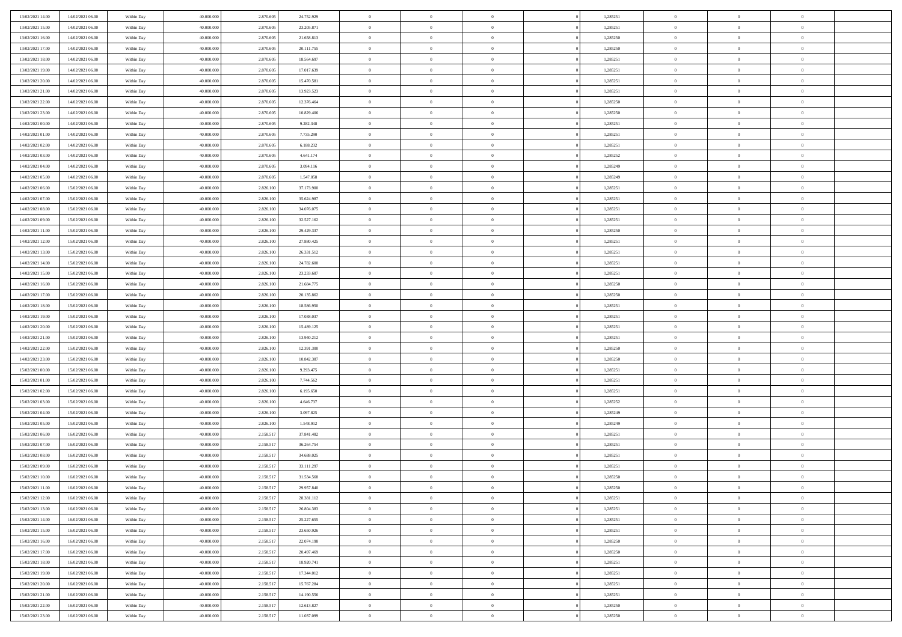| | | | | | | | | | | | | | | |
|---|---|---|---|---|---|---|---|---|---|---|---|---|---|---|
| 13/02/2021 14:00 | 14/02/2021 06:00 | Within Day | 40.000.000 | 2.870.605 | 24.752.929 | 0 | 0 | 0 | | 1,285251 | 0 | 0 | 0 | |
| 13/02/2021 15:00 | 14/02/2021 06:00 | Within Day | 40.000.000 | 2.870.605 | 23.205.871 | 0 | 0 | 0 | | 1,285251 | 0 | 0 | 0 | |
| 13/02/2021 16:00 | 14/02/2021 06:00 | Within Day | 40.000.000 | 2.870.605 | 21.658.813 | 0 | 0 | 0 | | 1,285250 | 0 | 0 | 0 | |
| 13/02/2021 17:00 | 14/02/2021 06:00 | Within Day | 40.000.000 | 2.870.605 | 20.111.755 | 0 | 0 | 0 | | 1,285250 | 0 | 0 | 0 | |
| 13/02/2021 18:00 | 14/02/2021 06:00 | Within Day | 40.000.000 | 2.870.605 | 18.564.697 | 0 | 0 | 0 | | 1,285251 | 0 | 0 | 0 | |
| 13/02/2021 19:00 | 14/02/2021 06:00 | Within Day | 40.000.000 | 2.870.605 | 17.017.639 | 0 | 0 | 0 | | 1,285251 | 0 | 0 | 0 | |
| 13/02/2021 20:00 | 14/02/2021 06:00 | Within Day | 40.000.000 | 2.870.605 | 15.470.581 | 0 | 0 | 0 | | 1,285251 | 0 | 0 | 0 | |
| 13/02/2021 21:00 | 14/02/2021 06:00 | Within Day | 40.000.000 | 2.870.605 | 13.923.523 | 0 | 0 | 0 | | 1,285251 | 0 | 0 | 0 | |
| 13/02/2021 22:00 | 14/02/2021 06:00 | Within Day | 40.000.000 | 2.870.605 | 12.376.464 | 0 | 0 | 0 | | 1,285250 | 0 | 0 | 0 | |
| 13/02/2021 23:00 | 14/02/2021 06:00 | Within Day | 40.000.000 | 2.870.605 | 10.829.406 | 0 | 0 | 0 | | 1,285250 | 0 | 0 | 0 | |
| 14/02/2021 00:00 | 14/02/2021 06:00 | Within Day | 40.000.000 | 2.870.605 | 9.282.348 | 0 | 0 | 0 | | 1,285251 | 0 | 0 | 0 | |
| 14/02/2021 01:00 | 14/02/2021 06:00 | Within Day | 40.000.000 | 2.870.605 | 7.735.290 | 0 | 0 | 0 | | 1,285251 | 0 | 0 | 0 | |
| 14/02/2021 02:00 | 14/02/2021 06:00 | Within Day | 40.000.000 | 2.870.605 | 6.188.232 | 0 | 0 | 0 | | 1,285251 | 0 | 0 | 0 | |
| 14/02/2021 03:00 | 14/02/2021 06:00 | Within Day | 40.000.000 | 2.870.605 | 4.641.174 | 0 | 0 | 0 | | 1,285252 | 0 | 0 | 0 | |
| 14/02/2021 04:00 | 14/02/2021 06:00 | Within Day | 40.000.000 | 2.870.605 | 3.094.116 | 0 | 0 | 0 | | 1,285249 | 0 | 0 | 0 | |
| 14/02/2021 05:00 | 14/02/2021 06:00 | Within Day | 40.000.000 | 2.870.605 | 1.547.058 | 0 | 0 | 0 | | 1,285249 | 0 | 0 | 0 | |
| 14/02/2021 06:00 | 15/02/2021 06:00 | Within Day | 40.000.000 | 2.826.100 | 37.173.900 | 0 | 0 | 0 | | 1,285251 | 0 | 0 | 0 | |
| 14/02/2021 07:00 | 15/02/2021 06:00 | Within Day | 40.000.000 | 2.826.100 | 35.624.987 | 0 | 0 | 0 | | 1,285251 | 0 | 0 | 0 | |
| 14/02/2021 08:00 | 15/02/2021 06:00 | Within Day | 40.000.000 | 2.826.100 | 34.076.075 | 0 | 0 | 0 | | 1,285251 | 0 | 0 | 0 | |
| 14/02/2021 09:00 | 15/02/2021 06:00 | Within Day | 40.000.000 | 2.826.100 | 32.527.162 | 0 | 0 | 0 | | 1,285251 | 0 | 0 | 0 | |
| 14/02/2021 11:00 | 15/02/2021 06:00 | Within Day | 40.000.000 | 2.826.100 | 29.429.337 | 0 | 0 | 0 | | 1,285250 | 0 | 0 | 0 | |
| 14/02/2021 12:00 | 15/02/2021 06:00 | Within Day | 40.000.000 | 2.826.100 | 27.880.425 | 0 | 0 | 0 | | 1,285251 | 0 | 0 | 0 | |
| 14/02/2021 13:00 | 15/02/2021 06:00 | Within Day | 40.000.000 | 2.826.100 | 26.331.512 | 0 | 0 | 0 | | 1,285251 | 0 | 0 | 0 | |
| 14/02/2021 14:00 | 15/02/2021 06:00 | Within Day | 40.000.000 | 2.826.100 | 24.782.600 | 0 | 0 | 0 | | 1,285251 | 0 | 0 | 0 | |
| 14/02/2021 15:00 | 15/02/2021 06:00 | Within Day | 40.000.000 | 2.826.100 | 23.233.687 | 0 | 0 | 0 | | 1,285251 | 0 | 0 | 0 | |
| 14/02/2021 16:00 | 15/02/2021 06:00 | Within Day | 40.000.000 | 2.826.100 | 21.684.775 | 0 | 0 | 0 | | 1,285250 | 0 | 0 | 0 | |
| 14/02/2021 17:00 | 15/02/2021 06:00 | Within Day | 40.000.000 | 2.826.100 | 20.135.862 | 0 | 0 | 0 | | 1,285250 | 0 | 0 | 0 | |
| 14/02/2021 18:00 | 15/02/2021 06:00 | Within Day | 40.000.000 | 2.826.100 | 18.586.950 | 0 | 0 | 0 | | 1,285251 | 0 | 0 | 0 | |
| 14/02/2021 19:00 | 15/02/2021 06:00 | Within Day | 40.000.000 | 2.826.100 | 17.038.037 | 0 | 0 | 0 | | 1,285251 | 0 | 0 | 0 | |
| 14/02/2021 20:00 | 15/02/2021 06:00 | Within Day | 40.000.000 | 2.826.100 | 15.489.125 | 0 | 0 | 0 | | 1,285251 | 0 | 0 | 0 | |
| 14/02/2021 21:00 | 15/02/2021 06:00 | Within Day | 40.000.000 | 2.826.100 | 13.940.212 | 0 | 0 | 0 | | 1,285251 | 0 | 0 | 0 | |
| 14/02/2021 22:00 | 15/02/2021 06:00 | Within Day | 40.000.000 | 2.826.100 | 12.391.300 | 0 | 0 | 0 | | 1,285250 | 0 | 0 | 0 | |
| 14/02/2021 23:00 | 15/02/2021 06:00 | Within Day | 40.000.000 | 2.826.100 | 10.842.387 | 0 | 0 | 0 | | 1,285250 | 0 | 0 | 0 | |
| 15/02/2021 00:00 | 15/02/2021 06:00 | Within Day | 40.000.000 | 2.826.100 | 9.293.475 | 0 | 0 | 0 | | 1,285251 | 0 | 0 | 0 | |
| 15/02/2021 01:00 | 15/02/2021 06:00 | Within Day | 40.000.000 | 2.826.100 | 7.744.562 | 0 | 0 | 0 | | 1,285251 | 0 | 0 | 0 | |
| 15/02/2021 02:00 | 15/02/2021 06:00 | Within Day | 40.000.000 | 2.826.100 | 6.195.650 | 0 | 0 | 0 | | 1,285251 | 0 | 0 | 0 | |
| 15/02/2021 03:00 | 15/02/2021 06:00 | Within Day | 40.000.000 | 2.826.100 | 4.646.737 | 0 | 0 | 0 | | 1,285252 | 0 | 0 | 0 | |
| 15/02/2021 04:00 | 15/02/2021 06:00 | Within Day | 40.000.000 | 2.826.100 | 3.097.825 | 0 | 0 | 0 | | 1,285249 | 0 | 0 | 0 | |
| 15/02/2021 05:00 | 15/02/2021 06:00 | Within Day | 40.000.000 | 2.826.100 | 1.548.912 | 0 | 0 | 0 | | 1,285249 | 0 | 0 | 0 | |
| 15/02/2021 06:00 | 16/02/2021 06:00 | Within Day | 40.000.000 | 2.158.517 | 37.841.482 | 0 | 0 | 0 | | 1,285251 | 0 | 0 | 0 | |
| 15/02/2021 07:00 | 16/02/2021 06:00 | Within Day | 40.000.000 | 2.158.517 | 36.264.754 | 0 | 0 | 0 | | 1,285251 | 0 | 0 | 0 | |
| 15/02/2021 08:00 | 16/02/2021 06:00 | Within Day | 40.000.000 | 2.158.517 | 34.688.025 | 0 | 0 | 0 | | 1,285251 | 0 | 0 | 0 | |
| 15/02/2021 09:00 | 16/02/2021 06:00 | Within Day | 40.000.000 | 2.158.517 | 33.111.297 | 0 | 0 | 0 | | 1,285251 | 0 | 0 | 0 | |
| 15/02/2021 10:00 | 16/02/2021 06:00 | Within Day | 40.000.000 | 2.158.517 | 31.534.568 | 0 | 0 | 0 | | 1,285250 | 0 | 0 | 0 | |
| 15/02/2021 11:00 | 16/02/2021 06:00 | Within Day | 40.000.000 | 2.158.517 | 29.957.840 | 0 | 0 | 0 | | 1,285250 | 0 | 0 | 0 | |
| 15/02/2021 12:00 | 16/02/2021 06:00 | Within Day | 40.000.000 | 2.158.517 | 28.381.112 | 0 | 0 | 0 | | 1,285251 | 0 | 0 | 0 | |
| 15/02/2021 13:00 | 16/02/2021 06:00 | Within Day | 40.000.000 | 2.158.517 | 26.804.383 | 0 | 0 | 0 | | 1,285251 | 0 | 0 | 0 | |
| 15/02/2021 14:00 | 16/02/2021 06:00 | Within Day | 40.000.000 | 2.158.517 | 25.227.655 | 0 | 0 | 0 | | 1,285251 | 0 | 0 | 0 | |
| 15/02/2021 15:00 | 16/02/2021 06:00 | Within Day | 40.000.000 | 2.158.517 | 23.650.926 | 0 | 0 | 0 | | 1,285251 | 0 | 0 | 0 | |
| 15/02/2021 16:00 | 16/02/2021 06:00 | Within Day | 40.000.000 | 2.158.517 | 22.074.198 | 0 | 0 | 0 | | 1,285250 | 0 | 0 | 0 | |
| 15/02/2021 17:00 | 16/02/2021 06:00 | Within Day | 40.000.000 | 2.158.517 | 20.497.469 | 0 | 0 | 0 | | 1,285250 | 0 | 0 | 0 | |
| 15/02/2021 18:00 | 16/02/2021 06:00 | Within Day | 40.000.000 | 2.158.517 | 18.920.741 | 0 | 0 | 0 | | 1,285251 | 0 | 0 | 0 | |
| 15/02/2021 19:00 | 16/02/2021 06:00 | Within Day | 40.000.000 | 2.158.517 | 17.344.012 | 0 | 0 | 0 | | 1,285251 | 0 | 0 | 0 | |
| 15/02/2021 20:00 | 16/02/2021 06:00 | Within Day | 40.000.000 | 2.158.517 | 15.767.284 | 0 | 0 | 0 | | 1,285251 | 0 | 0 | 0 | |
| 15/02/2021 21:00 | 16/02/2021 06:00 | Within Day | 40.000.000 | 2.158.517 | 14.190.556 | 0 | 0 | 0 | | 1,285251 | 0 | 0 | 0 | |
| 15/02/2021 22:00 | 16/02/2021 06:00 | Within Day | 40.000.000 | 2.158.517 | 12.613.827 | 0 | 0 | 0 | | 1,285250 | 0 | 0 | 0 | |
| 15/02/2021 23:00 | 16/02/2021 06:00 | Within Day | 40.000.000 | 2.158.517 | 11.037.099 | 0 | 0 | 0 | | 1,285250 | 0 | 0 | 0 | |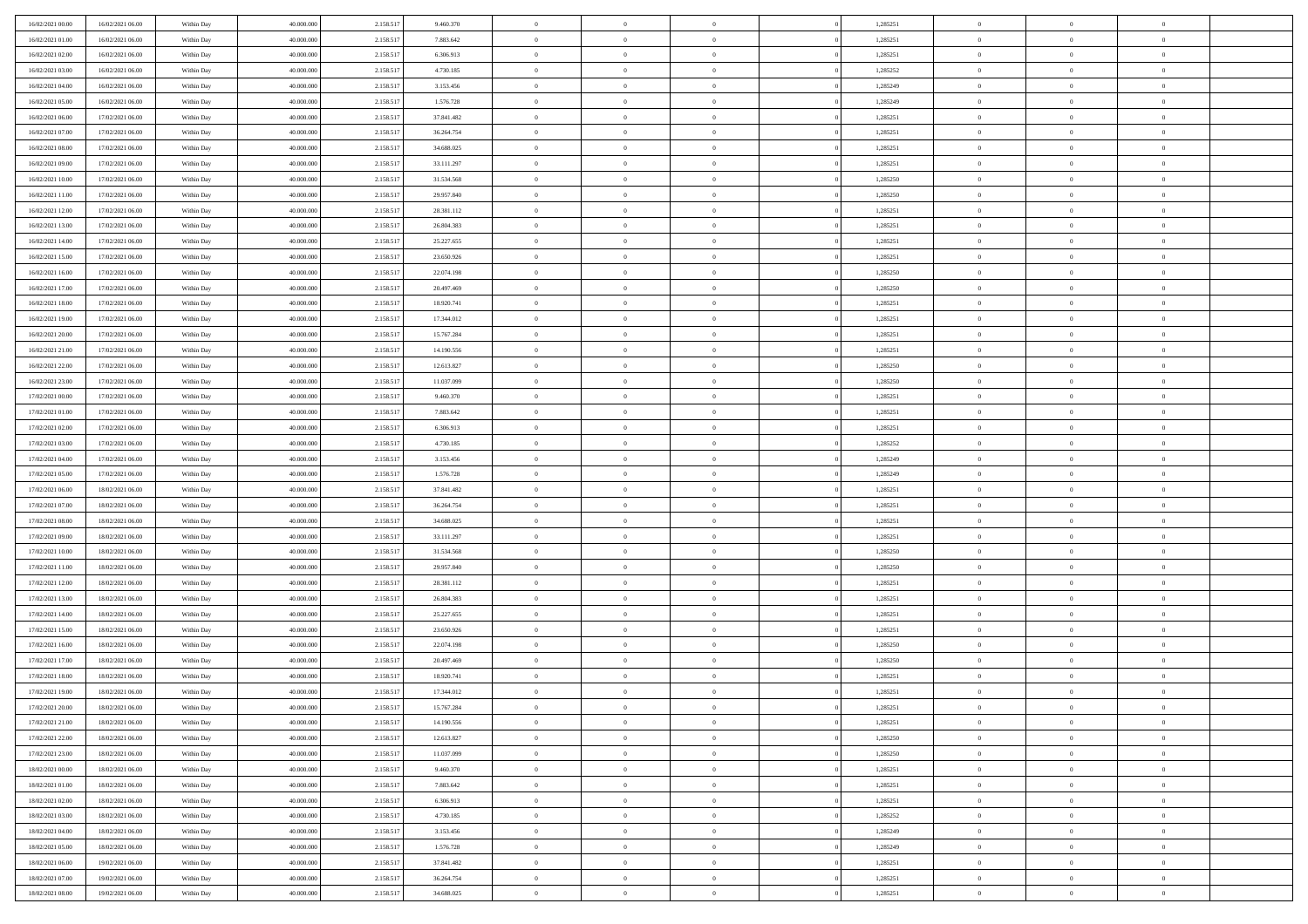| | | | | | | | | | | | | | | |
|---|---|---|---|---|---|---|---|---|---|---|---|---|---|---|
| 16/02/2021 00:00 | 16/02/2021 06:00 | Within Day | 40.000.000 | 2.158.517 | 9.460.370 | 0 | 0 | 0 | | 1,285251 | 0 | 0 | 0 | |
| 16/02/2021 01:00 | 16/02/2021 06:00 | Within Day | 40.000.000 | 2.158.517 | 7.883.642 | 0 | 0 | 0 | | 1,285251 | 0 | 0 | 0 | |
| 16/02/2021 02:00 | 16/02/2021 06:00 | Within Day | 40.000.000 | 2.158.517 | 6.306.913 | 0 | 0 | 0 | | 1,285251 | 0 | 0 | 0 | |
| 16/02/2021 03:00 | 16/02/2021 06:00 | Within Day | 40.000.000 | 2.158.517 | 4.730.185 | 0 | 0 | 0 | | 1,285252 | 0 | 0 | 0 | |
| 16/02/2021 04:00 | 16/02/2021 06:00 | Within Day | 40.000.000 | 2.158.517 | 3.153.456 | 0 | 0 | 0 | | 1,285249 | 0 | 0 | 0 | |
| 16/02/2021 05:00 | 16/02/2021 06:00 | Within Day | 40.000.000 | 2.158.517 | 1.576.728 | 0 | 0 | 0 | | 1,285249 | 0 | 0 | 0 | |
| 16/02/2021 06:00 | 17/02/2021 06:00 | Within Day | 40.000.000 | 2.158.517 | 37.841.482 | 0 | 0 | 0 | | 1,285251 | 0 | 0 | 0 | |
| 16/02/2021 07:00 | 17/02/2021 06:00 | Within Day | 40.000.000 | 2.158.517 | 36.264.754 | 0 | 0 | 0 | | 1,285251 | 0 | 0 | 0 | |
| 16/02/2021 08:00 | 17/02/2021 06:00 | Within Day | 40.000.000 | 2.158.517 | 34.688.025 | 0 | 0 | 0 | | 1,285251 | 0 | 0 | 0 | |
| 16/02/2021 09:00 | 17/02/2021 06:00 | Within Day | 40.000.000 | 2.158.517 | 33.111.297 | 0 | 0 | 0 | | 1,285251 | 0 | 0 | 0 | |
| 16/02/2021 10:00 | 17/02/2021 06:00 | Within Day | 40.000.000 | 2.158.517 | 31.534.568 | 0 | 0 | 0 | | 1,285250 | 0 | 0 | 0 | |
| 16/02/2021 11:00 | 17/02/2021 06:00 | Within Day | 40.000.000 | 2.158.517 | 29.957.840 | 0 | 0 | 0 | | 1,285250 | 0 | 0 | 0 | |
| 16/02/2021 12:00 | 17/02/2021 06:00 | Within Day | 40.000.000 | 2.158.517 | 28.381.112 | 0 | 0 | 0 | | 1,285251 | 0 | 0 | 0 | |
| 16/02/2021 13:00 | 17/02/2021 06:00 | Within Day | 40.000.000 | 2.158.517 | 26.804.383 | 0 | 0 | 0 | | 1,285251 | 0 | 0 | 0 | |
| 16/02/2021 14:00 | 17/02/2021 06:00 | Within Day | 40.000.000 | 2.158.517 | 25.227.655 | 0 | 0 | 0 | | 1,285251 | 0 | 0 | 0 | |
| 16/02/2021 15:00 | 17/02/2021 06:00 | Within Day | 40.000.000 | 2.158.517 | 23.650.926 | 0 | 0 | 0 | | 1,285251 | 0 | 0 | 0 | |
| 16/02/2021 16:00 | 17/02/2021 06:00 | Within Day | 40.000.000 | 2.158.517 | 22.074.198 | 0 | 0 | 0 | | 1,285250 | 0 | 0 | 0 | |
| 16/02/2021 17:00 | 17/02/2021 06:00 | Within Day | 40.000.000 | 2.158.517 | 20.497.469 | 0 | 0 | 0 | | 1,285250 | 0 | 0 | 0 | |
| 16/02/2021 18:00 | 17/02/2021 06:00 | Within Day | 40.000.000 | 2.158.517 | 18.920.741 | 0 | 0 | 0 | | 1,285251 | 0 | 0 | 0 | |
| 16/02/2021 19:00 | 17/02/2021 06:00 | Within Day | 40.000.000 | 2.158.517 | 17.344.012 | 0 | 0 | 0 | | 1,285251 | 0 | 0 | 0 | |
| 16/02/2021 20:00 | 17/02/2021 06:00 | Within Day | 40.000.000 | 2.158.517 | 15.767.284 | 0 | 0 | 0 | | 1,285251 | 0 | 0 | 0 | |
| 16/02/2021 21:00 | 17/02/2021 06:00 | Within Day | 40.000.000 | 2.158.517 | 14.190.556 | 0 | 0 | 0 | | 1,285251 | 0 | 0 | 0 | |
| 16/02/2021 22:00 | 17/02/2021 06:00 | Within Day | 40.000.000 | 2.158.517 | 12.613.827 | 0 | 0 | 0 | | 1,285250 | 0 | 0 | 0 | |
| 16/02/2021 23:00 | 17/02/2021 06:00 | Within Day | 40.000.000 | 2.158.517 | 11.037.099 | 0 | 0 | 0 | | 1,285250 | 0 | 0 | 0 | |
| 17/02/2021 00:00 | 17/02/2021 06:00 | Within Day | 40.000.000 | 2.158.517 | 9.460.370 | 0 | 0 | 0 | | 1,285251 | 0 | 0 | 0 | |
| 17/02/2021 01:00 | 17/02/2021 06:00 | Within Day | 40.000.000 | 2.158.517 | 7.883.642 | 0 | 0 | 0 | | 1,285251 | 0 | 0 | 0 | |
| 17/02/2021 02:00 | 17/02/2021 06:00 | Within Day | 40.000.000 | 2.158.517 | 6.306.913 | 0 | 0 | 0 | | 1,285251 | 0 | 0 | 0 | |
| 17/02/2021 03:00 | 17/02/2021 06:00 | Within Day | 40.000.000 | 2.158.517 | 4.730.185 | 0 | 0 | 0 | | 1,285252 | 0 | 0 | 0 | |
| 17/02/2021 04:00 | 17/02/2021 06:00 | Within Day | 40.000.000 | 2.158.517 | 3.153.456 | 0 | 0 | 0 | | 1,285249 | 0 | 0 | 0 | |
| 17/02/2021 05:00 | 17/02/2021 06:00 | Within Day | 40.000.000 | 2.158.517 | 1.576.728 | 0 | 0 | 0 | | 1,285249 | 0 | 0 | 0 | |
| 17/02/2021 06:00 | 18/02/2021 06:00 | Within Day | 40.000.000 | 2.158.517 | 37.841.482 | 0 | 0 | 0 | | 1,285251 | 0 | 0 | 0 | |
| 17/02/2021 07:00 | 18/02/2021 06:00 | Within Day | 40.000.000 | 2.158.517 | 36.264.754 | 0 | 0 | 0 | | 1,285251 | 0 | 0 | 0 | |
| 17/02/2021 08:00 | 18/02/2021 06:00 | Within Day | 40.000.000 | 2.158.517 | 34.688.025 | 0 | 0 | 0 | | 1,285251 | 0 | 0 | 0 | |
| 17/02/2021 09:00 | 18/02/2021 06:00 | Within Day | 40.000.000 | 2.158.517 | 33.111.297 | 0 | 0 | 0 | | 1,285251 | 0 | 0 | 0 | |
| 17/02/2021 10:00 | 18/02/2021 06:00 | Within Day | 40.000.000 | 2.158.517 | 31.534.568 | 0 | 0 | 0 | | 1,285250 | 0 | 0 | 0 | |
| 17/02/2021 11:00 | 18/02/2021 06:00 | Within Day | 40.000.000 | 2.158.517 | 29.957.840 | 0 | 0 | 0 | | 1,285250 | 0 | 0 | 0 | |
| 17/02/2021 12:00 | 18/02/2021 06:00 | Within Day | 40.000.000 | 2.158.517 | 28.381.112 | 0 | 0 | 0 | | 1,285251 | 0 | 0 | 0 | |
| 17/02/2021 13:00 | 18/02/2021 06:00 | Within Day | 40.000.000 | 2.158.517 | 26.804.383 | 0 | 0 | 0 | | 1,285251 | 0 | 0 | 0 | |
| 17/02/2021 14:00 | 18/02/2021 06:00 | Within Day | 40.000.000 | 2.158.517 | 25.227.655 | 0 | 0 | 0 | | 1,285251 | 0 | 0 | 0 | |
| 17/02/2021 15:00 | 18/02/2021 06:00 | Within Day | 40.000.000 | 2.158.517 | 23.650.926 | 0 | 0 | 0 | | 1,285251 | 0 | 0 | 0 | |
| 17/02/2021 16:00 | 18/02/2021 06:00 | Within Day | 40.000.000 | 2.158.517 | 22.074.198 | 0 | 0 | 0 | | 1,285250 | 0 | 0 | 0 | |
| 17/02/2021 17:00 | 18/02/2021 06:00 | Within Day | 40.000.000 | 2.158.517 | 20.497.469 | 0 | 0 | 0 | | 1,285250 | 0 | 0 | 0 | |
| 17/02/2021 18:00 | 18/02/2021 06:00 | Within Day | 40.000.000 | 2.158.517 | 18.920.741 | 0 | 0 | 0 | | 1,285251 | 0 | 0 | 0 | |
| 17/02/2021 19:00 | 18/02/2021 06:00 | Within Day | 40.000.000 | 2.158.517 | 17.344.012 | 0 | 0 | 0 | | 1,285251 | 0 | 0 | 0 | |
| 17/02/2021 20:00 | 18/02/2021 06:00 | Within Day | 40.000.000 | 2.158.517 | 15.767.284 | 0 | 0 | 0 | | 1,285251 | 0 | 0 | 0 | |
| 17/02/2021 21:00 | 18/02/2021 06:00 | Within Day | 40.000.000 | 2.158.517 | 14.190.556 | 0 | 0 | 0 | | 1,285251 | 0 | 0 | 0 | |
| 17/02/2021 22:00 | 18/02/2021 06:00 | Within Day | 40.000.000 | 2.158.517 | 12.613.827 | 0 | 0 | 0 | | 1,285250 | 0 | 0 | 0 | |
| 17/02/2021 23:00 | 18/02/2021 06:00 | Within Day | 40.000.000 | 2.158.517 | 11.037.099 | 0 | 0 | 0 | | 1,285250 | 0 | 0 | 0 | |
| 18/02/2021 00:00 | 18/02/2021 06:00 | Within Day | 40.000.000 | 2.158.517 | 9.460.370 | 0 | 0 | 0 | | 1,285251 | 0 | 0 | 0 | |
| 18/02/2021 01:00 | 18/02/2021 06:00 | Within Day | 40.000.000 | 2.158.517 | 7.883.642 | 0 | 0 | 0 | | 1,285251 | 0 | 0 | 0 | |
| 18/02/2021 02:00 | 18/02/2021 06:00 | Within Day | 40.000.000 | 2.158.517 | 6.306.913 | 0 | 0 | 0 | | 1,285251 | 0 | 0 | 0 | |
| 18/02/2021 03:00 | 18/02/2021 06:00 | Within Day | 40.000.000 | 2.158.517 | 4.730.185 | 0 | 0 | 0 | | 1,285252 | 0 | 0 | 0 | |
| 18/02/2021 04:00 | 18/02/2021 06:00 | Within Day | 40.000.000 | 2.158.517 | 3.153.456 | 0 | 0 | 0 | | 1,285249 | 0 | 0 | 0 | |
| 18/02/2021 05:00 | 18/02/2021 06:00 | Within Day | 40.000.000 | 2.158.517 | 1.576.728 | 0 | 0 | 0 | | 1,285249 | 0 | 0 | 0 | |
| 18/02/2021 06:00 | 19/02/2021 06:00 | Within Day | 40.000.000 | 2.158.517 | 37.841.482 | 0 | 0 | 0 | | 1,285251 | 0 | 0 | 0 | |
| 18/02/2021 07:00 | 19/02/2021 06:00 | Within Day | 40.000.000 | 2.158.517 | 36.264.754 | 0 | 0 | 0 | | 1,285251 | 0 | 0 | 0 | |
| 18/02/2021 08:00 | 19/02/2021 06:00 | Within Day | 40.000.000 | 2.158.517 | 34.688.025 | 0 | 0 | 0 | | 1,285251 | 0 | 0 | 0 | |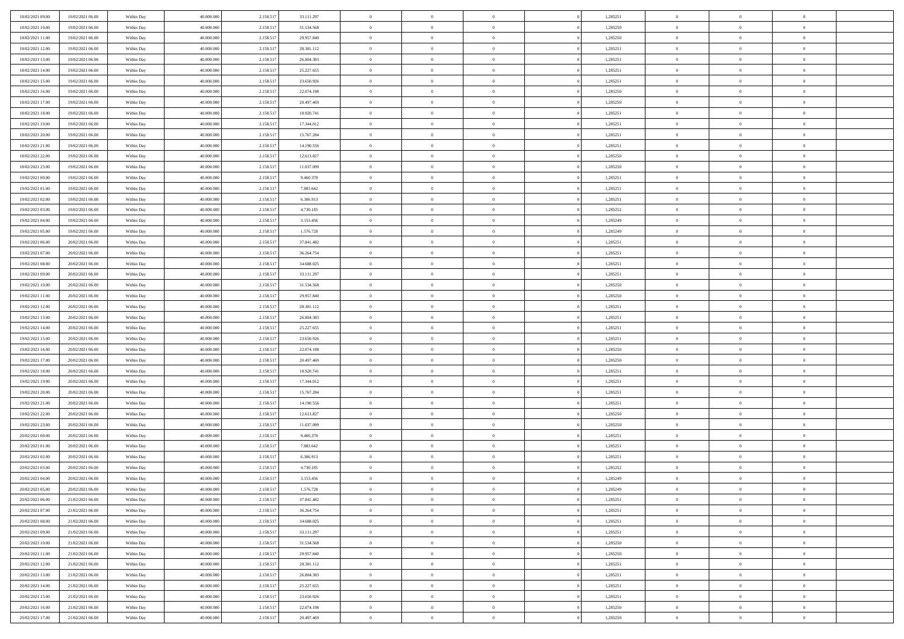| | | | | | | | | | | | | | | |
|---|---|---|---|---|---|---|---|---|---|---|---|---|---|---|
| 18/02/2021 09:00 | 19/02/2021 06:00 | Within Day | 40.000.000 | 2.158.517 | 33.111.297 | 0 | 0 | 0 | | 1,285251 | 0 | 0 | 0 | |
| 18/02/2021 10:00 | 19/02/2021 06:00 | Within Day | 40.000.000 | 2.158.517 | 31.534.568 | 0 | 0 | 0 | | 1,285250 | 0 | 0 | 0 | |
| 18/02/2021 11:00 | 19/02/2021 06:00 | Within Day | 40.000.000 | 2.158.517 | 29.957.840 | 0 | 0 | 0 | | 1,285250 | 0 | 0 | 0 | |
| 18/02/2021 12:00 | 19/02/2021 06:00 | Within Day | 40.000.000 | 2.158.517 | 28.381.112 | 0 | 0 | 0 | | 1,285251 | 0 | 0 | 0 | |
| 18/02/2021 13:00 | 19/02/2021 06:00 | Within Day | 40.000.000 | 2.158.517 | 26.804.383 | 0 | 0 | 0 | | 1,285251 | 0 | 0 | 0 | |
| 18/02/2021 14:00 | 19/02/2021 06:00 | Within Day | 40.000.000 | 2.158.517 | 25.227.655 | 0 | 0 | 0 | | 1,285251 | 0 | 0 | 0 | |
| 18/02/2021 15:00 | 19/02/2021 06:00 | Within Day | 40.000.000 | 2.158.517 | 23.650.926 | 0 | 0 | 0 | | 1,285251 | 0 | 0 | 0 | |
| 18/02/2021 16:00 | 19/02/2021 06:00 | Within Day | 40.000.000 | 2.158.517 | 22.074.198 | 0 | 0 | 0 | | 1,285250 | 0 | 0 | 0 | |
| 18/02/2021 17:00 | 19/02/2021 06:00 | Within Day | 40.000.000 | 2.158.517 | 20.497.469 | 0 | 0 | 0 | | 1,285250 | 0 | 0 | 0 | |
| 18/02/2021 18:00 | 19/02/2021 06:00 | Within Day | 40.000.000 | 2.158.517 | 18.920.741 | 0 | 0 | 0 | | 1,285251 | 0 | 0 | 0 | |
| 18/02/2021 19:00 | 19/02/2021 06:00 | Within Day | 40.000.000 | 2.158.517 | 17.344.012 | 0 | 0 | 0 | | 1,285251 | 0 | 0 | 0 | |
| 18/02/2021 20:00 | 19/02/2021 06:00 | Within Day | 40.000.000 | 2.158.517 | 15.767.284 | 0 | 0 | 0 | | 1,285251 | 0 | 0 | 0 | |
| 18/02/2021 21:00 | 19/02/2021 06:00 | Within Day | 40.000.000 | 2.158.517 | 14.190.556 | 0 | 0 | 0 | | 1,285251 | 0 | 0 | 0 | |
| 18/02/2021 22:00 | 19/02/2021 06:00 | Within Day | 40.000.000 | 2.158.517 | 12.613.827 | 0 | 0 | 0 | | 1,285250 | 0 | 0 | 0 | |
| 18/02/2021 23:00 | 19/02/2021 06:00 | Within Day | 40.000.000 | 2.158.517 | 11.037.099 | 0 | 0 | 0 | | 1,285250 | 0 | 0 | 0 | |
| 19/02/2021 00:00 | 19/02/2021 06:00 | Within Day | 40.000.000 | 2.158.517 | 9.460.370 | 0 | 0 | 0 | | 1,285251 | 0 | 0 | 0 | |
| 19/02/2021 01:00 | 19/02/2021 06:00 | Within Day | 40.000.000 | 2.158.517 | 7.883.642 | 0 | 0 | 0 | | 1,285251 | 0 | 0 | 0 | |
| 19/02/2021 02:00 | 19/02/2021 06:00 | Within Day | 40.000.000 | 2.158.517 | 6.306.913 | 0 | 0 | 0 | | 1,285251 | 0 | 0 | 0 | |
| 19/02/2021 03:00 | 19/02/2021 06:00 | Within Day | 40.000.000 | 2.158.517 | 4.730.185 | 0 | 0 | 0 | | 1,285252 | 0 | 0 | 0 | |
| 19/02/2021 04:00 | 19/02/2021 06:00 | Within Day | 40.000.000 | 2.158.517 | 3.153.456 | 0 | 0 | 0 | | 1,285249 | 0 | 0 | 0 | |
| 19/02/2021 05:00 | 19/02/2021 06:00 | Within Day | 40.000.000 | 2.158.517 | 1.576.728 | 0 | 0 | 0 | | 1,285249 | 0 | 0 | 0 | |
| 19/02/2021 06:00 | 20/02/2021 06:00 | Within Day | 40.000.000 | 2.158.517 | 37.841.482 | 0 | 0 | 0 | | 1,285251 | 0 | 0 | 0 | |
| 19/02/2021 07:00 | 20/02/2021 06:00 | Within Day | 40.000.000 | 2.158.517 | 36.264.754 | 0 | 0 | 0 | | 1,285251 | 0 | 0 | 0 | |
| 19/02/2021 08:00 | 20/02/2021 06:00 | Within Day | 40.000.000 | 2.158.517 | 34.688.025 | 0 | 0 | 0 | | 1,285251 | 0 | 0 | 0 | |
| 19/02/2021 09:00 | 20/02/2021 06:00 | Within Day | 40.000.000 | 2.158.517 | 33.111.297 | 0 | 0 | 0 | | 1,285251 | 0 | 0 | 0 | |
| 19/02/2021 10:00 | 20/02/2021 06:00 | Within Day | 40.000.000 | 2.158.517 | 31.534.568 | 0 | 0 | 0 | | 1,285250 | 0 | 0 | 0 | |
| 19/02/2021 11:00 | 20/02/2021 06:00 | Within Day | 40.000.000 | 2.158.517 | 29.957.840 | 0 | 0 | 0 | | 1,285250 | 0 | 0 | 0 | |
| 19/02/2021 12:00 | 20/02/2021 06:00 | Within Day | 40.000.000 | 2.158.517 | 28.381.112 | 0 | 0 | 0 | | 1,285251 | 0 | 0 | 0 | |
| 19/02/2021 13:00 | 20/02/2021 06:00 | Within Day | 40.000.000 | 2.158.517 | 26.804.383 | 0 | 0 | 0 | | 1,285251 | 0 | 0 | 0 | |
| 19/02/2021 14:00 | 20/02/2021 06:00 | Within Day | 40.000.000 | 2.158.517 | 25.227.655 | 0 | 0 | 0 | | 1,285251 | 0 | 0 | 0 | |
| 19/02/2021 15:00 | 20/02/2021 06:00 | Within Day | 40.000.000 | 2.158.517 | 23.650.926 | 0 | 0 | 0 | | 1,285251 | 0 | 0 | 0 | |
| 19/02/2021 16:00 | 20/02/2021 06:00 | Within Day | 40.000.000 | 2.158.517 | 22.074.198 | 0 | 0 | 0 | | 1,285250 | 0 | 0 | 0 | |
| 19/02/2021 17:00 | 20/02/2021 06:00 | Within Day | 40.000.000 | 2.158.517 | 20.497.469 | 0 | 0 | 0 | | 1,285250 | 0 | 0 | 0 | |
| 19/02/2021 18:00 | 20/02/2021 06:00 | Within Day | 40.000.000 | 2.158.517 | 18.920.741 | 0 | 0 | 0 | | 1,285251 | 0 | 0 | 0 | |
| 19/02/2021 19:00 | 20/02/2021 06:00 | Within Day | 40.000.000 | 2.158.517 | 17.344.012 | 0 | 0 | 0 | | 1,285251 | 0 | 0 | 0 | |
| 19/02/2021 20:00 | 20/02/2021 06:00 | Within Day | 40.000.000 | 2.158.517 | 15.767.284 | 0 | 0 | 0 | | 1,285251 | 0 | 0 | 0 | |
| 19/02/2021 21:00 | 20/02/2021 06:00 | Within Day | 40.000.000 | 2.158.517 | 14.190.556 | 0 | 0 | 0 | | 1,285251 | 0 | 0 | 0 | |
| 19/02/2021 22:00 | 20/02/2021 06:00 | Within Day | 40.000.000 | 2.158.517 | 12.613.827 | 0 | 0 | 0 | | 1,285250 | 0 | 0 | 0 | |
| 19/02/2021 23:00 | 20/02/2021 06:00 | Within Day | 40.000.000 | 2.158.517 | 11.037.099 | 0 | 0 | 0 | | 1,285250 | 0 | 0 | 0 | |
| 20/02/2021 00:00 | 20/02/2021 06:00 | Within Day | 40.000.000 | 2.158.517 | 9.460.370 | 0 | 0 | 0 | | 1,285251 | 0 | 0 | 0 | |
| 20/02/2021 01:00 | 20/02/2021 06:00 | Within Day | 40.000.000 | 2.158.517 | 7.883.642 | 0 | 0 | 0 | | 1,285251 | 0 | 0 | 0 | |
| 20/02/2021 02:00 | 20/02/2021 06:00 | Within Day | 40.000.000 | 2.158.517 | 6.306.913 | 0 | 0 | 0 | | 1,285251 | 0 | 0 | 0 | |
| 20/02/2021 03:00 | 20/02/2021 06:00 | Within Day | 40.000.000 | 2.158.517 | 4.730.185 | 0 | 0 | 0 | | 1,285252 | 0 | 0 | 0 | |
| 20/02/2021 04:00 | 20/02/2021 06:00 | Within Day | 40.000.000 | 2.158.517 | 3.153.456 | 0 | 0 | 0 | | 1,285249 | 0 | 0 | 0 | |
| 20/02/2021 05:00 | 20/02/2021 06:00 | Within Day | 40.000.000 | 2.158.517 | 1.576.728 | 0 | 0 | 0 | | 1,285249 | 0 | 0 | 0 | |
| 20/02/2021 06:00 | 21/02/2021 06:00 | Within Day | 40.000.000 | 2.158.517 | 37.841.482 | 0 | 0 | 0 | | 1,285251 | 0 | 0 | 0 | |
| 20/02/2021 07:00 | 21/02/2021 06:00 | Within Day | 40.000.000 | 2.158.517 | 36.264.754 | 0 | 0 | 0 | | 1,285251 | 0 | 0 | 0 | |
| 20/02/2021 08:00 | 21/02/2021 06:00 | Within Day | 40.000.000 | 2.158.517 | 34.688.025 | 0 | 0 | 0 | | 1,285251 | 0 | 0 | 0 | |
| 20/02/2021 09:00 | 21/02/2021 06:00 | Within Day | 40.000.000 | 2.158.517 | 33.111.297 | 0 | 0 | 0 | | 1,285251 | 0 | 0 | 0 | |
| 20/02/2021 10:00 | 21/02/2021 06:00 | Within Day | 40.000.000 | 2.158.517 | 31.534.568 | 0 | 0 | 0 | | 1,285250 | 0 | 0 | 0 | |
| 20/02/2021 11:00 | 21/02/2021 06:00 | Within Day | 40.000.000 | 2.158.517 | 29.957.840 | 0 | 0 | 0 | | 1,285250 | 0 | 0 | 0 | |
| 20/02/2021 12:00 | 21/02/2021 06:00 | Within Day | 40.000.000 | 2.158.517 | 28.381.112 | 0 | 0 | 0 | | 1,285251 | 0 | 0 | 0 | |
| 20/02/2021 13:00 | 21/02/2021 06:00 | Within Day | 40.000.000 | 2.158.517 | 26.804.383 | 0 | 0 | 0 | | 1,285251 | 0 | 0 | 0 | |
| 20/02/2021 14:00 | 21/02/2021 06:00 | Within Day | 40.000.000 | 2.158.517 | 25.227.655 | 0 | 0 | 0 | | 1,285251 | 0 | 0 | 0 | |
| 20/02/2021 15:00 | 21/02/2021 06:00 | Within Day | 40.000.000 | 2.158.517 | 23.650.926 | 0 | 0 | 0 | | 1,285251 | 0 | 0 | 0 | |
| 20/02/2021 16:00 | 21/02/2021 06:00 | Within Day | 40.000.000 | 2.158.517 | 22.074.198 | 0 | 0 | 0 | | 1,285250 | 0 | 0 | 0 | |
| 20/02/2021 17:00 | 21/02/2021 06:00 | Within Day | 40.000.000 | 2.158.517 | 20.497.469 | 0 | 0 | 0 | | 1,285250 | 0 | 0 | 0 | |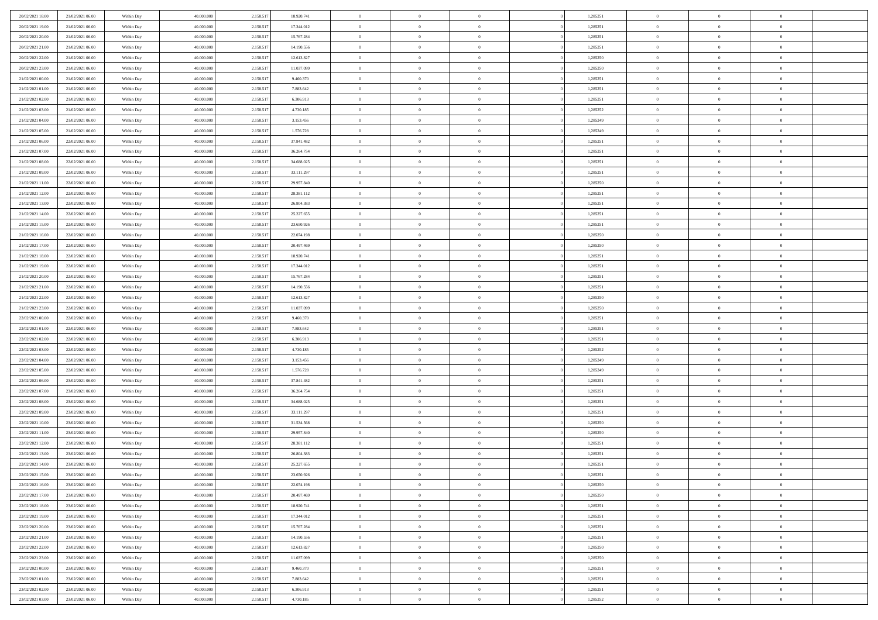| | | | | | | | | | | | | | | |
|---|---|---|---|---|---|---|---|---|---|---|---|---|---|---|
| 20/02/2021 18:00 | 21/02/2021 06:00 | Within Day | 40.000.000 | 2.158.517 | 18.920.741 | 0 | 0 | 0 | | 1,285251 | 0 | 0 | 0 | |
| 20/02/2021 19:00 | 21/02/2021 06:00 | Within Day | 40.000.000 | 2.158.517 | 17.344.012 | 0 | 0 | 0 | | 1,285251 | 0 | 0 | 0 | |
| 20/02/2021 20:00 | 21/02/2021 06:00 | Within Day | 40.000.000 | 2.158.517 | 15.767.284 | 0 | 0 | 0 | | 1,285251 | 0 | 0 | 0 | |
| 20/02/2021 21:00 | 21/02/2021 06:00 | Within Day | 40.000.000 | 2.158.517 | 14.190.556 | 0 | 0 | 0 | | 1,285251 | 0 | 0 | 0 | |
| 20/02/2021 22:00 | 21/02/2021 06:00 | Within Day | 40.000.000 | 2.158.517 | 12.613.827 | 0 | 0 | 0 | | 1,285250 | 0 | 0 | 0 | |
| 20/02/2021 23:00 | 21/02/2021 06:00 | Within Day | 40.000.000 | 2.158.517 | 11.037.099 | 0 | 0 | 0 | | 1,285250 | 0 | 0 | 0 | |
| 21/02/2021 00:00 | 21/02/2021 06:00 | Within Day | 40.000.000 | 2.158.517 | 9.460.370 | 0 | 0 | 0 | | 1,285251 | 0 | 0 | 0 | |
| 21/02/2021 01:00 | 21/02/2021 06:00 | Within Day | 40.000.000 | 2.158.517 | 7.883.642 | 0 | 0 | 0 | | 1,285251 | 0 | 0 | 0 | |
| 21/02/2021 02:00 | 21/02/2021 06:00 | Within Day | 40.000.000 | 2.158.517 | 6.306.913 | 0 | 0 | 0 | | 1,285251 | 0 | 0 | 0 | |
| 21/02/2021 03:00 | 21/02/2021 06:00 | Within Day | 40.000.000 | 2.158.517 | 4.730.185 | 0 | 0 | 0 | | 1,285252 | 0 | 0 | 0 | |
| 21/02/2021 04:00 | 21/02/2021 06:00 | Within Day | 40.000.000 | 2.158.517 | 3.153.456 | 0 | 0 | 0 | | 1,285249 | 0 | 0 | 0 | |
| 21/02/2021 05:00 | 21/02/2021 06:00 | Within Day | 40.000.000 | 2.158.517 | 1.576.728 | 0 | 0 | 0 | | 1,285249 | 0 | 0 | 0 | |
| 21/02/2021 06:00 | 22/02/2021 06:00 | Within Day | 40.000.000 | 2.158.517 | 37.841.482 | 0 | 0 | 0 | | 1,285251 | 0 | 0 | 0 | |
| 21/02/2021 07:00 | 22/02/2021 06:00 | Within Day | 40.000.000 | 2.158.517 | 36.264.754 | 0 | 0 | 0 | | 1,285251 | 0 | 0 | 0 | |
| 21/02/2021 08:00 | 22/02/2021 06:00 | Within Day | 40.000.000 | 2.158.517 | 34.688.025 | 0 | 0 | 0 | | 1,285251 | 0 | 0 | 0 | |
| 21/02/2021 09:00 | 22/02/2021 06:00 | Within Day | 40.000.000 | 2.158.517 | 33.111.297 | 0 | 0 | 0 | | 1,285251 | 0 | 0 | 0 | |
| 21/02/2021 11:00 | 22/02/2021 06:00 | Within Day | 40.000.000 | 2.158.517 | 29.957.840 | 0 | 0 | 0 | | 1,285250 | 0 | 0 | 0 | |
| 21/02/2021 12:00 | 22/02/2021 06:00 | Within Day | 40.000.000 | 2.158.517 | 28.381.112 | 0 | 0 | 0 | | 1,285251 | 0 | 0 | 0 | |
| 21/02/2021 13:00 | 22/02/2021 06:00 | Within Day | 40.000.000 | 2.158.517 | 26.804.383 | 0 | 0 | 0 | | 1,285251 | 0 | 0 | 0 | |
| 21/02/2021 14:00 | 22/02/2021 06:00 | Within Day | 40.000.000 | 2.158.517 | 25.227.655 | 0 | 0 | 0 | | 1,285251 | 0 | 0 | 0 | |
| 21/02/2021 15:00 | 22/02/2021 06:00 | Within Day | 40.000.000 | 2.158.517 | 23.650.926 | 0 | 0 | 0 | | 1,285251 | 0 | 0 | 0 | |
| 21/02/2021 16:00 | 22/02/2021 06:00 | Within Day | 40.000.000 | 2.158.517 | 22.074.198 | 0 | 0 | 0 | | 1,285250 | 0 | 0 | 0 | |
| 21/02/2021 17:00 | 22/02/2021 06:00 | Within Day | 40.000.000 | 2.158.517 | 20.497.469 | 0 | 0 | 0 | | 1,285250 | 0 | 0 | 0 | |
| 21/02/2021 18:00 | 22/02/2021 06:00 | Within Day | 40.000.000 | 2.158.517 | 18.920.741 | 0 | 0 | 0 | | 1,285251 | 0 | 0 | 0 | |
| 21/02/2021 19:00 | 22/02/2021 06:00 | Within Day | 40.000.000 | 2.158.517 | 17.344.012 | 0 | 0 | 0 | | 1,285251 | 0 | 0 | 0 | |
| 21/02/2021 20:00 | 22/02/2021 06:00 | Within Day | 40.000.000 | 2.158.517 | 15.767.284 | 0 | 0 | 0 | | 1,285251 | 0 | 0 | 0 | |
| 21/02/2021 21:00 | 22/02/2021 06:00 | Within Day | 40.000.000 | 2.158.517 | 14.190.556 | 0 | 0 | 0 | | 1,285251 | 0 | 0 | 0 | |
| 21/02/2021 22:00 | 22/02/2021 06:00 | Within Day | 40.000.000 | 2.158.517 | 12.613.827 | 0 | 0 | 0 | | 1,285250 | 0 | 0 | 0 | |
| 21/02/2021 23:00 | 22/02/2021 06:00 | Within Day | 40.000.000 | 2.158.517 | 11.037.099 | 0 | 0 | 0 | | 1,285250 | 0 | 0 | 0 | |
| 22/02/2021 00:00 | 22/02/2021 06:00 | Within Day | 40.000.000 | 2.158.517 | 9.460.370 | 0 | 0 | 0 | | 1,285251 | 0 | 0 | 0 | |
| 22/02/2021 01:00 | 22/02/2021 06:00 | Within Day | 40.000.000 | 2.158.517 | 7.883.642 | 0 | 0 | 0 | | 1,285251 | 0 | 0 | 0 | |
| 22/02/2021 02:00 | 22/02/2021 06:00 | Within Day | 40.000.000 | 2.158.517 | 6.306.913 | 0 | 0 | 0 | | 1,285251 | 0 | 0 | 0 | |
| 22/02/2021 03:00 | 22/02/2021 06:00 | Within Day | 40.000.000 | 2.158.517 | 4.730.185 | 0 | 0 | 0 | | 1,285252 | 0 | 0 | 0 | |
| 22/02/2021 04:00 | 22/02/2021 06:00 | Within Day | 40.000.000 | 2.158.517 | 3.153.456 | 0 | 0 | 0 | | 1,285249 | 0 | 0 | 0 | |
| 22/02/2021 05:00 | 22/02/2021 06:00 | Within Day | 40.000.000 | 2.158.517 | 1.576.728 | 0 | 0 | 0 | | 1,285249 | 0 | 0 | 0 | |
| 22/02/2021 06:00 | 23/02/2021 06:00 | Within Day | 40.000.000 | 2.158.517 | 37.841.482 | 0 | 0 | 0 | | 1,285251 | 0 | 0 | 0 | |
| 22/02/2021 07:00 | 23/02/2021 06:00 | Within Day | 40.000.000 | 2.158.517 | 36.264.754 | 0 | 0 | 0 | | 1,285251 | 0 | 0 | 0 | |
| 22/02/2021 08:00 | 23/02/2021 06:00 | Within Day | 40.000.000 | 2.158.517 | 34.688.025 | 0 | 0 | 0 | | 1,285251 | 0 | 0 | 0 | |
| 22/02/2021 09:00 | 23/02/2021 06:00 | Within Day | 40.000.000 | 2.158.517 | 33.111.297 | 0 | 0 | 0 | | 1,285251 | 0 | 0 | 0 | |
| 22/02/2021 10:00 | 23/02/2021 06:00 | Within Day | 40.000.000 | 2.158.517 | 31.534.568 | 0 | 0 | 0 | | 1,285250 | 0 | 0 | 0 | |
| 22/02/2021 11:00 | 23/02/2021 06:00 | Within Day | 40.000.000 | 2.158.517 | 29.957.840 | 0 | 0 | 0 | | 1,285250 | 0 | 0 | 0 | |
| 22/02/2021 12:00 | 23/02/2021 06:00 | Within Day | 40.000.000 | 2.158.517 | 28.381.112 | 0 | 0 | 0 | | 1,285251 | 0 | 0 | 0 | |
| 22/02/2021 13:00 | 23/02/2021 06:00 | Within Day | 40.000.000 | 2.158.517 | 26.804.383 | 0 | 0 | 0 | | 1,285251 | 0 | 0 | 0 | |
| 22/02/2021 14:00 | 23/02/2021 06:00 | Within Day | 40.000.000 | 2.158.517 | 25.227.655 | 0 | 0 | 0 | | 1,285251 | 0 | 0 | 0 | |
| 22/02/2021 15:00 | 23/02/2021 06:00 | Within Day | 40.000.000 | 2.158.517 | 23.650.926 | 0 | 0 | 0 | | 1,285251 | 0 | 0 | 0 | |
| 22/02/2021 16:00 | 23/02/2021 06:00 | Within Day | 40.000.000 | 2.158.517 | 22.074.198 | 0 | 0 | 0 | | 1,285250 | 0 | 0 | 0 | |
| 22/02/2021 17:00 | 23/02/2021 06:00 | Within Day | 40.000.000 | 2.158.517 | 20.497.469 | 0 | 0 | 0 | | 1,285250 | 0 | 0 | 0 | |
| 22/02/2021 18:00 | 23/02/2021 06:00 | Within Day | 40.000.000 | 2.158.517 | 18.920.741 | 0 | 0 | 0 | | 1,285251 | 0 | 0 | 0 | |
| 22/02/2021 19:00 | 23/02/2021 06:00 | Within Day | 40.000.000 | 2.158.517 | 17.344.012 | 0 | 0 | 0 | | 1,285251 | 0 | 0 | 0 | |
| 22/02/2021 20:00 | 23/02/2021 06:00 | Within Day | 40.000.000 | 2.158.517 | 15.767.284 | 0 | 0 | 0 | | 1,285251 | 0 | 0 | 0 | |
| 22/02/2021 21:00 | 23/02/2021 06:00 | Within Day | 40.000.000 | 2.158.517 | 14.190.556 | 0 | 0 | 0 | | 1,285251 | 0 | 0 | 0 | |
| 22/02/2021 22:00 | 23/02/2021 06:00 | Within Day | 40.000.000 | 2.158.517 | 12.613.827 | 0 | 0 | 0 | | 1,285250 | 0 | 0 | 0 | |
| 22/02/2021 23:00 | 23/02/2021 06:00 | Within Day | 40.000.000 | 2.158.517 | 11.037.099 | 0 | 0 | 0 | | 1,285250 | 0 | 0 | 0 | |
| 23/02/2021 00:00 | 23/02/2021 06:00 | Within Day | 40.000.000 | 2.158.517 | 9.460.370 | 0 | 0 | 0 | | 1,285251 | 0 | 0 | 0 | |
| 23/02/2021 01:00 | 23/02/2021 06:00 | Within Day | 40.000.000 | 2.158.517 | 7.883.642 | 0 | 0 | 0 | | 1,285251 | 0 | 0 | 0 | |
| 23/02/2021 02:00 | 23/02/2021 06:00 | Within Day | 40.000.000 | 2.158.517 | 6.306.913 | 0 | 0 | 0 | | 1,285251 | 0 | 0 | 0 | |
| 23/02/2021 03:00 | 23/02/2021 06:00 | Within Day | 40.000.000 | 2.158.517 | 4.730.185 | 0 | 0 | 0 | | 1,285252 | 0 | 0 | 0 | |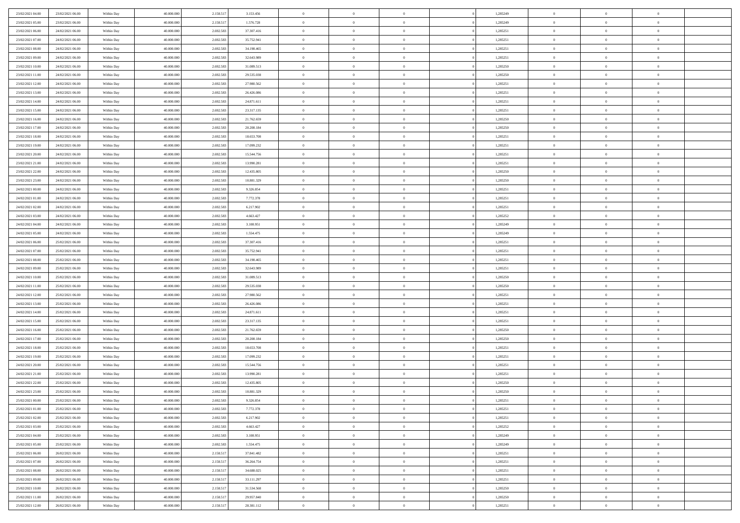| | | | | | | | | | | | | | | |
|---|---|---|---|---|---|---|---|---|---|---|---|---|---|---|
| 23/02/2021 04:00 | 23/02/2021 06:00 | Within Day | 40.000.000 | 2.158.517 | 3.153.456 | 0 | 0 | 0 | | 1,285249 | 0 | 0 | 0 | |
| 23/02/2021 05:00 | 23/02/2021 06:00 | Within Day | 40.000.000 | 2.158.517 | 1.576.728 | 0 | 0 | 0 | | 1,285249 | 0 | 0 | 0 | |
| 23/02/2021 06:00 | 24/02/2021 06:00 | Within Day | 40.000.000 | 2.692.583 | 37.307.416 | 0 | 0 | 0 | | 1,285251 | 0 | 0 | 0 | |
| 23/02/2021 07:00 | 24/02/2021 06:00 | Within Day | 40.000.000 | 2.692.583 | 35.752.941 | 0 | 0 | 0 | | 1,285251 | 0 | 0 | 0 | |
| 23/02/2021 08:00 | 24/02/2021 06:00 | Within Day | 40.000.000 | 2.692.583 | 34.198.465 | 0 | 0 | 0 | | 1,285251 | 0 | 0 | 0 | |
| 23/02/2021 09:00 | 24/02/2021 06:00 | Within Day | 40.000.000 | 2.692.583 | 32.643.989 | 0 | 0 | 0 | | 1,285251 | 0 | 0 | 0 | |
| 23/02/2021 10:00 | 24/02/2021 06:00 | Within Day | 40.000.000 | 2.692.583 | 31.089.513 | 0 | 0 | 0 | | 1,285250 | 0 | 0 | 0 | |
| 23/02/2021 11:00 | 24/02/2021 06:00 | Within Day | 40.000.000 | 2.692.583 | 29.535.038 | 0 | 0 | 0 | | 1,285250 | 0 | 0 | 0 | |
| 23/02/2021 12:00 | 24/02/2021 06:00 | Within Day | 40.000.000 | 2.692.583 | 27.980.562 | 0 | 0 | 0 | | 1,285251 | 0 | 0 | 0 | |
| 23/02/2021 13:00 | 24/02/2021 06:00 | Within Day | 40.000.000 | 2.692.583 | 26.426.086 | 0 | 0 | 0 | | 1,285251 | 0 | 0 | 0 | |
| 23/02/2021 14:00 | 24/02/2021 06:00 | Within Day | 40.000.000 | 2.692.583 | 24.871.611 | 0 | 0 | 0 | | 1,285251 | 0 | 0 | 0 | |
| 23/02/2021 15:00 | 24/02/2021 06:00 | Within Day | 40.000.000 | 2.692.583 | 23.317.135 | 0 | 0 | 0 | | 1,285251 | 0 | 0 | 0 | |
| 23/02/2021 16:00 | 24/02/2021 06:00 | Within Day | 40.000.000 | 2.692.583 | 21.762.659 | 0 | 0 | 0 | | 1,285250 | 0 | 0 | 0 | |
| 23/02/2021 17:00 | 24/02/2021 06:00 | Within Day | 40.000.000 | 2.692.583 | 20.208.184 | 0 | 0 | 0 | | 1,285250 | 0 | 0 | 0 | |
| 23/02/2021 18:00 | 24/02/2021 06:00 | Within Day | 40.000.000 | 2.692.583 | 18.653.708 | 0 | 0 | 0 | | 1,285251 | 0 | 0 | 0 | |
| 23/02/2021 19:00 | 24/02/2021 06:00 | Within Day | 40.000.000 | 2.692.583 | 17.099.232 | 0 | 0 | 0 | | 1,285251 | 0 | 0 | 0 | |
| 23/02/2021 20:00 | 24/02/2021 06:00 | Within Day | 40.000.000 | 2.692.583 | 15.544.756 | 0 | 0 | 0 | | 1,285251 | 0 | 0 | 0 | |
| 23/02/2021 21:00 | 24/02/2021 06:00 | Within Day | 40.000.000 | 2.692.583 | 13.990.281 | 0 | 0 | 0 | | 1,285251 | 0 | 0 | 0 | |
| 23/02/2021 22:00 | 24/02/2021 06:00 | Within Day | 40.000.000 | 2.692.583 | 12.435.805 | 0 | 0 | 0 | | 1,285250 | 0 | 0 | 0 | |
| 23/02/2021 23:00 | 24/02/2021 06:00 | Within Day | 40.000.000 | 2.692.583 | 10.881.329 | 0 | 0 | 0 | | 1,285250 | 0 | 0 | 0 | |
| 24/02/2021 00:00 | 24/02/2021 06:00 | Within Day | 40.000.000 | 2.692.583 | 9.326.854 | 0 | 0 | 0 | | 1,285251 | 0 | 0 | 0 | |
| 24/02/2021 01:00 | 24/02/2021 06:00 | Within Day | 40.000.000 | 2.692.583 | 7.772.378 | 0 | 0 | 0 | | 1,285251 | 0 | 0 | 0 | |
| 24/02/2021 02:00 | 24/02/2021 06:00 | Within Day | 40.000.000 | 2.692.583 | 6.217.902 | 0 | 0 | 0 | | 1,285251 | 0 | 0 | 0 | |
| 24/02/2021 03:00 | 24/02/2021 06:00 | Within Day | 40.000.000 | 2.692.583 | 4.663.427 | 0 | 0 | 0 | | 1,285252 | 0 | 0 | 0 | |
| 24/02/2021 04:00 | 24/02/2021 06:00 | Within Day | 40.000.000 | 2.692.583 | 3.108.951 | 0 | 0 | 0 | | 1,285249 | 0 | 0 | 0 | |
| 24/02/2021 05:00 | 24/02/2021 06:00 | Within Day | 40.000.000 | 2.692.583 | 1.554.475 | 0 | 0 | 0 | | 1,285249 | 0 | 0 | 0 | |
| 24/02/2021 06:00 | 25/02/2021 06:00 | Within Day | 40.000.000 | 2.692.583 | 37.307.416 | 0 | 0 | 0 | | 1,285251 | 0 | 0 | 0 | |
| 24/02/2021 07:00 | 25/02/2021 06:00 | Within Day | 40.000.000 | 2.692.583 | 35.752.941 | 0 | 0 | 0 | | 1,285251 | 0 | 0 | 0 | |
| 24/02/2021 08:00 | 25/02/2021 06:00 | Within Day | 40.000.000 | 2.692.583 | 34.198.465 | 0 | 0 | 0 | | 1,285251 | 0 | 0 | 0 | |
| 24/02/2021 09:00 | 25/02/2021 06:00 | Within Day | 40.000.000 | 2.692.583 | 32.643.989 | 0 | 0 | 0 | | 1,285251 | 0 | 0 | 0 | |
| 24/02/2021 10:00 | 25/02/2021 06:00 | Within Day | 40.000.000 | 2.692.583 | 31.089.513 | 0 | 0 | 0 | | 1,285250 | 0 | 0 | 0 | |
| 24/02/2021 11:00 | 25/02/2021 06:00 | Within Day | 40.000.000 | 2.692.583 | 29.535.038 | 0 | 0 | 0 | | 1,285250 | 0 | 0 | 0 | |
| 24/02/2021 12:00 | 25/02/2021 06:00 | Within Day | 40.000.000 | 2.692.583 | 27.980.562 | 0 | 0 | 0 | | 1,285251 | 0 | 0 | 0 | |
| 24/02/2021 13:00 | 25/02/2021 06:00 | Within Day | 40.000.000 | 2.692.583 | 26.426.086 | 0 | 0 | 0 | | 1,285251 | 0 | 0 | 0 | |
| 24/02/2021 14:00 | 25/02/2021 06:00 | Within Day | 40.000.000 | 2.692.583 | 24.871.611 | 0 | 0 | 0 | | 1,285251 | 0 | 0 | 0 | |
| 24/02/2021 15:00 | 25/02/2021 06:00 | Within Day | 40.000.000 | 2.692.583 | 23.317.135 | 0 | 0 | 0 | | 1,285251 | 0 | 0 | 0 | |
| 24/02/2021 16:00 | 25/02/2021 06:00 | Within Day | 40.000.000 | 2.692.583 | 21.762.659 | 0 | 0 | 0 | | 1,285250 | 0 | 0 | 0 | |
| 24/02/2021 17:00 | 25/02/2021 06:00 | Within Day | 40.000.000 | 2.692.583 | 20.208.184 | 0 | 0 | 0 | | 1,285250 | 0 | 0 | 0 | |
| 24/02/2021 18:00 | 25/02/2021 06:00 | Within Day | 40.000.000 | 2.692.583 | 18.653.708 | 0 | 0 | 0 | | 1,285251 | 0 | 0 | 0 | |
| 24/02/2021 19:00 | 25/02/2021 06:00 | Within Day | 40.000.000 | 2.692.583 | 17.099.232 | 0 | 0 | 0 | | 1,285251 | 0 | 0 | 0 | |
| 24/02/2021 20:00 | 25/02/2021 06:00 | Within Day | 40.000.000 | 2.692.583 | 15.544.756 | 0 | 0 | 0 | | 1,285251 | 0 | 0 | 0 | |
| 24/02/2021 21:00 | 25/02/2021 06:00 | Within Day | 40.000.000 | 2.692.583 | 13.990.281 | 0 | 0 | 0 | | 1,285251 | 0 | 0 | 0 | |
| 24/02/2021 22:00 | 25/02/2021 06:00 | Within Day | 40.000.000 | 2.692.583 | 12.435.805 | 0 | 0 | 0 | | 1,285250 | 0 | 0 | 0 | |
| 24/02/2021 23:00 | 25/02/2021 06:00 | Within Day | 40.000.000 | 2.692.583 | 10.881.329 | 0 | 0 | 0 | | 1,285250 | 0 | 0 | 0 | |
| 25/02/2021 00:00 | 25/02/2021 06:00 | Within Day | 40.000.000 | 2.692.583 | 9.326.854 | 0 | 0 | 0 | | 1,285251 | 0 | 0 | 0 | |
| 25/02/2021 01:00 | 25/02/2021 06:00 | Within Day | 40.000.000 | 2.692.583 | 7.772.378 | 0 | 0 | 0 | | 1,285251 | 0 | 0 | 0 | |
| 25/02/2021 02:00 | 25/02/2021 06:00 | Within Day | 40.000.000 | 2.692.583 | 6.217.902 | 0 | 0 | 0 | | 1,285251 | 0 | 0 | 0 | |
| 25/02/2021 03:00 | 25/02/2021 06:00 | Within Day | 40.000.000 | 2.692.583 | 4.663.427 | 0 | 0 | 0 | | 1,285252 | 0 | 0 | 0 | |
| 25/02/2021 04:00 | 25/02/2021 06:00 | Within Day | 40.000.000 | 2.692.583 | 3.108.951 | 0 | 0 | 0 | | 1,285249 | 0 | 0 | 0 | |
| 25/02/2021 05:00 | 25/02/2021 06:00 | Within Day | 40.000.000 | 2.692.583 | 1.554.475 | 0 | 0 | 0 | | 1,285249 | 0 | 0 | 0 | |
| 25/02/2021 06:00 | 26/02/2021 06:00 | Within Day | 40.000.000 | 2.158.517 | 37.841.482 | 0 | 0 | 0 | | 1,285251 | 0 | 0 | 0 | |
| 25/02/2021 07:00 | 26/02/2021 06:00 | Within Day | 40.000.000 | 2.158.517 | 36.264.754 | 0 | 0 | 0 | | 1,285251 | 0 | 0 | 0 | |
| 25/02/2021 08:00 | 26/02/2021 06:00 | Within Day | 40.000.000 | 2.158.517 | 34.688.025 | 0 | 0 | 0 | | 1,285251 | 0 | 0 | 0 | |
| 25/02/2021 09:00 | 26/02/2021 06:00 | Within Day | 40.000.000 | 2.158.517 | 33.111.297 | 0 | 0 | 0 | | 1,285251 | 0 | 0 | 0 | |
| 25/02/2021 10:00 | 26/02/2021 06:00 | Within Day | 40.000.000 | 2.158.517 | 31.534.568 | 0 | 0 | 0 | | 1,285250 | 0 | 0 | 0 | |
| 25/02/2021 11:00 | 26/02/2021 06:00 | Within Day | 40.000.000 | 2.158.517 | 29.957.840 | 0 | 0 | 0 | | 1,285250 | 0 | 0 | 0 | |
| 25/02/2021 12:00 | 26/02/2021 06:00 | Within Day | 40.000.000 | 2.158.517 | 28.381.112 | 0 | 0 | 0 | | 1,285251 | 0 | 0 | 0 | |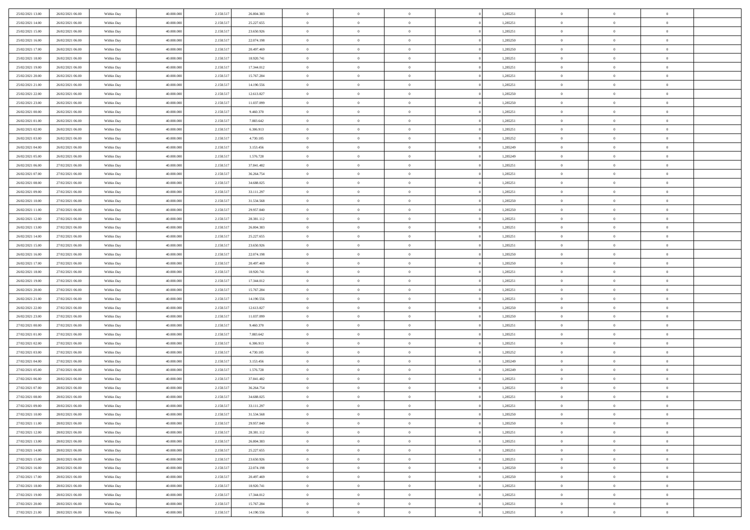| | | | | | | | | | | | | | | |
|---|---|---|---|---|---|---|---|---|---|---|---|---|---|---|
| 25/02/2021 13:00 | 26/02/2021 06:00 | Within Day | 40.000.000 | 2.158.517 | 26.804.383 | 0 | 0 | 0 | | 1,285251 | 0 | 0 | 0 | |
| 25/02/2021 14:00 | 26/02/2021 06:00 | Within Day | 40.000.000 | 2.158.517 | 25.227.655 | 0 | 0 | 0 | | 1,285251 | 0 | 0 | 0 | |
| 25/02/2021 15:00 | 26/02/2021 06:00 | Within Day | 40.000.000 | 2.158.517 | 23.650.926 | 0 | 0 | 0 | | 1,285251 | 0 | 0 | 0 | |
| 25/02/2021 16:00 | 26/02/2021 06:00 | Within Day | 40.000.000 | 2.158.517 | 22.074.198 | 0 | 0 | 0 | | 1,285250 | 0 | 0 | 0 | |
| 25/02/2021 17:00 | 26/02/2021 06:00 | Within Day | 40.000.000 | 2.158.517 | 20.497.469 | 0 | 0 | 0 | | 1,285250 | 0 | 0 | 0 | |
| 25/02/2021 18:00 | 26/02/2021 06:00 | Within Day | 40.000.000 | 2.158.517 | 18.920.741 | 0 | 0 | 0 | | 1,285251 | 0 | 0 | 0 | |
| 25/02/2021 19:00 | 26/02/2021 06:00 | Within Day | 40.000.000 | 2.158.517 | 17.344.012 | 0 | 0 | 0 | | 1,285251 | 0 | 0 | 0 | |
| 25/02/2021 20:00 | 26/02/2021 06:00 | Within Day | 40.000.000 | 2.158.517 | 15.767.284 | 0 | 0 | 0 | | 1,285251 | 0 | 0 | 0 | |
| 25/02/2021 21:00 | 26/02/2021 06:00 | Within Day | 40.000.000 | 2.158.517 | 14.190.556 | 0 | 0 | 0 | | 1,285251 | 0 | 0 | 0 | |
| 25/02/2021 22:00 | 26/02/2021 06:00 | Within Day | 40.000.000 | 2.158.517 | 12.613.827 | 0 | 0 | 0 | | 1,285250 | 0 | 0 | 0 | |
| 25/02/2021 23:00 | 26/02/2021 06:00 | Within Day | 40.000.000 | 2.158.517 | 11.037.099 | 0 | 0 | 0 | | 1,285250 | 0 | 0 | 0 | |
| 26/02/2021 00:00 | 26/02/2021 06:00 | Within Day | 40.000.000 | 2.158.517 | 9.460.370 | 0 | 0 | 0 | | 1,285251 | 0 | 0 | 0 | |
| 26/02/2021 01:00 | 26/02/2021 06:00 | Within Day | 40.000.000 | 2.158.517 | 7.883.642 | 0 | 0 | 0 | | 1,285251 | 0 | 0 | 0 | |
| 26/02/2021 02:00 | 26/02/2021 06:00 | Within Day | 40.000.000 | 2.158.517 | 6.306.913 | 0 | 0 | 0 | | 1,285251 | 0 | 0 | 0 | |
| 26/02/2021 03:00 | 26/02/2021 06:00 | Within Day | 40.000.000 | 2.158.517 | 4.730.185 | 0 | 0 | 0 | | 1,285252 | 0 | 0 | 0 | |
| 26/02/2021 04:00 | 26/02/2021 06:00 | Within Day | 40.000.000 | 2.158.517 | 3.153.456 | 0 | 0 | 0 | | 1,285249 | 0 | 0 | 0 | |
| 26/02/2021 05:00 | 26/02/2021 06:00 | Within Day | 40.000.000 | 2.158.517 | 1.576.728 | 0 | 0 | 0 | | 1,285249 | 0 | 0 | 0 | |
| 26/02/2021 06:00 | 27/02/2021 06:00 | Within Day | 40.000.000 | 2.158.517 | 37.841.482 | 0 | 0 | 0 | | 1,285251 | 0 | 0 | 0 | |
| 26/02/2021 07:00 | 27/02/2021 06:00 | Within Day | 40.000.000 | 2.158.517 | 36.264.754 | 0 | 0 | 0 | | 1,285251 | 0 | 0 | 0 | |
| 26/02/2021 08:00 | 27/02/2021 06:00 | Within Day | 40.000.000 | 2.158.517 | 34.688.025 | 0 | 0 | 0 | | 1,285251 | 0 | 0 | 0 | |
| 26/02/2021 09:00 | 27/02/2021 06:00 | Within Day | 40.000.000 | 2.158.517 | 33.111.297 | 0 | 0 | 0 | | 1,285251 | 0 | 0 | 0 | |
| 26/02/2021 10:00 | 27/02/2021 06:00 | Within Day | 40.000.000 | 2.158.517 | 31.534.568 | 0 | 0 | 0 | | 1,285250 | 0 | 0 | 0 | |
| 26/02/2021 11:00 | 27/02/2021 06:00 | Within Day | 40.000.000 | 2.158.517 | 29.957.840 | 0 | 0 | 0 | | 1,285250 | 0 | 0 | 0 | |
| 26/02/2021 12:00 | 27/02/2021 06:00 | Within Day | 40.000.000 | 2.158.517 | 28.381.112 | 0 | 0 | 0 | | 1,285251 | 0 | 0 | 0 | |
| 26/02/2021 13:00 | 27/02/2021 06:00 | Within Day | 40.000.000 | 2.158.517 | 26.804.383 | 0 | 0 | 0 | | 1,285251 | 0 | 0 | 0 | |
| 26/02/2021 14:00 | 27/02/2021 06:00 | Within Day | 40.000.000 | 2.158.517 | 25.227.655 | 0 | 0 | 0 | | 1,285251 | 0 | 0 | 0 | |
| 26/02/2021 15:00 | 27/02/2021 06:00 | Within Day | 40.000.000 | 2.158.517 | 23.650.926 | 0 | 0 | 0 | | 1,285251 | 0 | 0 | 0 | |
| 26/02/2021 16:00 | 27/02/2021 06:00 | Within Day | 40.000.000 | 2.158.517 | 22.074.198 | 0 | 0 | 0 | | 1,285250 | 0 | 0 | 0 | |
| 26/02/2021 17:00 | 27/02/2021 06:00 | Within Day | 40.000.000 | 2.158.517 | 20.497.469 | 0 | 0 | 0 | | 1,285250 | 0 | 0 | 0 | |
| 26/02/2021 18:00 | 27/02/2021 06:00 | Within Day | 40.000.000 | 2.158.517 | 18.920.741 | 0 | 0 | 0 | | 1,285251 | 0 | 0 | 0 | |
| 26/02/2021 19:00 | 27/02/2021 06:00 | Within Day | 40.000.000 | 2.158.517 | 17.344.012 | 0 | 0 | 0 | | 1,285251 | 0 | 0 | 0 | |
| 26/02/2021 20:00 | 27/02/2021 06:00 | Within Day | 40.000.000 | 2.158.517 | 15.767.284 | 0 | 0 | 0 | | 1,285251 | 0 | 0 | 0 | |
| 26/02/2021 21:00 | 27/02/2021 06:00 | Within Day | 40.000.000 | 2.158.517 | 14.190.556 | 0 | 0 | 0 | | 1,285251 | 0 | 0 | 0 | |
| 26/02/2021 22:00 | 27/02/2021 06:00 | Within Day | 40.000.000 | 2.158.517 | 12.613.827 | 0 | 0 | 0 | | 1,285250 | 0 | 0 | 0 | |
| 26/02/2021 23:00 | 27/02/2021 06:00 | Within Day | 40.000.000 | 2.158.517 | 11.037.099 | 0 | 0 | 0 | | 1,285250 | 0 | 0 | 0 | |
| 27/02/2021 00:00 | 27/02/2021 06:00 | Within Day | 40.000.000 | 2.158.517 | 9.460.370 | 0 | 0 | 0 | | 1,285251 | 0 | 0 | 0 | |
| 27/02/2021 01:00 | 27/02/2021 06:00 | Within Day | 40.000.000 | 2.158.517 | 7.883.642 | 0 | 0 | 0 | | 1,285251 | 0 | 0 | 0 | |
| 27/02/2021 02:00 | 27/02/2021 06:00 | Within Day | 40.000.000 | 2.158.517 | 6.306.913 | 0 | 0 | 0 | | 1,285251 | 0 | 0 | 0 | |
| 27/02/2021 03:00 | 27/02/2021 06:00 | Within Day | 40.000.000 | 2.158.517 | 4.730.185 | 0 | 0 | 0 | | 1,285252 | 0 | 0 | 0 | |
| 27/02/2021 04:00 | 27/02/2021 06:00 | Within Day | 40.000.000 | 2.158.517 | 3.153.456 | 0 | 0 | 0 | | 1,285249 | 0 | 0 | 0 | |
| 27/02/2021 05:00 | 27/02/2021 06:00 | Within Day | 40.000.000 | 2.158.517 | 1.576.728 | 0 | 0 | 0 | | 1,285249 | 0 | 0 | 0 | |
| 27/02/2021 06:00 | 28/02/2021 06:00 | Within Day | 40.000.000 | 2.158.517 | 37.841.482 | 0 | 0 | 0 | | 1,285251 | 0 | 0 | 0 | |
| 27/02/2021 07:00 | 28/02/2021 06:00 | Within Day | 40.000.000 | 2.158.517 | 36.264.754 | 0 | 0 | 0 | | 1,285251 | 0 | 0 | 0 | |
| 27/02/2021 08:00 | 28/02/2021 06:00 | Within Day | 40.000.000 | 2.158.517 | 34.688.025 | 0 | 0 | 0 | | 1,285251 | 0 | 0 | 0 | |
| 27/02/2021 09:00 | 28/02/2021 06:00 | Within Day | 40.000.000 | 2.158.517 | 33.111.297 | 0 | 0 | 0 | | 1,285251 | 0 | 0 | 0 | |
| 27/02/2021 10:00 | 28/02/2021 06:00 | Within Day | 40.000.000 | 2.158.517 | 31.534.568 | 0 | 0 | 0 | | 1,285250 | 0 | 0 | 0 | |
| 27/02/2021 11:00 | 28/02/2021 06:00 | Within Day | 40.000.000 | 2.158.517 | 29.957.840 | 0 | 0 | 0 | | 1,285250 | 0 | 0 | 0 | |
| 27/02/2021 12:00 | 28/02/2021 06:00 | Within Day | 40.000.000 | 2.158.517 | 28.381.112 | 0 | 0 | 0 | | 1,285251 | 0 | 0 | 0 | |
| 27/02/2021 13:00 | 28/02/2021 06:00 | Within Day | 40.000.000 | 2.158.517 | 26.804.383 | 0 | 0 | 0 | | 1,285251 | 0 | 0 | 0 | |
| 27/02/2021 14:00 | 28/02/2021 06:00 | Within Day | 40.000.000 | 2.158.517 | 25.227.655 | 0 | 0 | 0 | | 1,285251 | 0 | 0 | 0 | |
| 27/02/2021 15:00 | 28/02/2021 06:00 | Within Day | 40.000.000 | 2.158.517 | 23.650.926 | 0 | 0 | 0 | | 1,285251 | 0 | 0 | 0 | |
| 27/02/2021 16:00 | 28/02/2021 06:00 | Within Day | 40.000.000 | 2.158.517 | 22.074.198 | 0 | 0 | 0 | | 1,285250 | 0 | 0 | 0 | |
| 27/02/2021 17:00 | 28/02/2021 06:00 | Within Day | 40.000.000 | 2.158.517 | 20.497.469 | 0 | 0 | 0 | | 1,285250 | 0 | 0 | 0 | |
| 27/02/2021 18:00 | 28/02/2021 06:00 | Within Day | 40.000.000 | 2.158.517 | 18.920.741 | 0 | 0 | 0 | | 1,285251 | 0 | 0 | 0 | |
| 27/02/2021 19:00 | 28/02/2021 06:00 | Within Day | 40.000.000 | 2.158.517 | 17.344.012 | 0 | 0 | 0 | | 1,285251 | 0 | 0 | 0 | |
| 27/02/2021 20:00 | 28/02/2021 06:00 | Within Day | 40.000.000 | 2.158.517 | 15.767.284 | 0 | 0 | 0 | | 1,285251 | 0 | 0 | 0 | |
| 27/02/2021 21:00 | 28/02/2021 06:00 | Within Day | 40.000.000 | 2.158.517 | 14.190.556 | 0 | 0 | 0 | | 1,285251 | 0 | 0 | 0 | |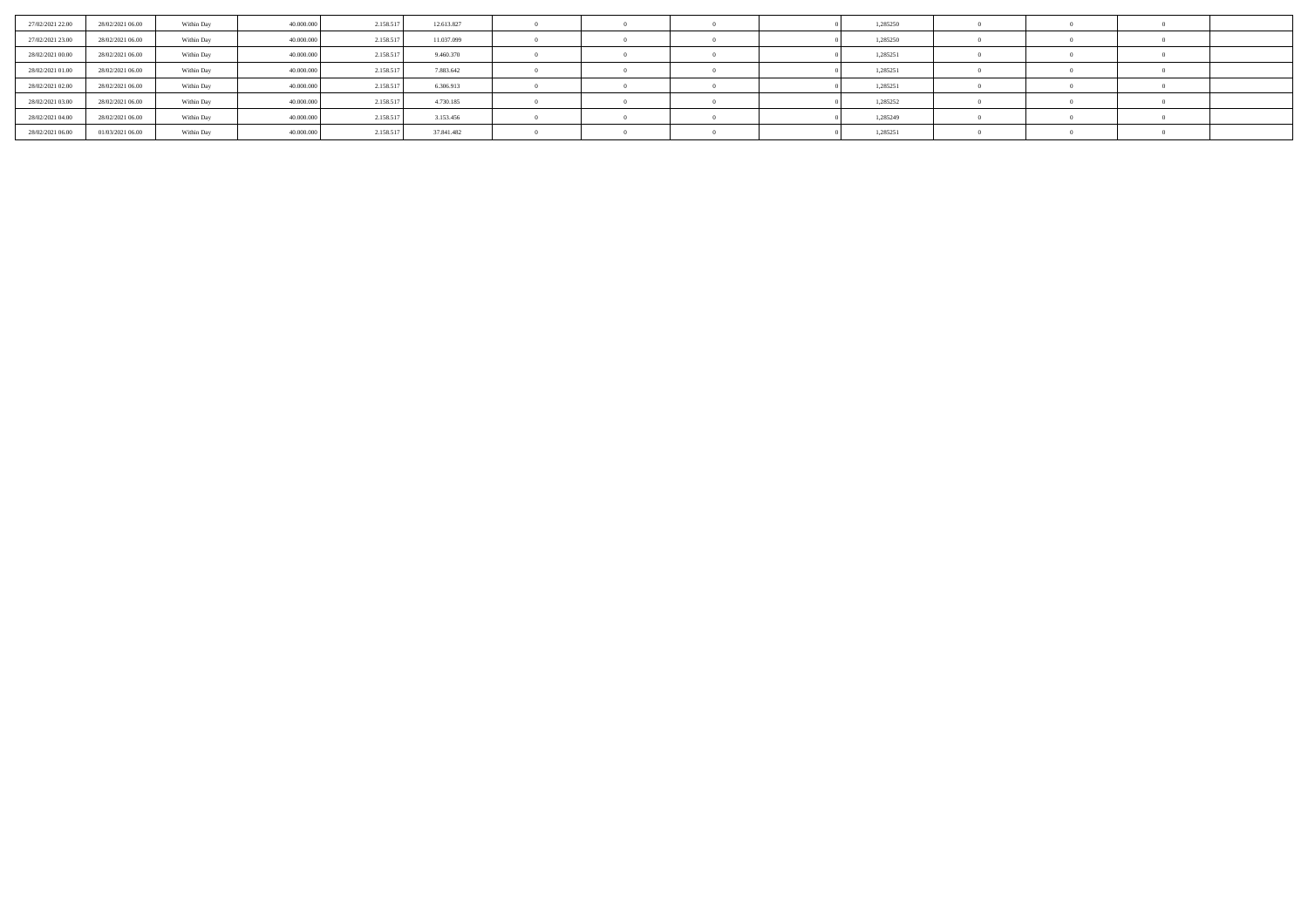| | | | | | | | | | | | | | | |
|---|---|---|---|---|---|---|---|---|---|---|---|---|---|---|
| 27/02/2021 22.00 | 28/02/2021 06.00 | Within Day | 40.000.000 | 2.158.517 | 12.613.827 | 0 | 0 | 0 | 0 | 1,285250 | 0 | 0 | 0 | |
| 27/02/2021 23.00 | 28/02/2021 06.00 | Within Day | 40.000.000 | 2.158.517 | 11.037.099 | 0 | 0 | 0 | 0 | 1,285250 | 0 | 0 | 0 | |
| 28/02/2021 00.00 | 28/02/2021 06.00 | Within Day | 40.000.000 | 2.158.517 | 9.460.370 | 0 | 0 | 0 | 0 | 1,285251 | 0 | 0 | 0 | |
| 28/02/2021 01.00 | 28/02/2021 06.00 | Within Day | 40.000.000 | 2.158.517 | 7.883.642 | 0 | 0 | 0 | 0 | 1,285251 | 0 | 0 | 0 | |
| 28/02/2021 02.00 | 28/02/2021 06.00 | Within Day | 40.000.000 | 2.158.517 | 6.306.913 | 0 | 0 | 0 | 0 | 1,285251 | 0 | 0 | 0 | |
| 28/02/2021 03.00 | 28/02/2021 06.00 | Within Day | 40.000.000 | 2.158.517 | 4.730.185 | 0 | 0 | 0 | 0 | 1,285252 | 0 | 0 | 0 | |
| 28/02/2021 04.00 | 28/02/2021 06.00 | Within Day | 40.000.000 | 2.158.517 | 3.153.456 | 0 | 0 | 0 | 0 | 1,285249 | 0 | 0 | 0 | |
| 28/02/2021 06.00 | 01/03/2021 06.00 | Within Day | 40.000.000 | 2.158.517 | 37.841.482 | 0 | 0 | 0 | 0 | 1,285251 | 0 | 0 | 0 | |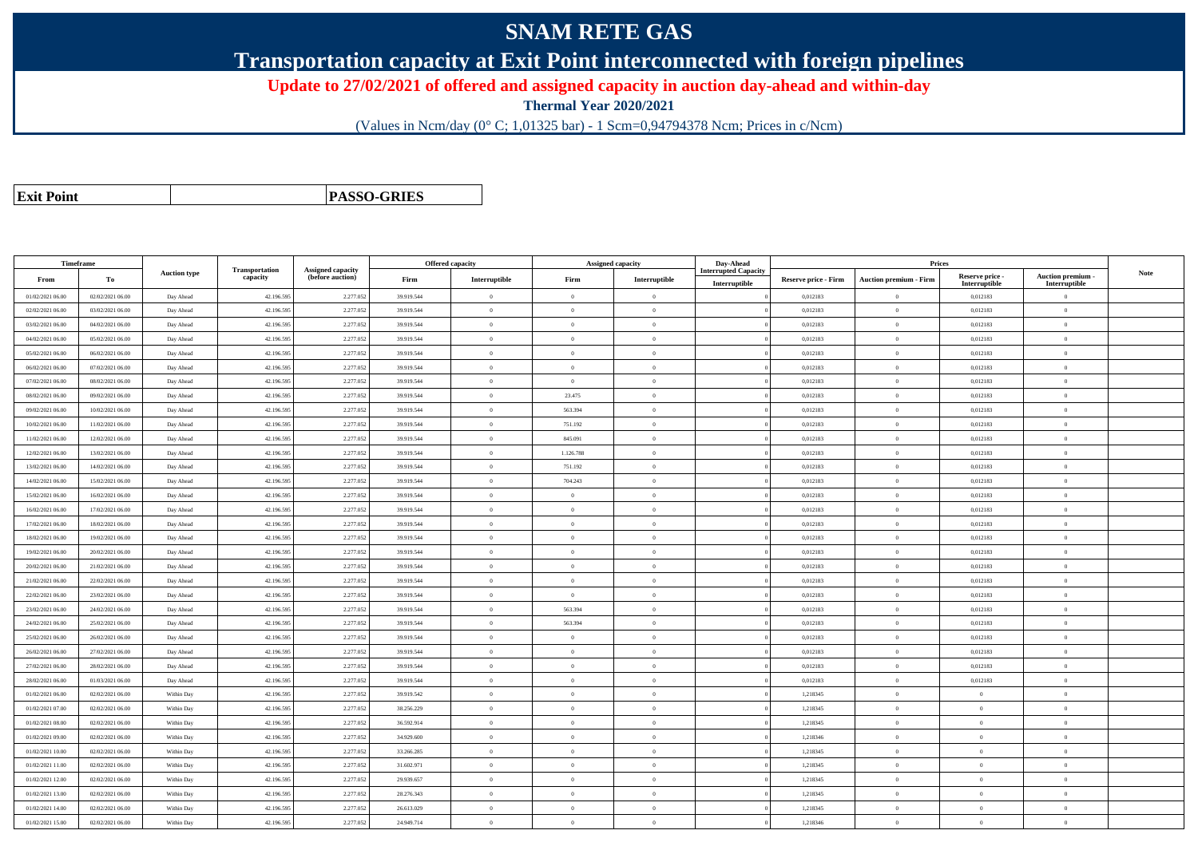# SNAM RETE GAS

## Transportation capacity at Exit Point interconnected with foreign pipelines

**Update to 27/02/2021 of offered and assigned capacity in auction day-ahead and within-day**

**Thermal Year 2020/2021**

(Values in Ncm/day (0° C; 1,01325 bar) - 1 Scm=0,94794378 Ncm; Prices in c/Ncm)

| **Exit Point** | **PASSO-GRIES** |
|---|---|

| Timeframe | | Auction type | Transportation capacity | Assigned capacity (before auction) | Offered capacity | | Assigned capacity | | Day-Ahead Interrupted Capacity | Prices | | | | Note |
|---|---|---|---|---|---|---|---|---|---|---|---|---|---|---|
| From | To | | | | Firm | Interruptible | Firm | Interruptible | Interruptible | Reserve price - Firm | Auction premium - Firm | Reserve price - Interruptible | Auction premium - Interruptible | |
| 01/02/2021 06.00 | 02/02/2021 06.00 | Day Ahead | 42.196.595 | 2.277.052 | 39.919.544 | 0 | 0 | 0 | 0 | 0,012183 | 0 | 0,012183 | 0 | |
| 02/02/2021 06.00 | 03/02/2021 06.00 | Day Ahead | 42.196.595 | 2.277.052 | 39.919.544 | 0 | 0 | 0 | 0 | 0,012183 | 0 | 0,012183 | 0 | |
| 03/02/2021 06.00 | 04/02/2021 06.00 | Day Ahead | 42.196.595 | 2.277.052 | 39.919.544 | 0 | 0 | 0 | 0 | 0,012183 | 0 | 0,012183 | 0 | |
| 04/02/2021 06.00 | 05/02/2021 06.00 | Day Ahead | 42.196.595 | 2.277.052 | 39.919.544 | 0 | 0 | 0 | 0 | 0,012183 | 0 | 0,012183 | 0 | |
| 05/02/2021 06.00 | 06/02/2021 06.00 | Day Ahead | 42.196.595 | 2.277.052 | 39.919.544 | 0 | 0 | 0 | 0 | 0,012183 | 0 | 0,012183 | 0 | |
| 06/02/2021 06.00 | 07/02/2021 06.00 | Day Ahead | 42.196.595 | 2.277.052 | 39.919.544 | 0 | 0 | 0 | 0 | 0,012183 | 0 | 0,012183 | 0 | |
| 07/02/2021 06.00 | 08/02/2021 06.00 | Day Ahead | 42.196.595 | 2.277.052 | 39.919.544 | 0 | 0 | 0 | 0 | 0,012183 | 0 | 0,012183 | 0 | |
| 08/02/2021 06.00 | 09/02/2021 06.00 | Day Ahead | 42.196.595 | 2.277.052 | 39.919.544 | 0 | 23.475 | 0 | 0 | 0,012183 | 0 | 0,012183 | 0 | |
| 09/02/2021 06.00 | 10/02/2021 06.00 | Day Ahead | 42.196.595 | 2.277.052 | 39.919.544 | 0 | 563.394 | 0 | 0 | 0,012183 | 0 | 0,012183 | 0 | |
| 10/02/2021 06.00 | 11/02/2021 06.00 | Day Ahead | 42.196.595 | 2.277.052 | 39.919.544 | 0 | 751.192 | 0 | 0 | 0,012183 | 0 | 0,012183 | 0 | |
| 11/02/2021 06.00 | 12/02/2021 06.00 | Day Ahead | 42.196.595 | 2.277.052 | 39.919.544 | 0 | 845.091 | 0 | 0 | 0,012183 | 0 | 0,012183 | 0 | |
| 12/02/2021 06.00 | 13/02/2021 06.00 | Day Ahead | 42.196.595 | 2.277.052 | 39.919.544 | 0 | 1.126.788 | 0 | 0 | 0,012183 | 0 | 0,012183 | 0 | |
| 13/02/2021 06.00 | 14/02/2021 06.00 | Day Ahead | 42.196.595 | 2.277.052 | 39.919.544 | 0 | 751.192 | 0 | 0 | 0,012183 | 0 | 0,012183 | 0 | |
| 14/02/2021 06.00 | 15/02/2021 06.00 | Day Ahead | 42.196.595 | 2.277.052 | 39.919.544 | 0 | 704.243 | 0 | 0 | 0,012183 | 0 | 0,012183 | 0 | |
| 15/02/2021 06.00 | 16/02/2021 06.00 | Day Ahead | 42.196.595 | 2.277.052 | 39.919.544 | 0 | 0 | 0 | 0 | 0,012183 | 0 | 0,012183 | 0 | |
| 16/02/2021 06.00 | 17/02/2021 06.00 | Day Ahead | 42.196.595 | 2.277.052 | 39.919.544 | 0 | 0 | 0 | 0 | 0,012183 | 0 | 0,012183 | 0 | |
| 17/02/2021 06.00 | 18/02/2021 06.00 | Day Ahead | 42.196.595 | 2.277.052 | 39.919.544 | 0 | 0 | 0 | 0 | 0,012183 | 0 | 0,012183 | 0 | |
| 18/02/2021 06.00 | 19/02/2021 06.00 | Day Ahead | 42.196.595 | 2.277.052 | 39.919.544 | 0 | 0 | 0 | 0 | 0,012183 | 0 | 0,012183 | 0 | |
| 19/02/2021 06.00 | 20/02/2021 06.00 | Day Ahead | 42.196.595 | 2.277.052 | 39.919.544 | 0 | 0 | 0 | 0 | 0,012183 | 0 | 0,012183 | 0 | |
| 20/02/2021 06.00 | 21/02/2021 06.00 | Day Ahead | 42.196.595 | 2.277.052 | 39.919.544 | 0 | 0 | 0 | 0 | 0,012183 | 0 | 0,012183 | 0 | |
| 21/02/2021 06.00 | 22/02/2021 06.00 | Day Ahead | 42.196.595 | 2.277.052 | 39.919.544 | 0 | 0 | 0 | 0 | 0,012183 | 0 | 0,012183 | 0 | |
| 22/02/2021 06.00 | 23/02/2021 06.00 | Day Ahead | 42.196.595 | 2.277.052 | 39.919.544 | 0 | 0 | 0 | 0 | 0,012183 | 0 | 0,012183 | 0 | |
| 23/02/2021 06.00 | 24/02/2021 06.00 | Day Ahead | 42.196.595 | 2.277.052 | 39.919.544 | 0 | 563.394 | 0 | 0 | 0,012183 | 0 | 0,012183 | 0 | |
| 24/02/2021 06.00 | 25/02/2021 06.00 | Day Ahead | 42.196.595 | 2.277.052 | 39.919.544 | 0 | 563.394 | 0 | 0 | 0,012183 | 0 | 0,012183 | 0 | |
| 25/02/2021 06.00 | 26/02/2021 06.00 | Day Ahead | 42.196.595 | 2.277.052 | 39.919.544 | 0 | 0 | 0 | 0 | 0,012183 | 0 | 0,012183 | 0 | |
| 26/02/2021 06.00 | 27/02/2021 06.00 | Day Ahead | 42.196.595 | 2.277.052 | 39.919.544 | 0 | 0 | 0 | 0 | 0,012183 | 0 | 0,012183 | 0 | |
| 27/02/2021 06.00 | 28/02/2021 06.00 | Day Ahead | 42.196.595 | 2.277.052 | 39.919.544 | 0 | 0 | 0 | 0 | 0,012183 | 0 | 0,012183 | 0 | |
| 28/02/2021 06.00 | 01/03/2021 06.00 | Day Ahead | 42.196.595 | 2.277.052 | 39.919.544 | 0 | 0 | 0 | 0 | 0,012183 | 0 | 0,012183 | 0 | |
| 01/02/2021 06.00 | 02/02/2021 06.00 | Within Day | 42.196.595 | 2.277.052 | 39.919.542 | 0 | 0 | 0 | 0 | 1,218345 | 0 | 0 | 0 | |
| 01/02/2021 07.00 | 02/02/2021 06.00 | Within Day | 42.196.595 | 2.277.052 | 38.256.229 | 0 | 0 | 0 | 0 | 1,218345 | 0 | 0 | 0 | |
| 01/02/2021 08.00 | 02/02/2021 06.00 | Within Day | 42.196.595 | 2.277.052 | 36.592.914 | 0 | 0 | 0 | 0 | 1,218345 | 0 | 0 | 0 | |
| 01/02/2021 09.00 | 02/02/2021 06.00 | Within Day | 42.196.595 | 2.277.052 | 34.929.600 | 0 | 0 | 0 | 0 | 1,218346 | 0 | 0 | 0 | |
| 01/02/2021 10.00 | 02/02/2021 06.00 | Within Day | 42.196.595 | 2.277.052 | 33.266.285 | 0 | 0 | 0 | 0 | 1,218345 | 0 | 0 | 0 | |
| 01/02/2021 11.00 | 02/02/2021 06.00 | Within Day | 42.196.595 | 2.277.052 | 31.602.971 | 0 | 0 | 0 | 0 | 1,218345 | 0 | 0 | 0 | |
| 01/02/2021 12.00 | 02/02/2021 06.00 | Within Day | 42.196.595 | 2.277.052 | 29.939.657 | 0 | 0 | 0 | 0 | 1,218345 | 0 | 0 | 0 | |
| 01/02/2021 13.00 | 02/02/2021 06.00 | Within Day | 42.196.595 | 2.277.052 | 28.276.343 | 0 | 0 | 0 | 0 | 1,218345 | 0 | 0 | 0 | |
| 01/02/2021 14.00 | 02/02/2021 06.00 | Within Day | 42.196.595 | 2.277.052 | 26.613.029 | 0 | 0 | 0 | 0 | 1,218345 | 0 | 0 | 0 | |
| 01/02/2021 15.00 | 02/02/2021 06.00 | Within Day | 42.196.595 | 2.277.052 | 24.949.714 | 0 | 0 | 0 | 0 | 1,218346 | 0 | 0 | 0 | |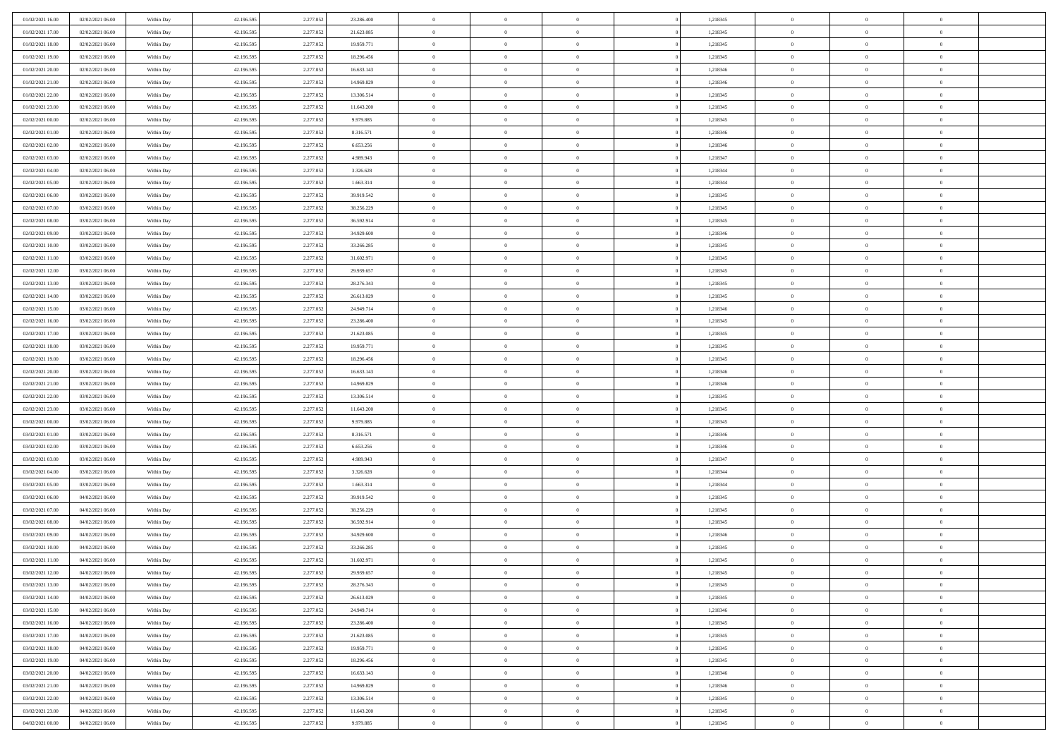| | | | | | | | | | | | | | | |
|---|---|---|---|---|---|---|---|---|---|---|---|---|---|---|
| 01/02/2021 16:00 | 02/02/2021 06:00 | Within Day | 42.196.595 | 2.277.052 | 23.286.400 | 0 | 0 | 0 | 0 | 1,218345 | 0 | 0 | 0 | |
| 01/02/2021 17:00 | 02/02/2021 06:00 | Within Day | 42.196.595 | 2.277.052 | 21.623.085 | 0 | 0 | 0 | 0 | 1,218345 | 0 | 0 | 0 | |
| 01/02/2021 18:00 | 02/02/2021 06:00 | Within Day | 42.196.595 | 2.277.052 | 19.959.771 | 0 | 0 | 0 | 0 | 1,218345 | 0 | 0 | 0 | |
| 01/02/2021 19:00 | 02/02/2021 06:00 | Within Day | 42.196.595 | 2.277.052 | 18.296.456 | 0 | 0 | 0 | 0 | 1,218345 | 0 | 0 | 0 | |
| 01/02/2021 20:00 | 02/02/2021 06:00 | Within Day | 42.196.595 | 2.277.052 | 16.633.143 | 0 | 0 | 0 | 0 | 1,218346 | 0 | 0 | 0 | |
| 01/02/2021 21:00 | 02/02/2021 06:00 | Within Day | 42.196.595 | 2.277.052 | 14.969.829 | 0 | 0 | 0 | 0 | 1,218346 | 0 | 0 | 0 | |
| 01/02/2021 22:00 | 02/02/2021 06:00 | Within Day | 42.196.595 | 2.277.052 | 13.306.514 | 0 | 0 | 0 | 0 | 1,218345 | 0 | 0 | 0 | |
| 01/02/2021 23:00 | 02/02/2021 06:00 | Within Day | 42.196.595 | 2.277.052 | 11.643.200 | 0 | 0 | 0 | 0 | 1,218345 | 0 | 0 | 0 | |
| 02/02/2021 00:00 | 02/02/2021 06:00 | Within Day | 42.196.595 | 2.277.052 | 9.979.885 | 0 | 0 | 0 | 0 | 1,218345 | 0 | 0 | 0 | |
| 02/02/2021 01:00 | 02/02/2021 06:00 | Within Day | 42.196.595 | 2.277.052 | 8.316.571 | 0 | 0 | 0 | 0 | 1,218346 | 0 | 0 | 0 | |
| 02/02/2021 02:00 | 02/02/2021 06:00 | Within Day | 42.196.595 | 2.277.052 | 6.653.256 | 0 | 0 | 0 | 0 | 1,218346 | 0 | 0 | 0 | |
| 02/02/2021 03:00 | 02/02/2021 06:00 | Within Day | 42.196.595 | 2.277.052 | 4.989.943 | 0 | 0 | 0 | 0 | 1,218347 | 0 | 0 | 0 | |
| 02/02/2021 04:00 | 02/02/2021 06:00 | Within Day | 42.196.595 | 2.277.052 | 3.326.628 | 0 | 0 | 0 | 0 | 1,218344 | 0 | 0 | 0 | |
| 02/02/2021 05:00 | 02/02/2021 06:00 | Within Day | 42.196.595 | 2.277.052 | 1.663.314 | 0 | 0 | 0 | 0 | 1,218344 | 0 | 0 | 0 | |
| 02/02/2021 06:00 | 03/02/2021 06:00 | Within Day | 42.196.595 | 2.277.052 | 39.919.542 | 0 | 0 | 0 | 0 | 1,218345 | 0 | 0 | 0 | |
| 02/02/2021 07:00 | 03/02/2021 06:00 | Within Day | 42.196.595 | 2.277.052 | 38.256.229 | 0 | 0 | 0 | 0 | 1,218345 | 0 | 0 | 0 | |
| 02/02/2021 08:00 | 03/02/2021 06:00 | Within Day | 42.196.595 | 2.277.052 | 36.592.914 | 0 | 0 | 0 | 0 | 1,218345 | 0 | 0 | 0 | |
| 02/02/2021 09:00 | 03/02/2021 06:00 | Within Day | 42.196.595 | 2.277.052 | 34.929.600 | 0 | 0 | 0 | 0 | 1,218346 | 0 | 0 | 0 | |
| 02/02/2021 10:00 | 03/02/2021 06:00 | Within Day | 42.196.595 | 2.277.052 | 33.266.285 | 0 | 0 | 0 | 0 | 1,218345 | 0 | 0 | 0 | |
| 02/02/2021 11:00 | 03/02/2021 06:00 | Within Day | 42.196.595 | 2.277.052 | 31.602.971 | 0 | 0 | 0 | 0 | 1,218345 | 0 | 0 | 0 | |
| 02/02/2021 12:00 | 03/02/2021 06:00 | Within Day | 42.196.595 | 2.277.052 | 29.939.657 | 0 | 0 | 0 | 0 | 1,218345 | 0 | 0 | 0 | |
| 02/02/2021 13:00 | 03/02/2021 06:00 | Within Day | 42.196.595 | 2.277.052 | 28.276.343 | 0 | 0 | 0 | 0 | 1,218345 | 0 | 0 | 0 | |
| 02/02/2021 14:00 | 03/02/2021 06:00 | Within Day | 42.196.595 | 2.277.052 | 26.613.029 | 0 | 0 | 0 | 0 | 1,218345 | 0 | 0 | 0 | |
| 02/02/2021 15:00 | 03/02/2021 06:00 | Within Day | 42.196.595 | 2.277.052 | 24.949.714 | 0 | 0 | 0 | 0 | 1,218346 | 0 | 0 | 0 | |
| 02/02/2021 16:00 | 03/02/2021 06:00 | Within Day | 42.196.595 | 2.277.052 | 23.286.400 | 0 | 0 | 0 | 0 | 1,218345 | 0 | 0 | 0 | |
| 02/02/2021 17:00 | 03/02/2021 06:00 | Within Day | 42.196.595 | 2.277.052 | 21.623.085 | 0 | 0 | 0 | 0 | 1,218345 | 0 | 0 | 0 | |
| 02/02/2021 18:00 | 03/02/2021 06:00 | Within Day | 42.196.595 | 2.277.052 | 19.959.771 | 0 | 0 | 0 | 0 | 1,218345 | 0 | 0 | 0 | |
| 02/02/2021 19:00 | 03/02/2021 06:00 | Within Day | 42.196.595 | 2.277.052 | 18.296.456 | 0 | 0 | 0 | 0 | 1,218345 | 0 | 0 | 0 | |
| 02/02/2021 20:00 | 03/02/2021 06:00 | Within Day | 42.196.595 | 2.277.052 | 16.633.143 | 0 | 0 | 0 | 0 | 1,218346 | 0 | 0 | 0 | |
| 02/02/2021 21:00 | 03/02/2021 06:00 | Within Day | 42.196.595 | 2.277.052 | 14.969.829 | 0 | 0 | 0 | 0 | 1,218346 | 0 | 0 | 0 | |
| 02/02/2021 22:00 | 03/02/2021 06:00 | Within Day | 42.196.595 | 2.277.052 | 13.306.514 | 0 | 0 | 0 | 0 | 1,218345 | 0 | 0 | 0 | |
| 02/02/2021 23:00 | 03/02/2021 06:00 | Within Day | 42.196.595 | 2.277.052 | 11.643.200 | 0 | 0 | 0 | 0 | 1,218345 | 0 | 0 | 0 | |
| 03/02/2021 00:00 | 03/02/2021 06:00 | Within Day | 42.196.595 | 2.277.052 | 9.979.885 | 0 | 0 | 0 | 0 | 1,218345 | 0 | 0 | 0 | |
| 03/02/2021 01:00 | 03/02/2021 06:00 | Within Day | 42.196.595 | 2.277.052 | 8.316.571 | 0 | 0 | 0 | 0 | 1,218346 | 0 | 0 | 0 | |
| 03/02/2021 02:00 | 03/02/2021 06:00 | Within Day | 42.196.595 | 2.277.052 | 6.653.256 | 0 | 0 | 0 | 0 | 1,218346 | 0 | 0 | 0 | |
| 03/02/2021 03:00 | 03/02/2021 06:00 | Within Day | 42.196.595 | 2.277.052 | 4.989.943 | 0 | 0 | 0 | 0 | 1,218347 | 0 | 0 | 0 | |
| 03/02/2021 04:00 | 03/02/2021 06:00 | Within Day | 42.196.595 | 2.277.052 | 3.326.628 | 0 | 0 | 0 | 0 | 1,218344 | 0 | 0 | 0 | |
| 03/02/2021 05:00 | 03/02/2021 06:00 | Within Day | 42.196.595 | 2.277.052 | 1.663.314 | 0 | 0 | 0 | 0 | 1,218344 | 0 | 0 | 0 | |
| 03/02/2021 06:00 | 04/02/2021 06:00 | Within Day | 42.196.595 | 2.277.052 | 39.919.542 | 0 | 0 | 0 | 0 | 1,218345 | 0 | 0 | 0 | |
| 03/02/2021 07:00 | 04/02/2021 06:00 | Within Day | 42.196.595 | 2.277.052 | 38.256.229 | 0 | 0 | 0 | 0 | 1,218345 | 0 | 0 | 0 | |
| 03/02/2021 08:00 | 04/02/2021 06:00 | Within Day | 42.196.595 | 2.277.052 | 36.592.914 | 0 | 0 | 0 | 0 | 1,218345 | 0 | 0 | 0 | |
| 03/02/2021 09:00 | 04/02/2021 06:00 | Within Day | 42.196.595 | 2.277.052 | 34.929.600 | 0 | 0 | 0 | 0 | 1,218346 | 0 | 0 | 0 | |
| 03/02/2021 10:00 | 04/02/2021 06:00 | Within Day | 42.196.595 | 2.277.052 | 33.266.285 | 0 | 0 | 0 | 0 | 1,218345 | 0 | 0 | 0 | |
| 03/02/2021 11:00 | 04/02/2021 06:00 | Within Day | 42.196.595 | 2.277.052 | 31.602.971 | 0 | 0 | 0 | 0 | 1,218345 | 0 | 0 | 0 | |
| 03/02/2021 12:00 | 04/02/2021 06:00 | Within Day | 42.196.595 | 2.277.052 | 29.939.657 | 0 | 0 | 0 | 0 | 1,218345 | 0 | 0 | 0 | |
| 03/02/2021 13:00 | 04/02/2021 06:00 | Within Day | 42.196.595 | 2.277.052 | 28.276.343 | 0 | 0 | 0 | 0 | 1,218345 | 0 | 0 | 0 | |
| 03/02/2021 14:00 | 04/02/2021 06:00 | Within Day | 42.196.595 | 2.277.052 | 26.613.029 | 0 | 0 | 0 | 0 | 1,218345 | 0 | 0 | 0 | |
| 03/02/2021 15:00 | 04/02/2021 06:00 | Within Day | 42.196.595 | 2.277.052 | 24.949.714 | 0 | 0 | 0 | 0 | 1,218346 | 0 | 0 | 0 | |
| 03/02/2021 16:00 | 04/02/2021 06:00 | Within Day | 42.196.595 | 2.277.052 | 23.286.400 | 0 | 0 | 0 | 0 | 1,218345 | 0 | 0 | 0 | |
| 03/02/2021 17:00 | 04/02/2021 06:00 | Within Day | 42.196.595 | 2.277.052 | 21.623.085 | 0 | 0 | 0 | 0 | 1,218345 | 0 | 0 | 0 | |
| 03/02/2021 18:00 | 04/02/2021 06:00 | Within Day | 42.196.595 | 2.277.052 | 19.959.771 | 0 | 0 | 0 | 0 | 1,218345 | 0 | 0 | 0 | |
| 03/02/2021 19:00 | 04/02/2021 06:00 | Within Day | 42.196.595 | 2.277.052 | 18.296.456 | 0 | 0 | 0 | 0 | 1,218345 | 0 | 0 | 0 | |
| 03/02/2021 20:00 | 04/02/2021 06:00 | Within Day | 42.196.595 | 2.277.052 | 16.633.143 | 0 | 0 | 0 | 0 | 1,218346 | 0 | 0 | 0 | |
| 03/02/2021 21:00 | 04/02/2021 06:00 | Within Day | 42.196.595 | 2.277.052 | 14.969.829 | 0 | 0 | 0 | 0 | 1,218346 | 0 | 0 | 0 | |
| 03/02/2021 22:00 | 04/02/2021 06:00 | Within Day | 42.196.595 | 2.277.052 | 13.306.514 | 0 | 0 | 0 | 0 | 1,218345 | 0 | 0 | 0 | |
| 03/02/2021 23:00 | 04/02/2021 06:00 | Within Day | 42.196.595 | 2.277.052 | 11.643.200 | 0 | 0 | 0 | 0 | 1,218345 | 0 | 0 | 0 | |
| 04/02/2021 00:00 | 04/02/2021 06:00 | Within Day | 42.196.595 | 2.277.052 | 9.979.885 | 0 | 0 | 0 | 0 | 1,218345 | 0 | 0 | 0 | |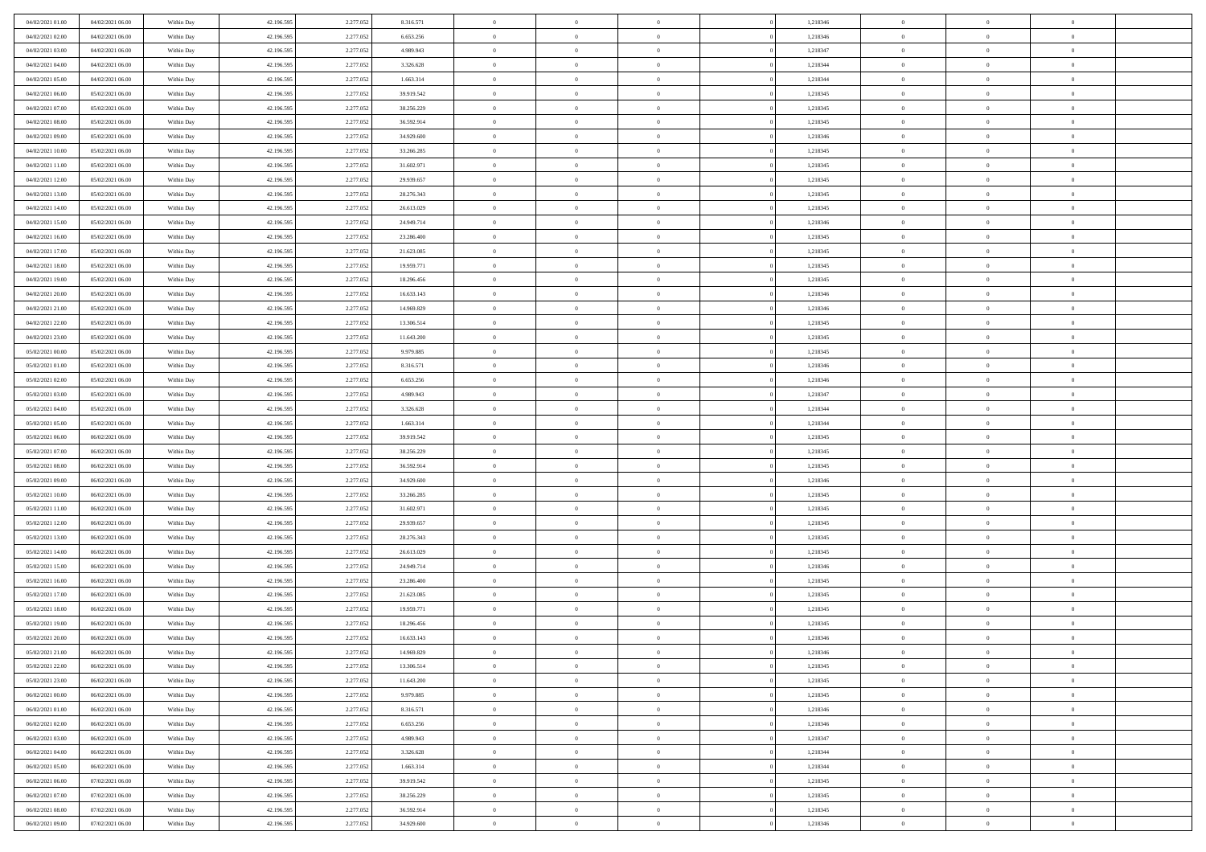| | | | | | | | | | | | | | | |
|---|---|---|---|---|---|---|---|---|---|---|---|---|---|---|
| 04/02/2021 01:00 | 04/02/2021 06:00 | Within Day | 42.196.595 | 2.277.052 | 8.316.571 | 0 | 0 | 0 | | 1,218346 | 0 | 0 | 0 | |
| 04/02/2021 02:00 | 04/02/2021 06:00 | Within Day | 42.196.595 | 2.277.052 | 6.653.256 | 0 | 0 | 0 | | 1,218346 | 0 | 0 | 0 | |
| 04/02/2021 03:00 | 04/02/2021 06:00 | Within Day | 42.196.595 | 2.277.052 | 4.989.943 | 0 | 0 | 0 | | 1,218347 | 0 | 0 | 0 | |
| 04/02/2021 04:00 | 04/02/2021 06:00 | Within Day | 42.196.595 | 2.277.052 | 3.326.628 | 0 | 0 | 0 | | 1,218344 | 0 | 0 | 0 | |
| 04/02/2021 05:00 | 04/02/2021 06:00 | Within Day | 42.196.595 | 2.277.052 | 1.663.314 | 0 | 0 | 0 | | 1,218344 | 0 | 0 | 0 | |
| 04/02/2021 06:00 | 05/02/2021 06:00 | Within Day | 42.196.595 | 2.277.052 | 39.919.542 | 0 | 0 | 0 | | 1,218345 | 0 | 0 | 0 | |
| 04/02/2021 07:00 | 05/02/2021 06:00 | Within Day | 42.196.595 | 2.277.052 | 38.256.229 | 0 | 0 | 0 | | 1,218345 | 0 | 0 | 0 | |
| 04/02/2021 08:00 | 05/02/2021 06:00 | Within Day | 42.196.595 | 2.277.052 | 36.592.914 | 0 | 0 | 0 | | 1,218345 | 0 | 0 | 0 | |
| 04/02/2021 09:00 | 05/02/2021 06:00 | Within Day | 42.196.595 | 2.277.052 | 34.929.600 | 0 | 0 | 0 | | 1,218346 | 0 | 0 | 0 | |
| 04/02/2021 10:00 | 05/02/2021 06:00 | Within Day | 42.196.595 | 2.277.052 | 33.266.285 | 0 | 0 | 0 | | 1,218345 | 0 | 0 | 0 | |
| 04/02/2021 11:00 | 05/02/2021 06:00 | Within Day | 42.196.595 | 2.277.052 | 31.602.971 | 0 | 0 | 0 | | 1,218345 | 0 | 0 | 0 | |
| 04/02/2021 12:00 | 05/02/2021 06:00 | Within Day | 42.196.595 | 2.277.052 | 29.939.657 | 0 | 0 | 0 | | 1,218345 | 0 | 0 | 0 | |
| 04/02/2021 13:00 | 05/02/2021 06:00 | Within Day | 42.196.595 | 2.277.052 | 28.276.343 | 0 | 0 | 0 | | 1,218345 | 0 | 0 | 0 | |
| 04/02/2021 14:00 | 05/02/2021 06:00 | Within Day | 42.196.595 | 2.277.052 | 26.613.029 | 0 | 0 | 0 | | 1,218345 | 0 | 0 | 0 | |
| 04/02/2021 15:00 | 05/02/2021 06:00 | Within Day | 42.196.595 | 2.277.052 | 24.949.714 | 0 | 0 | 0 | | 1,218346 | 0 | 0 | 0 | |
| 04/02/2021 16:00 | 05/02/2021 06:00 | Within Day | 42.196.595 | 2.277.052 | 23.286.400 | 0 | 0 | 0 | | 1,218345 | 0 | 0 | 0 | |
| 04/02/2021 17:00 | 05/02/2021 06:00 | Within Day | 42.196.595 | 2.277.052 | 21.623.085 | 0 | 0 | 0 | | 1,218345 | 0 | 0 | 0 | |
| 04/02/2021 18:00 | 05/02/2021 06:00 | Within Day | 42.196.595 | 2.277.052 | 19.959.771 | 0 | 0 | 0 | | 1,218345 | 0 | 0 | 0 | |
| 04/02/2021 19:00 | 05/02/2021 06:00 | Within Day | 42.196.595 | 2.277.052 | 18.296.456 | 0 | 0 | 0 | | 1,218345 | 0 | 0 | 0 | |
| 04/02/2021 20:00 | 05/02/2021 06:00 | Within Day | 42.196.595 | 2.277.052 | 16.633.143 | 0 | 0 | 0 | | 1,218346 | 0 | 0 | 0 | |
| 04/02/2021 21:00 | 05/02/2021 06:00 | Within Day | 42.196.595 | 2.277.052 | 14.969.829 | 0 | 0 | 0 | | 1,218346 | 0 | 0 | 0 | |
| 04/02/2021 22:00 | 05/02/2021 06:00 | Within Day | 42.196.595 | 2.277.052 | 13.306.514 | 0 | 0 | 0 | | 1,218345 | 0 | 0 | 0 | |
| 04/02/2021 23:00 | 05/02/2021 06:00 | Within Day | 42.196.595 | 2.277.052 | 11.643.200 | 0 | 0 | 0 | | 1,218345 | 0 | 0 | 0 | |
| 05/02/2021 00:00 | 05/02/2021 06:00 | Within Day | 42.196.595 | 2.277.052 | 9.979.885 | 0 | 0 | 0 | | 1,218345 | 0 | 0 | 0 | |
| 05/02/2021 01:00 | 05/02/2021 06:00 | Within Day | 42.196.595 | 2.277.052 | 8.316.571 | 0 | 0 | 0 | | 1,218346 | 0 | 0 | 0 | |
| 05/02/2021 02:00 | 05/02/2021 06:00 | Within Day | 42.196.595 | 2.277.052 | 6.653.256 | 0 | 0 | 0 | | 1,218346 | 0 | 0 | 0 | |
| 05/02/2021 03:00 | 05/02/2021 06:00 | Within Day | 42.196.595 | 2.277.052 | 4.989.943 | 0 | 0 | 0 | | 1,218347 | 0 | 0 | 0 | |
| 05/02/2021 04:00 | 05/02/2021 06:00 | Within Day | 42.196.595 | 2.277.052 | 3.326.628 | 0 | 0 | 0 | | 1,218344 | 0 | 0 | 0 | |
| 05/02/2021 05:00 | 05/02/2021 06:00 | Within Day | 42.196.595 | 2.277.052 | 1.663.314 | 0 | 0 | 0 | | 1,218344 | 0 | 0 | 0 | |
| 05/02/2021 06:00 | 06/02/2021 06:00 | Within Day | 42.196.595 | 2.277.052 | 39.919.542 | 0 | 0 | 0 | | 1,218345 | 0 | 0 | 0 | |
| 05/02/2021 07:00 | 06/02/2021 06:00 | Within Day | 42.196.595 | 2.277.052 | 38.256.229 | 0 | 0 | 0 | | 1,218345 | 0 | 0 | 0 | |
| 05/02/2021 08:00 | 06/02/2021 06:00 | Within Day | 42.196.595 | 2.277.052 | 36.592.914 | 0 | 0 | 0 | | 1,218345 | 0 | 0 | 0 | |
| 05/02/2021 09:00 | 06/02/2021 06:00 | Within Day | 42.196.595 | 2.277.052 | 34.929.600 | 0 | 0 | 0 | | 1,218346 | 0 | 0 | 0 | |
| 05/02/2021 10:00 | 06/02/2021 06:00 | Within Day | 42.196.595 | 2.277.052 | 33.266.285 | 0 | 0 | 0 | | 1,218345 | 0 | 0 | 0 | |
| 05/02/2021 11:00 | 06/02/2021 06:00 | Within Day | 42.196.595 | 2.277.052 | 31.602.971 | 0 | 0 | 0 | | 1,218345 | 0 | 0 | 0 | |
| 05/02/2021 12:00 | 06/02/2021 06:00 | Within Day | 42.196.595 | 2.277.052 | 29.939.657 | 0 | 0 | 0 | | 1,218345 | 0 | 0 | 0 | |
| 05/02/2021 13:00 | 06/02/2021 06:00 | Within Day | 42.196.595 | 2.277.052 | 28.276.343 | 0 | 0 | 0 | | 1,218345 | 0 | 0 | 0 | |
| 05/02/2021 14:00 | 06/02/2021 06:00 | Within Day | 42.196.595 | 2.277.052 | 26.613.029 | 0 | 0 | 0 | | 1,218345 | 0 | 0 | 0 | |
| 05/02/2021 15:00 | 06/02/2021 06:00 | Within Day | 42.196.595 | 2.277.052 | 24.949.714 | 0 | 0 | 0 | | 1,218346 | 0 | 0 | 0 | |
| 05/02/2021 16:00 | 06/02/2021 06:00 | Within Day | 42.196.595 | 2.277.052 | 23.286.400 | 0 | 0 | 0 | | 1,218345 | 0 | 0 | 0 | |
| 05/02/2021 17:00 | 06/02/2021 06:00 | Within Day | 42.196.595 | 2.277.052 | 21.623.085 | 0 | 0 | 0 | | 1,218345 | 0 | 0 | 0 | |
| 05/02/2021 18:00 | 06/02/2021 06:00 | Within Day | 42.196.595 | 2.277.052 | 19.959.771 | 0 | 0 | 0 | | 1,218345 | 0 | 0 | 0 | |
| 05/02/2021 19:00 | 06/02/2021 06:00 | Within Day | 42.196.595 | 2.277.052 | 18.296.456 | 0 | 0 | 0 | | 1,218345 | 0 | 0 | 0 | |
| 05/02/2021 20:00 | 06/02/2021 06:00 | Within Day | 42.196.595 | 2.277.052 | 16.633.143 | 0 | 0 | 0 | | 1,218346 | 0 | 0 | 0 | |
| 05/02/2021 21:00 | 06/02/2021 06:00 | Within Day | 42.196.595 | 2.277.052 | 14.969.829 | 0 | 0 | 0 | | 1,218346 | 0 | 0 | 0 | |
| 05/02/2021 22:00 | 06/02/2021 06:00 | Within Day | 42.196.595 | 2.277.052 | 13.306.514 | 0 | 0 | 0 | | 1,218345 | 0 | 0 | 0 | |
| 05/02/2021 23:00 | 06/02/2021 06:00 | Within Day | 42.196.595 | 2.277.052 | 11.643.200 | 0 | 0 | 0 | | 1,218345 | 0 | 0 | 0 | |
| 06/02/2021 00:00 | 06/02/2021 06:00 | Within Day | 42.196.595 | 2.277.052 | 9.979.885 | 0 | 0 | 0 | | 1,218345 | 0 | 0 | 0 | |
| 06/02/2021 01:00 | 06/02/2021 06:00 | Within Day | 42.196.595 | 2.277.052 | 8.316.571 | 0 | 0 | 0 | | 1,218346 | 0 | 0 | 0 | |
| 06/02/2021 02:00 | 06/02/2021 06:00 | Within Day | 42.196.595 | 2.277.052 | 6.653.256 | 0 | 0 | 0 | | 1,218346 | 0 | 0 | 0 | |
| 06/02/2021 03:00 | 06/02/2021 06:00 | Within Day | 42.196.595 | 2.277.052 | 4.989.943 | 0 | 0 | 0 | | 1,218347 | 0 | 0 | 0 | |
| 06/02/2021 04:00 | 06/02/2021 06:00 | Within Day | 42.196.595 | 2.277.052 | 3.326.628 | 0 | 0 | 0 | | 1,218344 | 0 | 0 | 0 | |
| 06/02/2021 05:00 | 06/02/2021 06:00 | Within Day | 42.196.595 | 2.277.052 | 1.663.314 | 0 | 0 | 0 | | 1,218344 | 0 | 0 | 0 | |
| 06/02/2021 06:00 | 07/02/2021 06:00 | Within Day | 42.196.595 | 2.277.052 | 39.919.542 | 0 | 0 | 0 | | 1,218345 | 0 | 0 | 0 | |
| 06/02/2021 07:00 | 07/02/2021 06:00 | Within Day | 42.196.595 | 2.277.052 | 38.256.229 | 0 | 0 | 0 | | 1,218345 | 0 | 0 | 0 | |
| 06/02/2021 08:00 | 07/02/2021 06:00 | Within Day | 42.196.595 | 2.277.052 | 36.592.914 | 0 | 0 | 0 | | 1,218345 | 0 | 0 | 0 | |
| 06/02/2021 09:00 | 07/02/2021 06:00 | Within Day | 42.196.595 | 2.277.052 | 34.929.600 | 0 | 0 | 0 | | 1,218346 | 0 | 0 | 0 | |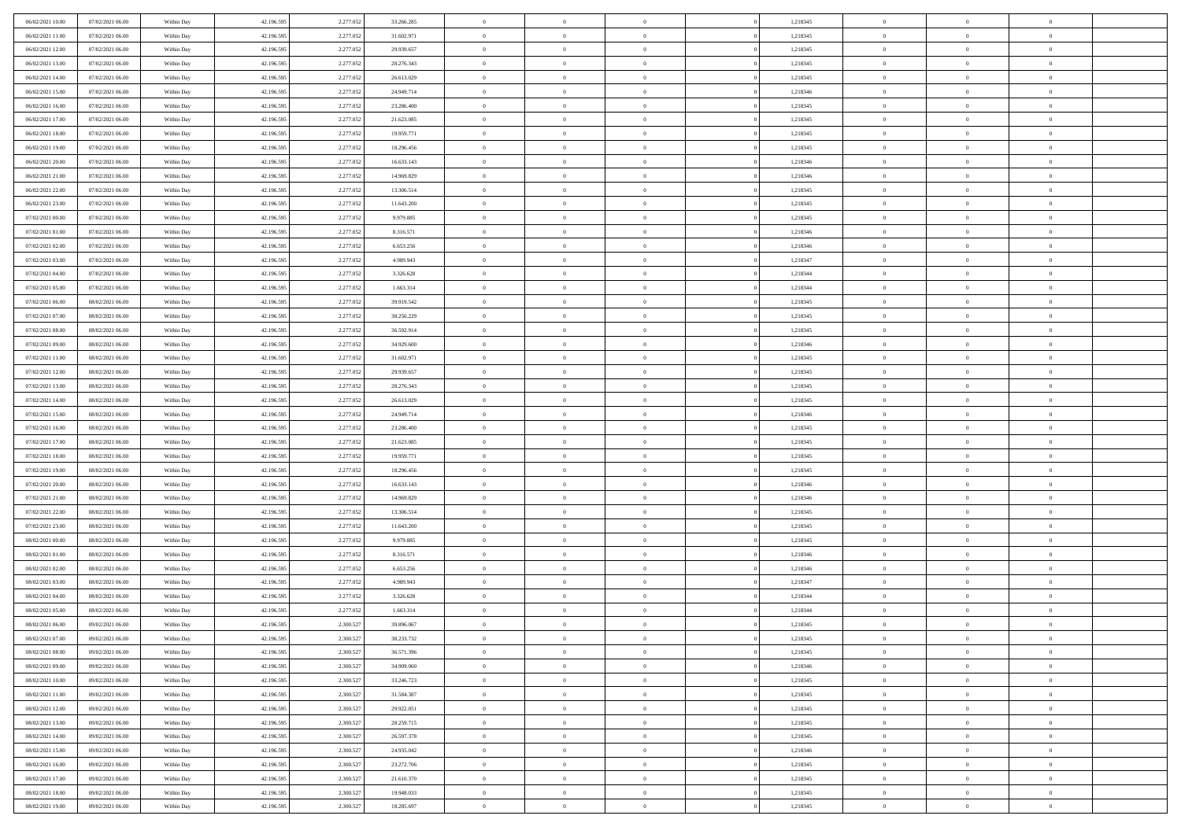| | | | | | | | | | | | | | | |
|---|---|---|---|---|---|---|---|---|---|---|---|---|---|---|
| 06/02/2021 10:00 | 07/02/2021 06:00 | Within Day | 42.196.595 | 2.277.052 | 33.266.285 | 0 | 0 | 0 | | 1,218345 | 0 | 0 | 0 | |
| 06/02/2021 11:00 | 07/02/2021 06:00 | Within Day | 42.196.595 | 2.277.052 | 31.602.971 | 0 | 0 | 0 | | 1,218345 | 0 | 0 | 0 | |
| 06/02/2021 12:00 | 07/02/2021 06:00 | Within Day | 42.196.595 | 2.277.052 | 29.939.657 | 0 | 0 | 0 | | 1,218345 | 0 | 0 | 0 | |
| 06/02/2021 13:00 | 07/02/2021 06:00 | Within Day | 42.196.595 | 2.277.052 | 28.276.343 | 0 | 0 | 0 | | 1,218345 | 0 | 0 | 0 | |
| 06/02/2021 14:00 | 07/02/2021 06:00 | Within Day | 42.196.595 | 2.277.052 | 26.613.029 | 0 | 0 | 0 | | 1,218345 | 0 | 0 | 0 | |
| 06/02/2021 15:00 | 07/02/2021 06:00 | Within Day | 42.196.595 | 2.277.052 | 24.949.714 | 0 | 0 | 0 | | 1,218346 | 0 | 0 | 0 | |
| 06/02/2021 16:00 | 07/02/2021 06:00 | Within Day | 42.196.595 | 2.277.052 | 23.286.400 | 0 | 0 | 0 | | 1,218345 | 0 | 0 | 0 | |
| 06/02/2021 17:00 | 07/02/2021 06:00 | Within Day | 42.196.595 | 2.277.052 | 21.623.085 | 0 | 0 | 0 | | 1,218345 | 0 | 0 | 0 | |
| 06/02/2021 18:00 | 07/02/2021 06:00 | Within Day | 42.196.595 | 2.277.052 | 19.959.771 | 0 | 0 | 0 | | 1,218345 | 0 | 0 | 0 | |
| 06/02/2021 19:00 | 07/02/2021 06:00 | Within Day | 42.196.595 | 2.277.052 | 18.296.456 | 0 | 0 | 0 | | 1,218345 | 0 | 0 | 0 | |
| 06/02/2021 20:00 | 07/02/2021 06:00 | Within Day | 42.196.595 | 2.277.052 | 16.633.143 | 0 | 0 | 0 | | 1,218346 | 0 | 0 | 0 | |
| 06/02/2021 21:00 | 07/02/2021 06:00 | Within Day | 42.196.595 | 2.277.052 | 14.969.829 | 0 | 0 | 0 | | 1,218346 | 0 | 0 | 0 | |
| 06/02/2021 22:00 | 07/02/2021 06:00 | Within Day | 42.196.595 | 2.277.052 | 13.306.514 | 0 | 0 | 0 | | 1,218345 | 0 | 0 | 0 | |
| 06/02/2021 23:00 | 07/02/2021 06:00 | Within Day | 42.196.595 | 2.277.052 | 11.643.200 | 0 | 0 | 0 | | 1,218345 | 0 | 0 | 0 | |
| 07/02/2021 00:00 | 07/02/2021 06:00 | Within Day | 42.196.595 | 2.277.052 | 9.979.885 | 0 | 0 | 0 | | 1,218345 | 0 | 0 | 0 | |
| 07/02/2021 01:00 | 07/02/2021 06:00 | Within Day | 42.196.595 | 2.277.052 | 8.316.571 | 0 | 0 | 0 | | 1,218346 | 0 | 0 | 0 | |
| 07/02/2021 02:00 | 07/02/2021 06:00 | Within Day | 42.196.595 | 2.277.052 | 6.653.256 | 0 | 0 | 0 | | 1,218346 | 0 | 0 | 0 | |
| 07/02/2021 03:00 | 07/02/2021 06:00 | Within Day | 42.196.595 | 2.277.052 | 4.989.943 | 0 | 0 | 0 | | 1,218347 | 0 | 0 | 0 | |
| 07/02/2021 04:00 | 07/02/2021 06:00 | Within Day | 42.196.595 | 2.277.052 | 3.326.628 | 0 | 0 | 0 | | 1,218344 | 0 | 0 | 0 | |
| 07/02/2021 05:00 | 07/02/2021 06:00 | Within Day | 42.196.595 | 2.277.052 | 1.663.314 | 0 | 0 | 0 | | 1,218344 | 0 | 0 | 0 | |
| 07/02/2021 06:00 | 08/02/2021 06:00 | Within Day | 42.196.595 | 2.277.052 | 39.919.542 | 0 | 0 | 0 | | 1,218345 | 0 | 0 | 0 | |
| 07/02/2021 07:00 | 08/02/2021 06:00 | Within Day | 42.196.595 | 2.277.052 | 38.256.229 | 0 | 0 | 0 | | 1,218345 | 0 | 0 | 0 | |
| 07/02/2021 08:00 | 08/02/2021 06:00 | Within Day | 42.196.595 | 2.277.052 | 36.592.914 | 0 | 0 | 0 | | 1,218345 | 0 | 0 | 0 | |
| 07/02/2021 09:00 | 08/02/2021 06:00 | Within Day | 42.196.595 | 2.277.052 | 34.929.600 | 0 | 0 | 0 | | 1,218346 | 0 | 0 | 0 | |
| 07/02/2021 11:00 | 08/02/2021 06:00 | Within Day | 42.196.595 | 2.277.052 | 31.602.971 | 0 | 0 | 0 | | 1,218345 | 0 | 0 | 0 | |
| 07/02/2021 12:00 | 08/02/2021 06:00 | Within Day | 42.196.595 | 2.277.052 | 29.939.657 | 0 | 0 | 0 | | 1,218345 | 0 | 0 | 0 | |
| 07/02/2021 13:00 | 08/02/2021 06:00 | Within Day | 42.196.595 | 2.277.052 | 28.276.343 | 0 | 0 | 0 | | 1,218345 | 0 | 0 | 0 | |
| 07/02/2021 14:00 | 08/02/2021 06:00 | Within Day | 42.196.595 | 2.277.052 | 26.613.029 | 0 | 0 | 0 | | 1,218345 | 0 | 0 | 0 | |
| 07/02/2021 15:00 | 08/02/2021 06:00 | Within Day | 42.196.595 | 2.277.052 | 24.949.714 | 0 | 0 | 0 | | 1,218346 | 0 | 0 | 0 | |
| 07/02/2021 16:00 | 08/02/2021 06:00 | Within Day | 42.196.595 | 2.277.052 | 23.286.400 | 0 | 0 | 0 | | 1,218345 | 0 | 0 | 0 | |
| 07/02/2021 17:00 | 08/02/2021 06:00 | Within Day | 42.196.595 | 2.277.052 | 21.623.085 | 0 | 0 | 0 | | 1,218345 | 0 | 0 | 0 | |
| 07/02/2021 18:00 | 08/02/2021 06:00 | Within Day | 42.196.595 | 2.277.052 | 19.959.771 | 0 | 0 | 0 | | 1,218345 | 0 | 0 | 0 | |
| 07/02/2021 19:00 | 08/02/2021 06:00 | Within Day | 42.196.595 | 2.277.052 | 18.296.456 | 0 | 0 | 0 | | 1,218345 | 0 | 0 | 0 | |
| 07/02/2021 20:00 | 08/02/2021 06:00 | Within Day | 42.196.595 | 2.277.052 | 16.633.143 | 0 | 0 | 0 | | 1,218346 | 0 | 0 | 0 | |
| 07/02/2021 21:00 | 08/02/2021 06:00 | Within Day | 42.196.595 | 2.277.052 | 14.969.829 | 0 | 0 | 0 | | 1,218346 | 0 | 0 | 0 | |
| 07/02/2021 22:00 | 08/02/2021 06:00 | Within Day | 42.196.595 | 2.277.052 | 13.306.514 | 0 | 0 | 0 | | 1,218345 | 0 | 0 | 0 | |
| 07/02/2021 23:00 | 08/02/2021 06:00 | Within Day | 42.196.595 | 2.277.052 | 11.643.200 | 0 | 0 | 0 | | 1,218345 | 0 | 0 | 0 | |
| 08/02/2021 00:00 | 08/02/2021 06:00 | Within Day | 42.196.595 | 2.277.052 | 9.979.885 | 0 | 0 | 0 | | 1,218345 | 0 | 0 | 0 | |
| 08/02/2021 01:00 | 08/02/2021 06:00 | Within Day | 42.196.595 | 2.277.052 | 8.316.571 | 0 | 0 | 0 | | 1,218346 | 0 | 0 | 0 | |
| 08/02/2021 02:00 | 08/02/2021 06:00 | Within Day | 42.196.595 | 2.277.052 | 6.653.256 | 0 | 0 | 0 | | 1,218346 | 0 | 0 | 0 | |
| 08/02/2021 03:00 | 08/02/2021 06:00 | Within Day | 42.196.595 | 2.277.052 | 4.989.943 | 0 | 0 | 0 | | 1,218347 | 0 | 0 | 0 | |
| 08/02/2021 04:00 | 08/02/2021 06:00 | Within Day | 42.196.595 | 2.277.052 | 3.326.628 | 0 | 0 | 0 | | 1,218344 | 0 | 0 | 0 | |
| 08/02/2021 05:00 | 08/02/2021 06:00 | Within Day | 42.196.595 | 2.277.052 | 1.663.314 | 0 | 0 | 0 | | 1,218344 | 0 | 0 | 0 | |
| 08/02/2021 06:00 | 09/02/2021 06:00 | Within Day | 42.196.595 | 2.300.527 | 39.896.067 | 0 | 0 | 0 | | 1,218345 | 0 | 0 | 0 | |
| 08/02/2021 07:00 | 09/02/2021 06:00 | Within Day | 42.196.595 | 2.300.527 | 38.233.732 | 0 | 0 | 0 | | 1,218345 | 0 | 0 | 0 | |
| 08/02/2021 08:00 | 09/02/2021 06:00 | Within Day | 42.196.595 | 2.300.527 | 36.571.396 | 0 | 0 | 0 | | 1,218345 | 0 | 0 | 0 | |
| 08/02/2021 09:00 | 09/02/2021 06:00 | Within Day | 42.196.595 | 2.300.527 | 34.909.060 | 0 | 0 | 0 | | 1,218346 | 0 | 0 | 0 | |
| 08/02/2021 10:00 | 09/02/2021 06:00 | Within Day | 42.196.595 | 2.300.527 | 33.246.723 | 0 | 0 | 0 | | 1,218345 | 0 | 0 | 0 | |
| 08/02/2021 11:00 | 09/02/2021 06:00 | Within Day | 42.196.595 | 2.300.527 | 31.584.387 | 0 | 0 | 0 | | 1,218345 | 0 | 0 | 0 | |
| 08/02/2021 12:00 | 09/02/2021 06:00 | Within Day | 42.196.595 | 2.300.527 | 29.922.051 | 0 | 0 | 0 | | 1,218345 | 0 | 0 | 0 | |
| 08/02/2021 13:00 | 09/02/2021 06:00 | Within Day | 42.196.595 | 2.300.527 | 28.259.715 | 0 | 0 | 0 | | 1,218345 | 0 | 0 | 0 | |
| 08/02/2021 14:00 | 09/02/2021 06:00 | Within Day | 42.196.595 | 2.300.527 | 26.597.378 | 0 | 0 | 0 | | 1,218345 | 0 | 0 | 0 | |
| 08/02/2021 15:00 | 09/02/2021 06:00 | Within Day | 42.196.595 | 2.300.527 | 24.935.042 | 0 | 0 | 0 | | 1,218346 | 0 | 0 | 0 | |
| 08/02/2021 16:00 | 09/02/2021 06:00 | Within Day | 42.196.595 | 2.300.527 | 23.272.706 | 0 | 0 | 0 | | 1,218345 | 0 | 0 | 0 | |
| 08/02/2021 17:00 | 09/02/2021 06:00 | Within Day | 42.196.595 | 2.300.527 | 21.610.370 | 0 | 0 | 0 | | 1,218345 | 0 | 0 | 0 | |
| 08/02/2021 18:00 | 09/02/2021 06:00 | Within Day | 42.196.595 | 2.300.527 | 19.948.033 | 0 | 0 | 0 | | 1,218345 | 0 | 0 | 0 | |
| 08/02/2021 19:00 | 09/02/2021 06:00 | Within Day | 42.196.595 | 2.300.527 | 18.285.697 | 0 | 0 | 0 | | 1,218345 | 0 | 0 | 0 | |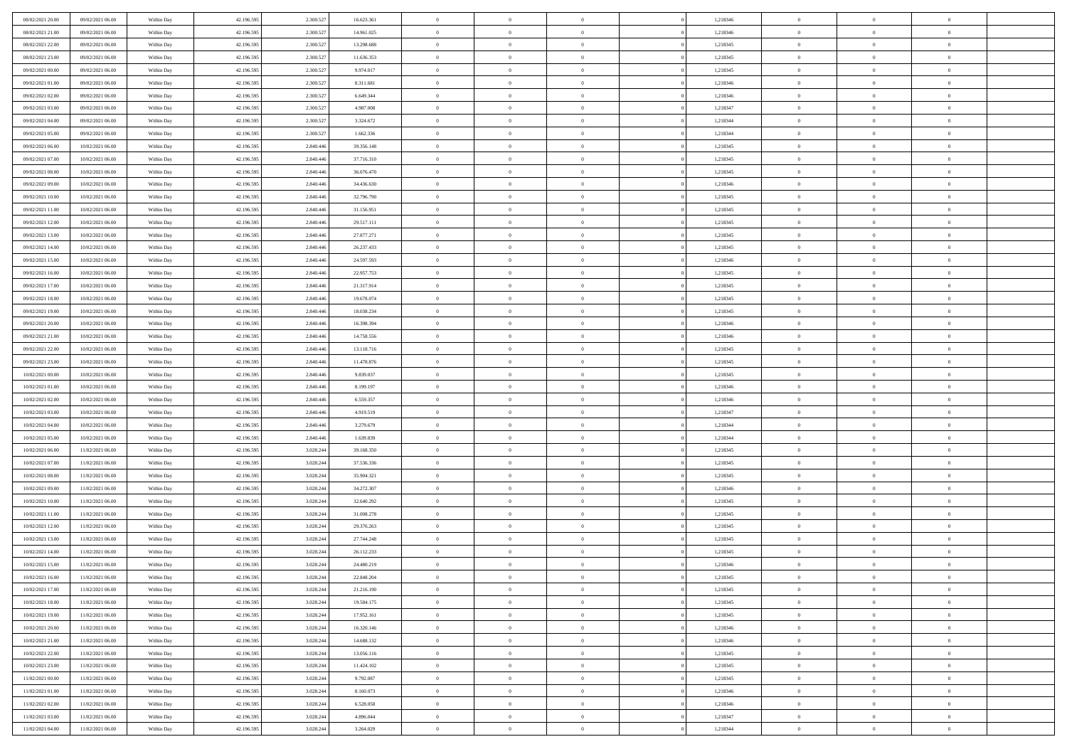| | | | | | | | | | | | | | | |
|---|---|---|---|---|---|---|---|---|---|---|---|---|---|---|
| 08/02/2021 20:00 | 09/02/2021 06:00 | Within Day | 42.196.595 | 2.300.527 | 16.623.361 | 0 | 0 | 0 | | 1,218346 | 0 | 0 | 0 | |
| 08/02/2021 21:00 | 09/02/2021 06:00 | Within Day | 42.196.595 | 2.300.527 | 14.961.025 | 0 | 0 | 0 | | 1,218346 | 0 | 0 | 0 | |
| 08/02/2021 22:00 | 09/02/2021 06:00 | Within Day | 42.196.595 | 2.300.527 | 13.298.688 | 0 | 0 | 0 | | 1,218345 | 0 | 0 | 0 | |
| 08/02/2021 23:00 | 09/02/2021 06:00 | Within Day | 42.196.595 | 2.300.527 | 11.636.353 | 0 | 0 | 0 | | 1,218345 | 0 | 0 | 0 | |
| 09/02/2021 00:00 | 09/02/2021 06:00 | Within Day | 42.196.595 | 2.300.527 | 9.974.017 | 0 | 0 | 0 | | 1,218345 | 0 | 0 | 0 | |
| 09/02/2021 01:00 | 09/02/2021 06:00 | Within Day | 42.196.595 | 2.300.527 | 8.311.681 | 0 | 0 | 0 | | 1,218346 | 0 | 0 | 0 | |
| 09/02/2021 02:00 | 09/02/2021 06:00 | Within Day | 42.196.595 | 2.300.527 | 6.649.344 | 0 | 0 | 0 | | 1,218346 | 0 | 0 | 0 | |
| 09/02/2021 03:00 | 09/02/2021 06:00 | Within Day | 42.196.595 | 2.300.527 | 4.987.008 | 0 | 0 | 0 | | 1,218347 | 0 | 0 | 0 | |
| 09/02/2021 04:00 | 09/02/2021 06:00 | Within Day | 42.196.595 | 2.300.527 | 3.324.672 | 0 | 0 | 0 | | 1,218344 | 0 | 0 | 0 | |
| 09/02/2021 05:00 | 09/02/2021 06:00 | Within Day | 42.196.595 | 2.300.527 | 1.662.336 | 0 | 0 | 0 | | 1,218344 | 0 | 0 | 0 | |
| 09/02/2021 06:00 | 10/02/2021 06:00 | Within Day | 42.196.595 | 2.840.446 | 39.356.148 | 0 | 0 | 0 | | 1,218345 | 0 | 0 | 0 | |
| 09/02/2021 07:00 | 10/02/2021 06:00 | Within Day | 42.196.595 | 2.840.446 | 37.716.310 | 0 | 0 | 0 | | 1,218345 | 0 | 0 | 0 | |
| 09/02/2021 08:00 | 10/02/2021 06:00 | Within Day | 42.196.595 | 2.840.446 | 36.076.470 | 0 | 0 | 0 | | 1,218345 | 0 | 0 | 0 | |
| 09/02/2021 09:00 | 10/02/2021 06:00 | Within Day | 42.196.595 | 2.840.446 | 34.436.630 | 0 | 0 | 0 | | 1,218346 | 0 | 0 | 0 | |
| 09/02/2021 10:00 | 10/02/2021 06:00 | Within Day | 42.196.595 | 2.840.446 | 32.796.790 | 0 | 0 | 0 | | 1,218345 | 0 | 0 | 0 | |
| 09/02/2021 11:00 | 10/02/2021 06:00 | Within Day | 42.196.595 | 2.840.446 | 31.156.951 | 0 | 0 | 0 | | 1,218345 | 0 | 0 | 0 | |
| 09/02/2021 12:00 | 10/02/2021 06:00 | Within Day | 42.196.595 | 2.840.446 | 29.517.111 | 0 | 0 | 0 | | 1,218345 | 0 | 0 | 0 | |
| 09/02/2021 13:00 | 10/02/2021 06:00 | Within Day | 42.196.595 | 2.840.446 | 27.877.271 | 0 | 0 | 0 | | 1,218345 | 0 | 0 | 0 | |
| 09/02/2021 14:00 | 10/02/2021 06:00 | Within Day | 42.196.595 | 2.840.446 | 26.237.433 | 0 | 0 | 0 | | 1,218345 | 0 | 0 | 0 | |
| 09/02/2021 15:00 | 10/02/2021 06:00 | Within Day | 42.196.595 | 2.840.446 | 24.597.593 | 0 | 0 | 0 | | 1,218346 | 0 | 0 | 0 | |
| 09/02/2021 16:00 | 10/02/2021 06:00 | Within Day | 42.196.595 | 2.840.446 | 22.957.753 | 0 | 0 | 0 | | 1,218345 | 0 | 0 | 0 | |
| 09/02/2021 17:00 | 10/02/2021 06:00 | Within Day | 42.196.595 | 2.840.446 | 21.317.914 | 0 | 0 | 0 | | 1,218345 | 0 | 0 | 0 | |
| 09/02/2021 18:00 | 10/02/2021 06:00 | Within Day | 42.196.595 | 2.840.446 | 19.678.074 | 0 | 0 | 0 | | 1,218345 | 0 | 0 | 0 | |
| 09/02/2021 19:00 | 10/02/2021 06:00 | Within Day | 42.196.595 | 2.840.446 | 18.038.234 | 0 | 0 | 0 | | 1,218345 | 0 | 0 | 0 | |
| 09/02/2021 20:00 | 10/02/2021 06:00 | Within Day | 42.196.595 | 2.840.446 | 16.398.394 | 0 | 0 | 0 | | 1,218346 | 0 | 0 | 0 | |
| 09/02/2021 21:00 | 10/02/2021 06:00 | Within Day | 42.196.595 | 2.840.446 | 14.758.556 | 0 | 0 | 0 | | 1,218346 | 0 | 0 | 0 | |
| 09/02/2021 22:00 | 10/02/2021 06:00 | Within Day | 42.196.595 | 2.840.446 | 13.118.716 | 0 | 0 | 0 | | 1,218345 | 0 | 0 | 0 | |
| 09/02/2021 23:00 | 10/02/2021 06:00 | Within Day | 42.196.595 | 2.840.446 | 11.478.876 | 0 | 0 | 0 | | 1,218345 | 0 | 0 | 0 | |
| 10/02/2021 00:00 | 10/02/2021 06:00 | Within Day | 42.196.595 | 2.840.446 | 9.839.037 | 0 | 0 | 0 | | 1,218345 | 0 | 0 | 0 | |
| 10/02/2021 01:00 | 10/02/2021 06:00 | Within Day | 42.196.595 | 2.840.446 | 8.199.197 | 0 | 0 | 0 | | 1,218346 | 0 | 0 | 0 | |
| 10/02/2021 02:00 | 10/02/2021 06:00 | Within Day | 42.196.595 | 2.840.446 | 6.559.357 | 0 | 0 | 0 | | 1,218346 | 0 | 0 | 0 | |
| 10/02/2021 03:00 | 10/02/2021 06:00 | Within Day | 42.196.595 | 2.840.446 | 4.919.519 | 0 | 0 | 0 | | 1,218347 | 0 | 0 | 0 | |
| 10/02/2021 04:00 | 10/02/2021 06:00 | Within Day | 42.196.595 | 2.840.446 | 3.279.679 | 0 | 0 | 0 | | 1,218344 | 0 | 0 | 0 | |
| 10/02/2021 05:00 | 10/02/2021 06:00 | Within Day | 42.196.595 | 2.840.446 | 1.639.839 | 0 | 0 | 0 | | 1,218344 | 0 | 0 | 0 | |
| 10/02/2021 06:00 | 11/02/2021 06:00 | Within Day | 42.196.595 | 3.028.244 | 39.168.350 | 0 | 0 | 0 | | 1,218345 | 0 | 0 | 0 | |
| 10/02/2021 07:00 | 11/02/2021 06:00 | Within Day | 42.196.595 | 3.028.244 | 37.536.336 | 0 | 0 | 0 | | 1,218345 | 0 | 0 | 0 | |
| 10/02/2021 08:00 | 11/02/2021 06:00 | Within Day | 42.196.595 | 3.028.244 | 35.904.321 | 0 | 0 | 0 | | 1,218345 | 0 | 0 | 0 | |
| 10/02/2021 09:00 | 11/02/2021 06:00 | Within Day | 42.196.595 | 3.028.244 | 34.272.307 | 0 | 0 | 0 | | 1,218346 | 0 | 0 | 0 | |
| 10/02/2021 10:00 | 11/02/2021 06:00 | Within Day | 42.196.595 | 3.028.244 | 32.640.292 | 0 | 0 | 0 | | 1,218345 | 0 | 0 | 0 | |
| 10/02/2021 11:00 | 11/02/2021 06:00 | Within Day | 42.196.595 | 3.028.244 | 31.008.278 | 0 | 0 | 0 | | 1,218345 | 0 | 0 | 0 | |
| 10/02/2021 12:00 | 11/02/2021 06:00 | Within Day | 42.196.595 | 3.028.244 | 29.376.263 | 0 | 0 | 0 | | 1,218345 | 0 | 0 | 0 | |
| 10/02/2021 13:00 | 11/02/2021 06:00 | Within Day | 42.196.595 | 3.028.244 | 27.744.248 | 0 | 0 | 0 | | 1,218345 | 0 | 0 | 0 | |
| 10/02/2021 14:00 | 11/02/2021 06:00 | Within Day | 42.196.595 | 3.028.244 | 26.112.233 | 0 | 0 | 0 | | 1,218345 | 0 | 0 | 0 | |
| 10/02/2021 15:00 | 11/02/2021 06:00 | Within Day | 42.196.595 | 3.028.244 | 24.480.219 | 0 | 0 | 0 | | 1,218346 | 0 | 0 | 0 | |
| 10/02/2021 16:00 | 11/02/2021 06:00 | Within Day | 42.196.595 | 3.028.244 | 22.848.204 | 0 | 0 | 0 | | 1,218345 | 0 | 0 | 0 | |
| 10/02/2021 17:00 | 11/02/2021 06:00 | Within Day | 42.196.595 | 3.028.244 | 21.216.190 | 0 | 0 | 0 | | 1,218345 | 0 | 0 | 0 | |
| 10/02/2021 18:00 | 11/02/2021 06:00 | Within Day | 42.196.595 | 3.028.244 | 19.584.175 | 0 | 0 | 0 | | 1,218345 | 0 | 0 | 0 | |
| 10/02/2021 19:00 | 11/02/2021 06:00 | Within Day | 42.196.595 | 3.028.244 | 17.952.161 | 0 | 0 | 0 | | 1,218345 | 0 | 0 | 0 | |
| 10/02/2021 20:00 | 11/02/2021 06:00 | Within Day | 42.196.595 | 3.028.244 | 16.320.146 | 0 | 0 | 0 | | 1,218346 | 0 | 0 | 0 | |
| 10/02/2021 21:00 | 11/02/2021 06:00 | Within Day | 42.196.595 | 3.028.244 | 14.688.132 | 0 | 0 | 0 | | 1,218346 | 0 | 0 | 0 | |
| 10/02/2021 22:00 | 11/02/2021 06:00 | Within Day | 42.196.595 | 3.028.244 | 13.056.116 | 0 | 0 | 0 | | 1,218345 | 0 | 0 | 0 | |
| 10/02/2021 23:00 | 11/02/2021 06:00 | Within Day | 42.196.595 | 3.028.244 | 11.424.102 | 0 | 0 | 0 | | 1,218345 | 0 | 0 | 0 | |
| 11/02/2021 00:00 | 11/02/2021 06:00 | Within Day | 42.196.595 | 3.028.244 | 9.792.087 | 0 | 0 | 0 | | 1,218345 | 0 | 0 | 0 | |
| 11/02/2021 01:00 | 11/02/2021 06:00 | Within Day | 42.196.595 | 3.028.244 | 8.160.073 | 0 | 0 | 0 | | 1,218346 | 0 | 0 | 0 | |
| 11/02/2021 02:00 | 11/02/2021 06:00 | Within Day | 42.196.595 | 3.028.244 | 6.528.058 | 0 | 0 | 0 | | 1,218346 | 0 | 0 | 0 | |
| 11/02/2021 03:00 | 11/02/2021 06:00 | Within Day | 42.196.595 | 3.028.244 | 4.896.044 | 0 | 0 | 0 | | 1,218347 | 0 | 0 | 0 | |
| 11/02/2021 04:00 | 11/02/2021 06:00 | Within Day | 42.196.595 | 3.028.244 | 3.264.029 | 0 | 0 | 0 | | 1,218344 | 0 | 0 | 0 | |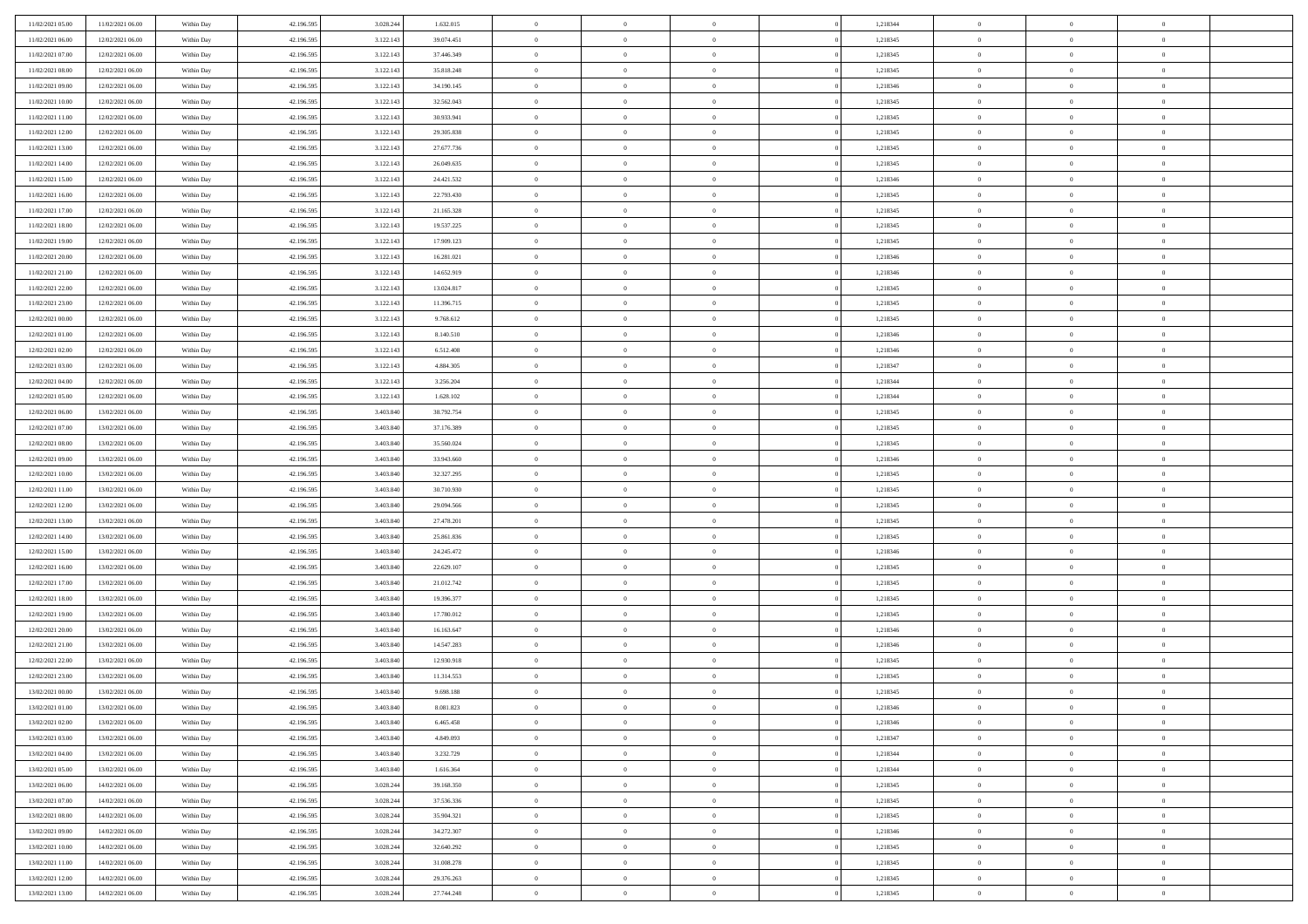| | | | | | | | | | | | | | | |
|---|---|---|---|---|---|---|---|---|---|---|---|---|---|---|
| 11/02/2021 05.00 | 11/02/2021 06.00 | Within Day | 42.196.595 | 3.028.244 | 1.632.015 | 0 | 0 | 0 | | 1,218344 | 0 | 0 | 0 | |
| 11/02/2021 06.00 | 12/02/2021 06.00 | Within Day | 42.196.595 | 3.122.143 | 39.074.451 | 0 | 0 | 0 | | 1,218345 | 0 | 0 | 0 | |
| 11/02/2021 07.00 | 12/02/2021 06.00 | Within Day | 42.196.595 | 3.122.143 | 37.446.349 | 0 | 0 | 0 | | 1,218345 | 0 | 0 | 0 | |
| 11/02/2021 08.00 | 12/02/2021 06.00 | Within Day | 42.196.595 | 3.122.143 | 35.818.248 | 0 | 0 | 0 | | 1,218345 | 0 | 0 | 0 | |
| 11/02/2021 09.00 | 12/02/2021 06.00 | Within Day | 42.196.595 | 3.122.143 | 34.190.145 | 0 | 0 | 0 | | 1,218346 | 0 | 0 | 0 | |
| 11/02/2021 10.00 | 12/02/2021 06.00 | Within Day | 42.196.595 | 3.122.143 | 32.562.043 | 0 | 0 | 0 | | 1,218345 | 0 | 0 | 0 | |
| 11/02/2021 11.00 | 12/02/2021 06.00 | Within Day | 42.196.595 | 3.122.143 | 30.933.941 | 0 | 0 | 0 | | 1,218345 | 0 | 0 | 0 | |
| 11/02/2021 12.00 | 12/02/2021 06.00 | Within Day | 42.196.595 | 3.122.143 | 29.305.838 | 0 | 0 | 0 | | 1,218345 | 0 | 0 | 0 | |
| 11/02/2021 13.00 | 12/02/2021 06.00 | Within Day | 42.196.595 | 3.122.143 | 27.677.736 | 0 | 0 | 0 | | 1,218345 | 0 | 0 | 0 | |
| 11/02/2021 14.00 | 12/02/2021 06.00 | Within Day | 42.196.595 | 3.122.143 | 26.049.635 | 0 | 0 | 0 | | 1,218345 | 0 | 0 | 0 | |
| 11/02/2021 15.00 | 12/02/2021 06.00 | Within Day | 42.196.595 | 3.122.143 | 24.421.532 | 0 | 0 | 0 | | 1,218346 | 0 | 0 | 0 | |
| 11/02/2021 16.00 | 12/02/2021 06.00 | Within Day | 42.196.595 | 3.122.143 | 22.793.430 | 0 | 0 | 0 | | 1,218345 | 0 | 0 | 0 | |
| 11/02/2021 17.00 | 12/02/2021 06.00 | Within Day | 42.196.595 | 3.122.143 | 21.165.328 | 0 | 0 | 0 | | 1,218345 | 0 | 0 | 0 | |
| 11/02/2021 18.00 | 12/02/2021 06.00 | Within Day | 42.196.595 | 3.122.143 | 19.537.225 | 0 | 0 | 0 | | 1,218345 | 0 | 0 | 0 | |
| 11/02/2021 19.00 | 12/02/2021 06.00 | Within Day | 42.196.595 | 3.122.143 | 17.909.123 | 0 | 0 | 0 | | 1,218345 | 0 | 0 | 0 | |
| 11/02/2021 20.00 | 12/02/2021 06.00 | Within Day | 42.196.595 | 3.122.143 | 16.281.021 | 0 | 0 | 0 | | 1,218346 | 0 | 0 | 0 | |
| 11/02/2021 21.00 | 12/02/2021 06.00 | Within Day | 42.196.595 | 3.122.143 | 14.652.919 | 0 | 0 | 0 | | 1,218346 | 0 | 0 | 0 | |
| 11/02/2021 22.00 | 12/02/2021 06.00 | Within Day | 42.196.595 | 3.122.143 | 13.024.817 | 0 | 0 | 0 | | 1,218345 | 0 | 0 | 0 | |
| 11/02/2021 23.00 | 12/02/2021 06.00 | Within Day | 42.196.595 | 3.122.143 | 11.396.715 | 0 | 0 | 0 | | 1,218345 | 0 | 0 | 0 | |
| 12/02/2021 00.00 | 12/02/2021 06.00 | Within Day | 42.196.595 | 3.122.143 | 9.768.612 | 0 | 0 | 0 | | 1,218345 | 0 | 0 | 0 | |
| 12/02/2021 01.00 | 12/02/2021 06.00 | Within Day | 42.196.595 | 3.122.143 | 8.140.510 | 0 | 0 | 0 | | 1,218346 | 0 | 0 | 0 | |
| 12/02/2021 02.00 | 12/02/2021 06.00 | Within Day | 42.196.595 | 3.122.143 | 6.512.408 | 0 | 0 | 0 | | 1,218346 | 0 | 0 | 0 | |
| 12/02/2021 03.00 | 12/02/2021 06.00 | Within Day | 42.196.595 | 3.122.143 | 4.884.305 | 0 | 0 | 0 | | 1,218347 | 0 | 0 | 0 | |
| 12/02/2021 04.00 | 12/02/2021 06.00 | Within Day | 42.196.595 | 3.122.143 | 3.256.204 | 0 | 0 | 0 | | 1,218344 | 0 | 0 | 0 | |
| 12/02/2021 05.00 | 12/02/2021 06.00 | Within Day | 42.196.595 | 3.122.143 | 1.628.102 | 0 | 0 | 0 | | 1,218344 | 0 | 0 | 0 | |
| 12/02/2021 06.00 | 13/02/2021 06.00 | Within Day | 42.196.595 | 3.403.840 | 38.792.754 | 0 | 0 | 0 | | 1,218345 | 0 | 0 | 0 | |
| 12/02/2021 07.00 | 13/02/2021 06.00 | Within Day | 42.196.595 | 3.403.840 | 37.176.389 | 0 | 0 | 0 | | 1,218345 | 0 | 0 | 0 | |
| 12/02/2021 08.00 | 13/02/2021 06.00 | Within Day | 42.196.595 | 3.403.840 | 35.560.024 | 0 | 0 | 0 | | 1,218345 | 0 | 0 | 0 | |
| 12/02/2021 09.00 | 13/02/2021 06.00 | Within Day | 42.196.595 | 3.403.840 | 33.943.660 | 0 | 0 | 0 | | 1,218346 | 0 | 0 | 0 | |
| 12/02/2021 10.00 | 13/02/2021 06.00 | Within Day | 42.196.595 | 3.403.840 | 32.327.295 | 0 | 0 | 0 | | 1,218345 | 0 | 0 | 0 | |
| 12/02/2021 11.00 | 13/02/2021 06.00 | Within Day | 42.196.595 | 3.403.840 | 30.710.930 | 0 | 0 | 0 | | 1,218345 | 0 | 0 | 0 | |
| 12/02/2021 12.00 | 13/02/2021 06.00 | Within Day | 42.196.595 | 3.403.840 | 29.094.566 | 0 | 0 | 0 | | 1,218345 | 0 | 0 | 0 | |
| 12/02/2021 13.00 | 13/02/2021 06.00 | Within Day | 42.196.595 | 3.403.840 | 27.478.201 | 0 | 0 | 0 | | 1,218345 | 0 | 0 | 0 | |
| 12/02/2021 14.00 | 13/02/2021 06.00 | Within Day | 42.196.595 | 3.403.840 | 25.861.836 | 0 | 0 | 0 | | 1,218345 | 0 | 0 | 0 | |
| 12/02/2021 15.00 | 13/02/2021 06.00 | Within Day | 42.196.595 | 3.403.840 | 24.245.472 | 0 | 0 | 0 | | 1,218346 | 0 | 0 | 0 | |
| 12/02/2021 16.00 | 13/02/2021 06.00 | Within Day | 42.196.595 | 3.403.840 | 22.629.107 | 0 | 0 | 0 | | 1,218345 | 0 | 0 | 0 | |
| 12/02/2021 17.00 | 13/02/2021 06.00 | Within Day | 42.196.595 | 3.403.840 | 21.012.742 | 0 | 0 | 0 | | 1,218345 | 0 | 0 | 0 | |
| 12/02/2021 18.00 | 13/02/2021 06.00 | Within Day | 42.196.595 | 3.403.840 | 19.396.377 | 0 | 0 | 0 | | 1,218345 | 0 | 0 | 0 | |
| 12/02/2021 19.00 | 13/02/2021 06.00 | Within Day | 42.196.595 | 3.403.840 | 17.780.012 | 0 | 0 | 0 | | 1,218345 | 0 | 0 | 0 | |
| 12/02/2021 20.00 | 13/02/2021 06.00 | Within Day | 42.196.595 | 3.403.840 | 16.163.647 | 0 | 0 | 0 | | 1,218346 | 0 | 0 | 0 | |
| 12/02/2021 21.00 | 13/02/2021 06.00 | Within Day | 42.196.595 | 3.403.840 | 14.547.283 | 0 | 0 | 0 | | 1,218346 | 0 | 0 | 0 | |
| 12/02/2021 22.00 | 13/02/2021 06.00 | Within Day | 42.196.595 | 3.403.840 | 12.930.918 | 0 | 0 | 0 | | 1,218345 | 0 | 0 | 0 | |
| 12/02/2021 23.00 | 13/02/2021 06.00 | Within Day | 42.196.595 | 3.403.840 | 11.314.553 | 0 | 0 | 0 | | 1,218345 | 0 | 0 | 0 | |
| 13/02/2021 00.00 | 13/02/2021 06.00 | Within Day | 42.196.595 | 3.403.840 | 9.698.188 | 0 | 0 | 0 | | 1,218345 | 0 | 0 | 0 | |
| 13/02/2021 01.00 | 13/02/2021 06.00 | Within Day | 42.196.595 | 3.403.840 | 8.081.823 | 0 | 0 | 0 | | 1,218346 | 0 | 0 | 0 | |
| 13/02/2021 02.00 | 13/02/2021 06.00 | Within Day | 42.196.595 | 3.403.840 | 6.465.458 | 0 | 0 | 0 | | 1,218346 | 0 | 0 | 0 | |
| 13/02/2021 03.00 | 13/02/2021 06.00 | Within Day | 42.196.595 | 3.403.840 | 4.849.093 | 0 | 0 | 0 | | 1,218347 | 0 | 0 | 0 | |
| 13/02/2021 04.00 | 13/02/2021 06.00 | Within Day | 42.196.595 | 3.403.840 | 3.232.729 | 0 | 0 | 0 | | 1,218344 | 0 | 0 | 0 | |
| 13/02/2021 05.00 | 13/02/2021 06.00 | Within Day | 42.196.595 | 3.403.840 | 1.616.364 | 0 | 0 | 0 | | 1,218344 | 0 | 0 | 0 | |
| 13/02/2021 06.00 | 14/02/2021 06.00 | Within Day | 42.196.595 | 3.028.244 | 39.168.350 | 0 | 0 | 0 | | 1,218345 | 0 | 0 | 0 | |
| 13/02/2021 07.00 | 14/02/2021 06.00 | Within Day | 42.196.595 | 3.028.244 | 37.536.336 | 0 | 0 | 0 | | 1,218345 | 0 | 0 | 0 | |
| 13/02/2021 08.00 | 14/02/2021 06.00 | Within Day | 42.196.595 | 3.028.244 | 35.904.321 | 0 | 0 | 0 | | 1,218345 | 0 | 0 | 0 | |
| 13/02/2021 09.00 | 14/02/2021 06.00 | Within Day | 42.196.595 | 3.028.244 | 34.272.307 | 0 | 0 | 0 | | 1,218346 | 0 | 0 | 0 | |
| 13/02/2021 10.00 | 14/02/2021 06.00 | Within Day | 42.196.595 | 3.028.244 | 32.640.292 | 0 | 0 | 0 | | 1,218345 | 0 | 0 | 0 | |
| 13/02/2021 11.00 | 14/02/2021 06.00 | Within Day | 42.196.595 | 3.028.244 | 31.008.278 | 0 | 0 | 0 | | 1,218345 | 0 | 0 | 0 | |
| 13/02/2021 12.00 | 14/02/2021 06.00 | Within Day | 42.196.595 | 3.028.244 | 29.376.263 | 0 | 0 | 0 | | 1,218345 | 0 | 0 | 0 | |
| 13/02/2021 13.00 | 14/02/2021 06.00 | Within Day | 42.196.595 | 3.028.244 | 27.744.248 | 0 | 0 | 0 | | 1,218345 | 0 | 0 | 0 | |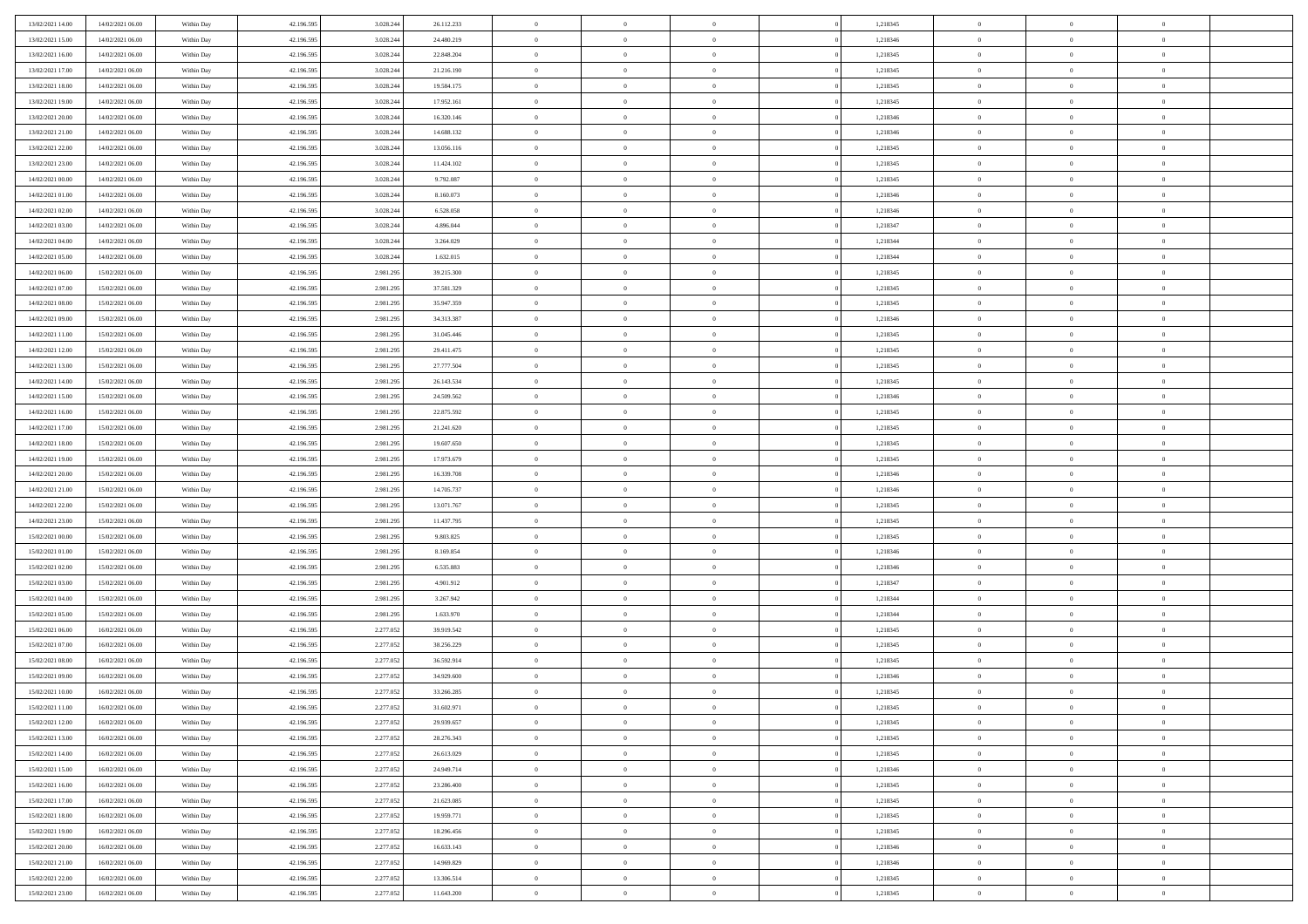| | | | | | | | | | | | | | | |
|---|---|---|---|---|---|---|---|---|---|---|---|---|---|---|
| 13/02/2021 14:00 | 14/02/2021 06:00 | Within Day | 42.196.595 | 3.028.244 | 26.112.233 | 0 | 0 | 0 | 0 | 1,218345 | 0 | 0 | 0 | |
| 13/02/2021 15:00 | 14/02/2021 06:00 | Within Day | 42.196.595 | 3.028.244 | 24.480.219 | 0 | 0 | 0 | 0 | 1,218346 | 0 | 0 | 0 | |
| 13/02/2021 16:00 | 14/02/2021 06:00 | Within Day | 42.196.595 | 3.028.244 | 22.848.204 | 0 | 0 | 0 | 0 | 1,218345 | 0 | 0 | 0 | |
| 13/02/2021 17:00 | 14/02/2021 06:00 | Within Day | 42.196.595 | 3.028.244 | 21.216.190 | 0 | 0 | 0 | 0 | 1,218345 | 0 | 0 | 0 | |
| 13/02/2021 18:00 | 14/02/2021 06:00 | Within Day | 42.196.595 | 3.028.244 | 19.584.175 | 0 | 0 | 0 | 0 | 1,218345 | 0 | 0 | 0 | |
| 13/02/2021 19:00 | 14/02/2021 06:00 | Within Day | 42.196.595 | 3.028.244 | 17.952.161 | 0 | 0 | 0 | 0 | 1,218345 | 0 | 0 | 0 | |
| 13/02/2021 20:00 | 14/02/2021 06:00 | Within Day | 42.196.595 | 3.028.244 | 16.320.146 | 0 | 0 | 0 | 0 | 1,218346 | 0 | 0 | 0 | |
| 13/02/2021 21:00 | 14/02/2021 06:00 | Within Day | 42.196.595 | 3.028.244 | 14.688.132 | 0 | 0 | 0 | 0 | 1,218346 | 0 | 0 | 0 | |
| 13/02/2021 22:00 | 14/02/2021 06:00 | Within Day | 42.196.595 | 3.028.244 | 13.056.116 | 0 | 0 | 0 | 0 | 1,218345 | 0 | 0 | 0 | |
| 13/02/2021 23:00 | 14/02/2021 06:00 | Within Day | 42.196.595 | 3.028.244 | 11.424.102 | 0 | 0 | 0 | 0 | 1,218345 | 0 | 0 | 0 | |
| 14/02/2021 00:00 | 14/02/2021 06:00 | Within Day | 42.196.595 | 3.028.244 | 9.792.087 | 0 | 0 | 0 | 0 | 1,218345 | 0 | 0 | 0 | |
| 14/02/2021 01:00 | 14/02/2021 06:00 | Within Day | 42.196.595 | 3.028.244 | 8.160.073 | 0 | 0 | 0 | 0 | 1,218346 | 0 | 0 | 0 | |
| 14/02/2021 02:00 | 14/02/2021 06:00 | Within Day | 42.196.595 | 3.028.244 | 6.528.058 | 0 | 0 | 0 | 0 | 1,218346 | 0 | 0 | 0 | |
| 14/02/2021 03:00 | 14/02/2021 06:00 | Within Day | 42.196.595 | 3.028.244 | 4.896.044 | 0 | 0 | 0 | 0 | 1,218347 | 0 | 0 | 0 | |
| 14/02/2021 04:00 | 14/02/2021 06:00 | Within Day | 42.196.595 | 3.028.244 | 3.264.029 | 0 | 0 | 0 | 0 | 1,218344 | 0 | 0 | 0 | |
| 14/02/2021 05:00 | 14/02/2021 06:00 | Within Day | 42.196.595 | 3.028.244 | 1.632.015 | 0 | 0 | 0 | 0 | 1,218344 | 0 | 0 | 0 | |
| 14/02/2021 06:00 | 15/02/2021 06:00 | Within Day | 42.196.595 | 2.981.295 | 39.215.300 | 0 | 0 | 0 | 0 | 1,218345 | 0 | 0 | 0 | |
| 14/02/2021 07:00 | 15/02/2021 06:00 | Within Day | 42.196.595 | 2.981.295 | 37.581.329 | 0 | 0 | 0 | 0 | 1,218345 | 0 | 0 | 0 | |
| 14/02/2021 08:00 | 15/02/2021 06:00 | Within Day | 42.196.595 | 2.981.295 | 35.947.359 | 0 | 0 | 0 | 0 | 1,218345 | 0 | 0 | 0 | |
| 14/02/2021 09:00 | 15/02/2021 06:00 | Within Day | 42.196.595 | 2.981.295 | 34.313.387 | 0 | 0 | 0 | 0 | 1,218346 | 0 | 0 | 0 | |
| 14/02/2021 11:00 | 15/02/2021 06:00 | Within Day | 42.196.595 | 2.981.295 | 31.045.446 | 0 | 0 | 0 | 0 | 1,218345 | 0 | 0 | 0 | |
| 14/02/2021 12:00 | 15/02/2021 06:00 | Within Day | 42.196.595 | 2.981.295 | 29.411.475 | 0 | 0 | 0 | 0 | 1,218345 | 0 | 0 | 0 | |
| 14/02/2021 13:00 | 15/02/2021 06:00 | Within Day | 42.196.595 | 2.981.295 | 27.777.504 | 0 | 0 | 0 | 0 | 1,218345 | 0 | 0 | 0 | |
| 14/02/2021 14:00 | 15/02/2021 06:00 | Within Day | 42.196.595 | 2.981.295 | 26.143.534 | 0 | 0 | 0 | 0 | 1,218345 | 0 | 0 | 0 | |
| 14/02/2021 15:00 | 15/02/2021 06:00 | Within Day | 42.196.595 | 2.981.295 | 24.509.562 | 0 | 0 | 0 | 0 | 1,218346 | 0 | 0 | 0 | |
| 14/02/2021 16:00 | 15/02/2021 06:00 | Within Day | 42.196.595 | 2.981.295 | 22.875.592 | 0 | 0 | 0 | 0 | 1,218345 | 0 | 0 | 0 | |
| 14/02/2021 17:00 | 15/02/2021 06:00 | Within Day | 42.196.595 | 2.981.295 | 21.241.620 | 0 | 0 | 0 | 0 | 1,218345 | 0 | 0 | 0 | |
| 14/02/2021 18:00 | 15/02/2021 06:00 | Within Day | 42.196.595 | 2.981.295 | 19.607.650 | 0 | 0 | 0 | 0 | 1,218345 | 0 | 0 | 0 | |
| 14/02/2021 19:00 | 15/02/2021 06:00 | Within Day | 42.196.595 | 2.981.295 | 17.973.679 | 0 | 0 | 0 | 0 | 1,218345 | 0 | 0 | 0 | |
| 14/02/2021 20:00 | 15/02/2021 06:00 | Within Day | 42.196.595 | 2.981.295 | 16.339.708 | 0 | 0 | 0 | 0 | 1,218346 | 0 | 0 | 0 | |
| 14/02/2021 21:00 | 15/02/2021 06:00 | Within Day | 42.196.595 | 2.981.295 | 14.705.737 | 0 | 0 | 0 | 0 | 1,218346 | 0 | 0 | 0 | |
| 14/02/2021 22:00 | 15/02/2021 06:00 | Within Day | 42.196.595 | 2.981.295 | 13.071.767 | 0 | 0 | 0 | 0 | 1,218345 | 0 | 0 | 0 | |
| 14/02/2021 23:00 | 15/02/2021 06:00 | Within Day | 42.196.595 | 2.981.295 | 11.437.795 | 0 | 0 | 0 | 0 | 1,218345 | 0 | 0 | 0 | |
| 15/02/2021 00:00 | 15/02/2021 06:00 | Within Day | 42.196.595 | 2.981.295 | 9.803.825 | 0 | 0 | 0 | 0 | 1,218345 | 0 | 0 | 0 | |
| 15/02/2021 01:00 | 15/02/2021 06:00 | Within Day | 42.196.595 | 2.981.295 | 8.169.854 | 0 | 0 | 0 | 0 | 1,218346 | 0 | 0 | 0 | |
| 15/02/2021 02:00 | 15/02/2021 06:00 | Within Day | 42.196.595 | 2.981.295 | 6.535.883 | 0 | 0 | 0 | 0 | 1,218346 | 0 | 0 | 0 | |
| 15/02/2021 03:00 | 15/02/2021 06:00 | Within Day | 42.196.595 | 2.981.295 | 4.901.912 | 0 | 0 | 0 | 0 | 1,218347 | 0 | 0 | 0 | |
| 15/02/2021 04:00 | 15/02/2021 06:00 | Within Day | 42.196.595 | 2.981.295 | 3.267.942 | 0 | 0 | 0 | 0 | 1,218344 | 0 | 0 | 0 | |
| 15/02/2021 05:00 | 15/02/2021 06:00 | Within Day | 42.196.595 | 2.981.295 | 1.633.970 | 0 | 0 | 0 | 0 | 1,218344 | 0 | 0 | 0 | |
| 15/02/2021 06:00 | 16/02/2021 06:00 | Within Day | 42.196.595 | 2.277.052 | 39.919.542 | 0 | 0 | 0 | 0 | 1,218345 | 0 | 0 | 0 | |
| 15/02/2021 07:00 | 16/02/2021 06:00 | Within Day | 42.196.595 | 2.277.052 | 38.256.229 | 0 | 0 | 0 | 0 | 1,218345 | 0 | 0 | 0 | |
| 15/02/2021 08:00 | 16/02/2021 06:00 | Within Day | 42.196.595 | 2.277.052 | 36.592.914 | 0 | 0 | 0 | 0 | 1,218345 | 0 | 0 | 0 | |
| 15/02/2021 09:00 | 16/02/2021 06:00 | Within Day | 42.196.595 | 2.277.052 | 34.929.600 | 0 | 0 | 0 | 0 | 1,218346 | 0 | 0 | 0 | |
| 15/02/2021 10:00 | 16/02/2021 06:00 | Within Day | 42.196.595 | 2.277.052 | 33.266.285 | 0 | 0 | 0 | 0 | 1,218345 | 0 | 0 | 0 | |
| 15/02/2021 11:00 | 16/02/2021 06:00 | Within Day | 42.196.595 | 2.277.052 | 31.602.971 | 0 | 0 | 0 | 0 | 1,218345 | 0 | 0 | 0 | |
| 15/02/2021 12:00 | 16/02/2021 06:00 | Within Day | 42.196.595 | 2.277.052 | 29.939.657 | 0 | 0 | 0 | 0 | 1,218345 | 0 | 0 | 0 | |
| 15/02/2021 13:00 | 16/02/2021 06:00 | Within Day | 42.196.595 | 2.277.052 | 28.276.343 | 0 | 0 | 0 | 0 | 1,218345 | 0 | 0 | 0 | |
| 15/02/2021 14:00 | 16/02/2021 06:00 | Within Day | 42.196.595 | 2.277.052 | 26.613.029 | 0 | 0 | 0 | 0 | 1,218345 | 0 | 0 | 0 | |
| 15/02/2021 15:00 | 16/02/2021 06:00 | Within Day | 42.196.595 | 2.277.052 | 24.949.714 | 0 | 0 | 0 | 0 | 1,218346 | 0 | 0 | 0 | |
| 15/02/2021 16:00 | 16/02/2021 06:00 | Within Day | 42.196.595 | 2.277.052 | 23.286.400 | 0 | 0 | 0 | 0 | 1,218345 | 0 | 0 | 0 | |
| 15/02/2021 17:00 | 16/02/2021 06:00 | Within Day | 42.196.595 | 2.277.052 | 21.623.085 | 0 | 0 | 0 | 0 | 1,218345 | 0 | 0 | 0 | |
| 15/02/2021 18:00 | 16/02/2021 06:00 | Within Day | 42.196.595 | 2.277.052 | 19.959.771 | 0 | 0 | 0 | 0 | 1,218345 | 0 | 0 | 0 | |
| 15/02/2021 19:00 | 16/02/2021 06:00 | Within Day | 42.196.595 | 2.277.052 | 18.296.456 | 0 | 0 | 0 | 0 | 1,218345 | 0 | 0 | 0 | |
| 15/02/2021 20:00 | 16/02/2021 06:00 | Within Day | 42.196.595 | 2.277.052 | 16.633.143 | 0 | 0 | 0 | 0 | 1,218346 | 0 | 0 | 0 | |
| 15/02/2021 21:00 | 16/02/2021 06:00 | Within Day | 42.196.595 | 2.277.052 | 14.969.829 | 0 | 0 | 0 | 0 | 1,218346 | 0 | 0 | 0 | |
| 15/02/2021 22:00 | 16/02/2021 06:00 | Within Day | 42.196.595 | 2.277.052 | 13.306.514 | 0 | 0 | 0 | 0 | 1,218345 | 0 | 0 | 0 | |
| 15/02/2021 23:00 | 16/02/2021 06:00 | Within Day | 42.196.595 | 2.277.052 | 11.643.200 | 0 | 0 | 0 | 0 | 1,218345 | 0 | 0 | 0 | |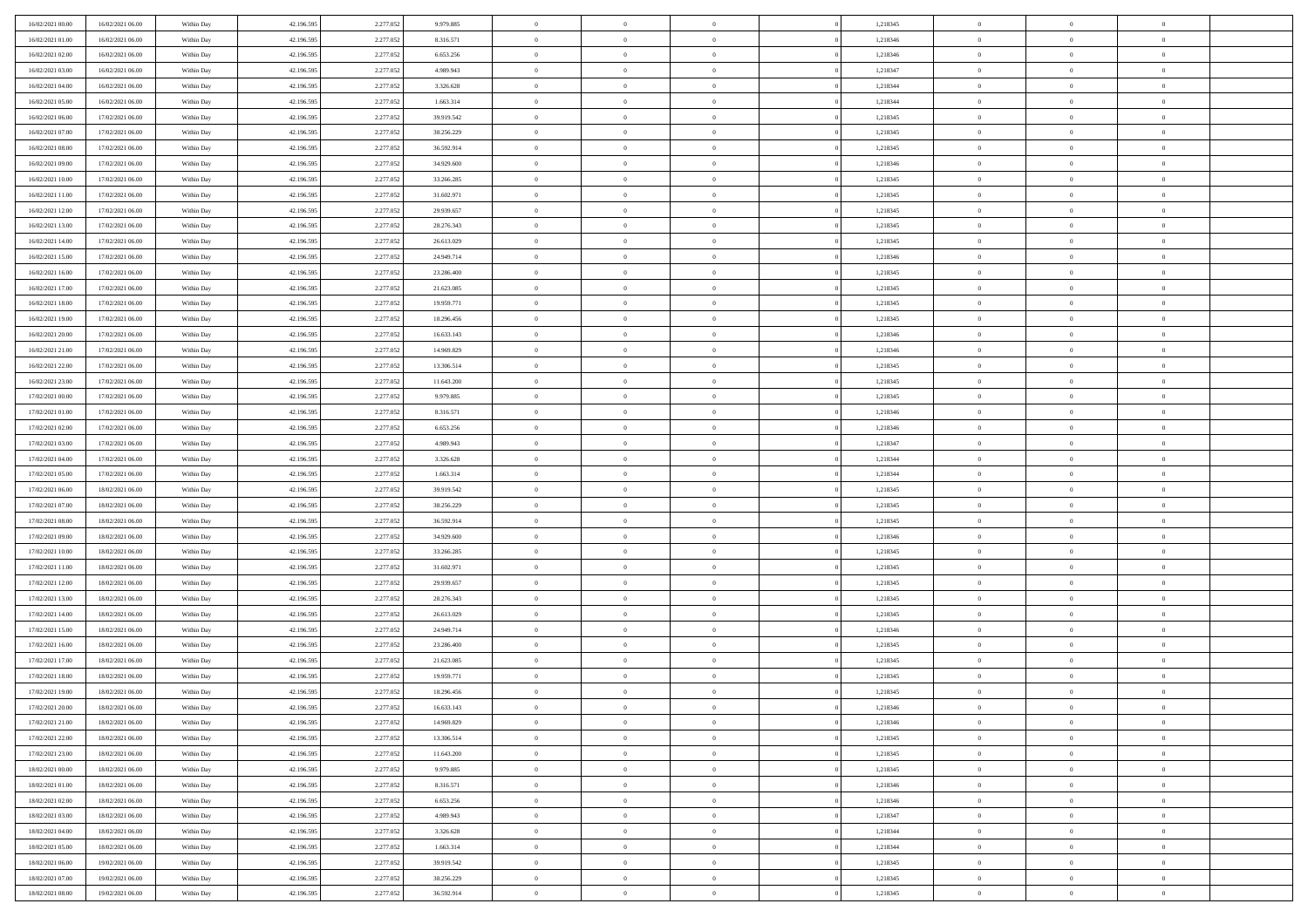| | | | | | | | | | | | | | | |
|---|---|---|---|---|---|---|---|---|---|---|---|---|---|---|
| 16/02/2021 00:00 | 16/02/2021 06:00 | Within Day | 42.196.595 | 2.277.052 | 9.979.885 | 0 | 0 | 0 | | 1,218345 | 0 | 0 | 0 | |
| 16/02/2021 01:00 | 16/02/2021 06:00 | Within Day | 42.196.595 | 2.277.052 | 8.316.571 | 0 | 0 | 0 | | 1,218346 | 0 | 0 | 0 | |
| 16/02/2021 02:00 | 16/02/2021 06:00 | Within Day | 42.196.595 | 2.277.052 | 6.653.256 | 0 | 0 | 0 | | 1,218346 | 0 | 0 | 0 | |
| 16/02/2021 03:00 | 16/02/2021 06:00 | Within Day | 42.196.595 | 2.277.052 | 4.989.943 | 0 | 0 | 0 | | 1,218347 | 0 | 0 | 0 | |
| 16/02/2021 04:00 | 16/02/2021 06:00 | Within Day | 42.196.595 | 2.277.052 | 3.326.628 | 0 | 0 | 0 | | 1,218344 | 0 | 0 | 0 | |
| 16/02/2021 05:00 | 16/02/2021 06:00 | Within Day | 42.196.595 | 2.277.052 | 1.663.314 | 0 | 0 | 0 | | 1,218344 | 0 | 0 | 0 | |
| 16/02/2021 06:00 | 17/02/2021 06:00 | Within Day | 42.196.595 | 2.277.052 | 39.919.542 | 0 | 0 | 0 | | 1,218345 | 0 | 0 | 0 | |
| 16/02/2021 07:00 | 17/02/2021 06:00 | Within Day | 42.196.595 | 2.277.052 | 38.256.229 | 0 | 0 | 0 | | 1,218345 | 0 | 0 | 0 | |
| 16/02/2021 08:00 | 17/02/2021 06:00 | Within Day | 42.196.595 | 2.277.052 | 36.592.914 | 0 | 0 | 0 | | 1,218345 | 0 | 0 | 0 | |
| 16/02/2021 09:00 | 17/02/2021 06:00 | Within Day | 42.196.595 | 2.277.052 | 34.929.600 | 0 | 0 | 0 | | 1,218346 | 0 | 0 | 0 | |
| 16/02/2021 10:00 | 17/02/2021 06:00 | Within Day | 42.196.595 | 2.277.052 | 33.266.285 | 0 | 0 | 0 | | 1,218345 | 0 | 0 | 0 | |
| 16/02/2021 11:00 | 17/02/2021 06:00 | Within Day | 42.196.595 | 2.277.052 | 31.602.971 | 0 | 0 | 0 | | 1,218345 | 0 | 0 | 0 | |
| 16/02/2021 12:00 | 17/02/2021 06:00 | Within Day | 42.196.595 | 2.277.052 | 29.939.657 | 0 | 0 | 0 | | 1,218345 | 0 | 0 | 0 | |
| 16/02/2021 13:00 | 17/02/2021 06:00 | Within Day | 42.196.595 | 2.277.052 | 28.276.343 | 0 | 0 | 0 | | 1,218345 | 0 | 0 | 0 | |
| 16/02/2021 14:00 | 17/02/2021 06:00 | Within Day | 42.196.595 | 2.277.052 | 26.613.029 | 0 | 0 | 0 | | 1,218345 | 0 | 0 | 0 | |
| 16/02/2021 15:00 | 17/02/2021 06:00 | Within Day | 42.196.595 | 2.277.052 | 24.949.714 | 0 | 0 | 0 | | 1,218346 | 0 | 0 | 0 | |
| 16/02/2021 16:00 | 17/02/2021 06:00 | Within Day | 42.196.595 | 2.277.052 | 23.286.400 | 0 | 0 | 0 | | 1,218345 | 0 | 0 | 0 | |
| 16/02/2021 17:00 | 17/02/2021 06:00 | Within Day | 42.196.595 | 2.277.052 | 21.623.085 | 0 | 0 | 0 | | 1,218345 | 0 | 0 | 0 | |
| 16/02/2021 18:00 | 17/02/2021 06:00 | Within Day | 42.196.595 | 2.277.052 | 19.959.771 | 0 | 0 | 0 | | 1,218345 | 0 | 0 | 0 | |
| 16/02/2021 19:00 | 17/02/2021 06:00 | Within Day | 42.196.595 | 2.277.052 | 18.296.456 | 0 | 0 | 0 | | 1,218345 | 0 | 0 | 0 | |
| 16/02/2021 20:00 | 17/02/2021 06:00 | Within Day | 42.196.595 | 2.277.052 | 16.633.143 | 0 | 0 | 0 | | 1,218346 | 0 | 0 | 0 | |
| 16/02/2021 21:00 | 17/02/2021 06:00 | Within Day | 42.196.595 | 2.277.052 | 14.969.829 | 0 | 0 | 0 | | 1,218346 | 0 | 0 | 0 | |
| 16/02/2021 22:00 | 17/02/2021 06:00 | Within Day | 42.196.595 | 2.277.052 | 13.306.514 | 0 | 0 | 0 | | 1,218345 | 0 | 0 | 0 | |
| 16/02/2021 23:00 | 17/02/2021 06:00 | Within Day | 42.196.595 | 2.277.052 | 11.643.200 | 0 | 0 | 0 | | 1,218345 | 0 | 0 | 0 | |
| 17/02/2021 00:00 | 17/02/2021 06:00 | Within Day | 42.196.595 | 2.277.052 | 9.979.885 | 0 | 0 | 0 | | 1,218345 | 0 | 0 | 0 | |
| 17/02/2021 01:00 | 17/02/2021 06:00 | Within Day | 42.196.595 | 2.277.052 | 8.316.571 | 0 | 0 | 0 | | 1,218346 | 0 | 0 | 0 | |
| 17/02/2021 02:00 | 17/02/2021 06:00 | Within Day | 42.196.595 | 2.277.052 | 6.653.256 | 0 | 0 | 0 | | 1,218346 | 0 | 0 | 0 | |
| 17/02/2021 03:00 | 17/02/2021 06:00 | Within Day | 42.196.595 | 2.277.052 | 4.989.943 | 0 | 0 | 0 | | 1,218347 | 0 | 0 | 0 | |
| 17/02/2021 04:00 | 17/02/2021 06:00 | Within Day | 42.196.595 | 2.277.052 | 3.326.628 | 0 | 0 | 0 | | 1,218344 | 0 | 0 | 0 | |
| 17/02/2021 05:00 | 17/02/2021 06:00 | Within Day | 42.196.595 | 2.277.052 | 1.663.314 | 0 | 0 | 0 | | 1,218344 | 0 | 0 | 0 | |
| 17/02/2021 06:00 | 18/02/2021 06:00 | Within Day | 42.196.595 | 2.277.052 | 39.919.542 | 0 | 0 | 0 | | 1,218345 | 0 | 0 | 0 | |
| 17/02/2021 07:00 | 18/02/2021 06:00 | Within Day | 42.196.595 | 2.277.052 | 38.256.229 | 0 | 0 | 0 | | 1,218345 | 0 | 0 | 0 | |
| 17/02/2021 08:00 | 18/02/2021 06:00 | Within Day | 42.196.595 | 2.277.052 | 36.592.914 | 0 | 0 | 0 | | 1,218345 | 0 | 0 | 0 | |
| 17/02/2021 09:00 | 18/02/2021 06:00 | Within Day | 42.196.595 | 2.277.052 | 34.929.600 | 0 | 0 | 0 | | 1,218346 | 0 | 0 | 0 | |
| 17/02/2021 10:00 | 18/02/2021 06:00 | Within Day | 42.196.595 | 2.277.052 | 33.266.285 | 0 | 0 | 0 | | 1,218345 | 0 | 0 | 0 | |
| 17/02/2021 11:00 | 18/02/2021 06:00 | Within Day | 42.196.595 | 2.277.052 | 31.602.971 | 0 | 0 | 0 | | 1,218345 | 0 | 0 | 0 | |
| 17/02/2021 12:00 | 18/02/2021 06:00 | Within Day | 42.196.595 | 2.277.052 | 29.939.657 | 0 | 0 | 0 | | 1,218345 | 0 | 0 | 0 | |
| 17/02/2021 13:00 | 18/02/2021 06:00 | Within Day | 42.196.595 | 2.277.052 | 28.276.343 | 0 | 0 | 0 | | 1,218345 | 0 | 0 | 0 | |
| 17/02/2021 14:00 | 18/02/2021 06:00 | Within Day | 42.196.595 | 2.277.052 | 26.613.029 | 0 | 0 | 0 | | 1,218345 | 0 | 0 | 0 | |
| 17/02/2021 15:00 | 18/02/2021 06:00 | Within Day | 42.196.595 | 2.277.052 | 24.949.714 | 0 | 0 | 0 | | 1,218346 | 0 | 0 | 0 | |
| 17/02/2021 16:00 | 18/02/2021 06:00 | Within Day | 42.196.595 | 2.277.052 | 23.286.400 | 0 | 0 | 0 | | 1,218345 | 0 | 0 | 0 | |
| 17/02/2021 17:00 | 18/02/2021 06:00 | Within Day | 42.196.595 | 2.277.052 | 21.623.085 | 0 | 0 | 0 | | 1,218345 | 0 | 0 | 0 | |
| 17/02/2021 18:00 | 18/02/2021 06:00 | Within Day | 42.196.595 | 2.277.052 | 19.959.771 | 0 | 0 | 0 | | 1,218345 | 0 | 0 | 0 | |
| 17/02/2021 19:00 | 18/02/2021 06:00 | Within Day | 42.196.595 | 2.277.052 | 18.296.456 | 0 | 0 | 0 | | 1,218345 | 0 | 0 | 0 | |
| 17/02/2021 20:00 | 18/02/2021 06:00 | Within Day | 42.196.595 | 2.277.052 | 16.633.143 | 0 | 0 | 0 | | 1,218346 | 0 | 0 | 0 | |
| 17/02/2021 21:00 | 18/02/2021 06:00 | Within Day | 42.196.595 | 2.277.052 | 14.969.829 | 0 | 0 | 0 | | 1,218346 | 0 | 0 | 0 | |
| 17/02/2021 22:00 | 18/02/2021 06:00 | Within Day | 42.196.595 | 2.277.052 | 13.306.514 | 0 | 0 | 0 | | 1,218345 | 0 | 0 | 0 | |
| 17/02/2021 23:00 | 18/02/2021 06:00 | Within Day | 42.196.595 | 2.277.052 | 11.643.200 | 0 | 0 | 0 | | 1,218345 | 0 | 0 | 0 | |
| 18/02/2021 00:00 | 18/02/2021 06:00 | Within Day | 42.196.595 | 2.277.052 | 9.979.885 | 0 | 0 | 0 | | 1,218345 | 0 | 0 | 0 | |
| 18/02/2021 01:00 | 18/02/2021 06:00 | Within Day | 42.196.595 | 2.277.052 | 8.316.571 | 0 | 0 | 0 | | 1,218346 | 0 | 0 | 0 | |
| 18/02/2021 02:00 | 18/02/2021 06:00 | Within Day | 42.196.595 | 2.277.052 | 6.653.256 | 0 | 0 | 0 | | 1,218346 | 0 | 0 | 0 | |
| 18/02/2021 03:00 | 18/02/2021 06:00 | Within Day | 42.196.595 | 2.277.052 | 4.989.943 | 0 | 0 | 0 | | 1,218347 | 0 | 0 | 0 | |
| 18/02/2021 04:00 | 18/02/2021 06:00 | Within Day | 42.196.595 | 2.277.052 | 3.326.628 | 0 | 0 | 0 | | 1,218344 | 0 | 0 | 0 | |
| 18/02/2021 05:00 | 18/02/2021 06:00 | Within Day | 42.196.595 | 2.277.052 | 1.663.314 | 0 | 0 | 0 | | 1,218344 | 0 | 0 | 0 | |
| 18/02/2021 06:00 | 19/02/2021 06:00 | Within Day | 42.196.595 | 2.277.052 | 39.919.542 | 0 | 0 | 0 | | 1,218345 | 0 | 0 | 0 | |
| 18/02/2021 07:00 | 19/02/2021 06:00 | Within Day | 42.196.595 | 2.277.052 | 38.256.229 | 0 | 0 | 0 | | 1,218345 | 0 | 0 | 0 | |
| 18/02/2021 08:00 | 19/02/2021 06:00 | Within Day | 42.196.595 | 2.277.052 | 36.592.914 | 0 | 0 | 0 | | 1,218345 | 0 | 0 | 0 | |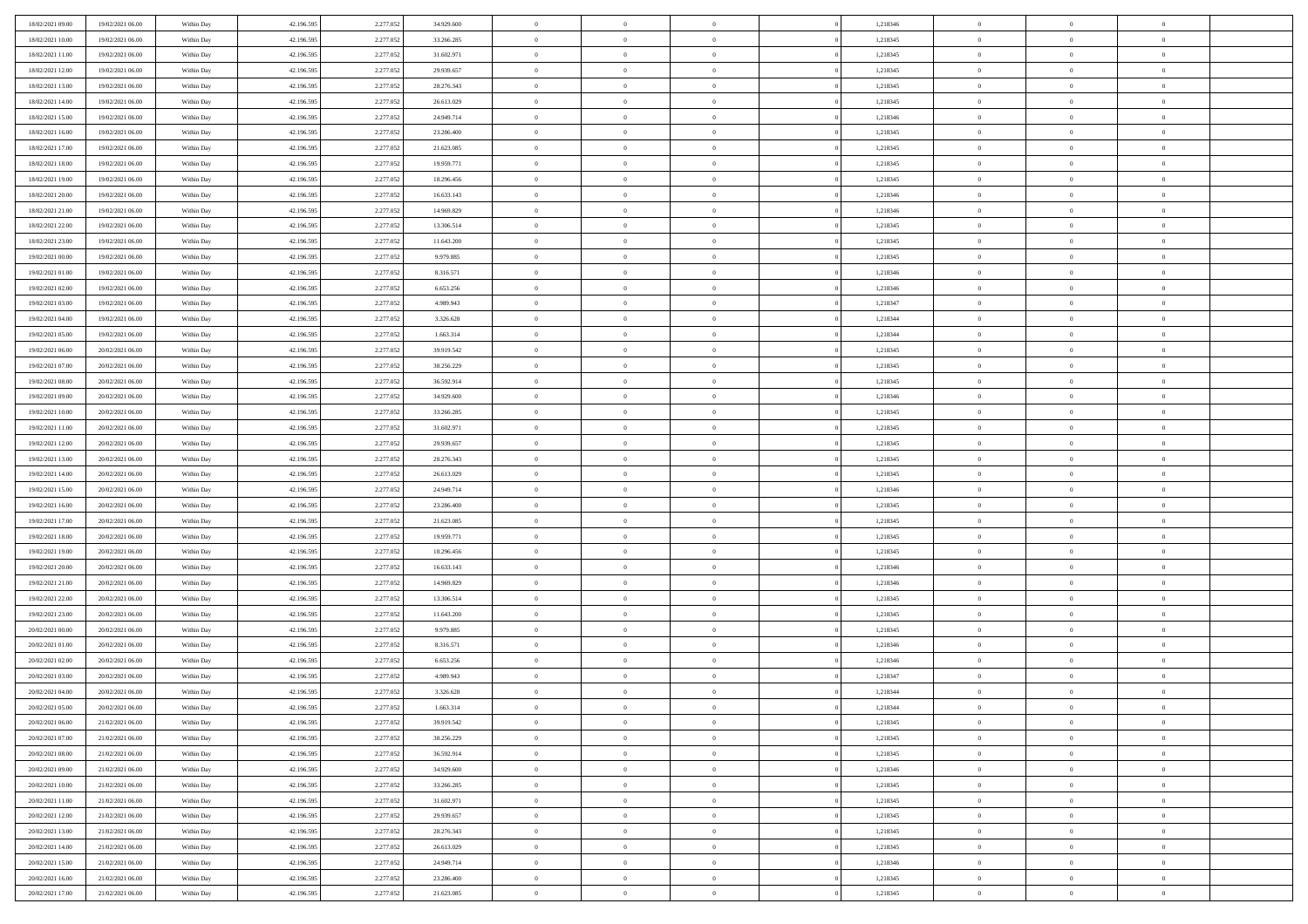| | | | | | | | | | | | | | | |
|---|---|---|---|---|---|---|---|---|---|---|---|---|---|---|
| 18/02/2021 09:00 | 19/02/2021 06:00 | Within Day | 42.196.595 | 2.277.052 | 34.929.600 | 0 | 0 | 0 | | 1,218346 | 0 | 0 | 0 | |
| 18/02/2021 10:00 | 19/02/2021 06:00 | Within Day | 42.196.595 | 2.277.052 | 33.266.285 | 0 | 0 | 0 | | 1,218345 | 0 | 0 | 0 | |
| 18/02/2021 11:00 | 19/02/2021 06:00 | Within Day | 42.196.595 | 2.277.052 | 31.602.971 | 0 | 0 | 0 | | 1,218345 | 0 | 0 | 0 | |
| 18/02/2021 12:00 | 19/02/2021 06:00 | Within Day | 42.196.595 | 2.277.052 | 29.939.657 | 0 | 0 | 0 | | 1,218345 | 0 | 0 | 0 | |
| 18/02/2021 13:00 | 19/02/2021 06:00 | Within Day | 42.196.595 | 2.277.052 | 28.276.343 | 0 | 0 | 0 | | 1,218345 | 0 | 0 | 0 | |
| 18/02/2021 14:00 | 19/02/2021 06:00 | Within Day | 42.196.595 | 2.277.052 | 26.613.029 | 0 | 0 | 0 | | 1,218345 | 0 | 0 | 0 | |
| 18/02/2021 15:00 | 19/02/2021 06:00 | Within Day | 42.196.595 | 2.277.052 | 24.949.714 | 0 | 0 | 0 | | 1,218346 | 0 | 0 | 0 | |
| 18/02/2021 16:00 | 19/02/2021 06:00 | Within Day | 42.196.595 | 2.277.052 | 23.286.400 | 0 | 0 | 0 | | 1,218345 | 0 | 0 | 0 | |
| 18/02/2021 17:00 | 19/02/2021 06:00 | Within Day | 42.196.595 | 2.277.052 | 21.623.085 | 0 | 0 | 0 | | 1,218345 | 0 | 0 | 0 | |
| 18/02/2021 18:00 | 19/02/2021 06:00 | Within Day | 42.196.595 | 2.277.052 | 19.959.771 | 0 | 0 | 0 | | 1,218345 | 0 | 0 | 0 | |
| 18/02/2021 19:00 | 19/02/2021 06:00 | Within Day | 42.196.595 | 2.277.052 | 18.296.456 | 0 | 0 | 0 | | 1,218345 | 0 | 0 | 0 | |
| 18/02/2021 20:00 | 19/02/2021 06:00 | Within Day | 42.196.595 | 2.277.052 | 16.633.143 | 0 | 0 | 0 | | 1,218346 | 0 | 0 | 0 | |
| 18/02/2021 21:00 | 19/02/2021 06:00 | Within Day | 42.196.595 | 2.277.052 | 14.969.829 | 0 | 0 | 0 | | 1,218346 | 0 | 0 | 0 | |
| 18/02/2021 22:00 | 19/02/2021 06:00 | Within Day | 42.196.595 | 2.277.052 | 13.306.514 | 0 | 0 | 0 | | 1,218345 | 0 | 0 | 0 | |
| 18/02/2021 23:00 | 19/02/2021 06:00 | Within Day | 42.196.595 | 2.277.052 | 11.643.200 | 0 | 0 | 0 | | 1,218345 | 0 | 0 | 0 | |
| 19/02/2021 00:00 | 19/02/2021 06:00 | Within Day | 42.196.595 | 2.277.052 | 9.979.885 | 0 | 0 | 0 | | 1,218345 | 0 | 0 | 0 | |
| 19/02/2021 01:00 | 19/02/2021 06:00 | Within Day | 42.196.595 | 2.277.052 | 8.316.571 | 0 | 0 | 0 | | 1,218346 | 0 | 0 | 0 | |
| 19/02/2021 02:00 | 19/02/2021 06:00 | Within Day | 42.196.595 | 2.277.052 | 6.653.256 | 0 | 0 | 0 | | 1,218346 | 0 | 0 | 0 | |
| 19/02/2021 03:00 | 19/02/2021 06:00 | Within Day | 42.196.595 | 2.277.052 | 4.989.943 | 0 | 0 | 0 | | 1,218347 | 0 | 0 | 0 | |
| 19/02/2021 04:00 | 19/02/2021 06:00 | Within Day | 42.196.595 | 2.277.052 | 3.326.628 | 0 | 0 | 0 | | 1,218344 | 0 | 0 | 0 | |
| 19/02/2021 05:00 | 19/02/2021 06:00 | Within Day | 42.196.595 | 2.277.052 | 1.663.314 | 0 | 0 | 0 | | 1,218344 | 0 | 0 | 0 | |
| 19/02/2021 06:00 | 20/02/2021 06:00 | Within Day | 42.196.595 | 2.277.052 | 39.919.542 | 0 | 0 | 0 | | 1,218345 | 0 | 0 | 0 | |
| 19/02/2021 07:00 | 20/02/2021 06:00 | Within Day | 42.196.595 | 2.277.052 | 38.256.229 | 0 | 0 | 0 | | 1,218345 | 0 | 0 | 0 | |
| 19/02/2021 08:00 | 20/02/2021 06:00 | Within Day | 42.196.595 | 2.277.052 | 36.592.914 | 0 | 0 | 0 | | 1,218345 | 0 | 0 | 0 | |
| 19/02/2021 09:00 | 20/02/2021 06:00 | Within Day | 42.196.595 | 2.277.052 | 34.929.600 | 0 | 0 | 0 | | 1,218346 | 0 | 0 | 0 | |
| 19/02/2021 10:00 | 20/02/2021 06:00 | Within Day | 42.196.595 | 2.277.052 | 33.266.285 | 0 | 0 | 0 | | 1,218345 | 0 | 0 | 0 | |
| 19/02/2021 11:00 | 20/02/2021 06:00 | Within Day | 42.196.595 | 2.277.052 | 31.602.971 | 0 | 0 | 0 | | 1,218345 | 0 | 0 | 0 | |
| 19/02/2021 12:00 | 20/02/2021 06:00 | Within Day | 42.196.595 | 2.277.052 | 29.939.657 | 0 | 0 | 0 | | 1,218345 | 0 | 0 | 0 | |
| 19/02/2021 13:00 | 20/02/2021 06:00 | Within Day | 42.196.595 | 2.277.052 | 28.276.343 | 0 | 0 | 0 | | 1,218345 | 0 | 0 | 0 | |
| 19/02/2021 14:00 | 20/02/2021 06:00 | Within Day | 42.196.595 | 2.277.052 | 26.613.029 | 0 | 0 | 0 | | 1,218345 | 0 | 0 | 0 | |
| 19/02/2021 15:00 | 20/02/2021 06:00 | Within Day | 42.196.595 | 2.277.052 | 24.949.714 | 0 | 0 | 0 | | 1,218346 | 0 | 0 | 0 | |
| 19/02/2021 16:00 | 20/02/2021 06:00 | Within Day | 42.196.595 | 2.277.052 | 23.286.400 | 0 | 0 | 0 | | 1,218345 | 0 | 0 | 0 | |
| 19/02/2021 17:00 | 20/02/2021 06:00 | Within Day | 42.196.595 | 2.277.052 | 21.623.085 | 0 | 0 | 0 | | 1,218345 | 0 | 0 | 0 | |
| 19/02/2021 18:00 | 20/02/2021 06:00 | Within Day | 42.196.595 | 2.277.052 | 19.959.771 | 0 | 0 | 0 | | 1,218345 | 0 | 0 | 0 | |
| 19/02/2021 19:00 | 20/02/2021 06:00 | Within Day | 42.196.595 | 2.277.052 | 18.296.456 | 0 | 0 | 0 | | 1,218345 | 0 | 0 | 0 | |
| 19/02/2021 20:00 | 20/02/2021 06:00 | Within Day | 42.196.595 | 2.277.052 | 16.633.143 | 0 | 0 | 0 | | 1,218346 | 0 | 0 | 0 | |
| 19/02/2021 21:00 | 20/02/2021 06:00 | Within Day | 42.196.595 | 2.277.052 | 14.969.829 | 0 | 0 | 0 | | 1,218346 | 0 | 0 | 0 | |
| 19/02/2021 22:00 | 20/02/2021 06:00 | Within Day | 42.196.595 | 2.277.052 | 13.306.514 | 0 | 0 | 0 | | 1,218345 | 0 | 0 | 0 | |
| 19/02/2021 23:00 | 20/02/2021 06:00 | Within Day | 42.196.595 | 2.277.052 | 11.643.200 | 0 | 0 | 0 | | 1,218345 | 0 | 0 | 0 | |
| 20/02/2021 00:00 | 20/02/2021 06:00 | Within Day | 42.196.595 | 2.277.052 | 9.979.885 | 0 | 0 | 0 | | 1,218345 | 0 | 0 | 0 | |
| 20/02/2021 01:00 | 20/02/2021 06:00 | Within Day | 42.196.595 | 2.277.052 | 8.316.571 | 0 | 0 | 0 | | 1,218346 | 0 | 0 | 0 | |
| 20/02/2021 02:00 | 20/02/2021 06:00 | Within Day | 42.196.595 | 2.277.052 | 6.653.256 | 0 | 0 | 0 | | 1,218346 | 0 | 0 | 0 | |
| 20/02/2021 03:00 | 20/02/2021 06:00 | Within Day | 42.196.595 | 2.277.052 | 4.989.943 | 0 | 0 | 0 | | 1,218347 | 0 | 0 | 0 | |
| 20/02/2021 04:00 | 20/02/2021 06:00 | Within Day | 42.196.595 | 2.277.052 | 3.326.628 | 0 | 0 | 0 | | 1,218344 | 0 | 0 | 0 | |
| 20/02/2021 05:00 | 20/02/2021 06:00 | Within Day | 42.196.595 | 2.277.052 | 1.663.314 | 0 | 0 | 0 | | 1,218344 | 0 | 0 | 0 | |
| 20/02/2021 06:00 | 21/02/2021 06:00 | Within Day | 42.196.595 | 2.277.052 | 39.919.542 | 0 | 0 | 0 | | 1,218345 | 0 | 0 | 0 | |
| 20/02/2021 07:00 | 21/02/2021 06:00 | Within Day | 42.196.595 | 2.277.052 | 38.256.229 | 0 | 0 | 0 | | 1,218345 | 0 | 0 | 0 | |
| 20/02/2021 08:00 | 21/02/2021 06:00 | Within Day | 42.196.595 | 2.277.052 | 36.592.914 | 0 | 0 | 0 | | 1,218345 | 0 | 0 | 0 | |
| 20/02/2021 09:00 | 21/02/2021 06:00 | Within Day | 42.196.595 | 2.277.052 | 34.929.600 | 0 | 0 | 0 | | 1,218346 | 0 | 0 | 0 | |
| 20/02/2021 10:00 | 21/02/2021 06:00 | Within Day | 42.196.595 | 2.277.052 | 33.266.285 | 0 | 0 | 0 | | 1,218345 | 0 | 0 | 0 | |
| 20/02/2021 11:00 | 21/02/2021 06:00 | Within Day | 42.196.595 | 2.277.052 | 31.602.971 | 0 | 0 | 0 | | 1,218345 | 0 | 0 | 0 | |
| 20/02/2021 12:00 | 21/02/2021 06:00 | Within Day | 42.196.595 | 2.277.052 | 29.939.657 | 0 | 0 | 0 | | 1,218345 | 0 | 0 | 0 | |
| 20/02/2021 13:00 | 21/02/2021 06:00 | Within Day | 42.196.595 | 2.277.052 | 28.276.343 | 0 | 0 | 0 | | 1,218345 | 0 | 0 | 0 | |
| 20/02/2021 14:00 | 21/02/2021 06:00 | Within Day | 42.196.595 | 2.277.052 | 26.613.029 | 0 | 0 | 0 | | 1,218345 | 0 | 0 | 0 | |
| 20/02/2021 15:00 | 21/02/2021 06:00 | Within Day | 42.196.595 | 2.277.052 | 24.949.714 | 0 | 0 | 0 | | 1,218346 | 0 | 0 | 0 | |
| 20/02/2021 16:00 | 21/02/2021 06:00 | Within Day | 42.196.595 | 2.277.052 | 23.286.400 | 0 | 0 | 0 | | 1,218345 | 0 | 0 | 0 | |
| 20/02/2021 17:00 | 21/02/2021 06:00 | Within Day | 42.196.595 | 2.277.052 | 21.623.085 | 0 | 0 | 0 | | 1,218345 | 0 | 0 | 0 | |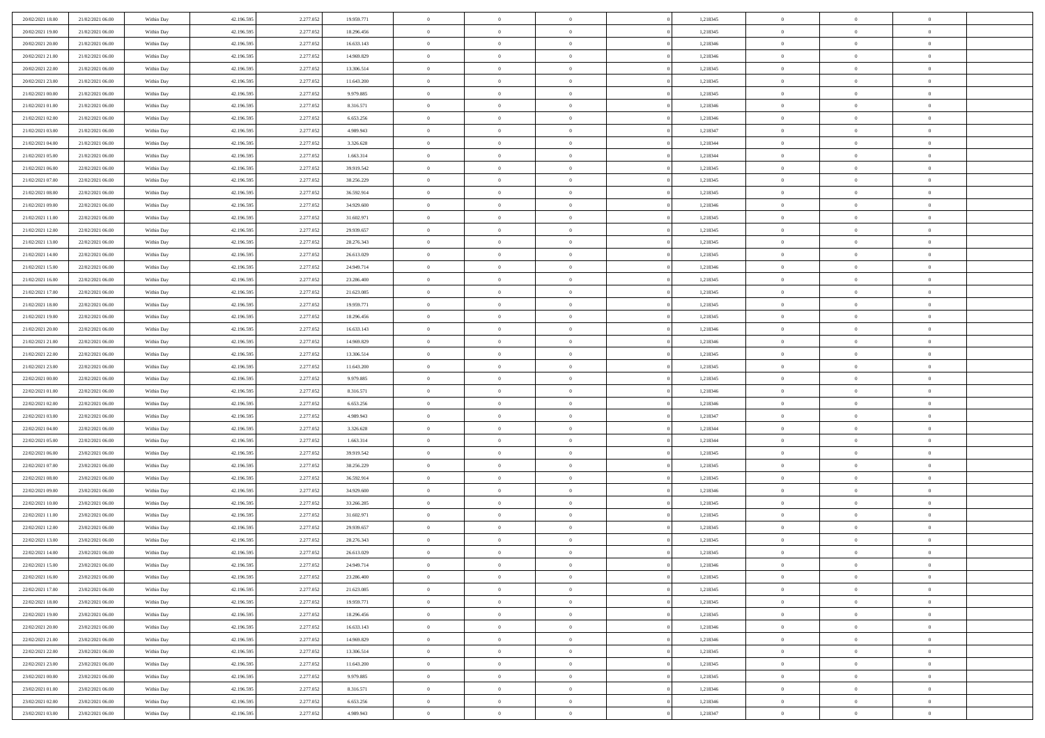| | | | | | | | | | | | | | | |
|---|---|---|---|---|---|---|---|---|---|---|---|---|---|---|
| 20/02/2021 18:00 | 21/02/2021 06:00 | Within Day | 42.196.595 | 2.277.052 | 19.959.771 | 0 | 0 | 0 | | 1,218345 | 0 | 0 | 0 | |
| 20/02/2021 19:00 | 21/02/2021 06:00 | Within Day | 42.196.595 | 2.277.052 | 18.296.456 | 0 | 0 | 0 | | 1,218345 | 0 | 0 | 0 | |
| 20/02/2021 20:00 | 21/02/2021 06:00 | Within Day | 42.196.595 | 2.277.052 | 16.633.143 | 0 | 0 | 0 | | 1,218346 | 0 | 0 | 0 | |
| 20/02/2021 21:00 | 21/02/2021 06:00 | Within Day | 42.196.595 | 2.277.052 | 14.969.829 | 0 | 0 | 0 | | 1,218346 | 0 | 0 | 0 | |
| 20/02/2021 22:00 | 21/02/2021 06:00 | Within Day | 42.196.595 | 2.277.052 | 13.306.514 | 0 | 0 | 0 | | 1,218345 | 0 | 0 | 0 | |
| 20/02/2021 23:00 | 21/02/2021 06:00 | Within Day | 42.196.595 | 2.277.052 | 11.643.200 | 0 | 0 | 0 | | 1,218345 | 0 | 0 | 0 | |
| 21/02/2021 00:00 | 21/02/2021 06:00 | Within Day | 42.196.595 | 2.277.052 | 9.979.885 | 0 | 0 | 0 | | 1,218345 | 0 | 0 | 0 | |
| 21/02/2021 01:00 | 21/02/2021 06:00 | Within Day | 42.196.595 | 2.277.052 | 8.316.571 | 0 | 0 | 0 | | 1,218346 | 0 | 0 | 0 | |
| 21/02/2021 02:00 | 21/02/2021 06:00 | Within Day | 42.196.595 | 2.277.052 | 6.653.256 | 0 | 0 | 0 | | 1,218346 | 0 | 0 | 0 | |
| 21/02/2021 03:00 | 21/02/2021 06:00 | Within Day | 42.196.595 | 2.277.052 | 4.989.943 | 0 | 0 | 0 | | 1,218347 | 0 | 0 | 0 | |
| 21/02/2021 04:00 | 21/02/2021 06:00 | Within Day | 42.196.595 | 2.277.052 | 3.326.628 | 0 | 0 | 0 | | 1,218344 | 0 | 0 | 0 | |
| 21/02/2021 05:00 | 21/02/2021 06:00 | Within Day | 42.196.595 | 2.277.052 | 1.663.314 | 0 | 0 | 0 | | 1,218344 | 0 | 0 | 0 | |
| 21/02/2021 06:00 | 22/02/2021 06:00 | Within Day | 42.196.595 | 2.277.052 | 39.919.542 | 0 | 0 | 0 | | 1,218345 | 0 | 0 | 0 | |
| 21/02/2021 07:00 | 22/02/2021 06:00 | Within Day | 42.196.595 | 2.277.052 | 38.256.229 | 0 | 0 | 0 | | 1,218345 | 0 | 0 | 0 | |
| 21/02/2021 08:00 | 22/02/2021 06:00 | Within Day | 42.196.595 | 2.277.052 | 36.592.914 | 0 | 0 | 0 | | 1,218345 | 0 | 0 | 0 | |
| 21/02/2021 09:00 | 22/02/2021 06:00 | Within Day | 42.196.595 | 2.277.052 | 34.929.600 | 0 | 0 | 0 | | 1,218346 | 0 | 0 | 0 | |
| 21/02/2021 11:00 | 22/02/2021 06:00 | Within Day | 42.196.595 | 2.277.052 | 31.602.971 | 0 | 0 | 0 | | 1,218345 | 0 | 0 | 0 | |
| 21/02/2021 12:00 | 22/02/2021 06:00 | Within Day | 42.196.595 | 2.277.052 | 29.939.657 | 0 | 0 | 0 | | 1,218345 | 0 | 0 | 0 | |
| 21/02/2021 13:00 | 22/02/2021 06:00 | Within Day | 42.196.595 | 2.277.052 | 28.276.343 | 0 | 0 | 0 | | 1,218345 | 0 | 0 | 0 | |
| 21/02/2021 14:00 | 22/02/2021 06:00 | Within Day | 42.196.595 | 2.277.052 | 26.613.029 | 0 | 0 | 0 | | 1,218345 | 0 | 0 | 0 | |
| 21/02/2021 15:00 | 22/02/2021 06:00 | Within Day | 42.196.595 | 2.277.052 | 24.949.714 | 0 | 0 | 0 | | 1,218346 | 0 | 0 | 0 | |
| 21/02/2021 16:00 | 22/02/2021 06:00 | Within Day | 42.196.595 | 2.277.052 | 23.286.400 | 0 | 0 | 0 | | 1,218345 | 0 | 0 | 0 | |
| 21/02/2021 17:00 | 22/02/2021 06:00 | Within Day | 42.196.595 | 2.277.052 | 21.623.085 | 0 | 0 | 0 | | 1,218345 | 0 | 0 | 0 | |
| 21/02/2021 18:00 | 22/02/2021 06:00 | Within Day | 42.196.595 | 2.277.052 | 19.959.771 | 0 | 0 | 0 | | 1,218345 | 0 | 0 | 0 | |
| 21/02/2021 19:00 | 22/02/2021 06:00 | Within Day | 42.196.595 | 2.277.052 | 18.296.456 | 0 | 0 | 0 | | 1,218345 | 0 | 0 | 0 | |
| 21/02/2021 20:00 | 22/02/2021 06:00 | Within Day | 42.196.595 | 2.277.052 | 16.633.143 | 0 | 0 | 0 | | 1,218346 | 0 | 0 | 0 | |
| 21/02/2021 21:00 | 22/02/2021 06:00 | Within Day | 42.196.595 | 2.277.052 | 14.969.829 | 0 | 0 | 0 | | 1,218346 | 0 | 0 | 0 | |
| 21/02/2021 22:00 | 22/02/2021 06:00 | Within Day | 42.196.595 | 2.277.052 | 13.306.514 | 0 | 0 | 0 | | 1,218345 | 0 | 0 | 0 | |
| 21/02/2021 23:00 | 22/02/2021 06:00 | Within Day | 42.196.595 | 2.277.052 | 11.643.200 | 0 | 0 | 0 | | 1,218345 | 0 | 0 | 0 | |
| 22/02/2021 00:00 | 22/02/2021 06:00 | Within Day | 42.196.595 | 2.277.052 | 9.979.885 | 0 | 0 | 0 | | 1,218345 | 0 | 0 | 0 | |
| 22/02/2021 01:00 | 22/02/2021 06:00 | Within Day | 42.196.595 | 2.277.052 | 8.316.571 | 0 | 0 | 0 | | 1,218346 | 0 | 0 | 0 | |
| 22/02/2021 02:00 | 22/02/2021 06:00 | Within Day | 42.196.595 | 2.277.052 | 6.653.256 | 0 | 0 | 0 | | 1,218346 | 0 | 0 | 0 | |
| 22/02/2021 03:00 | 22/02/2021 06:00 | Within Day | 42.196.595 | 2.277.052 | 4.989.943 | 0 | 0 | 0 | | 1,218347 | 0 | 0 | 0 | |
| 22/02/2021 04:00 | 22/02/2021 06:00 | Within Day | 42.196.595 | 2.277.052 | 3.326.628 | 0 | 0 | 0 | | 1,218344 | 0 | 0 | 0 | |
| 22/02/2021 05:00 | 22/02/2021 06:00 | Within Day | 42.196.595 | 2.277.052 | 1.663.314 | 0 | 0 | 0 | | 1,218344 | 0 | 0 | 0 | |
| 22/02/2021 06:00 | 23/02/2021 06:00 | Within Day | 42.196.595 | 2.277.052 | 39.919.542 | 0 | 0 | 0 | | 1,218345 | 0 | 0 | 0 | |
| 22/02/2021 07:00 | 23/02/2021 06:00 | Within Day | 42.196.595 | 2.277.052 | 38.256.229 | 0 | 0 | 0 | | 1,218345 | 0 | 0 | 0 | |
| 22/02/2021 08:00 | 23/02/2021 06:00 | Within Day | 42.196.595 | 2.277.052 | 36.592.914 | 0 | 0 | 0 | | 1,218345 | 0 | 0 | 0 | |
| 22/02/2021 09:00 | 23/02/2021 06:00 | Within Day | 42.196.595 | 2.277.052 | 34.929.600 | 0 | 0 | 0 | | 1,218346 | 0 | 0 | 0 | |
| 22/02/2021 10:00 | 23/02/2021 06:00 | Within Day | 42.196.595 | 2.277.052 | 33.266.285 | 0 | 0 | 0 | | 1,218345 | 0 | 0 | 0 | |
| 22/02/2021 11:00 | 23/02/2021 06:00 | Within Day | 42.196.595 | 2.277.052 | 31.602.971 | 0 | 0 | 0 | | 1,218345 | 0 | 0 | 0 | |
| 22/02/2021 12:00 | 23/02/2021 06:00 | Within Day | 42.196.595 | 2.277.052 | 29.939.657 | 0 | 0 | 0 | | 1,218345 | 0 | 0 | 0 | |
| 22/02/2021 13:00 | 23/02/2021 06:00 | Within Day | 42.196.595 | 2.277.052 | 28.276.343 | 0 | 0 | 0 | | 1,218345 | 0 | 0 | 0 | |
| 22/02/2021 14:00 | 23/02/2021 06:00 | Within Day | 42.196.595 | 2.277.052 | 26.613.029 | 0 | 0 | 0 | | 1,218345 | 0 | 0 | 0 | |
| 22/02/2021 15:00 | 23/02/2021 06:00 | Within Day | 42.196.595 | 2.277.052 | 24.949.714 | 0 | 0 | 0 | | 1,218346 | 0 | 0 | 0 | |
| 22/02/2021 16:00 | 23/02/2021 06:00 | Within Day | 42.196.595 | 2.277.052 | 23.286.400 | 0 | 0 | 0 | | 1,218345 | 0 | 0 | 0 | |
| 22/02/2021 17:00 | 23/02/2021 06:00 | Within Day | 42.196.595 | 2.277.052 | 21.623.085 | 0 | 0 | 0 | | 1,218345 | 0 | 0 | 0 | |
| 22/02/2021 18:00 | 23/02/2021 06:00 | Within Day | 42.196.595 | 2.277.052 | 19.959.771 | 0 | 0 | 0 | | 1,218345 | 0 | 0 | 0 | |
| 22/02/2021 19:00 | 23/02/2021 06:00 | Within Day | 42.196.595 | 2.277.052 | 18.296.456 | 0 | 0 | 0 | | 1,218345 | 0 | 0 | 0 | |
| 22/02/2021 20:00 | 23/02/2021 06:00 | Within Day | 42.196.595 | 2.277.052 | 16.633.143 | 0 | 0 | 0 | | 1,218346 | 0 | 0 | 0 | |
| 22/02/2021 21:00 | 23/02/2021 06:00 | Within Day | 42.196.595 | 2.277.052 | 14.969.829 | 0 | 0 | 0 | | 1,218346 | 0 | 0 | 0 | |
| 22/02/2021 22:00 | 23/02/2021 06:00 | Within Day | 42.196.595 | 2.277.052 | 13.306.514 | 0 | 0 | 0 | | 1,218345 | 0 | 0 | 0 | |
| 22/02/2021 23:00 | 23/02/2021 06:00 | Within Day | 42.196.595 | 2.277.052 | 11.643.200 | 0 | 0 | 0 | | 1,218345 | 0 | 0 | 0 | |
| 23/02/2021 00:00 | 23/02/2021 06:00 | Within Day | 42.196.595 | 2.277.052 | 9.979.885 | 0 | 0 | 0 | | 1,218345 | 0 | 0 | 0 | |
| 23/02/2021 01:00 | 23/02/2021 06:00 | Within Day | 42.196.595 | 2.277.052 | 8.316.571 | 0 | 0 | 0 | | 1,218346 | 0 | 0 | 0 | |
| 23/02/2021 02:00 | 23/02/2021 06:00 | Within Day | 42.196.595 | 2.277.052 | 6.653.256 | 0 | 0 | 0 | | 1,218346 | 0 | 0 | 0 | |
| 23/02/2021 03:00 | 23/02/2021 06:00 | Within Day | 42.196.595 | 2.277.052 | 4.989.943 | 0 | 0 | 0 | | 1,218347 | 0 | 0 | 0 | |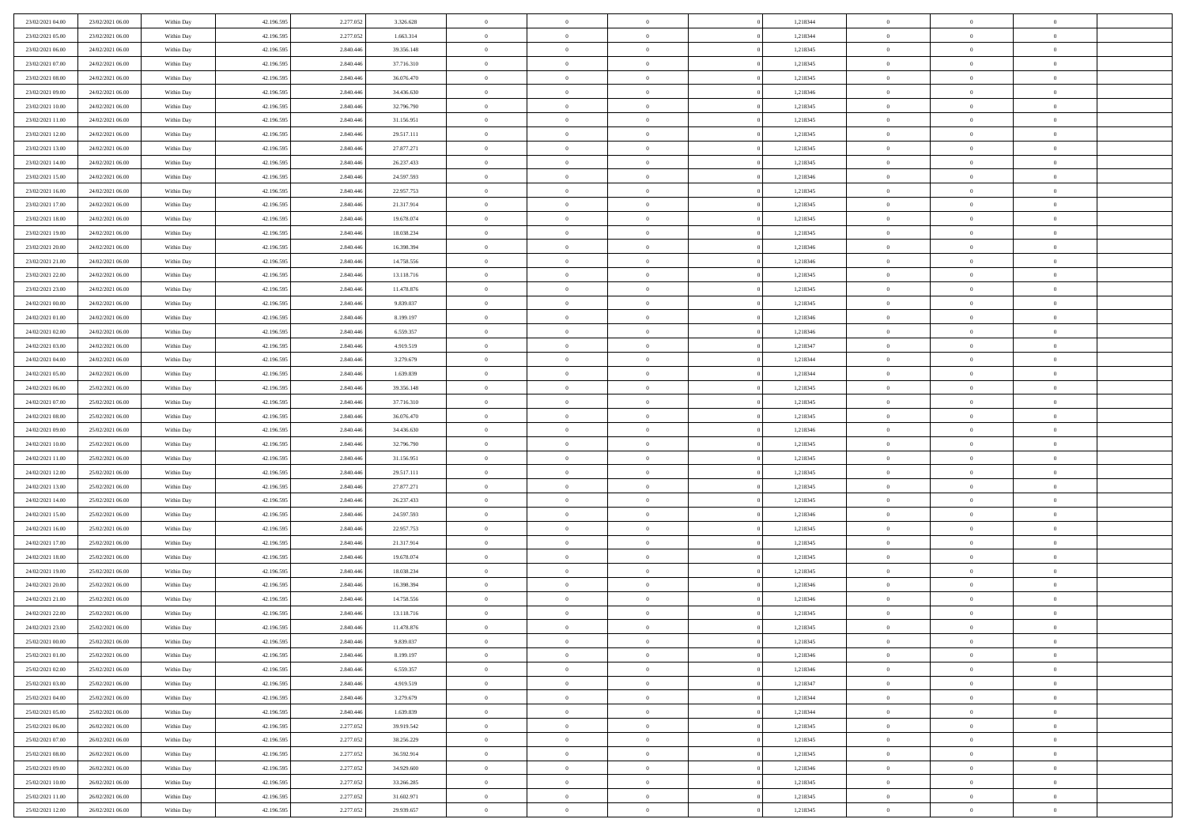| | | | | | | | | | | | | | | |
|---|---|---|---|---|---|---|---|---|---|---|---|---|---|---|
| 23/02/2021 04:00 | 23/02/2021 06:00 | Within Day | 42.196.595 | 2.277.052 | 3.326.628 | 0 | 0 | 0 | | 1,218344 | 0 | 0 | 0 | |
| 23/02/2021 05:00 | 23/02/2021 06:00 | Within Day | 42.196.595 | 2.277.052 | 1.663.314 | 0 | 0 | 0 | | 1,218344 | 0 | 0 | 0 | |
| 23/02/2021 06:00 | 24/02/2021 06:00 | Within Day | 42.196.595 | 2.840.446 | 39.356.148 | 0 | 0 | 0 | | 1,218345 | 0 | 0 | 0 | |
| 23/02/2021 07:00 | 24/02/2021 06:00 | Within Day | 42.196.595 | 2.840.446 | 37.716.310 | 0 | 0 | 0 | | 1,218345 | 0 | 0 | 0 | |
| 23/02/2021 08:00 | 24/02/2021 06:00 | Within Day | 42.196.595 | 2.840.446 | 36.076.470 | 0 | 0 | 0 | | 1,218345 | 0 | 0 | 0 | |
| 23/02/2021 09:00 | 24/02/2021 06:00 | Within Day | 42.196.595 | 2.840.446 | 34.436.630 | 0 | 0 | 0 | | 1,218346 | 0 | 0 | 0 | |
| 23/02/2021 10:00 | 24/02/2021 06:00 | Within Day | 42.196.595 | 2.840.446 | 32.796.790 | 0 | 0 | 0 | | 1,218345 | 0 | 0 | 0 | |
| 23/02/2021 11:00 | 24/02/2021 06:00 | Within Day | 42.196.595 | 2.840.446 | 31.156.951 | 0 | 0 | 0 | | 1,218345 | 0 | 0 | 0 | |
| 23/02/2021 12:00 | 24/02/2021 06:00 | Within Day | 42.196.595 | 2.840.446 | 29.517.111 | 0 | 0 | 0 | | 1,218345 | 0 | 0 | 0 | |
| 23/02/2021 13:00 | 24/02/2021 06:00 | Within Day | 42.196.595 | 2.840.446 | 27.877.271 | 0 | 0 | 0 | | 1,218345 | 0 | 0 | 0 | |
| 23/02/2021 14:00 | 24/02/2021 06:00 | Within Day | 42.196.595 | 2.840.446 | 26.237.433 | 0 | 0 | 0 | | 1,218345 | 0 | 0 | 0 | |
| 23/02/2021 15:00 | 24/02/2021 06:00 | Within Day | 42.196.595 | 2.840.446 | 24.597.593 | 0 | 0 | 0 | | 1,218346 | 0 | 0 | 0 | |
| 23/02/2021 16:00 | 24/02/2021 06:00 | Within Day | 42.196.595 | 2.840.446 | 22.957.753 | 0 | 0 | 0 | | 1,218345 | 0 | 0 | 0 | |
| 23/02/2021 17:00 | 24/02/2021 06:00 | Within Day | 42.196.595 | 2.840.446 | 21.317.914 | 0 | 0 | 0 | | 1,218345 | 0 | 0 | 0 | |
| 23/02/2021 18:00 | 24/02/2021 06:00 | Within Day | 42.196.595 | 2.840.446 | 19.678.074 | 0 | 0 | 0 | | 1,218345 | 0 | 0 | 0 | |
| 23/02/2021 19:00 | 24/02/2021 06:00 | Within Day | 42.196.595 | 2.840.446 | 18.038.234 | 0 | 0 | 0 | | 1,218345 | 0 | 0 | 0 | |
| 23/02/2021 20:00 | 24/02/2021 06:00 | Within Day | 42.196.595 | 2.840.446 | 16.398.394 | 0 | 0 | 0 | | 1,218346 | 0 | 0 | 0 | |
| 23/02/2021 21:00 | 24/02/2021 06:00 | Within Day | 42.196.595 | 2.840.446 | 14.758.556 | 0 | 0 | 0 | | 1,218346 | 0 | 0 | 0 | |
| 23/02/2021 22:00 | 24/02/2021 06:00 | Within Day | 42.196.595 | 2.840.446 | 13.118.716 | 0 | 0 | 0 | | 1,218345 | 0 | 0 | 0 | |
| 23/02/2021 23:00 | 24/02/2021 06:00 | Within Day | 42.196.595 | 2.840.446 | 11.478.876 | 0 | 0 | 0 | | 1,218345 | 0 | 0 | 0 | |
| 24/02/2021 00:00 | 24/02/2021 06:00 | Within Day | 42.196.595 | 2.840.446 | 9.839.037 | 0 | 0 | 0 | | 1,218345 | 0 | 0 | 0 | |
| 24/02/2021 01:00 | 24/02/2021 06:00 | Within Day | 42.196.595 | 2.840.446 | 8.199.197 | 0 | 0 | 0 | | 1,218346 | 0 | 0 | 0 | |
| 24/02/2021 02:00 | 24/02/2021 06:00 | Within Day | 42.196.595 | 2.840.446 | 6.559.357 | 0 | 0 | 0 | | 1,218346 | 0 | 0 | 0 | |
| 24/02/2021 03:00 | 24/02/2021 06:00 | Within Day | 42.196.595 | 2.840.446 | 4.919.519 | 0 | 0 | 0 | | 1,218347 | 0 | 0 | 0 | |
| 24/02/2021 04:00 | 24/02/2021 06:00 | Within Day | 42.196.595 | 2.840.446 | 3.279.679 | 0 | 0 | 0 | | 1,218344 | 0 | 0 | 0 | |
| 24/02/2021 05:00 | 24/02/2021 06:00 | Within Day | 42.196.595 | 2.840.446 | 1.639.839 | 0 | 0 | 0 | | 1,218344 | 0 | 0 | 0 | |
| 24/02/2021 06:00 | 25/02/2021 06:00 | Within Day | 42.196.595 | 2.840.446 | 39.356.148 | 0 | 0 | 0 | | 1,218345 | 0 | 0 | 0 | |
| 24/02/2021 07:00 | 25/02/2021 06:00 | Within Day | 42.196.595 | 2.840.446 | 37.716.310 | 0 | 0 | 0 | | 1,218345 | 0 | 0 | 0 | |
| 24/02/2021 08:00 | 25/02/2021 06:00 | Within Day | 42.196.595 | 2.840.446 | 36.076.470 | 0 | 0 | 0 | | 1,218345 | 0 | 0 | 0 | |
| 24/02/2021 09:00 | 25/02/2021 06:00 | Within Day | 42.196.595 | 2.840.446 | 34.436.630 | 0 | 0 | 0 | | 1,218346 | 0 | 0 | 0 | |
| 24/02/2021 10:00 | 25/02/2021 06:00 | Within Day | 42.196.595 | 2.840.446 | 32.796.790 | 0 | 0 | 0 | | 1,218345 | 0 | 0 | 0 | |
| 24/02/2021 11:00 | 25/02/2021 06:00 | Within Day | 42.196.595 | 2.840.446 | 31.156.951 | 0 | 0 | 0 | | 1,218345 | 0 | 0 | 0 | |
| 24/02/2021 12:00 | 25/02/2021 06:00 | Within Day | 42.196.595 | 2.840.446 | 29.517.111 | 0 | 0 | 0 | | 1,218345 | 0 | 0 | 0 | |
| 24/02/2021 13:00 | 25/02/2021 06:00 | Within Day | 42.196.595 | 2.840.446 | 27.877.271 | 0 | 0 | 0 | | 1,218345 | 0 | 0 | 0 | |
| 24/02/2021 14:00 | 25/02/2021 06:00 | Within Day | 42.196.595 | 2.840.446 | 26.237.433 | 0 | 0 | 0 | | 1,218345 | 0 | 0 | 0 | |
| 24/02/2021 15:00 | 25/02/2021 06:00 | Within Day | 42.196.595 | 2.840.446 | 24.597.593 | 0 | 0 | 0 | | 1,218346 | 0 | 0 | 0 | |
| 24/02/2021 16:00 | 25/02/2021 06:00 | Within Day | 42.196.595 | 2.840.446 | 22.957.753 | 0 | 0 | 0 | | 1,218345 | 0 | 0 | 0 | |
| 24/02/2021 17:00 | 25/02/2021 06:00 | Within Day | 42.196.595 | 2.840.446 | 21.317.914 | 0 | 0 | 0 | | 1,218345 | 0 | 0 | 0 | |
| 24/02/2021 18:00 | 25/02/2021 06:00 | Within Day | 42.196.595 | 2.840.446 | 19.678.074 | 0 | 0 | 0 | | 1,218345 | 0 | 0 | 0 | |
| 24/02/2021 19:00 | 25/02/2021 06:00 | Within Day | 42.196.595 | 2.840.446 | 18.038.234 | 0 | 0 | 0 | | 1,218345 | 0 | 0 | 0 | |
| 24/02/2021 20:00 | 25/02/2021 06:00 | Within Day | 42.196.595 | 2.840.446 | 16.398.394 | 0 | 0 | 0 | | 1,218346 | 0 | 0 | 0 | |
| 24/02/2021 21:00 | 25/02/2021 06:00 | Within Day | 42.196.595 | 2.840.446 | 14.758.556 | 0 | 0 | 0 | | 1,218346 | 0 | 0 | 0 | |
| 24/02/2021 22:00 | 25/02/2021 06:00 | Within Day | 42.196.595 | 2.840.446 | 13.118.716 | 0 | 0 | 0 | | 1,218345 | 0 | 0 | 0 | |
| 24/02/2021 23:00 | 25/02/2021 06:00 | Within Day | 42.196.595 | 2.840.446 | 11.478.876 | 0 | 0 | 0 | | 1,218345 | 0 | 0 | 0 | |
| 25/02/2021 00:00 | 25/02/2021 06:00 | Within Day | 42.196.595 | 2.840.446 | 9.839.037 | 0 | 0 | 0 | | 1,218345 | 0 | 0 | 0 | |
| 25/02/2021 01:00 | 25/02/2021 06:00 | Within Day | 42.196.595 | 2.840.446 | 8.199.197 | 0 | 0 | 0 | | 1,218346 | 0 | 0 | 0 | |
| 25/02/2021 02:00 | 25/02/2021 06:00 | Within Day | 42.196.595 | 2.840.446 | 6.559.357 | 0 | 0 | 0 | | 1,218346 | 0 | 0 | 0 | |
| 25/02/2021 03:00 | 25/02/2021 06:00 | Within Day | 42.196.595 | 2.840.446 | 4.919.519 | 0 | 0 | 0 | | 1,218347 | 0 | 0 | 0 | |
| 25/02/2021 04:00 | 25/02/2021 06:00 | Within Day | 42.196.595 | 2.840.446 | 3.279.679 | 0 | 0 | 0 | | 1,218344 | 0 | 0 | 0 | |
| 25/02/2021 05:00 | 25/02/2021 06:00 | Within Day | 42.196.595 | 2.840.446 | 1.639.839 | 0 | 0 | 0 | | 1,218344 | 0 | 0 | 0 | |
| 25/02/2021 06:00 | 26/02/2021 06:00 | Within Day | 42.196.595 | 2.277.052 | 39.919.542 | 0 | 0 | 0 | | 1,218345 | 0 | 0 | 0 | |
| 25/02/2021 07:00 | 26/02/2021 06:00 | Within Day | 42.196.595 | 2.277.052 | 38.256.229 | 0 | 0 | 0 | | 1,218345 | 0 | 0 | 0 | |
| 25/02/2021 08:00 | 26/02/2021 06:00 | Within Day | 42.196.595 | 2.277.052 | 36.592.914 | 0 | 0 | 0 | | 1,218345 | 0 | 0 | 0 | |
| 25/02/2021 09:00 | 26/02/2021 06:00 | Within Day | 42.196.595 | 2.277.052 | 34.929.600 | 0 | 0 | 0 | | 1,218346 | 0 | 0 | 0 | |
| 25/02/2021 10:00 | 26/02/2021 06:00 | Within Day | 42.196.595 | 2.277.052 | 33.266.285 | 0 | 0 | 0 | | 1,218345 | 0 | 0 | 0 | |
| 25/02/2021 11:00 | 26/02/2021 06:00 | Within Day | 42.196.595 | 2.277.052 | 31.602.971 | 0 | 0 | 0 | | 1,218345 | 0 | 0 | 0 | |
| 25/02/2021 12:00 | 26/02/2021 06:00 | Within Day | 42.196.595 | 2.277.052 | 29.939.657 | 0 | 0 | 0 | | 1,218345 | 0 | 0 | 0 | |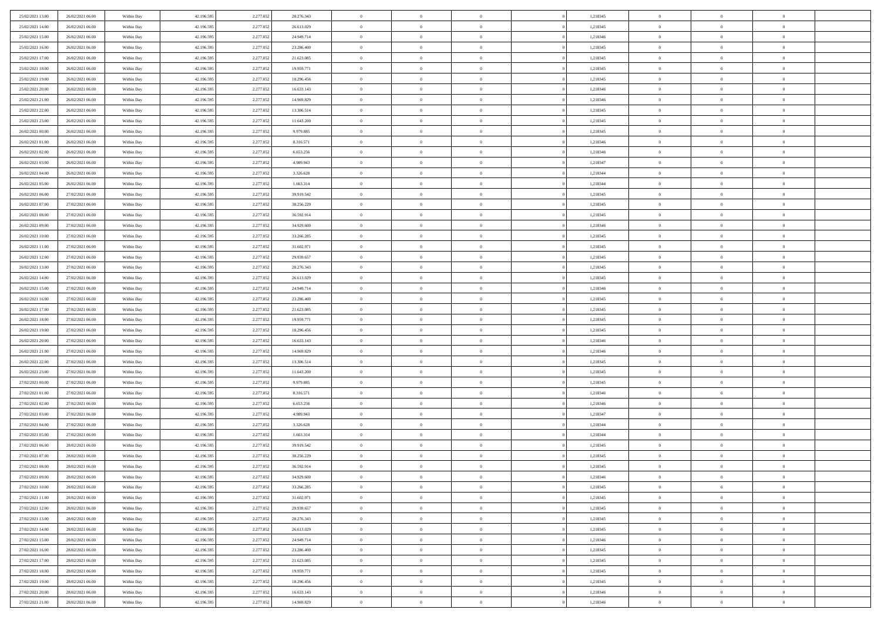| | | | | | | | | | | | | | | |
|---|---|---|---|---|---|---|---|---|---|---|---|---|---|---|
| 25/02/2021 13:00 | 26/02/2021 06:00 | Within Day | 42.196.595 | 2.277.052 | 28.276.343 | 0 | 0 | 0 | | 1,218345 | 0 | 0 | 0 | |
| 25/02/2021 14:00 | 26/02/2021 06:00 | Within Day | 42.196.595 | 2.277.052 | 26.613.029 | 0 | 0 | 0 | | 1,218345 | 0 | 0 | 0 | |
| 25/02/2021 15:00 | 26/02/2021 06:00 | Within Day | 42.196.595 | 2.277.052 | 24.949.714 | 0 | 0 | 0 | | 1,218346 | 0 | 0 | 0 | |
| 25/02/2021 16:00 | 26/02/2021 06:00 | Within Day | 42.196.595 | 2.277.052 | 23.286.400 | 0 | 0 | 0 | | 1,218345 | 0 | 0 | 0 | |
| 25/02/2021 17:00 | 26/02/2021 06:00 | Within Day | 42.196.595 | 2.277.052 | 21.623.085 | 0 | 0 | 0 | | 1,218345 | 0 | 0 | 0 | |
| 25/02/2021 18:00 | 26/02/2021 06:00 | Within Day | 42.196.595 | 2.277.052 | 19.959.771 | 0 | 0 | 0 | | 1,218345 | 0 | 0 | 0 | |
| 25/02/2021 19:00 | 26/02/2021 06:00 | Within Day | 42.196.595 | 2.277.052 | 18.296.456 | 0 | 0 | 0 | | 1,218345 | 0 | 0 | 0 | |
| 25/02/2021 20:00 | 26/02/2021 06:00 | Within Day | 42.196.595 | 2.277.052 | 16.633.143 | 0 | 0 | 0 | | 1,218346 | 0 | 0 | 0 | |
| 25/02/2021 21:00 | 26/02/2021 06:00 | Within Day | 42.196.595 | 2.277.052 | 14.969.829 | 0 | 0 | 0 | | 1,218346 | 0 | 0 | 0 | |
| 25/02/2021 22:00 | 26/02/2021 06:00 | Within Day | 42.196.595 | 2.277.052 | 13.306.514 | 0 | 0 | 0 | | 1,218345 | 0 | 0 | 0 | |
| 25/02/2021 23:00 | 26/02/2021 06:00 | Within Day | 42.196.595 | 2.277.052 | 11.643.200 | 0 | 0 | 0 | | 1,218345 | 0 | 0 | 0 | |
| 26/02/2021 00:00 | 26/02/2021 06:00 | Within Day | 42.196.595 | 2.277.052 | 9.979.885 | 0 | 0 | 0 | | 1,218345 | 0 | 0 | 0 | |
| 26/02/2021 01:00 | 26/02/2021 06:00 | Within Day | 42.196.595 | 2.277.052 | 8.316.571 | 0 | 0 | 0 | | 1,218346 | 0 | 0 | 0 | |
| 26/02/2021 02:00 | 26/02/2021 06:00 | Within Day | 42.196.595 | 2.277.052 | 6.653.256 | 0 | 0 | 0 | | 1,218346 | 0 | 0 | 0 | |
| 26/02/2021 03:00 | 26/02/2021 06:00 | Within Day | 42.196.595 | 2.277.052 | 4.989.943 | 0 | 0 | 0 | | 1,218347 | 0 | 0 | 0 | |
| 26/02/2021 04:00 | 26/02/2021 06:00 | Within Day | 42.196.595 | 2.277.052 | 3.326.628 | 0 | 0 | 0 | | 1,218344 | 0 | 0 | 0 | |
| 26/02/2021 05:00 | 26/02/2021 06:00 | Within Day | 42.196.595 | 2.277.052 | 1.663.314 | 0 | 0 | 0 | | 1,218344 | 0 | 0 | 0 | |
| 26/02/2021 06:00 | 27/02/2021 06:00 | Within Day | 42.196.595 | 2.277.052 | 39.919.542 | 0 | 0 | 0 | | 1,218345 | 0 | 0 | 0 | |
| 26/02/2021 07:00 | 27/02/2021 06:00 | Within Day | 42.196.595 | 2.277.052 | 38.256.229 | 0 | 0 | 0 | | 1,218345 | 0 | 0 | 0 | |
| 26/02/2021 08:00 | 27/02/2021 06:00 | Within Day | 42.196.595 | 2.277.052 | 36.592.914 | 0 | 0 | 0 | | 1,218345 | 0 | 0 | 0 | |
| 26/02/2021 09:00 | 27/02/2021 06:00 | Within Day | 42.196.595 | 2.277.052 | 34.929.600 | 0 | 0 | 0 | | 1,218346 | 0 | 0 | 0 | |
| 26/02/2021 10:00 | 27/02/2021 06:00 | Within Day | 42.196.595 | 2.277.052 | 33.266.285 | 0 | 0 | 0 | | 1,218345 | 0 | 0 | 0 | |
| 26/02/2021 11:00 | 27/02/2021 06:00 | Within Day | 42.196.595 | 2.277.052 | 31.602.971 | 0 | 0 | 0 | | 1,218345 | 0 | 0 | 0 | |
| 26/02/2021 12:00 | 27/02/2021 06:00 | Within Day | 42.196.595 | 2.277.052 | 29.939.657 | 0 | 0 | 0 | | 1,218345 | 0 | 0 | 0 | |
| 26/02/2021 13:00 | 27/02/2021 06:00 | Within Day | 42.196.595 | 2.277.052 | 28.276.343 | 0 | 0 | 0 | | 1,218345 | 0 | 0 | 0 | |
| 26/02/2021 14:00 | 27/02/2021 06:00 | Within Day | 42.196.595 | 2.277.052 | 26.613.029 | 0 | 0 | 0 | | 1,218345 | 0 | 0 | 0 | |
| 26/02/2021 15:00 | 27/02/2021 06:00 | Within Day | 42.196.595 | 2.277.052 | 24.949.714 | 0 | 0 | 0 | | 1,218346 | 0 | 0 | 0 | |
| 26/02/2021 16:00 | 27/02/2021 06:00 | Within Day | 42.196.595 | 2.277.052 | 23.286.400 | 0 | 0 | 0 | | 1,218345 | 0 | 0 | 0 | |
| 26/02/2021 17:00 | 27/02/2021 06:00 | Within Day | 42.196.595 | 2.277.052 | 21.623.085 | 0 | 0 | 0 | | 1,218345 | 0 | 0 | 0 | |
| 26/02/2021 18:00 | 27/02/2021 06:00 | Within Day | 42.196.595 | 2.277.052 | 19.959.771 | 0 | 0 | 0 | | 1,218345 | 0 | 0 | 0 | |
| 26/02/2021 19:00 | 27/02/2021 06:00 | Within Day | 42.196.595 | 2.277.052 | 18.296.456 | 0 | 0 | 0 | | 1,218345 | 0 | 0 | 0 | |
| 26/02/2021 20:00 | 27/02/2021 06:00 | Within Day | 42.196.595 | 2.277.052 | 16.633.143 | 0 | 0 | 0 | | 1,218346 | 0 | 0 | 0 | |
| 26/02/2021 21:00 | 27/02/2021 06:00 | Within Day | 42.196.595 | 2.277.052 | 14.969.829 | 0 | 0 | 0 | | 1,218346 | 0 | 0 | 0 | |
| 26/02/2021 22:00 | 27/02/2021 06:00 | Within Day | 42.196.595 | 2.277.052 | 13.306.514 | 0 | 0 | 0 | | 1,218345 | 0 | 0 | 0 | |
| 26/02/2021 23:00 | 27/02/2021 06:00 | Within Day | 42.196.595 | 2.277.052 | 11.643.200 | 0 | 0 | 0 | | 1,218345 | 0 | 0 | 0 | |
| 27/02/2021 00:00 | 27/02/2021 06:00 | Within Day | 42.196.595 | 2.277.052 | 9.979.885 | 0 | 0 | 0 | | 1,218345 | 0 | 0 | 0 | |
| 27/02/2021 01:00 | 27/02/2021 06:00 | Within Day | 42.196.595 | 2.277.052 | 8.316.571 | 0 | 0 | 0 | | 1,218346 | 0 | 0 | 0 | |
| 27/02/2021 02:00 | 27/02/2021 06:00 | Within Day | 42.196.595 | 2.277.052 | 6.653.256 | 0 | 0 | 0 | | 1,218346 | 0 | 0 | 0 | |
| 27/02/2021 03:00 | 27/02/2021 06:00 | Within Day | 42.196.595 | 2.277.052 | 4.989.943 | 0 | 0 | 0 | | 1,218347 | 0 | 0 | 0 | |
| 27/02/2021 04:00 | 27/02/2021 06:00 | Within Day | 42.196.595 | 2.277.052 | 3.326.628 | 0 | 0 | 0 | | 1,218344 | 0 | 0 | 0 | |
| 27/02/2021 05:00 | 27/02/2021 06:00 | Within Day | 42.196.595 | 2.277.052 | 1.663.314 | 0 | 0 | 0 | | 1,218344 | 0 | 0 | 0 | |
| 27/02/2021 06:00 | 28/02/2021 06:00 | Within Day | 42.196.595 | 2.277.052 | 39.919.542 | 0 | 0 | 0 | | 1,218345 | 0 | 0 | 0 | |
| 27/02/2021 07:00 | 28/02/2021 06:00 | Within Day | 42.196.595 | 2.277.052 | 38.256.229 | 0 | 0 | 0 | | 1,218345 | 0 | 0 | 0 | |
| 27/02/2021 08:00 | 28/02/2021 06:00 | Within Day | 42.196.595 | 2.277.052 | 36.592.914 | 0 | 0 | 0 | | 1,218345 | 0 | 0 | 0 | |
| 27/02/2021 09:00 | 28/02/2021 06:00 | Within Day | 42.196.595 | 2.277.052 | 34.929.600 | 0 | 0 | 0 | | 1,218346 | 0 | 0 | 0 | |
| 27/02/2021 10:00 | 28/02/2021 06:00 | Within Day | 42.196.595 | 2.277.052 | 33.266.285 | 0 | 0 | 0 | | 1,218345 | 0 | 0 | 0 | |
| 27/02/2021 11:00 | 28/02/2021 06:00 | Within Day | 42.196.595 | 2.277.052 | 31.602.971 | 0 | 0 | 0 | | 1,218345 | 0 | 0 | 0 | |
| 27/02/2021 12:00 | 28/02/2021 06:00 | Within Day | 42.196.595 | 2.277.052 | 29.939.657 | 0 | 0 | 0 | | 1,218345 | 0 | 0 | 0 | |
| 27/02/2021 13:00 | 28/02/2021 06:00 | Within Day | 42.196.595 | 2.277.052 | 28.276.343 | 0 | 0 | 0 | | 1,218345 | 0 | 0 | 0 | |
| 27/02/2021 14:00 | 28/02/2021 06:00 | Within Day | 42.196.595 | 2.277.052 | 26.613.029 | 0 | 0 | 0 | | 1,218345 | 0 | 0 | 0 | |
| 27/02/2021 15:00 | 28/02/2021 06:00 | Within Day | 42.196.595 | 2.277.052 | 24.949.714 | 0 | 0 | 0 | | 1,218346 | 0 | 0 | 0 | |
| 27/02/2021 16:00 | 28/02/2021 06:00 | Within Day | 42.196.595 | 2.277.052 | 23.286.400 | 0 | 0 | 0 | | 1,218345 | 0 | 0 | 0 | |
| 27/02/2021 17:00 | 28/02/2021 06:00 | Within Day | 42.196.595 | 2.277.052 | 21.623.085 | 0 | 0 | 0 | | 1,218345 | 0 | 0 | 0 | |
| 27/02/2021 18:00 | 28/02/2021 06:00 | Within Day | 42.196.595 | 2.277.052 | 19.959.771 | 0 | 0 | 0 | | 1,218345 | 0 | 0 | 0 | |
| 27/02/2021 19:00 | 28/02/2021 06:00 | Within Day | 42.196.595 | 2.277.052 | 18.296.456 | 0 | 0 | 0 | | 1,218345 | 0 | 0 | 0 | |
| 27/02/2021 20:00 | 28/02/2021 06:00 | Within Day | 42.196.595 | 2.277.052 | 16.633.143 | 0 | 0 | 0 | | 1,218346 | 0 | 0 | 0 | |
| 27/02/2021 21:00 | 28/02/2021 06:00 | Within Day | 42.196.595 | 2.277.052 | 14.969.829 | 0 | 0 | 0 | | 1,218346 | 0 | 0 | 0 | |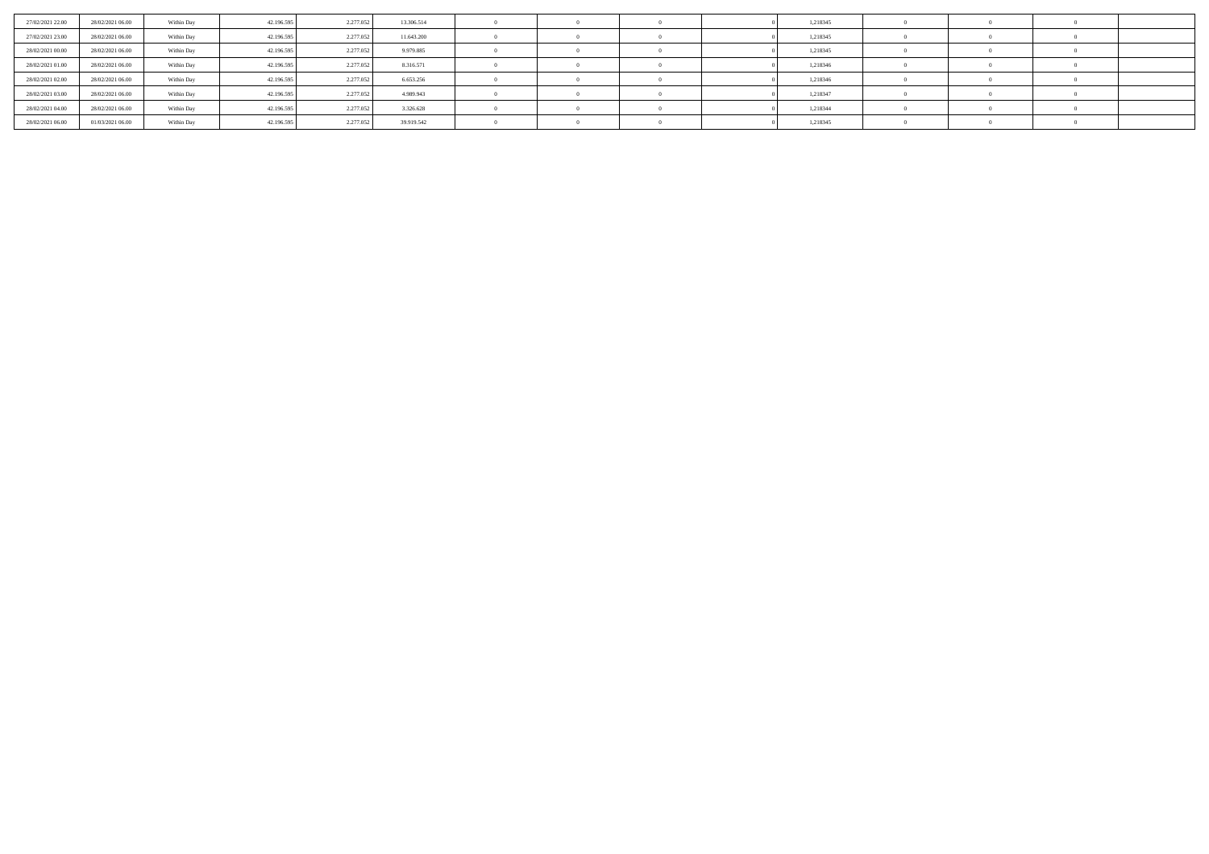| | | | | | | | | | | | | | | | |
|---|---|---|---|---|---|---|---|---|---|---|---|---|---|---|---|
| 27/02/2021 22.00 | 28/02/2021 06.00 | Within Day | 42.196.595 | 2.277.052 | 13.306.514 | 0 | 0 | 0 | | 0 | 1,218345 | 0 | 0 | 0 | |
| 27/02/2021 23.00 | 28/02/2021 06.00 | Within Day | 42.196.595 | 2.277.052 | 11.643.200 | 0 | 0 | 0 | | 0 | 1,218345 | 0 | 0 | 0 | |
| 28/02/2021 00.00 | 28/02/2021 06.00 | Within Day | 42.196.595 | 2.277.052 | 9.979.885 | 0 | 0 | 0 | | 0 | 1,218345 | 0 | 0 | 0 | |
| 28/02/2021 01.00 | 28/02/2021 06.00 | Within Day | 42.196.595 | 2.277.052 | 8.316.571 | 0 | 0 | 0 | | 0 | 1,218346 | 0 | 0 | 0 | |
| 28/02/2021 02.00 | 28/02/2021 06.00 | Within Day | 42.196.595 | 2.277.052 | 6.653.256 | 0 | 0 | 0 | | 0 | 1,218346 | 0 | 0 | 0 | |
| 28/02/2021 03.00 | 28/02/2021 06.00 | Within Day | 42.196.595 | 2.277.052 | 4.989.943 | 0 | 0 | 0 | | 0 | 1,218347 | 0 | 0 | 0 | |
| 28/02/2021 04.00 | 28/02/2021 06.00 | Within Day | 42.196.595 | 2.277.052 | 3.326.628 | 0 | 0 | 0 | | 0 | 1,218344 | 0 | 0 | 0 | |
| 28/02/2021 06.00 | 01/03/2021 06.00 | Within Day | 42.196.595 | 2.277.052 | 39.919.542 | 0 | 0 | 0 | | 0 | 1,218345 | 0 | 0 | 0 | |